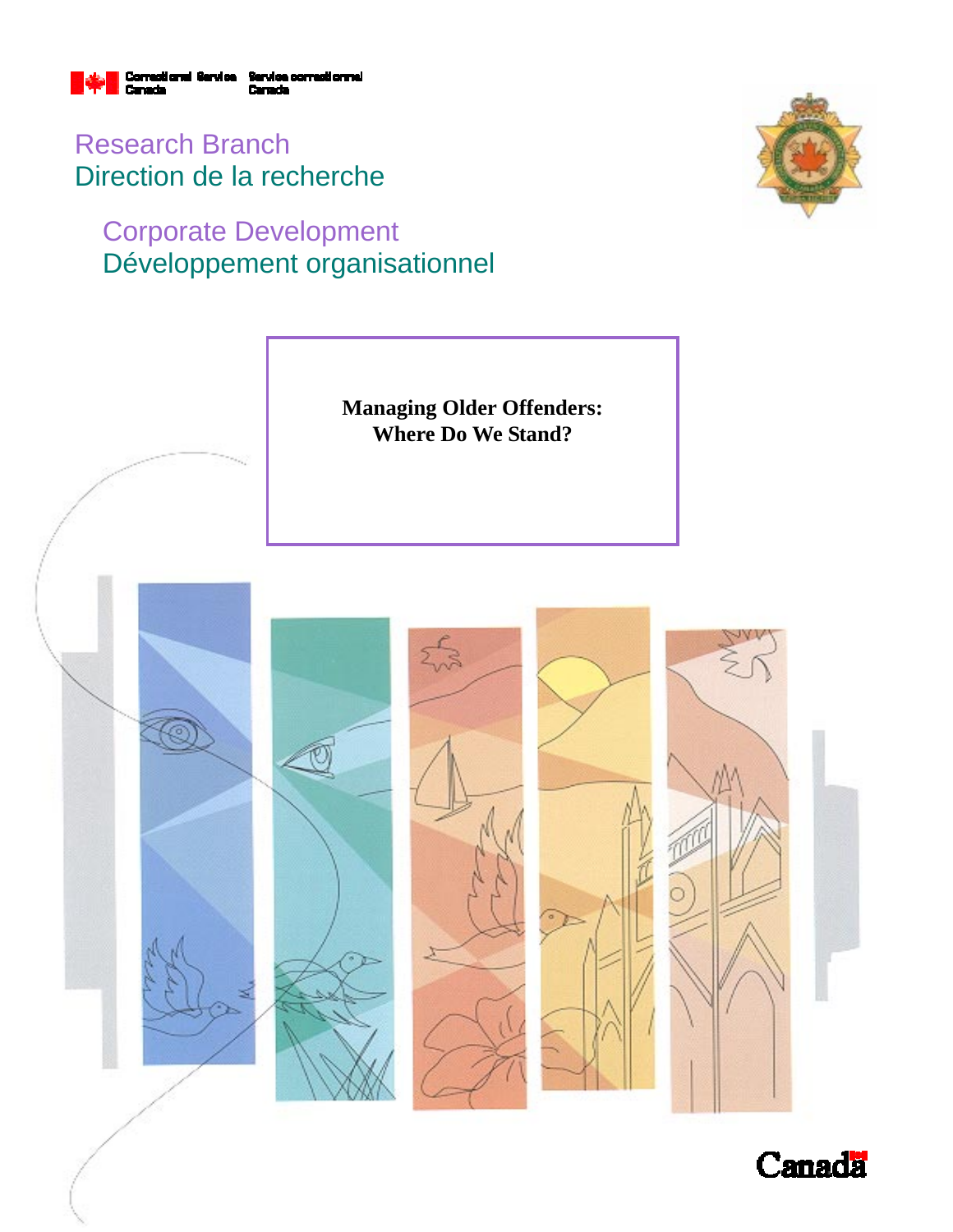Correctional Service Canada | Service correctionnel Canada

Research Branch
Direction de la recherche

Corporate Development
Développement organisationnel

# Managing Older Offenders: Where Do We Stand?

Canada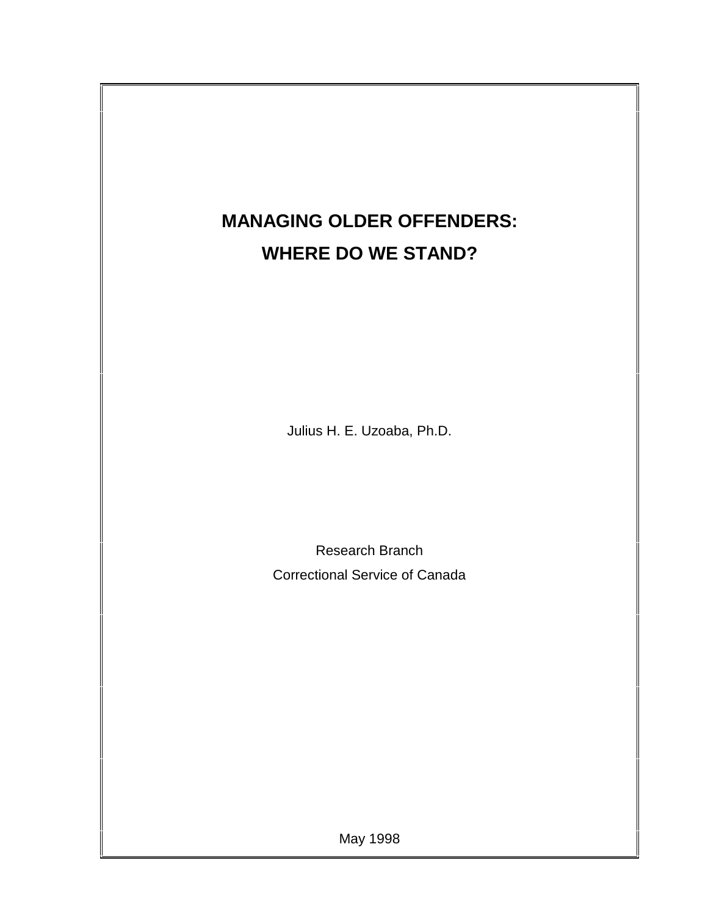# MANAGING OLDER OFFENDERS:

# WHERE DO WE STAND?

Julius H. E. Uzoaba, Ph.D.

Research Branch

Correctional Service of Canada

May 1998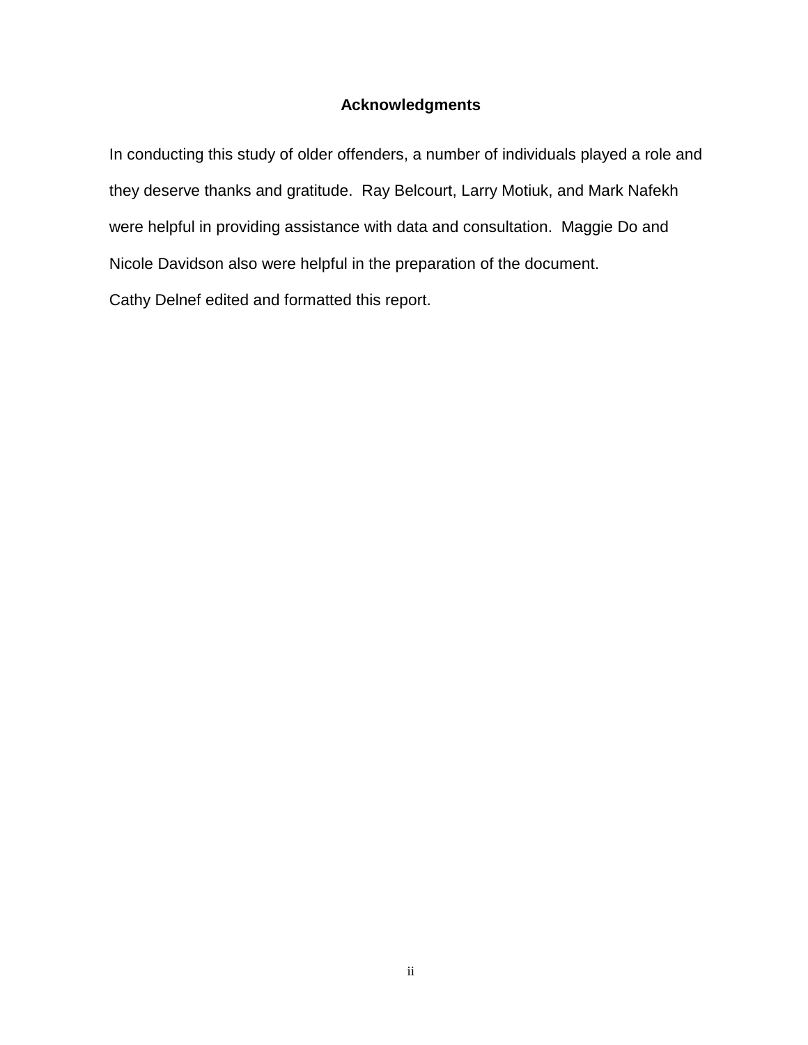## Acknowledgments

In conducting this study of older offenders, a number of individuals played a role and they deserve thanks and gratitude. Ray Belcourt, Larry Motiuk, and Mark Nafekh were helpful in providing assistance with data and consultation. Maggie Do and Nicole Davidson also were helpful in the preparation of the document.

Cathy Delnef edited and formatted this report.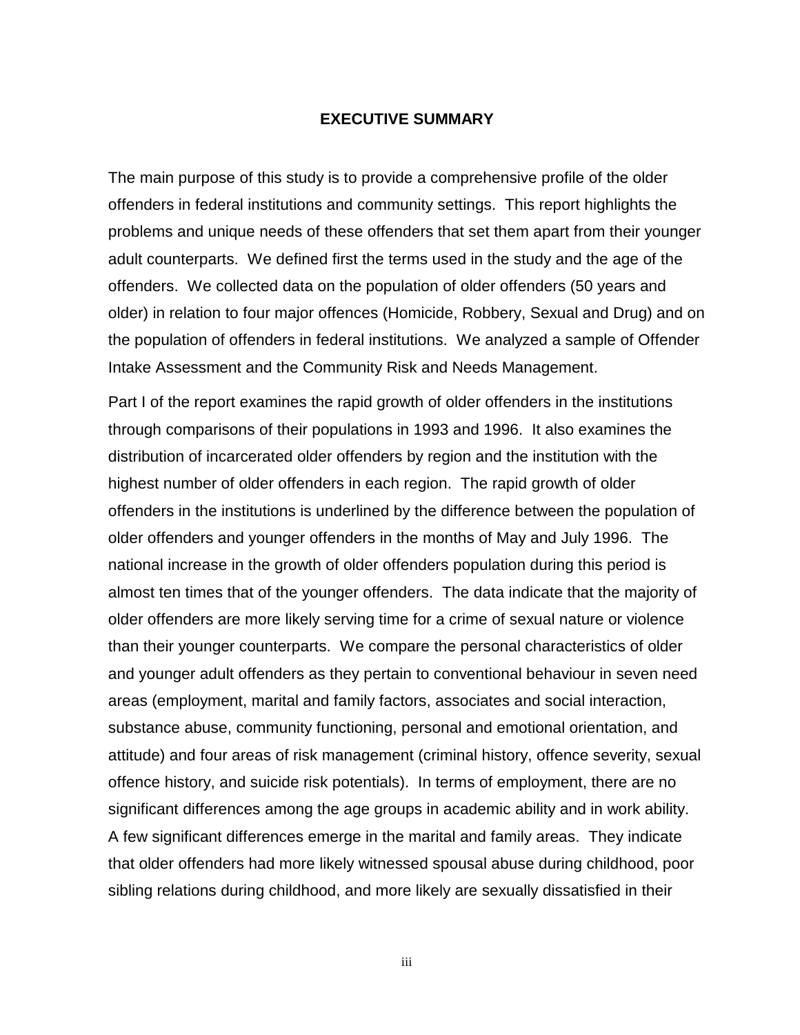# EXECUTIVE SUMMARY

The main purpose of this study is to provide a comprehensive profile of the older offenders in federal institutions and community settings. This report highlights the problems and unique needs of these offenders that set them apart from their younger adult counterparts. We defined first the terms used in the study and the age of the offenders. We collected data on the population of older offenders (50 years and older) in relation to four major offences (Homicide, Robbery, Sexual and Drug) and on the population of offenders in federal institutions. We analyzed a sample of Offender Intake Assessment and the Community Risk and Needs Management.

Part I of the report examines the rapid growth of older offenders in the institutions through comparisons of their populations in 1993 and 1996. It also examines the distribution of incarcerated older offenders by region and the institution with the highest number of older offenders in each region. The rapid growth of older offenders in the institutions is underlined by the difference between the population of older offenders and younger offenders in the months of May and July 1996. The national increase in the growth of older offenders population during this period is almost ten times that of the younger offenders. The data indicate that the majority of older offenders are more likely serving time for a crime of sexual nature or violence than their younger counterparts. We compare the personal characteristics of older and younger adult offenders as they pertain to conventional behaviour in seven need areas (employment, marital and family factors, associates and social interaction, substance abuse, community functioning, personal and emotional orientation, and attitude) and four areas of risk management (criminal history, offence severity, sexual offence history, and suicide risk potentials). In terms of employment, there are no significant differences among the age groups in academic ability and in work ability. A few significant differences emerge in the marital and family areas. They indicate that older offenders had more likely witnessed spousal abuse during childhood, poor sibling relations during childhood, and more likely are sexually dissatisfied in their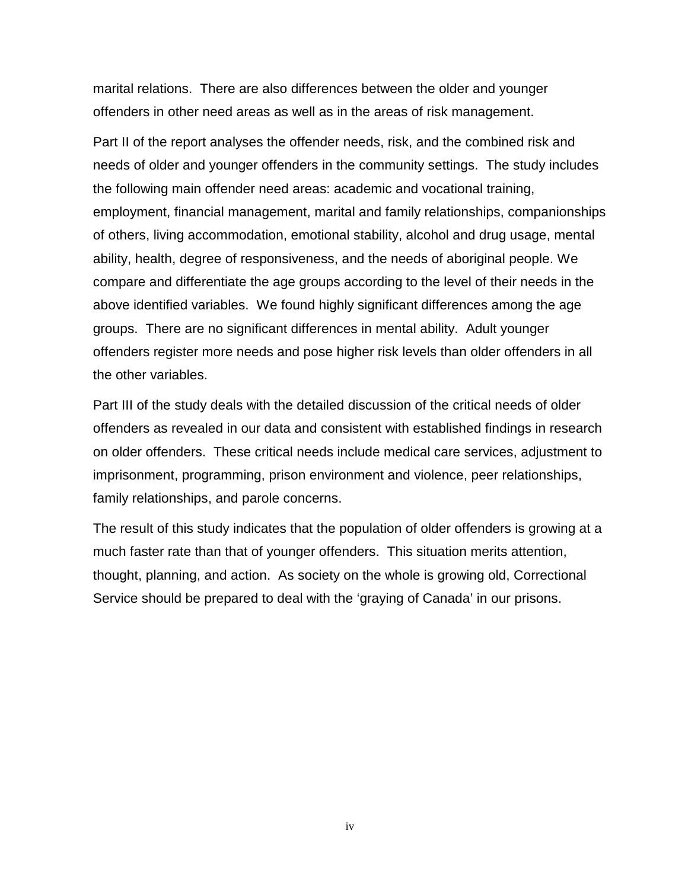marital relations. There are also differences between the older and younger offenders in other need areas as well as in the areas of risk management.

Part II of the report analyses the offender needs, risk, and the combined risk and needs of older and younger offenders in the community settings. The study includes the following main offender need areas: academic and vocational training, employment, financial management, marital and family relationships, companionships of others, living accommodation, emotional stability, alcohol and drug usage, mental ability, health, degree of responsiveness, and the needs of aboriginal people. We compare and differentiate the age groups according to the level of their needs in the above identified variables. We found highly significant differences among the age groups. There are no significant differences in mental ability. Adult younger offenders register more needs and pose higher risk levels than older offenders in all the other variables.

Part III of the study deals with the detailed discussion of the critical needs of older offenders as revealed in our data and consistent with established findings in research on older offenders. These critical needs include medical care services, adjustment to imprisonment, programming, prison environment and violence, peer relationships, family relationships, and parole concerns.

The result of this study indicates that the population of older offenders is growing at a much faster rate than that of younger offenders. This situation merits attention, thought, planning, and action. As society on the whole is growing old, Correctional Service should be prepared to deal with the 'graying of Canada' in our prisons.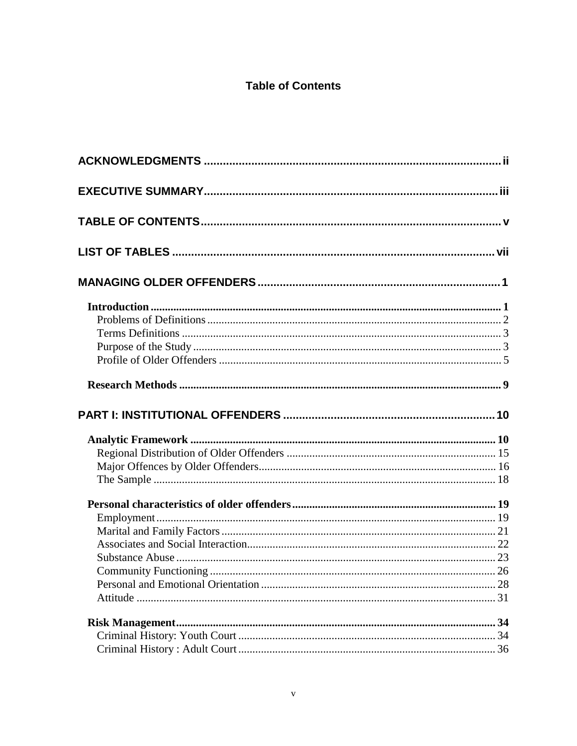# Table of Contents

**ACKNOWLEDGMENTS** .......... ii

**EXECUTIVE SUMMARY** .......... iii

**TABLE OF CONTENTS** .......... v

**LIST OF TABLES** .......... vii

**MANAGING OLDER OFFENDERS** .......... 1

- **Introduction** .......... 1
  - Problems of Definitions .......... 2
  - Terms Definitions .......... 3
  - Purpose of the Study .......... 3
  - Profile of Older Offenders .......... 5
- **Research Methods** .......... 9

**PART I: INSTITUTIONAL OFFENDERS** .......... 10

- **Analytic Framework** .......... 10
  - Regional Distribution of Older Offenders .......... 15
  - Major Offences by Older Offenders .......... 16
  - The Sample .......... 18
- **Personal characteristics of older offenders** .......... 19
  - Employment .......... 19
  - Marital and Family Factors .......... 21
  - Associates and Social Interaction .......... 22
  - Substance Abuse .......... 23
  - Community Functioning .......... 26
  - Personal and Emotional Orientation .......... 28
  - Attitude .......... 31
- **Risk Management** .......... 34
  - Criminal History: Youth Court .......... 34
  - Criminal History : Adult Court .......... 36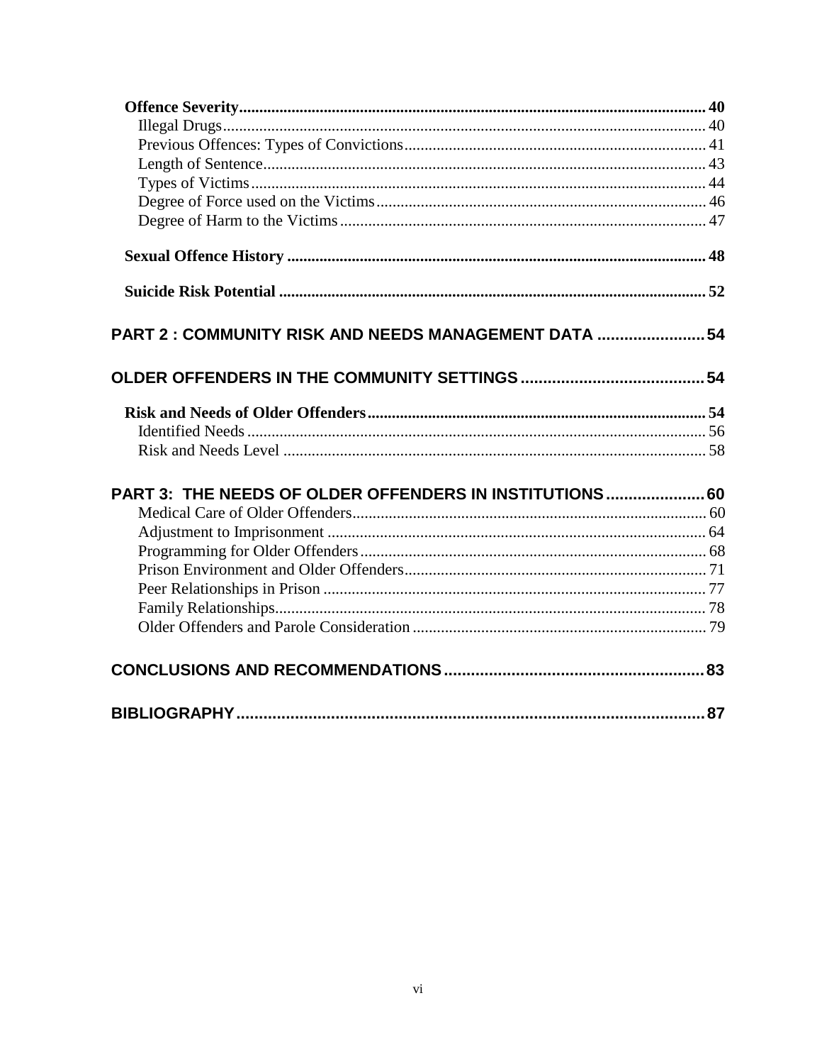**Offence Severity** .................................................................................................... 40

Illegal Drugs ....................................................................................................... 40

Previous Offences: Types of Convictions ............................................................ 41

Length of Sentence ............................................................................................. 43

Types of Victims ................................................................................................. 44

Degree of Force used on the Victims .................................................................. 46

Degree of Harm to the Victims ........................................................................... 47

**Sexual Offence History** ........................................................................................ 48

**Suicide Risk Potential** .......................................................................................... 52

## PART 2 : COMMUNITY RISK AND NEEDS MANAGEMENT DATA ........................ 54

## OLDER OFFENDERS IN THE COMMUNITY SETTINGS ......................................... 54

**Risk and Needs of Older Offenders** .................................................................... 54

Identified Needs .................................................................................................. 56

Risk and Needs Level ......................................................................................... 58

## PART 3: THE NEEDS OF OLDER OFFENDERS IN INSTITUTIONS ...................... 60

Medical Care of Older Offenders ........................................................................ 60

Adjustment to Imprisonment .............................................................................. 64

Programming for Older Offenders ...................................................................... 68

Prison Environment and Older Offenders ........................................................... 71

Peer Relationships in Prison ............................................................................... 77

Family Relationships ........................................................................................... 78

Older Offenders and Parole Consideration ......................................................... 79

## CONCLUSIONS AND RECOMMENDATIONS ........................................................... 83

## BIBLIOGRAPHY ......................................................................................................... 87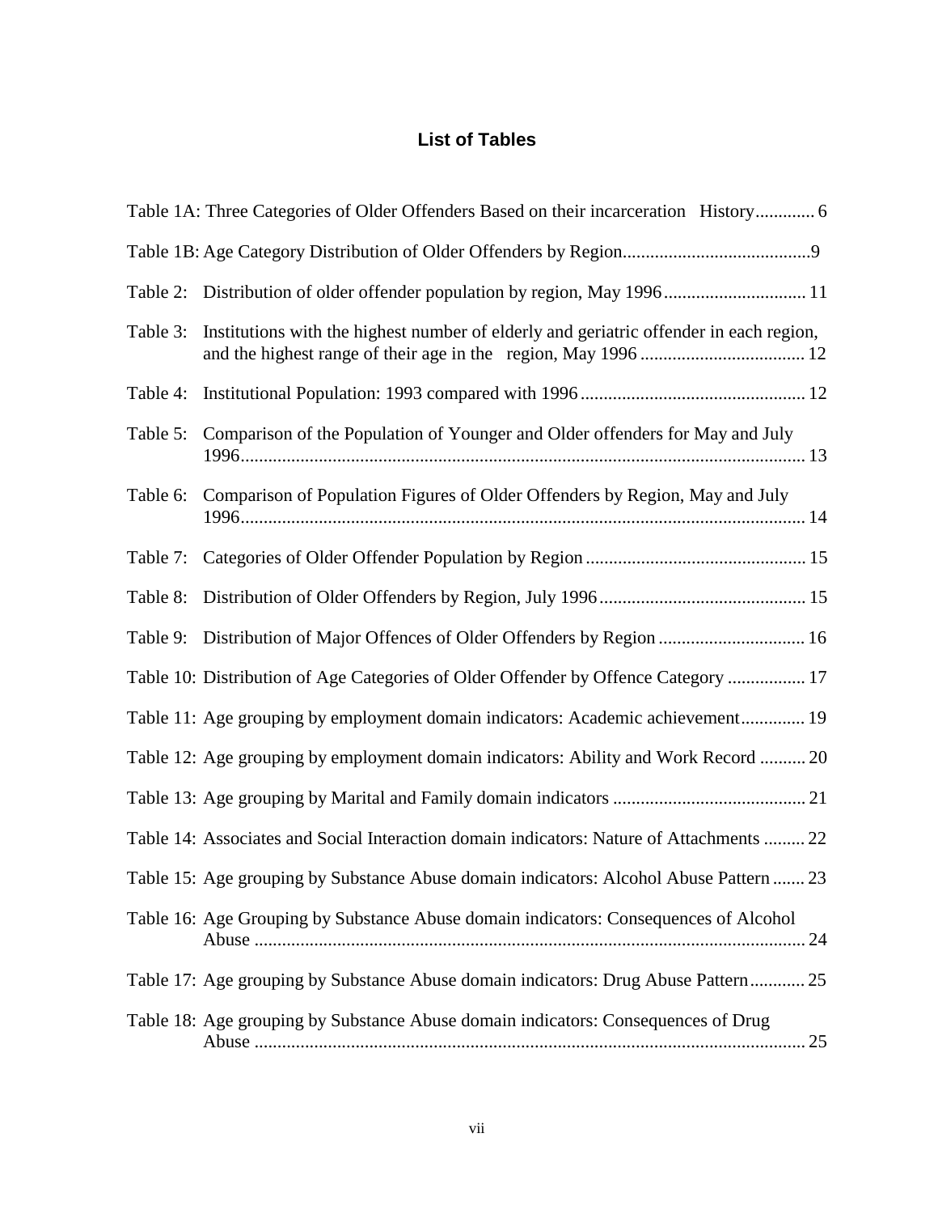## List of Tables

Table 1A: Three Categories of Older Offenders Based on their incarceration History ............. 6

Table 1B: Age Category Distribution of Older Offenders by Region ........................................ 9

Table 2: Distribution of older offender population by region, May 1996 ............................... 11

Table 3: Institutions with the highest number of elderly and geriatric offender in each region, and the highest range of their age in the region, May 1996 .................................... 12

Table 4: Institutional Population: 1993 compared with 1996 ................................................. 12

Table 5: Comparison of the Population of Younger and Older offenders for May and July 1996 ......................................................................................................................... 13

Table 6: Comparison of Population Figures of Older Offenders by Region, May and July 1996 ......................................................................................................................... 14

Table 7: Categories of Older Offender Population by Region ................................................ 15

Table 8: Distribution of Older Offenders by Region, July 1996 ............................................. 15

Table 9: Distribution of Major Offences of Older Offenders by Region ................................ 16

Table 10: Distribution of Age Categories of Older Offender by Offence Category ................. 17

Table 11: Age grouping by employment domain indicators: Academic achievement .............. 19

Table 12: Age grouping by employment domain indicators: Ability and Work Record .......... 20

Table 13: Age grouping by Marital and Family domain indicators .......................................... 21

Table 14: Associates and Social Interaction domain indicators: Nature of Attachments ......... 22

Table 15: Age grouping by Substance Abuse domain indicators: Alcohol Abuse Pattern ....... 23

Table 16: Age Grouping by Substance Abuse domain indicators: Consequences of Alcohol Abuse ....................................................................................................................... 24

Table 17: Age grouping by Substance Abuse domain indicators: Drug Abuse Pattern ............ 25

Table 18: Age grouping by Substance Abuse domain indicators: Consequences of Drug Abuse ....................................................................................................................... 25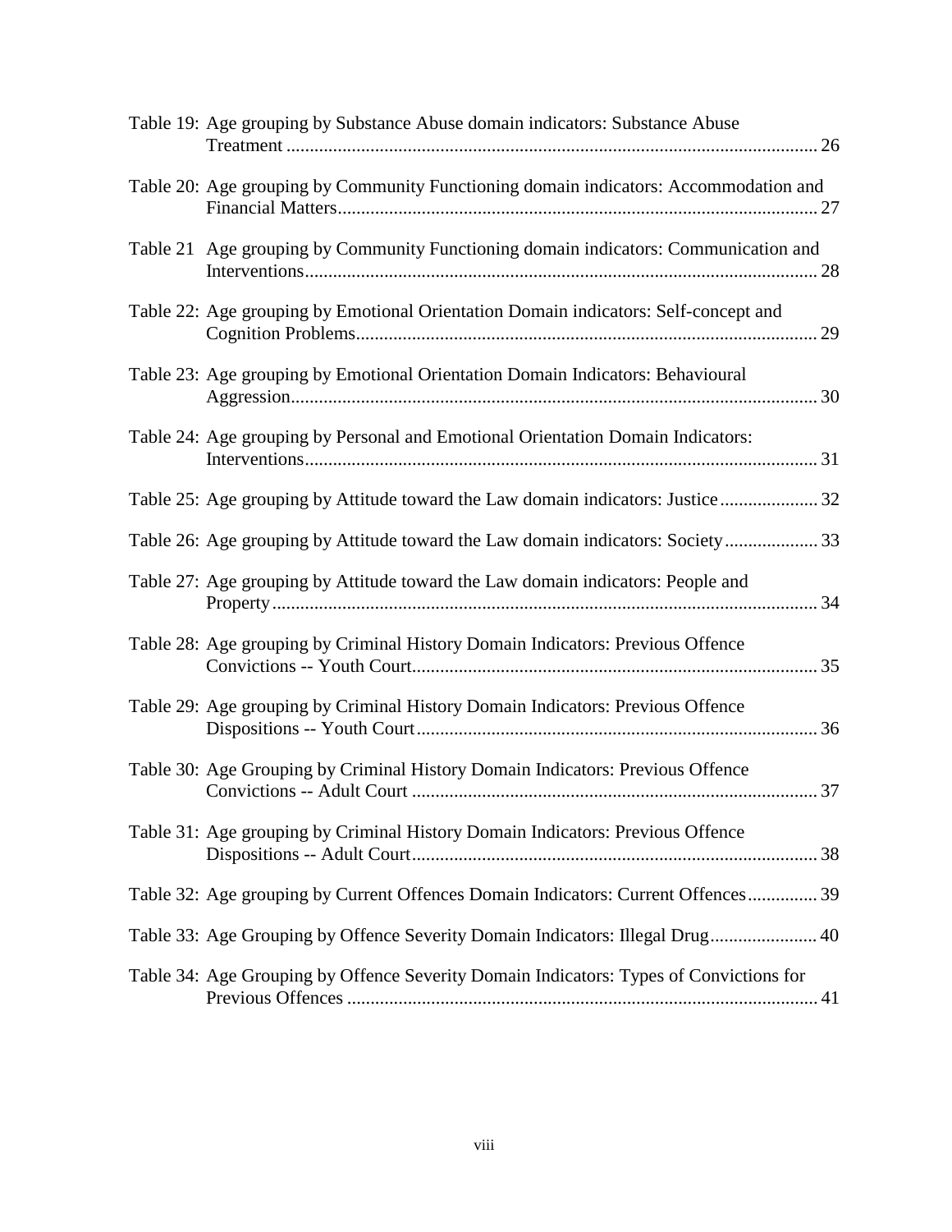Table 19: Age grouping by Substance Abuse domain indicators: Substance Abuse Treatment ................................................................................................................ 26

Table 20: Age grouping by Community Functioning domain indicators: Accommodation and Financial Matters...................................................................................................... 27

Table 21 Age grouping by Community Functioning domain indicators: Communication and Interventions............................................................................................................. 28

Table 22: Age grouping by Emotional Orientation Domain indicators: Self-concept and Cognition Problems.................................................................................................. 29

Table 23: Age grouping by Emotional Orientation Domain Indicators: Behavioural Aggression................................................................................................................ 30

Table 24: Age grouping by Personal and Emotional Orientation Domain Indicators: Interventions............................................................................................................. 31

Table 25: Age grouping by Attitude toward the Law domain indicators: Justice..................... 32

Table 26: Age grouping by Attitude toward the Law domain indicators: Society.................... 33

Table 27: Age grouping by Attitude toward the Law domain indicators: People and Property.................................................................................................................... 34

Table 28: Age grouping by Criminal History Domain Indicators: Previous Offence Convictions -- Youth Court...................................................................................... 35

Table 29: Age grouping by Criminal History Domain Indicators: Previous Offence Dispositions -- Youth Court..................................................................................... 36

Table 30: Age Grouping by Criminal History Domain Indicators: Previous Offence Convictions -- Adult Court ...................................................................................... 37

Table 31: Age grouping by Criminal History Domain Indicators: Previous Offence Dispositions -- Adult Court...................................................................................... 38

Table 32: Age grouping by Current Offences Domain Indicators: Current Offences............... 39

Table 33: Age Grouping by Offence Severity Domain Indicators: Illegal Drug....................... 40

Table 34: Age Grouping by Offence Severity Domain Indicators: Types of Convictions for Previous Offences .................................................................................................... 41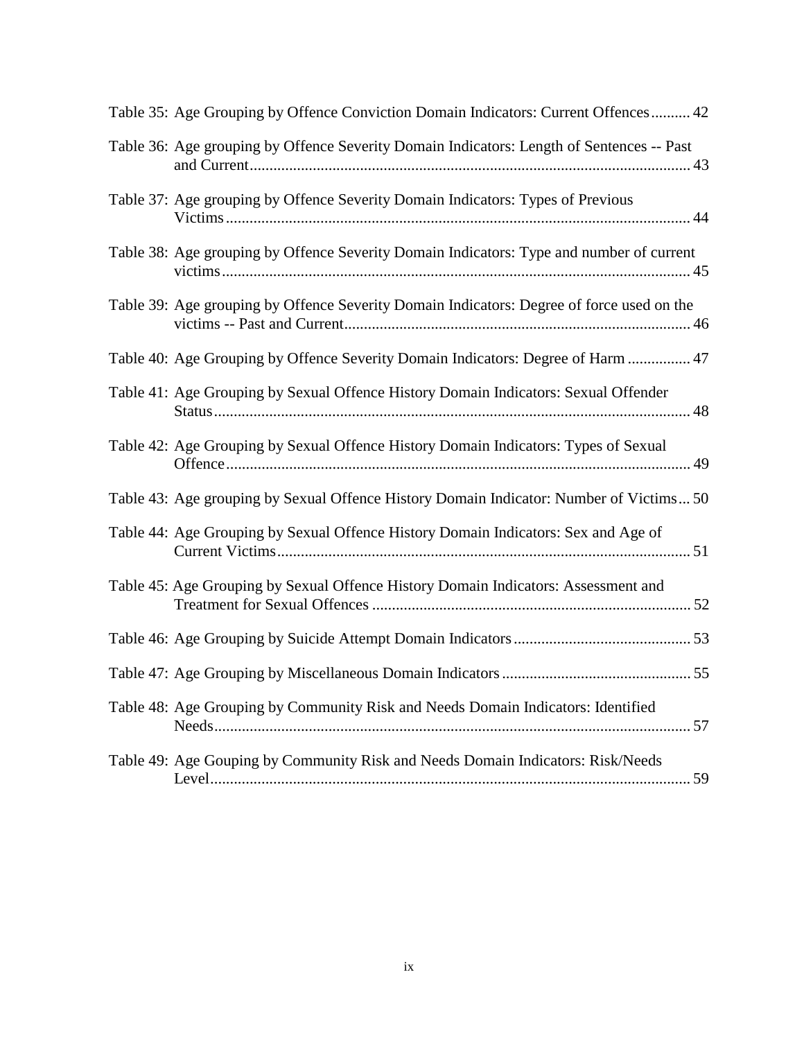Table 35: Age Grouping by Offence Conviction Domain Indicators: Current Offences .......... 42

Table 36: Age grouping by Offence Severity Domain Indicators: Length of Sentences -- Past and Current .......... 43

Table 37: Age grouping by Offence Severity Domain Indicators: Types of Previous Victims .......... 44

Table 38: Age grouping by Offence Severity Domain Indicators: Type and number of current victims .......... 45

Table 39: Age grouping by Offence Severity Domain Indicators: Degree of force used on the victims -- Past and Current .......... 46

Table 40: Age Grouping by Offence Severity Domain Indicators: Degree of Harm .......... 47

Table 41: Age Grouping by Sexual Offence History Domain Indicators: Sexual Offender Status .......... 48

Table 42: Age Grouping by Sexual Offence History Domain Indicators: Types of Sexual Offence .......... 49

Table 43: Age grouping by Sexual Offence History Domain Indicator: Number of Victims ... 50

Table 44: Age Grouping by Sexual Offence History Domain Indicators: Sex and Age of Current Victims .......... 51

Table 45: Age Grouping by Sexual Offence History Domain Indicators: Assessment and Treatment for Sexual Offences .......... 52

Table 46: Age Grouping by Suicide Attempt Domain Indicators .......... 53

Table 47: Age Grouping by Miscellaneous Domain Indicators .......... 55

Table 48: Age Grouping by Community Risk and Needs Domain Indicators: Identified Needs .......... 57

Table 49: Age Gouping by Community Risk and Needs Domain Indicators: Risk/Needs Level .......... 59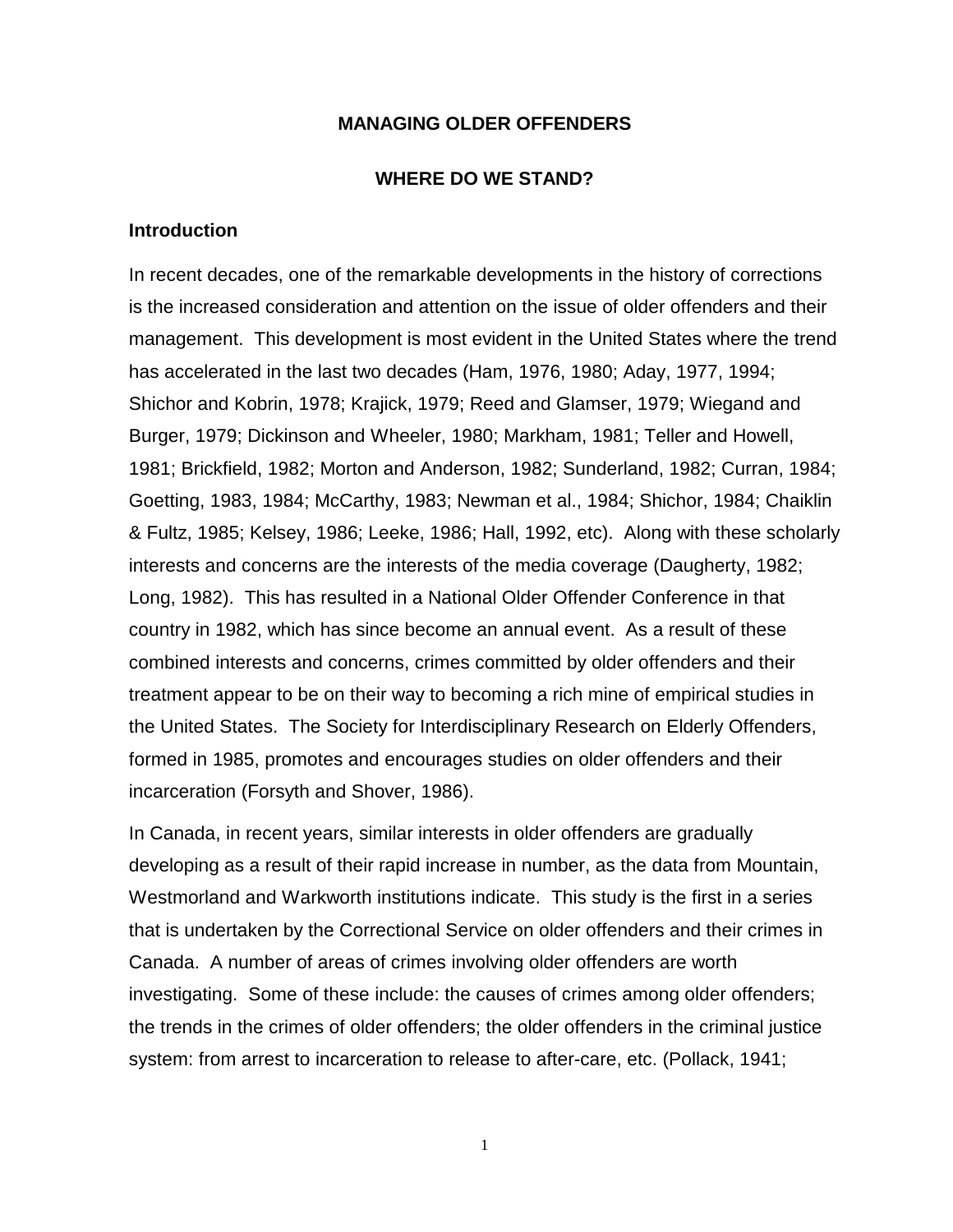# MANAGING OLDER OFFENDERS

## WHERE DO WE STAND?

### Introduction

In recent decades, one of the remarkable developments in the history of corrections is the increased consideration and attention on the issue of older offenders and their management. This development is most evident in the United States where the trend has accelerated in the last two decades (Ham, 1976, 1980; Aday, 1977, 1994; Shichor and Kobrin, 1978; Krajick, 1979; Reed and Glamser, 1979; Wiegand and Burger, 1979; Dickinson and Wheeler, 1980; Markham, 1981; Teller and Howell, 1981; Brickfield, 1982; Morton and Anderson, 1982; Sunderland, 1982; Curran, 1984; Goetting, 1983, 1984; McCarthy, 1983; Newman et al., 1984; Shichor, 1984; Chaiklin & Fultz, 1985; Kelsey, 1986; Leeke, 1986; Hall, 1992, etc). Along with these scholarly interests and concerns are the interests of the media coverage (Daugherty, 1982; Long, 1982). This has resulted in a National Older Offender Conference in that country in 1982, which has since become an annual event. As a result of these combined interests and concerns, crimes committed by older offenders and their treatment appear to be on their way to becoming a rich mine of empirical studies in the United States. The Society for Interdisciplinary Research on Elderly Offenders, formed in 1985, promotes and encourages studies on older offenders and their incarceration (Forsyth and Shover, 1986).

In Canada, in recent years, similar interests in older offenders are gradually developing as a result of their rapid increase in number, as the data from Mountain, Westmorland and Warkworth institutions indicate. This study is the first in a series that is undertaken by the Correctional Service on older offenders and their crimes in Canada. A number of areas of crimes involving older offenders are worth investigating. Some of these include: the causes of crimes among older offenders; the trends in the crimes of older offenders; the older offenders in the criminal justice system: from arrest to incarceration to release to after-care, etc. (Pollack, 1941;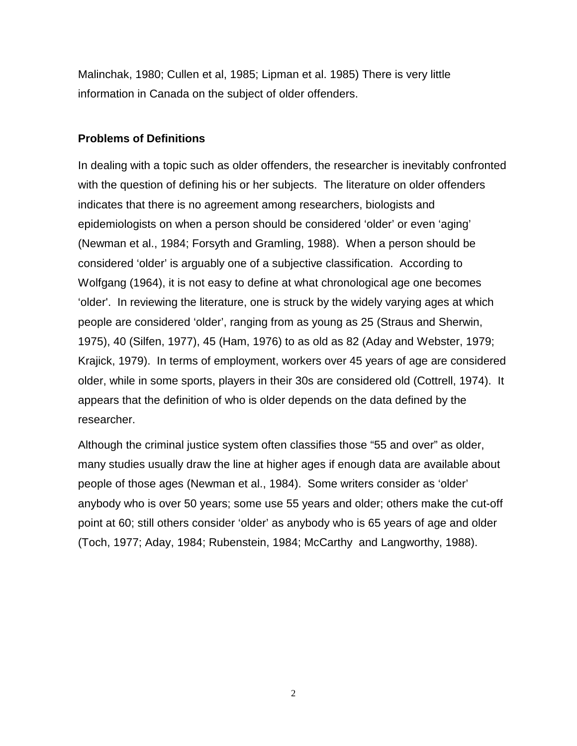Malinchak, 1980; Cullen et al, 1985; Lipman et al. 1985) There is very little information in Canada on the subject of older offenders.

### Problems of Definitions

In dealing with a topic such as older offenders, the researcher is inevitably confronted with the question of defining his or her subjects. The literature on older offenders indicates that there is no agreement among researchers, biologists and epidemiologists on when a person should be considered 'older' or even 'aging' (Newman et al., 1984; Forsyth and Gramling, 1988). When a person should be considered 'older' is arguably one of a subjective classification. According to Wolfgang (1964), it is not easy to define at what chronological age one becomes 'older'. In reviewing the literature, one is struck by the widely varying ages at which people are considered 'older', ranging from as young as 25 (Straus and Sherwin, 1975), 40 (Silfen, 1977), 45 (Ham, 1976) to as old as 82 (Aday and Webster, 1979; Krajick, 1979). In terms of employment, workers over 45 years of age are considered older, while in some sports, players in their 30s are considered old (Cottrell, 1974). It appears that the definition of who is older depends on the data defined by the researcher.

Although the criminal justice system often classifies those "55 and over" as older, many studies usually draw the line at higher ages if enough data are available about people of those ages (Newman et al., 1984). Some writers consider as 'older' anybody who is over 50 years; some use 55 years and older; others make the cut-off point at 60; still others consider 'older' as anybody who is 65 years of age and older (Toch, 1977; Aday, 1984; Rubenstein, 1984; McCarthy and Langworthy, 1988).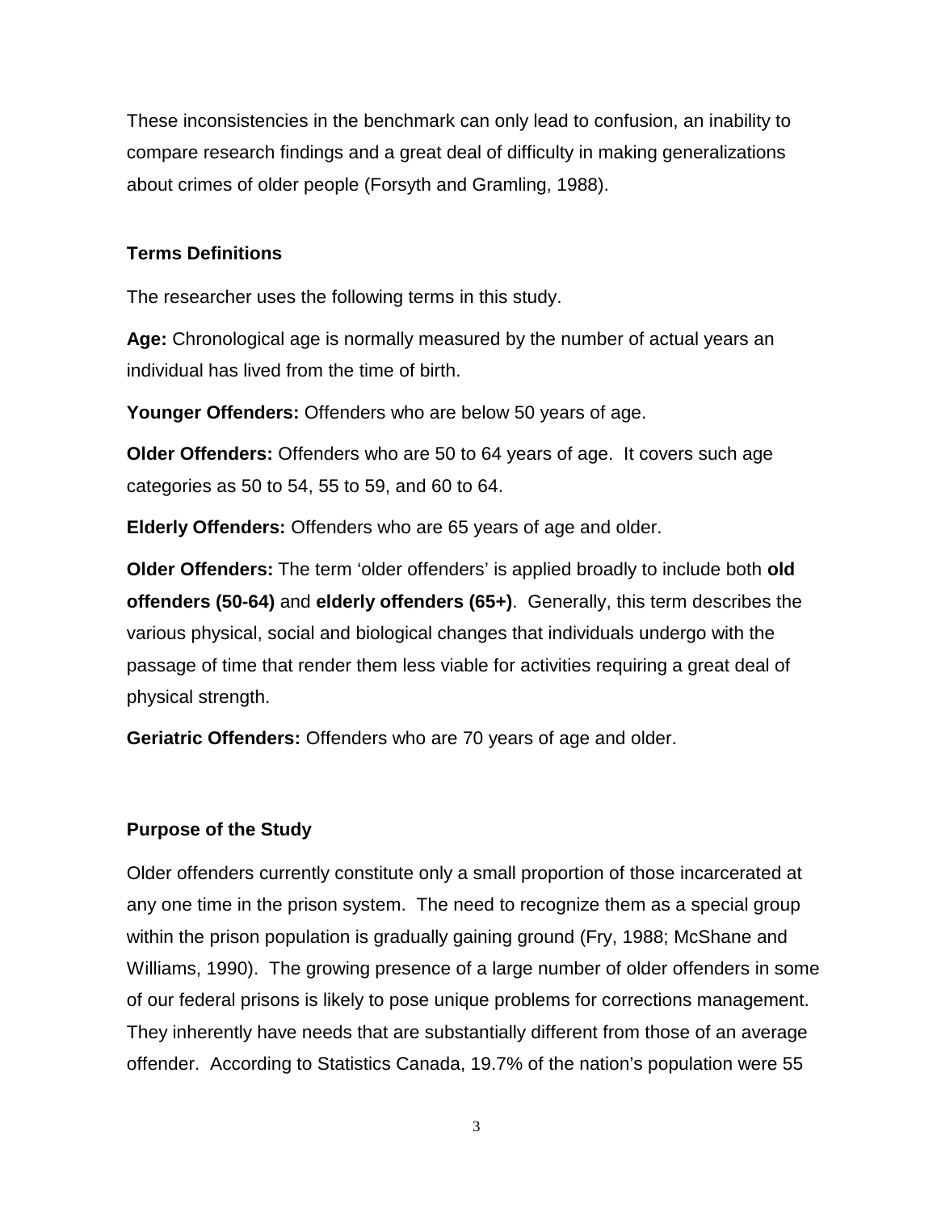These inconsistencies in the benchmark can only lead to confusion, an inability to compare research findings and a great deal of difficulty in making generalizations about crimes of older people (Forsyth and Gramling, 1988).

### Terms Definitions

The researcher uses the following terms in this study.

**Age:** Chronological age is normally measured by the number of actual years an individual has lived from the time of birth.

**Younger Offenders:** Offenders who are below 50 years of age.

**Older Offenders:** Offenders who are 50 to 64 years of age. It covers such age categories as 50 to 54, 55 to 59, and 60 to 64.

**Elderly Offenders:** Offenders who are 65 years of age and older.

**Older Offenders:** The term 'older offenders' is applied broadly to include both **old offenders (50-64)** and **elderly offenders (65+)**. Generally, this term describes the various physical, social and biological changes that individuals undergo with the passage of time that render them less viable for activities requiring a great deal of physical strength.

**Geriatric Offenders:** Offenders who are 70 years of age and older.

### Purpose of the Study

Older offenders currently constitute only a small proportion of those incarcerated at any one time in the prison system. The need to recognize them as a special group within the prison population is gradually gaining ground (Fry, 1988; McShane and Williams, 1990). The growing presence of a large number of older offenders in some of our federal prisons is likely to pose unique problems for corrections management. They inherently have needs that are substantially different from those of an average offender. According to Statistics Canada, 19.7% of the nation's population were 55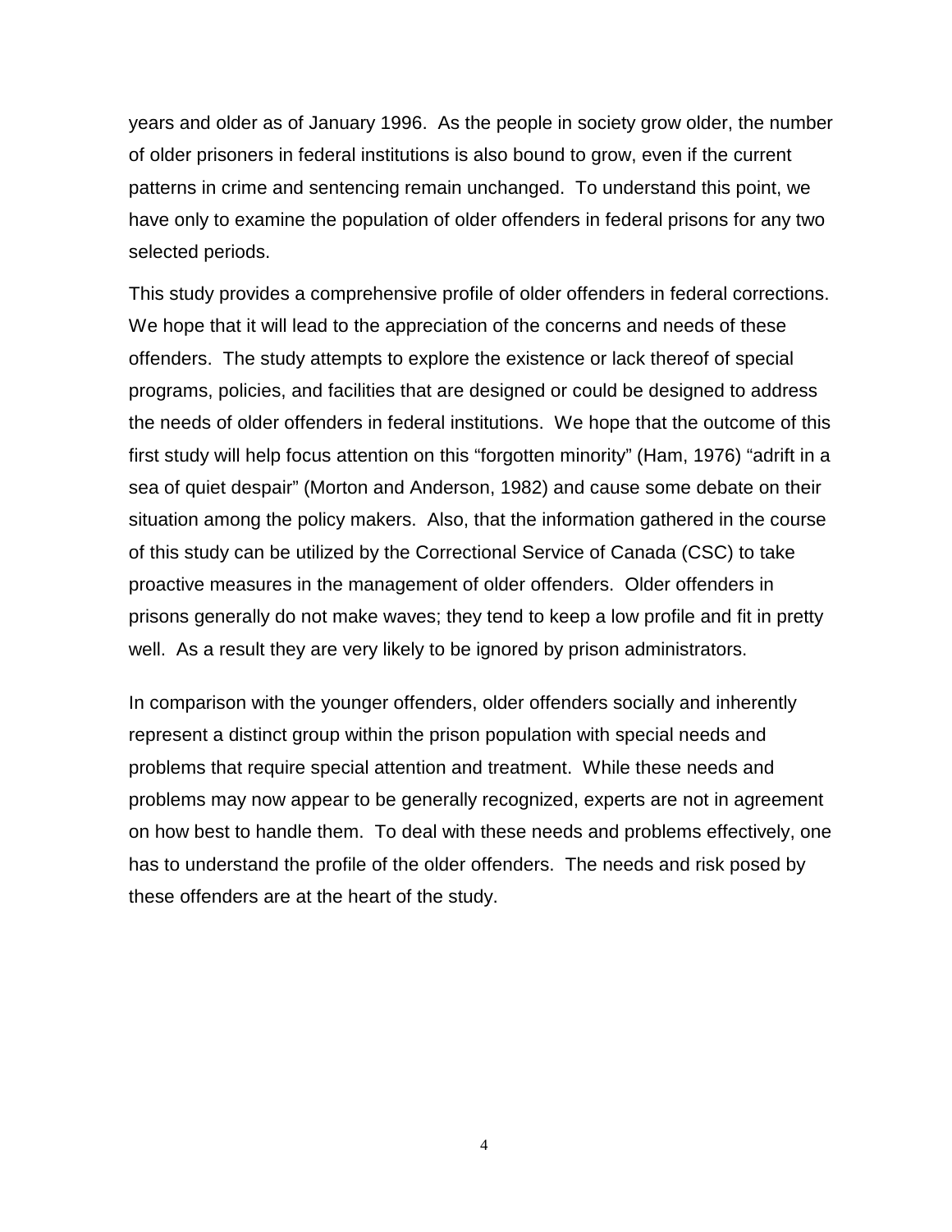years and older as of January 1996. As the people in society grow older, the number of older prisoners in federal institutions is also bound to grow, even if the current patterns in crime and sentencing remain unchanged. To understand this point, we have only to examine the population of older offenders in federal prisons for any two selected periods.

This study provides a comprehensive profile of older offenders in federal corrections. We hope that it will lead to the appreciation of the concerns and needs of these offenders. The study attempts to explore the existence or lack thereof of special programs, policies, and facilities that are designed or could be designed to address the needs of older offenders in federal institutions. We hope that the outcome of this first study will help focus attention on this "forgotten minority" (Ham, 1976) "adrift in a sea of quiet despair" (Morton and Anderson, 1982) and cause some debate on their situation among the policy makers. Also, that the information gathered in the course of this study can be utilized by the Correctional Service of Canada (CSC) to take proactive measures in the management of older offenders. Older offenders in prisons generally do not make waves; they tend to keep a low profile and fit in pretty well. As a result they are very likely to be ignored by prison administrators.

In comparison with the younger offenders, older offenders socially and inherently represent a distinct group within the prison population with special needs and problems that require special attention and treatment. While these needs and problems may now appear to be generally recognized, experts are not in agreement on how best to handle them. To deal with these needs and problems effectively, one has to understand the profile of the older offenders. The needs and risk posed by these offenders are at the heart of the study.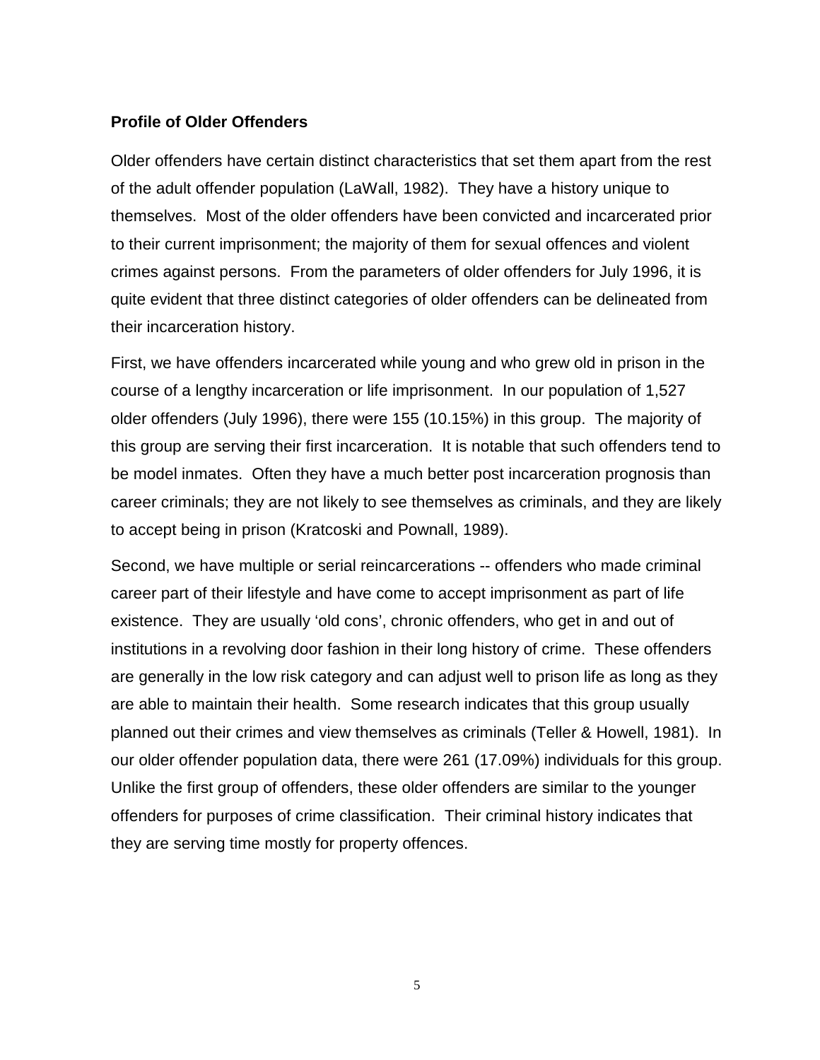**Profile of Older Offenders**

Older offenders have certain distinct characteristics that set them apart from the rest of the adult offender population (LaWall, 1982). They have a history unique to themselves. Most of the older offenders have been convicted and incarcerated prior to their current imprisonment; the majority of them for sexual offences and violent crimes against persons. From the parameters of older offenders for July 1996, it is quite evident that three distinct categories of older offenders can be delineated from their incarceration history.

First, we have offenders incarcerated while young and who grew old in prison in the course of a lengthy incarceration or life imprisonment. In our population of 1,527 older offenders (July 1996), there were 155 (10.15%) in this group. The majority of this group are serving their first incarceration. It is notable that such offenders tend to be model inmates. Often they have a much better post incarceration prognosis than career criminals; they are not likely to see themselves as criminals, and they are likely to accept being in prison (Kratcoski and Pownall, 1989).

Second, we have multiple or serial reincarcerations -- offenders who made criminal career part of their lifestyle and have come to accept imprisonment as part of life existence. They are usually 'old cons', chronic offenders, who get in and out of institutions in a revolving door fashion in their long history of crime. These offenders are generally in the low risk category and can adjust well to prison life as long as they are able to maintain their health. Some research indicates that this group usually planned out their crimes and view themselves as criminals (Teller & Howell, 1981). In our older offender population data, there were 261 (17.09%) individuals for this group. Unlike the first group of offenders, these older offenders are similar to the younger offenders for purposes of crime classification. Their criminal history indicates that they are serving time mostly for property offences.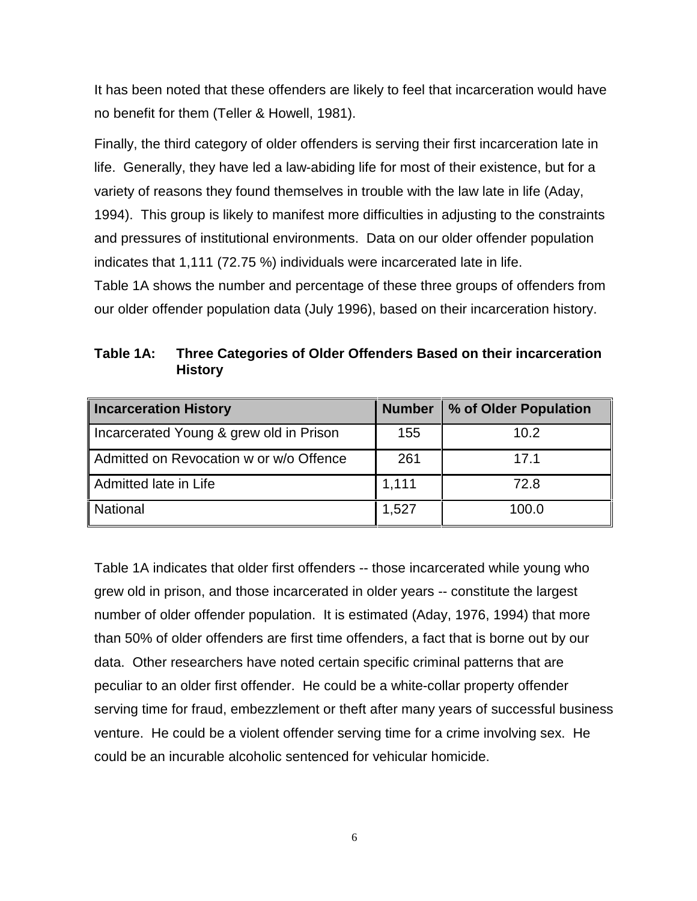It has been noted that these offenders are likely to feel that incarceration would have no benefit for them (Teller & Howell, 1981).

Finally, the third category of older offenders is serving their first incarceration late in life. Generally, they have led a law-abiding life for most of their existence, but for a variety of reasons they found themselves in trouble with the law late in life (Aday, 1994). This group is likely to manifest more difficulties in adjusting to the constraints and pressures of institutional environments. Data on our older offender population indicates that 1,111 (72.75 %) individuals were incarcerated late in life. Table 1A shows the number and percentage of these three groups of offenders from our older offender population data (July 1996), based on their incarceration history.

**Table 1A: Three Categories of Older Offenders Based on their incarceration History**

| Incarceration History | Number | % of Older Population |
|---|---|---|
| Incarcerated Young & grew old in Prison | 155 | 10.2 |
| Admitted on Revocation w or w/o Offence | 261 | 17.1 |
| Admitted late in Life | 1,111 | 72.8 |
| National | 1,527 | 100.0 |

Table 1A indicates that older first offenders -- those incarcerated while young who grew old in prison, and those incarcerated in older years -- constitute the largest number of older offender population. It is estimated (Aday, 1976, 1994) that more than 50% of older offenders are first time offenders, a fact that is borne out by our data. Other researchers have noted certain specific criminal patterns that are peculiar to an older first offender. He could be a white-collar property offender serving time for fraud, embezzlement or theft after many years of successful business venture. He could be a violent offender serving time for a crime involving sex. He could be an incurable alcoholic sentenced for vehicular homicide.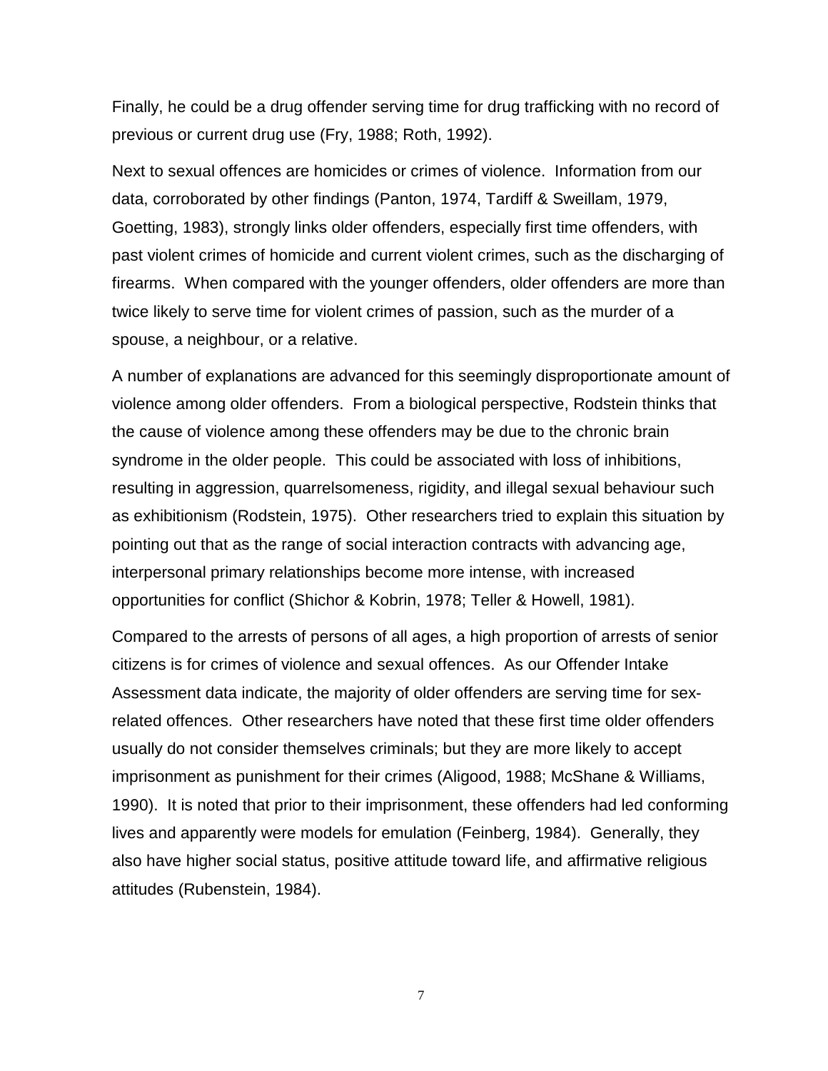Finally, he could be a drug offender serving time for drug trafficking with no record of previous or current drug use (Fry, 1988; Roth, 1992).

Next to sexual offences are homicides or crimes of violence. Information from our data, corroborated by other findings (Panton, 1974, Tardiff & Sweillam, 1979, Goetting, 1983), strongly links older offenders, especially first time offenders, with past violent crimes of homicide and current violent crimes, such as the discharging of firearms. When compared with the younger offenders, older offenders are more than twice likely to serve time for violent crimes of passion, such as the murder of a spouse, a neighbour, or a relative.

A number of explanations are advanced for this seemingly disproportionate amount of violence among older offenders. From a biological perspective, Rodstein thinks that the cause of violence among these offenders may be due to the chronic brain syndrome in the older people. This could be associated with loss of inhibitions, resulting in aggression, quarrelsomeness, rigidity, and illegal sexual behaviour such as exhibitionism (Rodstein, 1975). Other researchers tried to explain this situation by pointing out that as the range of social interaction contracts with advancing age, interpersonal primary relationships become more intense, with increased opportunities for conflict (Shichor & Kobrin, 1978; Teller & Howell, 1981).

Compared to the arrests of persons of all ages, a high proportion of arrests of senior citizens is for crimes of violence and sexual offences. As our Offender Intake Assessment data indicate, the majority of older offenders are serving time for sex-related offences. Other researchers have noted that these first time older offenders usually do not consider themselves criminals; but they are more likely to accept imprisonment as punishment for their crimes (Aligood, 1988; McShane & Williams, 1990). It is noted that prior to their imprisonment, these offenders had led conforming lives and apparently were models for emulation (Feinberg, 1984). Generally, they also have higher social status, positive attitude toward life, and affirmative religious attitudes (Rubenstein, 1984).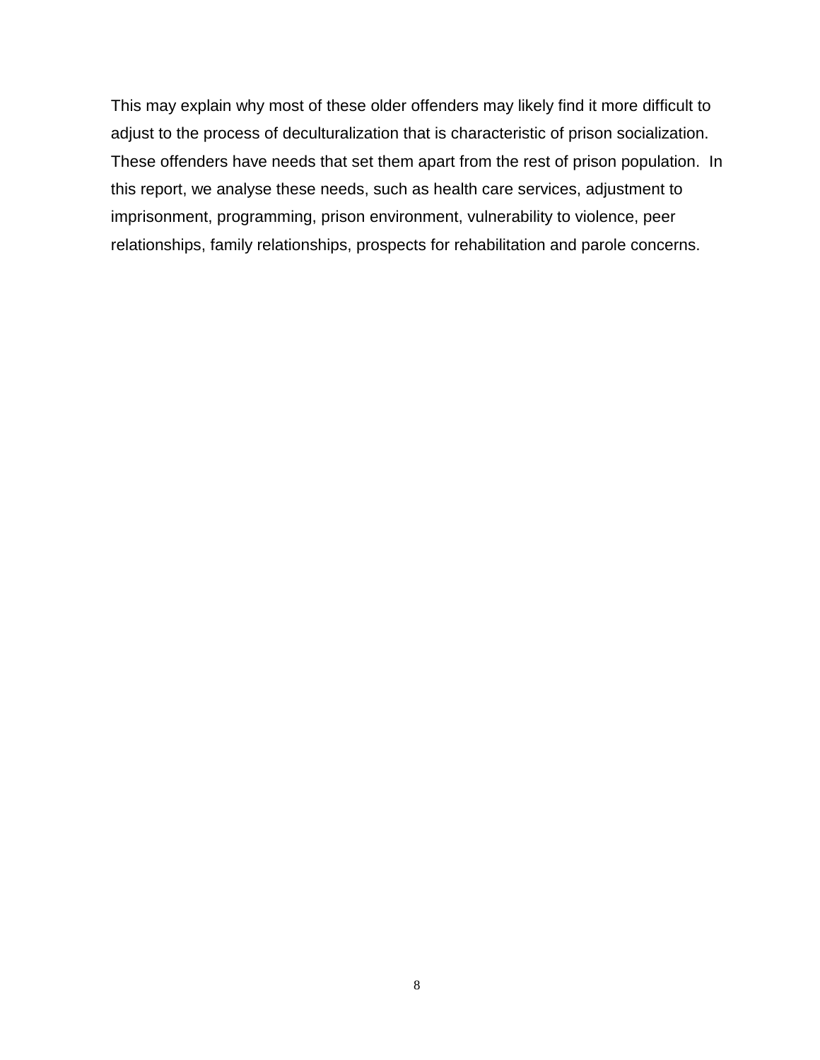This may explain why most of these older offenders may likely find it more difficult to adjust to the process of deculturalization that is characteristic of prison socialization. These offenders have needs that set them apart from the rest of prison population. In this report, we analyse these needs, such as health care services, adjustment to imprisonment, programming, prison environment, vulnerability to violence, peer relationships, family relationships, prospects for rehabilitation and parole concerns.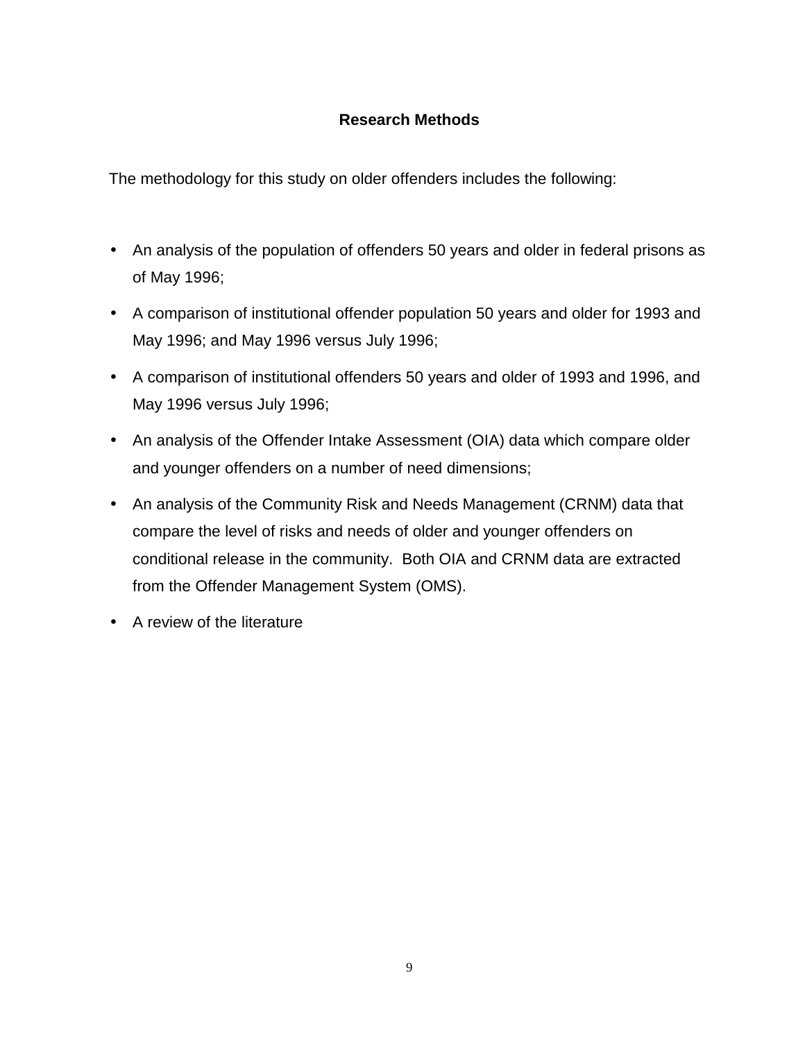## Research Methods

The methodology for this study on older offenders includes the following:

- An analysis of the population of offenders 50 years and older in federal prisons as of May 1996;
- A comparison of institutional offender population 50 years and older for 1993 and May 1996; and May 1996 versus July 1996;
- A comparison of institutional offenders 50 years and older of 1993 and 1996, and May 1996 versus July 1996;
- An analysis of the Offender Intake Assessment (OIA) data which compare older and younger offenders on a number of need dimensions;
- An analysis of the Community Risk and Needs Management (CRNM) data that compare the level of risks and needs of older and younger offenders on conditional release in the community. Both OIA and CRNM data are extracted from the Offender Management System (OMS).
- A review of the literature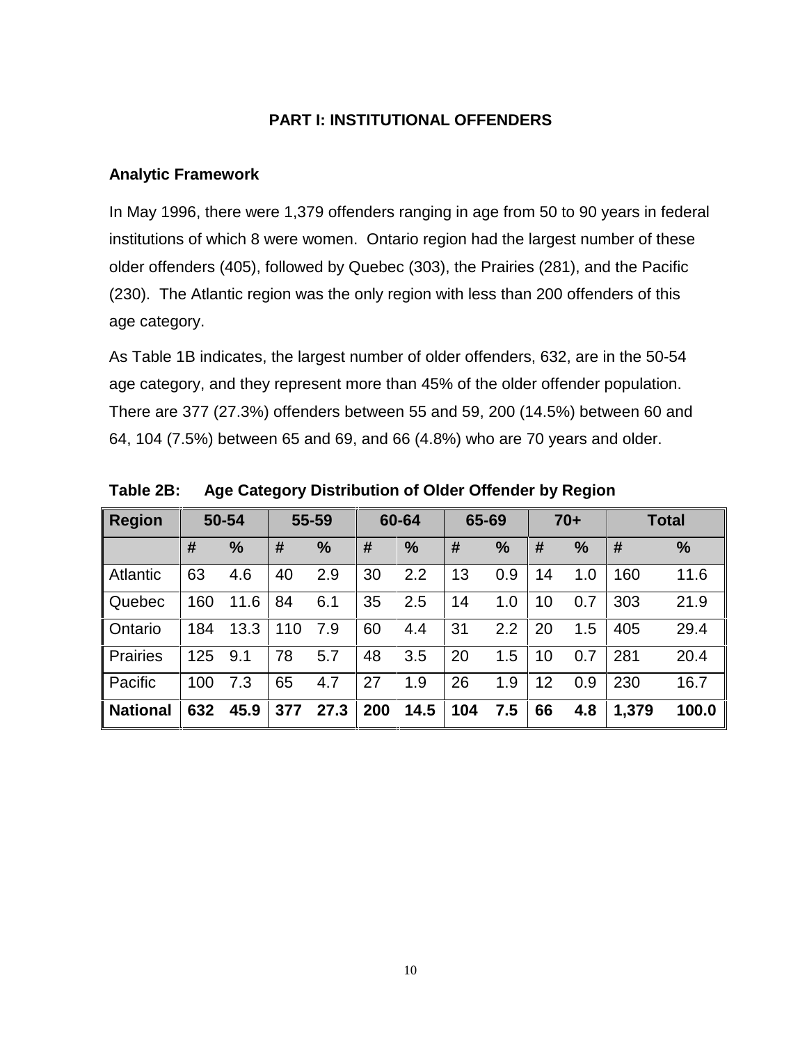## PART I: INSTITUTIONAL OFFENDERS

### Analytic Framework

In May 1996, there were 1,379 offenders ranging in age from 50 to 90 years in federal institutions of which 8 were women. Ontario region had the largest number of these older offenders (405), followed by Quebec (303), the Prairies (281), and the Pacific (230). The Atlantic region was the only region with less than 200 offenders of this age category.

As Table 1B indicates, the largest number of older offenders, 632, are in the 50-54 age category, and they represent more than 45% of the older offender population. There are 377 (27.3%) offenders between 55 and 59, 200 (14.5%) between 60 and 64, 104 (7.5%) between 65 and 69, and 66 (4.8%) who are 70 years and older.

**Table 2B: Age Category Distribution of Older Offender by Region**

| Region | 50-54 | | 55-59 | | 60-64 | | 65-69 | | 70+ | | Total | |
|---|---|---|---|---|---|---|---|---|---|---|---|---|
| | # | % | # | % | # | % | # | % | # | % | # | % |
| Atlantic | 63 | 4.6 | 40 | 2.9 | 30 | 2.2 | 13 | 0.9 | 14 | 1.0 | 160 | 11.6 |
| Quebec | 160 | 11.6 | 84 | 6.1 | 35 | 2.5 | 14 | 1.0 | 10 | 0.7 | 303 | 21.9 |
| Ontario | 184 | 13.3 | 110 | 7.9 | 60 | 4.4 | 31 | 2.2 | 20 | 1.5 | 405 | 29.4 |
| Prairies | 125 | 9.1 | 78 | 5.7 | 48 | 3.5 | 20 | 1.5 | 10 | 0.7 | 281 | 20.4 |
| Pacific | 100 | 7.3 | 65 | 4.7 | 27 | 1.9 | 26 | 1.9 | 12 | 0.9 | 230 | 16.7 |
| **National** | **632** | **45.9** | **377** | **27.3** | **200** | **14.5** | **104** | **7.5** | **66** | **4.8** | **1,379** | **100.0** |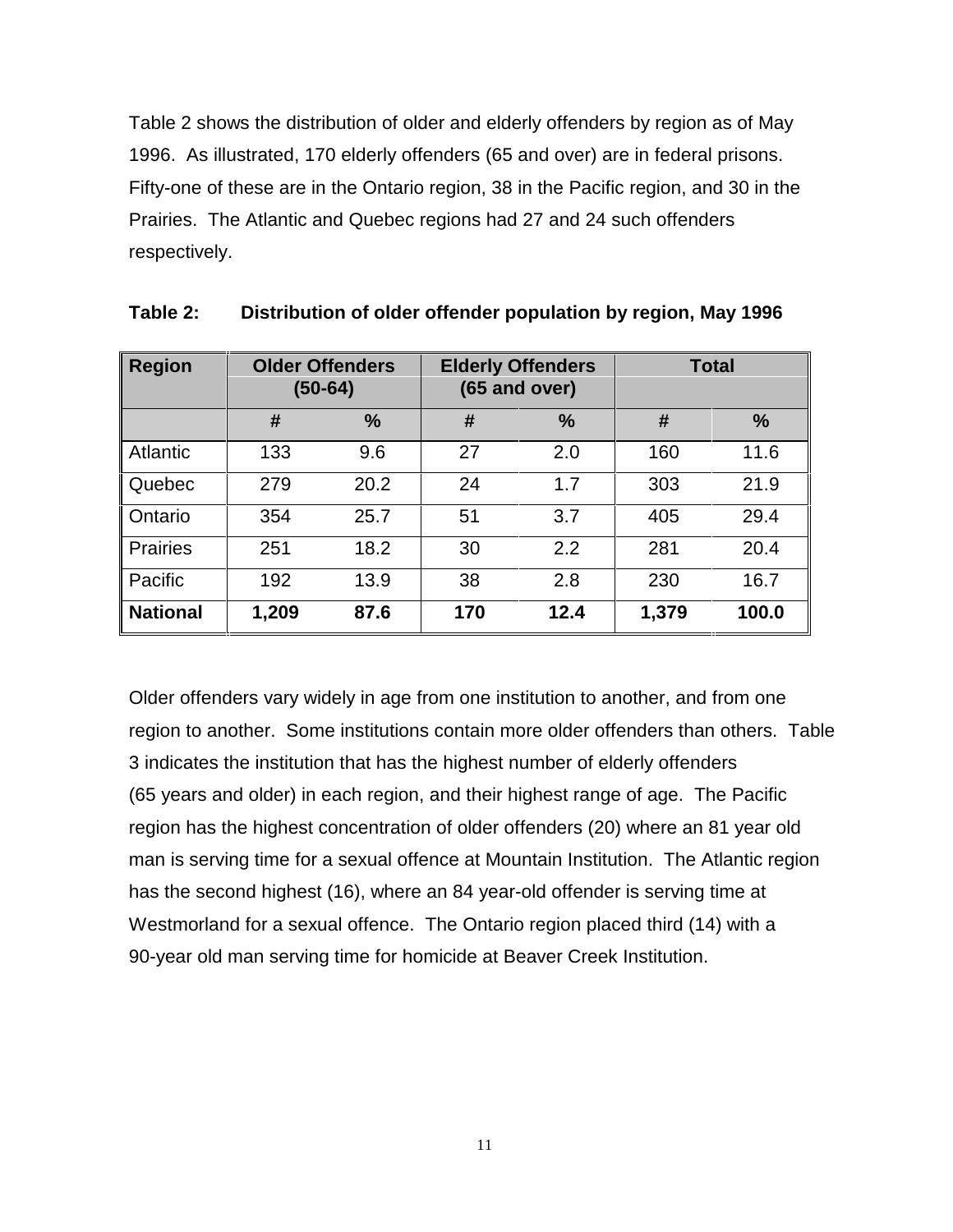Table 2 shows the distribution of older and elderly offenders by region as of May 1996. As illustrated, 170 elderly offenders (65 and over) are in federal prisons. Fifty-one of these are in the Ontario region, 38 in the Pacific region, and 30 in the Prairies. The Atlantic and Quebec regions had 27 and 24 such offenders respectively.

**Table 2: Distribution of older offender population by region, May 1996**

| Region | Older Offenders (50-64) | | Elderly Offenders (65 and over) | | Total | |
|---|---|---|---|---|---|---|
| | # | % | # | % | # | % |
| Atlantic | 133 | 9.6 | 27 | 2.0 | 160 | 11.6 |
| Quebec | 279 | 20.2 | 24 | 1.7 | 303 | 21.9 |
| Ontario | 354 | 25.7 | 51 | 3.7 | 405 | 29.4 |
| Prairies | 251 | 18.2 | 30 | 2.2 | 281 | 20.4 |
| Pacific | 192 | 13.9 | 38 | 2.8 | 230 | 16.7 |
| **National** | **1,209** | **87.6** | **170** | **12.4** | **1,379** | **100.0** |

Older offenders vary widely in age from one institution to another, and from one region to another. Some institutions contain more older offenders than others. Table 3 indicates the institution that has the highest number of elderly offenders (65 years and older) in each region, and their highest range of age. The Pacific region has the highest concentration of older offenders (20) where an 81 year old man is serving time for a sexual offence at Mountain Institution. The Atlantic region has the second highest (16), where an 84 year-old offender is serving time at Westmorland for a sexual offence. The Ontario region placed third (14) with a 90-year old man serving time for homicide at Beaver Creek Institution.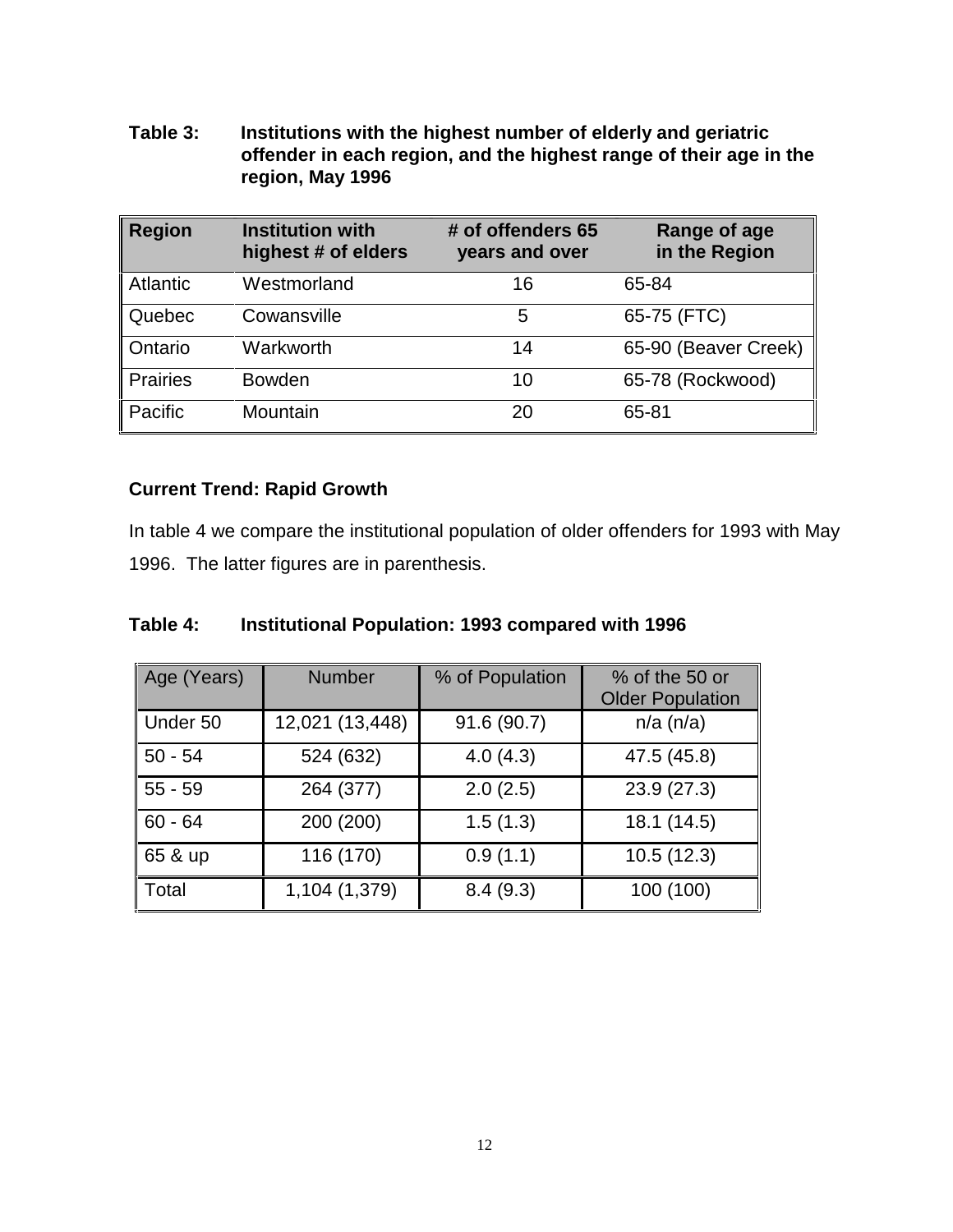**Table 3: Institutions with the highest number of elderly and geriatric offender in each region, and the highest range of their age in the region, May 1996**

| Region | Institution with highest # of elders | # of offenders 65 years and over | Range of age in the Region |
|---|---|---|---|
| Atlantic | Westmorland | 16 | 65-84 |
| Quebec | Cowansville | 5 | 65-75 (FTC) |
| Ontario | Warkworth | 14 | 65-90 (Beaver Creek) |
| Prairies | Bowden | 10 | 65-78 (Rockwood) |
| Pacific | Mountain | 20 | 65-81 |

### Current Trend: Rapid Growth

In table 4 we compare the institutional population of older offenders for 1993 with May 1996. The latter figures are in parenthesis.

**Table 4: Institutional Population: 1993 compared with 1996**

| Age (Years) | Number | % of Population | % of the 50 or Older Population |
|---|---|---|---|
| Under 50 | 12,021 (13,448) | 91.6 (90.7) | n/a (n/a) |
| 50 - 54 | 524 (632) | 4.0 (4.3) | 47.5 (45.8) |
| 55 - 59 | 264 (377) | 2.0 (2.5) | 23.9 (27.3) |
| 60 - 64 | 200 (200) | 1.5 (1.3) | 18.1 (14.5) |
| 65 & up | 116 (170) | 0.9 (1.1) | 10.5 (12.3) |
| Total | 1,104 (1,379) | 8.4 (9.3) | 100 (100) |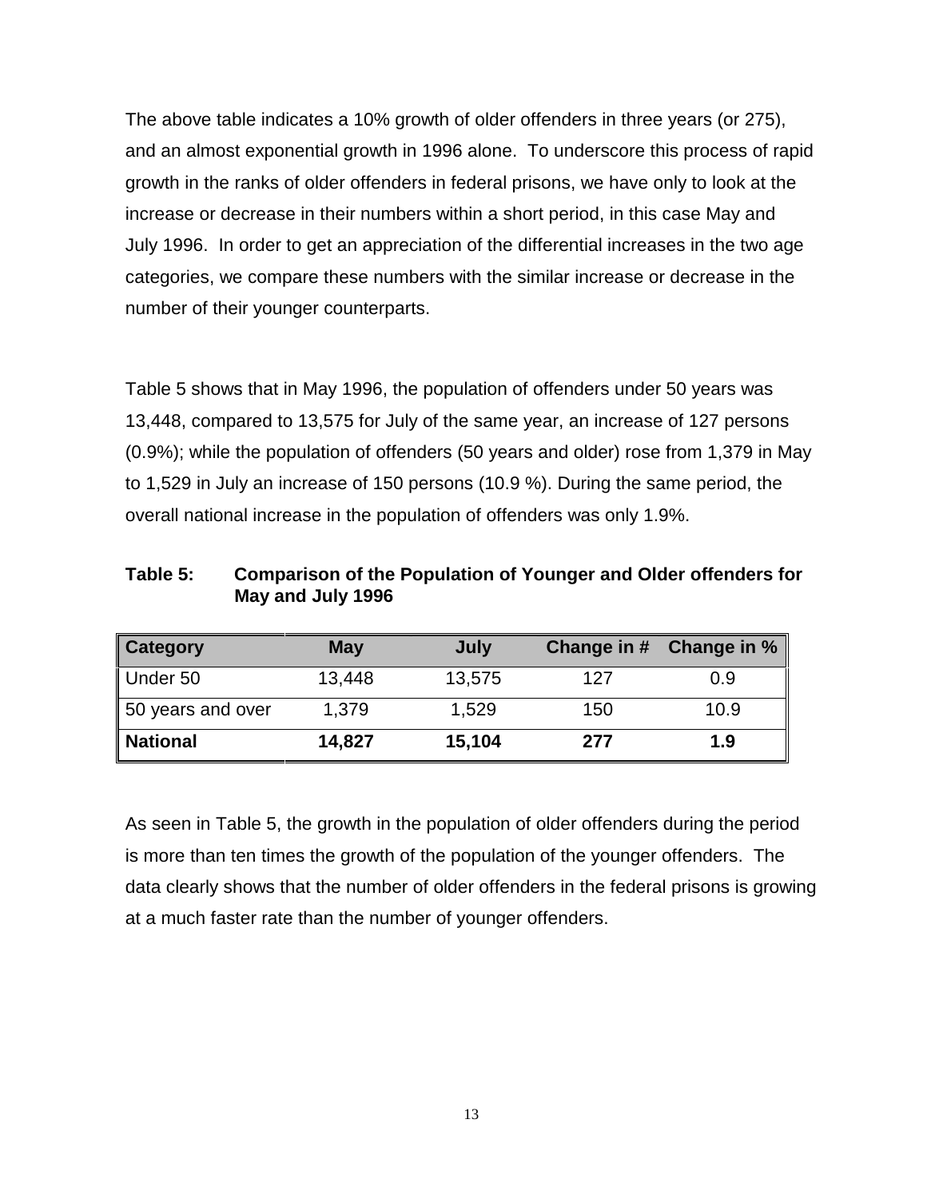The above table indicates a 10% growth of older offenders in three years (or 275), and an almost exponential growth in 1996 alone. To underscore this process of rapid growth in the ranks of older offenders in federal prisons, we have only to look at the increase or decrease in their numbers within a short period, in this case May and July 1996. In order to get an appreciation of the differential increases in the two age categories, we compare these numbers with the similar increase or decrease in the number of their younger counterparts.

Table 5 shows that in May 1996, the population of offenders under 50 years was 13,448, compared to 13,575 for July of the same year, an increase of 127 persons (0.9%); while the population of offenders (50 years and older) rose from 1,379 in May to 1,529 in July an increase of 150 persons (10.9 %). During the same period, the overall national increase in the population of offenders was only 1.9%.

**Table 5: Comparison of the Population of Younger and Older offenders for May and July 1996**

| **Category** | **May** | **July** | **Change in #** | **Change in %** |
|---|---|---|---|---|
| Under 50 | 13,448 | 13,575 | 127 | 0.9 |
| 50 years and over | 1,379 | 1,529 | 150 | 10.9 |
| **National** | **14,827** | **15,104** | **277** | **1.9** |

As seen in Table 5, the growth in the population of older offenders during the period is more than ten times the growth of the population of the younger offenders. The data clearly shows that the number of older offenders in the federal prisons is growing at a much faster rate than the number of younger offenders.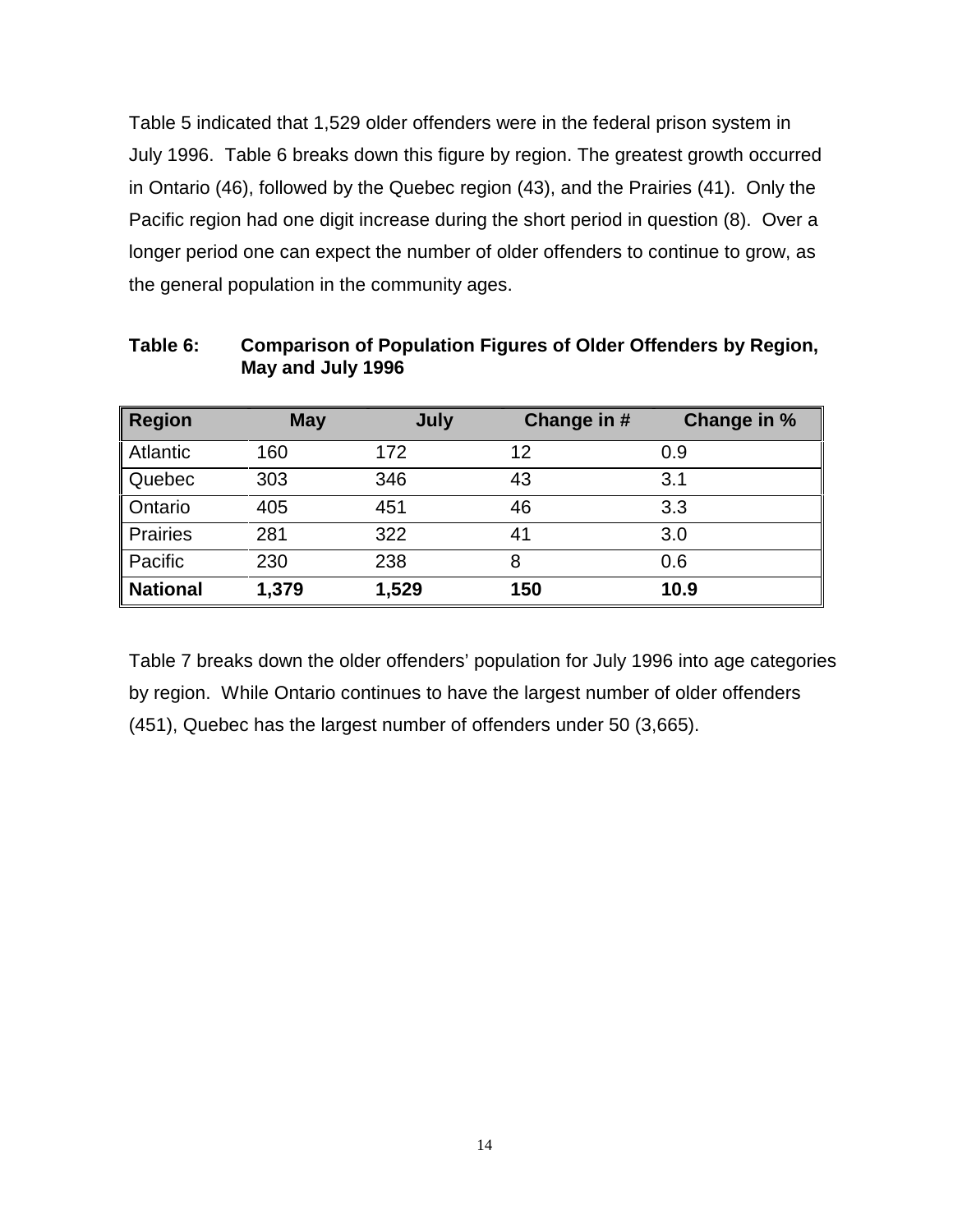Table 5 indicated that 1,529 older offenders were in the federal prison system in July 1996. Table 6 breaks down this figure by region. The greatest growth occurred in Ontario (46), followed by the Quebec region (43), and the Prairies (41). Only the Pacific region had one digit increase during the short period in question (8). Over a longer period one can expect the number of older offenders to continue to grow, as the general population in the community ages.

**Table 6: Comparison of Population Figures of Older Offenders by Region, May and July 1996**

| Region | May | July | Change in # | Change in % |
|---|---|---|---|---|
| Atlantic | 160 | 172 | 12 | 0.9 |
| Quebec | 303 | 346 | 43 | 3.1 |
| Ontario | 405 | 451 | 46 | 3.3 |
| Prairies | 281 | 322 | 41 | 3.0 |
| Pacific | 230 | 238 | 8 | 0.6 |
| **National** | **1,379** | **1,529** | **150** | **10.9** |

Table 7 breaks down the older offenders' population for July 1996 into age categories by region. While Ontario continues to have the largest number of older offenders (451), Quebec has the largest number of offenders under 50 (3,665).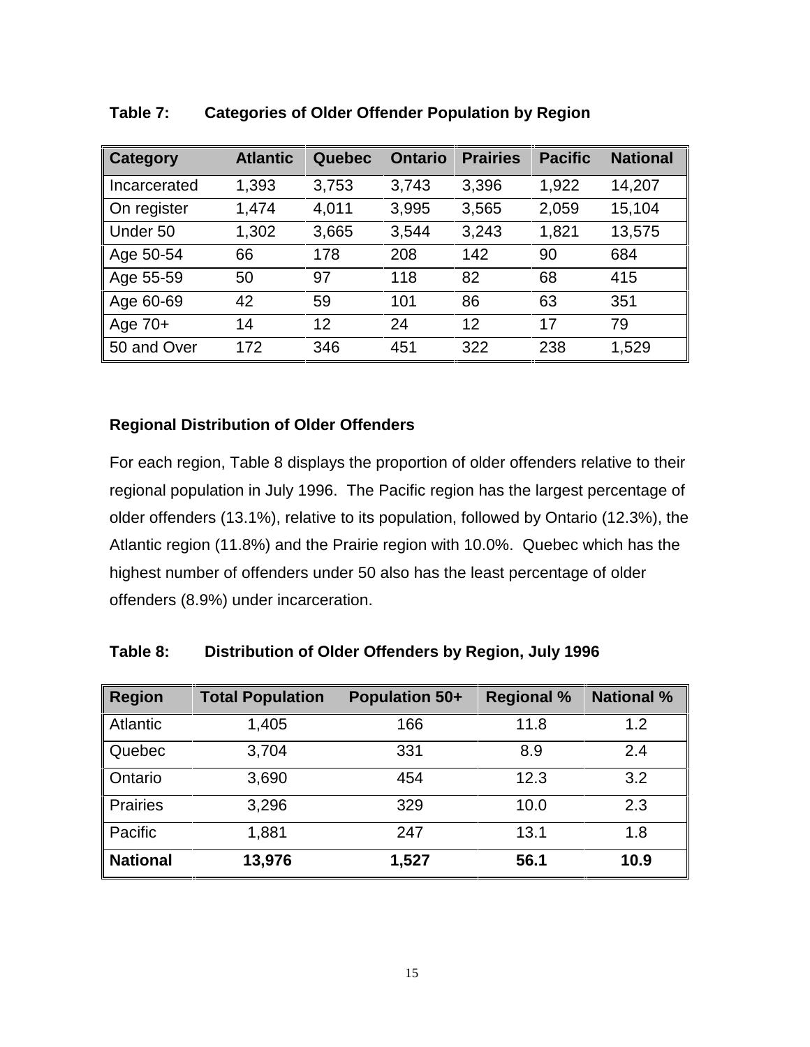**Table 7: Categories of Older Offender Population by Region**

| Category | Atlantic | Quebec | Ontario | Prairies | Pacific | National |
|---|---|---|---|---|---|---|
| Incarcerated | 1,393 | 3,753 | 3,743 | 3,396 | 1,922 | 14,207 |
| On register | 1,474 | 4,011 | 3,995 | 3,565 | 2,059 | 15,104 |
| Under 50 | 1,302 | 3,665 | 3,544 | 3,243 | 1,821 | 13,575 |
| Age 50-54 | 66 | 178 | 208 | 142 | 90 | 684 |
| Age 55-59 | 50 | 97 | 118 | 82 | 68 | 415 |
| Age 60-69 | 42 | 59 | 101 | 86 | 63 | 351 |
| Age 70+ | 14 | 12 | 24 | 12 | 17 | 79 |
| 50 and Over | 172 | 346 | 451 | 322 | 238 | 1,529 |

### Regional Distribution of Older Offenders

For each region, Table 8 displays the proportion of older offenders relative to their regional population in July 1996. The Pacific region has the largest percentage of older offenders (13.1%), relative to its population, followed by Ontario (12.3%), the Atlantic region (11.8%) and the Prairie region with 10.0%. Quebec which has the highest number of offenders under 50 also has the least percentage of older offenders (8.9%) under incarceration.

**Table 8: Distribution of Older Offenders by Region, July 1996**

| Region | Total Population | Population 50+ | Regional % | National % |
|---|---|---|---|---|
| Atlantic | 1,405 | 166 | 11.8 | 1.2 |
| Quebec | 3,704 | 331 | 8.9 | 2.4 |
| Ontario | 3,690 | 454 | 12.3 | 3.2 |
| Prairies | 3,296 | 329 | 10.0 | 2.3 |
| Pacific | 1,881 | 247 | 13.1 | 1.8 |
| **National** | **13,976** | **1,527** | **56.1** | **10.9** |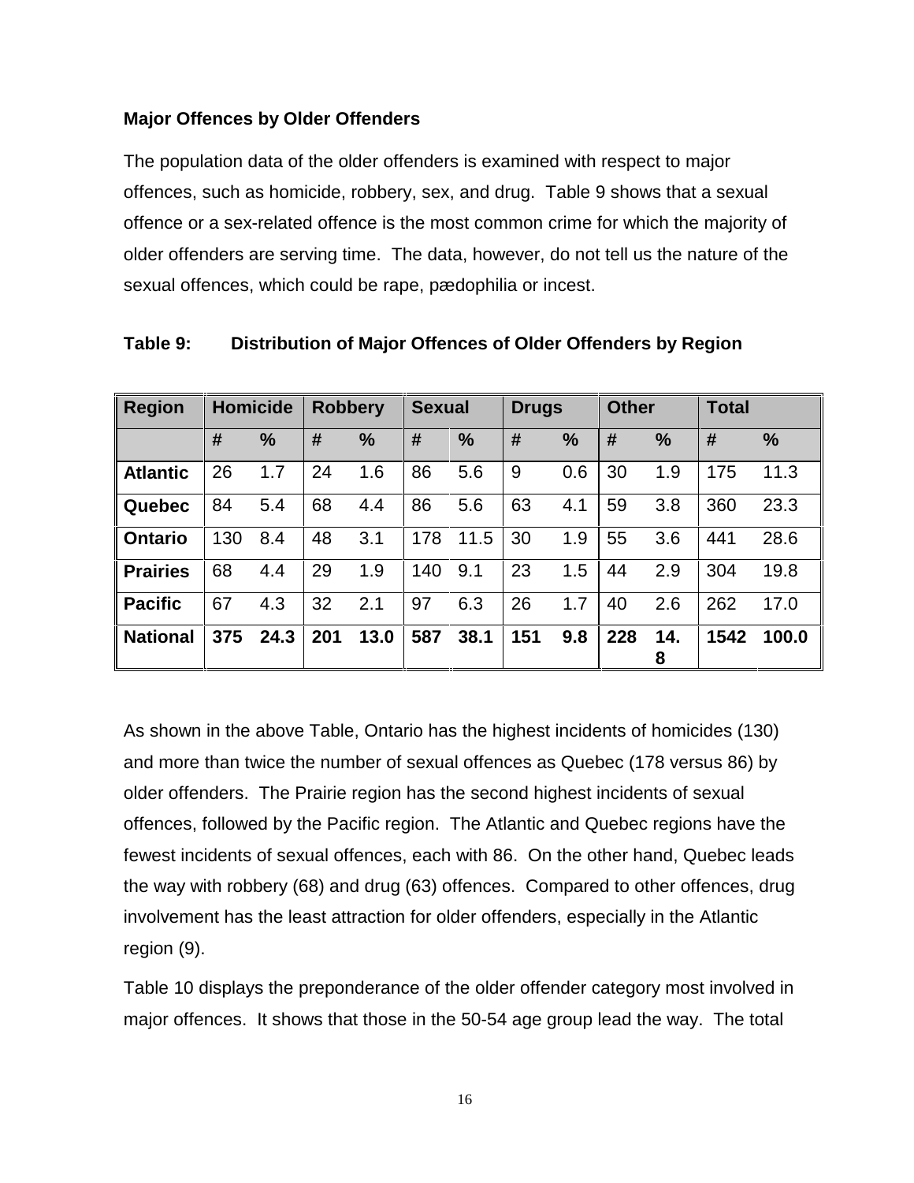**Major Offences by Older Offenders**

The population data of the older offenders is examined with respect to major offences, such as homicide, robbery, sex, and drug. Table 9 shows that a sexual offence or a sex-related offence is the most common crime for which the majority of older offenders are serving time. The data, however, do not tell us the nature of the sexual offences, which could be rape, pædophilia or incest.

**Table 9: Distribution of Major Offences of Older Offenders by Region**

| Region | Homicide | | Robbery | | Sexual | | Drugs | | Other | | Total | |
|---|---|---|---|---|---|---|---|---|---|---|---|---|
| | # | % | # | % | # | % | # | % | # | % | # | % |
| **Atlantic** | 26 | 1.7 | 24 | 1.6 | 86 | 5.6 | 9 | 0.6 | 30 | 1.9 | 175 | 11.3 |
| **Quebec** | 84 | 5.4 | 68 | 4.4 | 86 | 5.6 | 63 | 4.1 | 59 | 3.8 | 360 | 23.3 |
| **Ontario** | 130 | 8.4 | 48 | 3.1 | 178 | 11.5 | 30 | 1.9 | 55 | 3.6 | 441 | 28.6 |
| **Prairies** | 68 | 4.4 | 29 | 1.9 | 140 | 9.1 | 23 | 1.5 | 44 | 2.9 | 304 | 19.8 |
| **Pacific** | 67 | 4.3 | 32 | 2.1 | 97 | 6.3 | 26 | 1.7 | 40 | 2.6 | 262 | 17.0 |
| **National** | **375** | **24.3** | **201** | **13.0** | **587** | **38.1** | **151** | **9.8** | **228** | **14.8** | **1542** | **100.0** |

As shown in the above Table, Ontario has the highest incidents of homicides (130) and more than twice the number of sexual offences as Quebec (178 versus 86) by older offenders. The Prairie region has the second highest incidents of sexual offences, followed by the Pacific region. The Atlantic and Quebec regions have the fewest incidents of sexual offences, each with 86. On the other hand, Quebec leads the way with robbery (68) and drug (63) offences. Compared to other offences, drug involvement has the least attraction for older offenders, especially in the Atlantic region (9).

Table 10 displays the preponderance of the older offender category most involved in major offences. It shows that those in the 50-54 age group lead the way. The total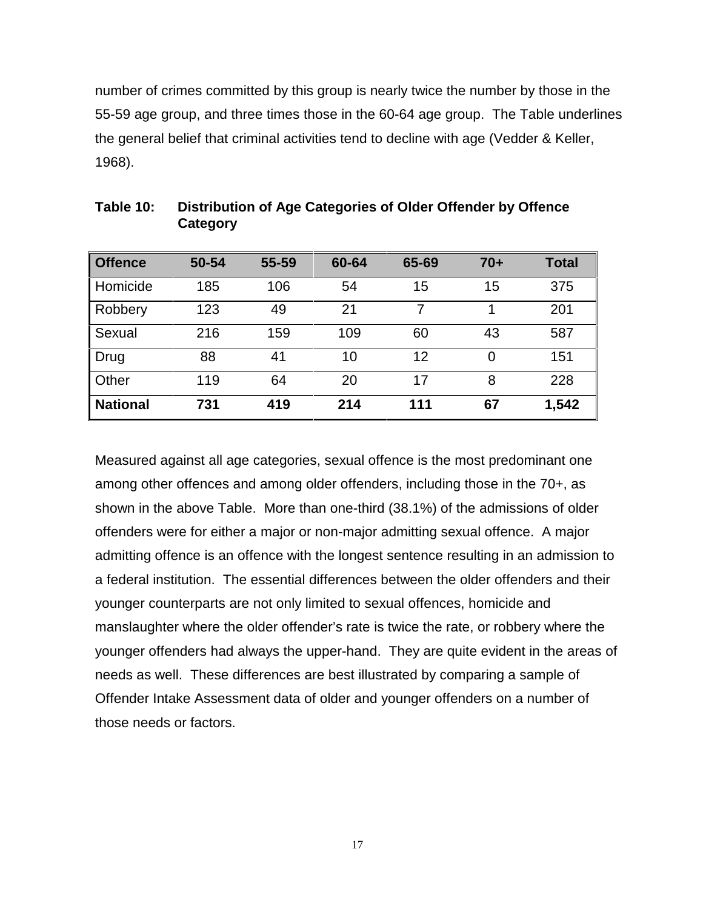number of crimes committed by this group is nearly twice the number by those in the 55-59 age group, and three times those in the 60-64 age group. The Table underlines the general belief that criminal activities tend to decline with age (Vedder & Keller, 1968).

**Table 10: Distribution of Age Categories of Older Offender by Offence Category**

| Offence | 50-54 | 55-59 | 60-64 | 65-69 | 70+ | Total |
|---|---|---|---|---|---|---|
| Homicide | 185 | 106 | 54 | 15 | 15 | 375 |
| Robbery | 123 | 49 | 21 | 7 | 1 | 201 |
| Sexual | 216 | 159 | 109 | 60 | 43 | 587 |
| Drug | 88 | 41 | 10 | 12 | 0 | 151 |
| Other | 119 | 64 | 20 | 17 | 8 | 228 |
| **National** | **731** | **419** | **214** | **111** | **67** | **1,542** |

Measured against all age categories, sexual offence is the most predominant one among other offences and among older offenders, including those in the 70+, as shown in the above Table. More than one-third (38.1%) of the admissions of older offenders were for either a major or non-major admitting sexual offence. A major admitting offence is an offence with the longest sentence resulting in an admission to a federal institution. The essential differences between the older offenders and their younger counterparts are not only limited to sexual offences, homicide and manslaughter where the older offender's rate is twice the rate, or robbery where the younger offenders had always the upper-hand. They are quite evident in the areas of needs as well. These differences are best illustrated by comparing a sample of Offender Intake Assessment data of older and younger offenders on a number of those needs or factors.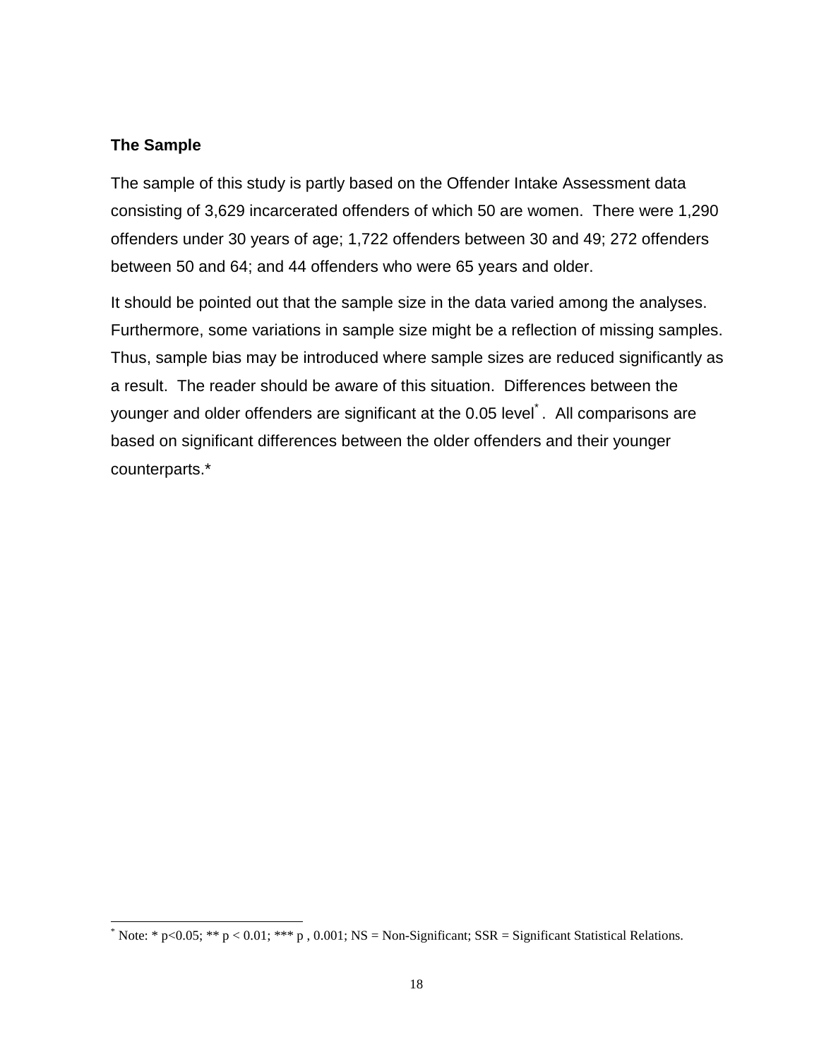### The Sample

The sample of this study is partly based on the Offender Intake Assessment data consisting of 3,629 incarcerated offenders of which 50 are women. There were 1,290 offenders under 30 years of age; 1,722 offenders between 30 and 49; 272 offenders between 50 and 64; and 44 offenders who were 65 years and older.

It should be pointed out that the sample size in the data varied among the analyses. Furthermore, some variations in sample size might be a reflection of missing samples. Thus, sample bias may be introduced where sample sizes are reduced significantly as a result. The reader should be aware of this situation. Differences between the younger and older offenders are significant at the 0.05 level[*]. All comparisons are based on significant differences between the older offenders and their younger counterparts.*

---

[*] Note: * p<0.05; ** p < 0.01; *** p , 0.001; NS = Non-Significant; SSR = Significant Statistical Relations.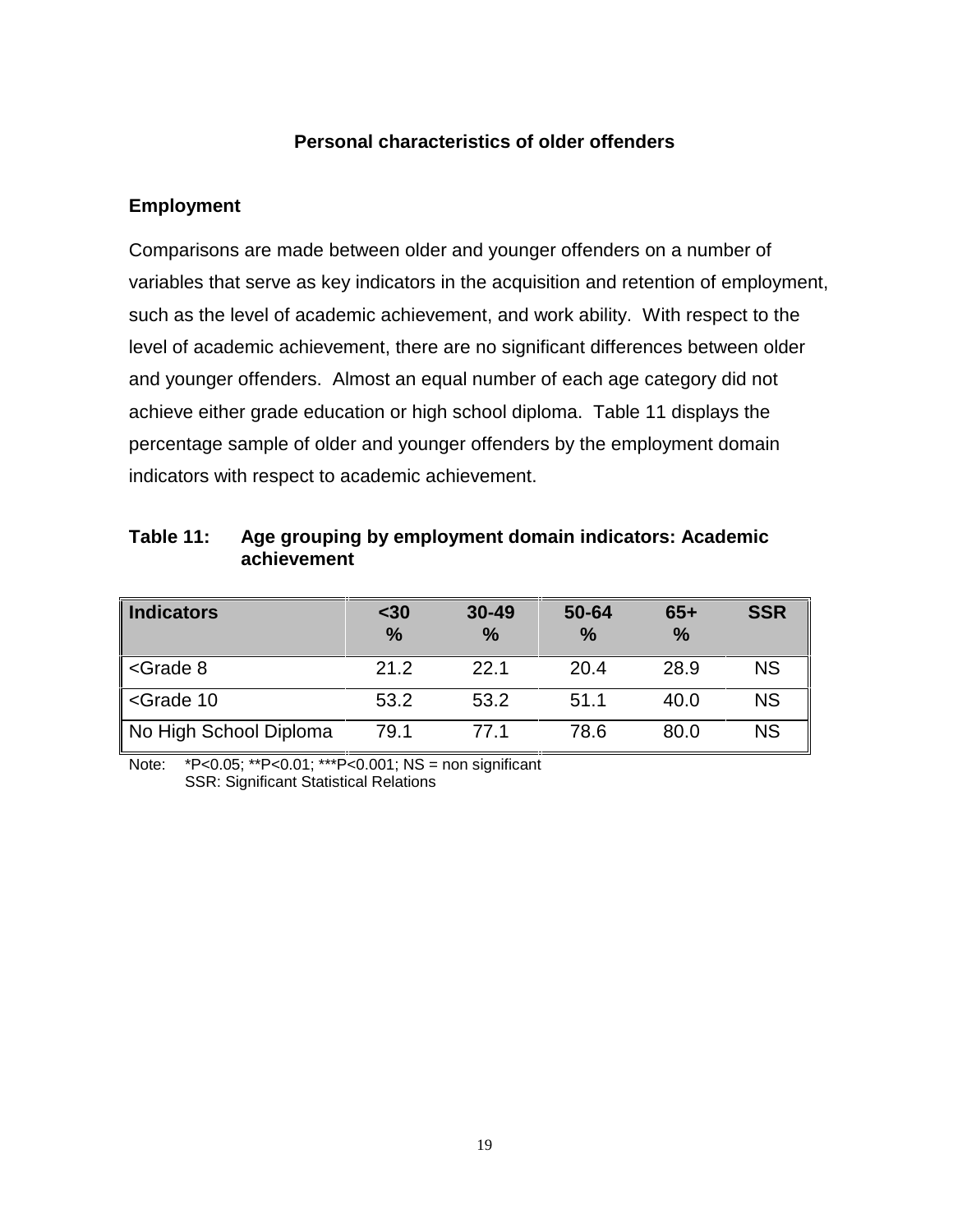## Personal characteristics of older offenders

### Employment

Comparisons are made between older and younger offenders on a number of variables that serve as key indicators in the acquisition and retention of employment, such as the level of academic achievement, and work ability. With respect to the level of academic achievement, there are no significant differences between older and younger offenders. Almost an equal number of each age category did not achieve either grade education or high school diploma. Table 11 displays the percentage sample of older and younger offenders by the employment domain indicators with respect to academic achievement.

**Table 11: Age grouping by employment domain indicators: Academic achievement**

| Indicators | <30 % | 30-49 % | 50-64 % | 65+ % | SSR |
|---|---|---|---|---|---|
| <Grade 8 | 21.2 | 22.1 | 20.4 | 28.9 | NS |
| <Grade 10 | 53.2 | 53.2 | 51.1 | 40.0 | NS |
| No High School Diploma | 79.1 | 77.1 | 78.6 | 80.0 | NS |

Note: *P<0.05; **P<0.01; ***P<0.001; NS = non significant
SSR: Significant Statistical Relations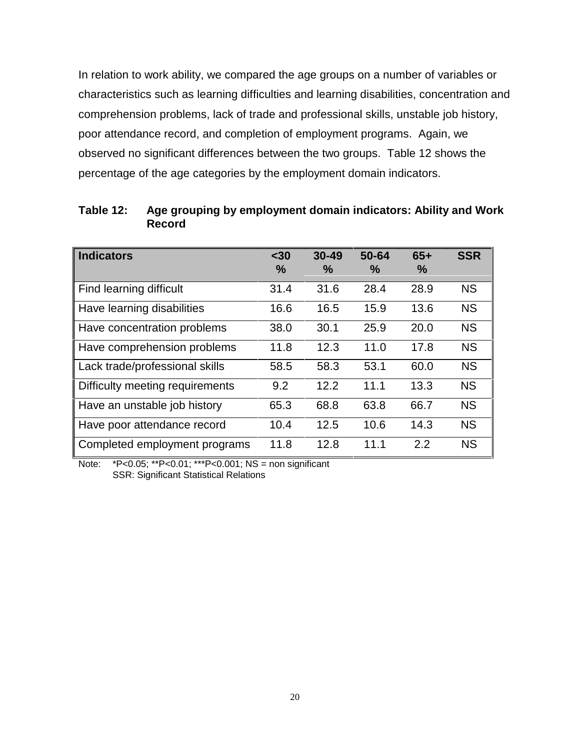In relation to work ability, we compared the age groups on a number of variables or characteristics such as learning difficulties and learning disabilities, concentration and comprehension problems, lack of trade and professional skills, unstable job history, poor attendance record, and completion of employment programs. Again, we observed no significant differences between the two groups. Table 12 shows the percentage of the age categories by the employment domain indicators.

**Table 12: Age grouping by employment domain indicators: Ability and Work Record**

| Indicators | <30 % | 30-49 % | 50-64 % | 65+ % | SSR |
|---|---|---|---|---|---|
| Find learning difficult | 31.4 | 31.6 | 28.4 | 28.9 | NS |
| Have learning disabilities | 16.6 | 16.5 | 15.9 | 13.6 | NS |
| Have concentration problems | 38.0 | 30.1 | 25.9 | 20.0 | NS |
| Have comprehension problems | 11.8 | 12.3 | 11.0 | 17.8 | NS |
| Lack trade/professional skills | 58.5 | 58.3 | 53.1 | 60.0 | NS |
| Difficulty meeting requirements | 9.2 | 12.2 | 11.1 | 13.3 | NS |
| Have an unstable job history | 65.3 | 68.8 | 63.8 | 66.7 | NS |
| Have poor attendance record | 10.4 | 12.5 | 10.6 | 14.3 | NS |
| Completed employment programs | 11.8 | 12.8 | 11.1 | 2.2 | NS |

Note: *P<0.05; **P<0.01; ***P<0.001; NS = non significant
SSR: Significant Statistical Relations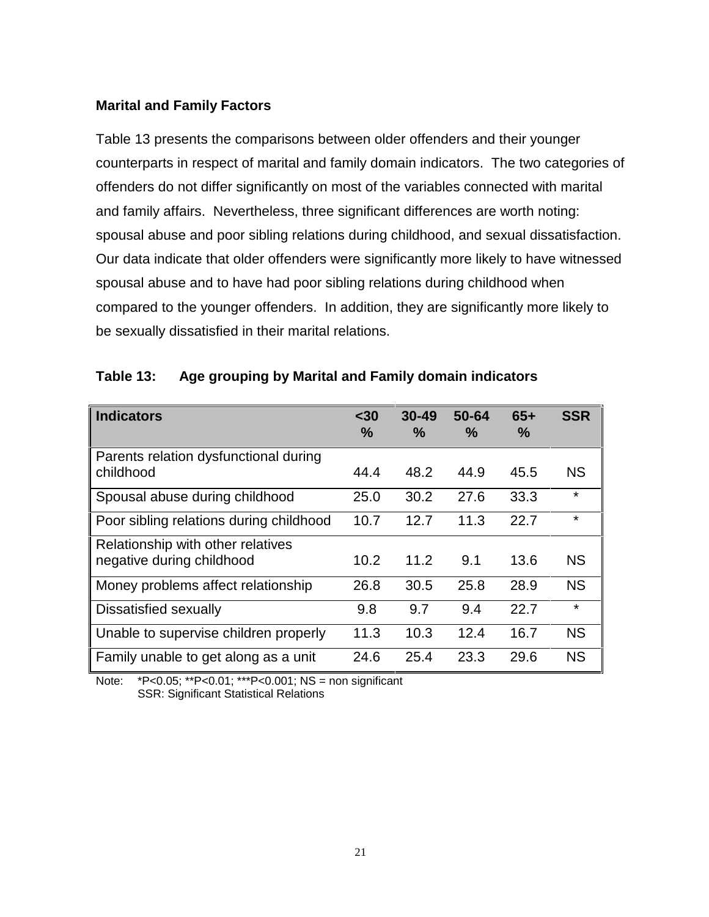### Marital and Family Factors

Table 13 presents the comparisons between older offenders and their younger counterparts in respect of marital and family domain indicators. The two categories of offenders do not differ significantly on most of the variables connected with marital and family affairs. Nevertheless, three significant differences are worth noting: spousal abuse and poor sibling relations during childhood, and sexual dissatisfaction. Our data indicate that older offenders were significantly more likely to have witnessed spousal abuse and to have had poor sibling relations during childhood when compared to the younger offenders. In addition, they are significantly more likely to be sexually dissatisfied in their marital relations.

**Table 13: Age grouping by Marital and Family domain indicators**

| Indicators | <30 % | 30-49 % | 50-64 % | 65+ % | SSR |
|---|---|---|---|---|---|
| Parents relation dysfunctional during childhood | 44.4 | 48.2 | 44.9 | 45.5 | NS |
| Spousal abuse during childhood | 25.0 | 30.2 | 27.6 | 33.3 | * |
| Poor sibling relations during childhood | 10.7 | 12.7 | 11.3 | 22.7 | * |
| Relationship with other relatives negative during childhood | 10.2 | 11.2 | 9.1 | 13.6 | NS |
| Money problems affect relationship | 26.8 | 30.5 | 25.8 | 28.9 | NS |
| Dissatisfied sexually | 9.8 | 9.7 | 9.4 | 22.7 | * |
| Unable to supervise children properly | 11.3 | 10.3 | 12.4 | 16.7 | NS |
| Family unable to get along as a unit | 24.6 | 25.4 | 23.3 | 29.6 | NS |

Note: *P<0.05; **P<0.01; ***P<0.001; NS = non significant
SSR: Significant Statistical Relations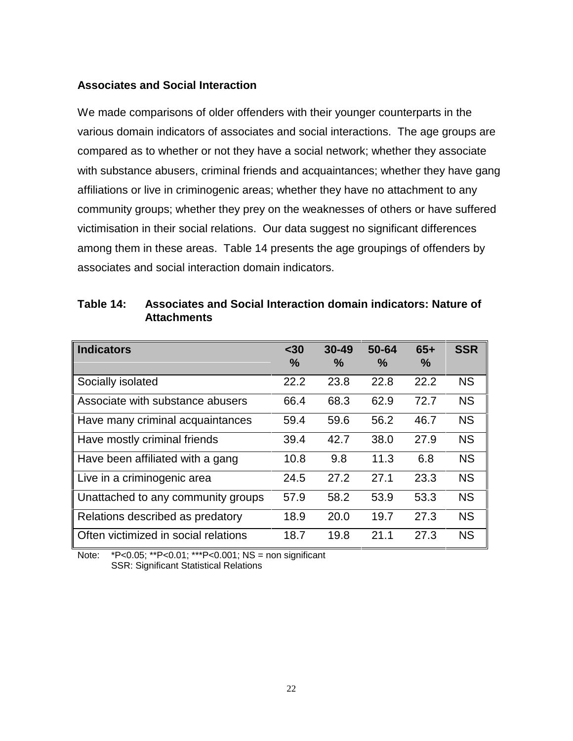### Associates and Social Interaction

We made comparisons of older offenders with their younger counterparts in the various domain indicators of associates and social interactions. The age groups are compared as to whether or not they have a social network; whether they associate with substance abusers, criminal friends and acquaintances; whether they have gang affiliations or live in criminogenic areas; whether they have no attachment to any community groups; whether they prey on the weaknesses of others or have suffered victimisation in their social relations. Our data suggest no significant differences among them in these areas. Table 14 presents the age groupings of offenders by associates and social interaction domain indicators.

**Table 14: Associates and Social Interaction domain indicators: Nature of Attachments**

| Indicators | <30 % | 30-49 % | 50-64 % | 65+ % | SSR |
|---|---|---|---|---|---|
| Socially isolated | 22.2 | 23.8 | 22.8 | 22.2 | NS |
| Associate with substance abusers | 66.4 | 68.3 | 62.9 | 72.7 | NS |
| Have many criminal acquaintances | 59.4 | 59.6 | 56.2 | 46.7 | NS |
| Have mostly criminal friends | 39.4 | 42.7 | 38.0 | 27.9 | NS |
| Have been affiliated with a gang | 10.8 | 9.8 | 11.3 | 6.8 | NS |
| Live in a criminogenic area | 24.5 | 27.2 | 27.1 | 23.3 | NS |
| Unattached to any community groups | 57.9 | 58.2 | 53.9 | 53.3 | NS |
| Relations described as predatory | 18.9 | 20.0 | 19.7 | 27.3 | NS |
| Often victimized in social relations | 18.7 | 19.8 | 21.1 | 27.3 | NS |

Note: *P<0.05; **P<0.01; ***P<0.001; NS = non significant
SSR: Significant Statistical Relations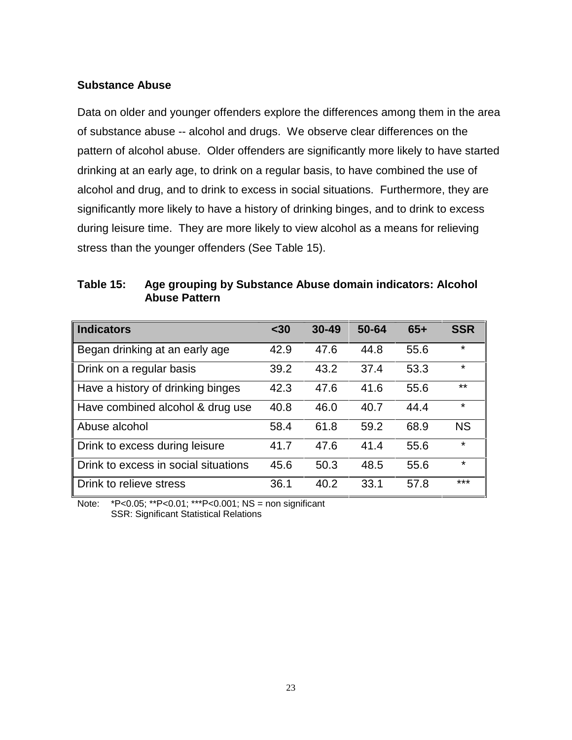## Substance Abuse

Data on older and younger offenders explore the differences among them in the area of substance abuse -- alcohol and drugs. We observe clear differences on the pattern of alcohol abuse. Older offenders are significantly more likely to have started drinking at an early age, to drink on a regular basis, to have combined the use of alcohol and drug, and to drink to excess in social situations. Furthermore, they are significantly more likely to have a history of drinking binges, and to drink to excess during leisure time. They are more likely to view alcohol as a means for relieving stress than the younger offenders (See Table 15).

**Table 15: Age grouping by Substance Abuse domain indicators: Alcohol Abuse Pattern**

| Indicators | <30 | 30-49 | 50-64 | 65+ | SSR |
|---|---|---|---|---|---|
| Began drinking at an early age | 42.9 | 47.6 | 44.8 | 55.6 | * |
| Drink on a regular basis | 39.2 | 43.2 | 37.4 | 53.3 | * |
| Have a history of drinking binges | 42.3 | 47.6 | 41.6 | 55.6 | ** |
| Have combined alcohol & drug use | 40.8 | 46.0 | 40.7 | 44.4 | * |
| Abuse alcohol | 58.4 | 61.8 | 59.2 | 68.9 | NS |
| Drink to excess during leisure | 41.7 | 47.6 | 41.4 | 55.6 | * |
| Drink to excess in social situations | 45.6 | 50.3 | 48.5 | 55.6 | * |
| Drink to relieve stress | 36.1 | 40.2 | 33.1 | 57.8 | *** |

Note: *P<0.05; **P<0.01; ***P<0.001; NS = non significant
SSR: Significant Statistical Relations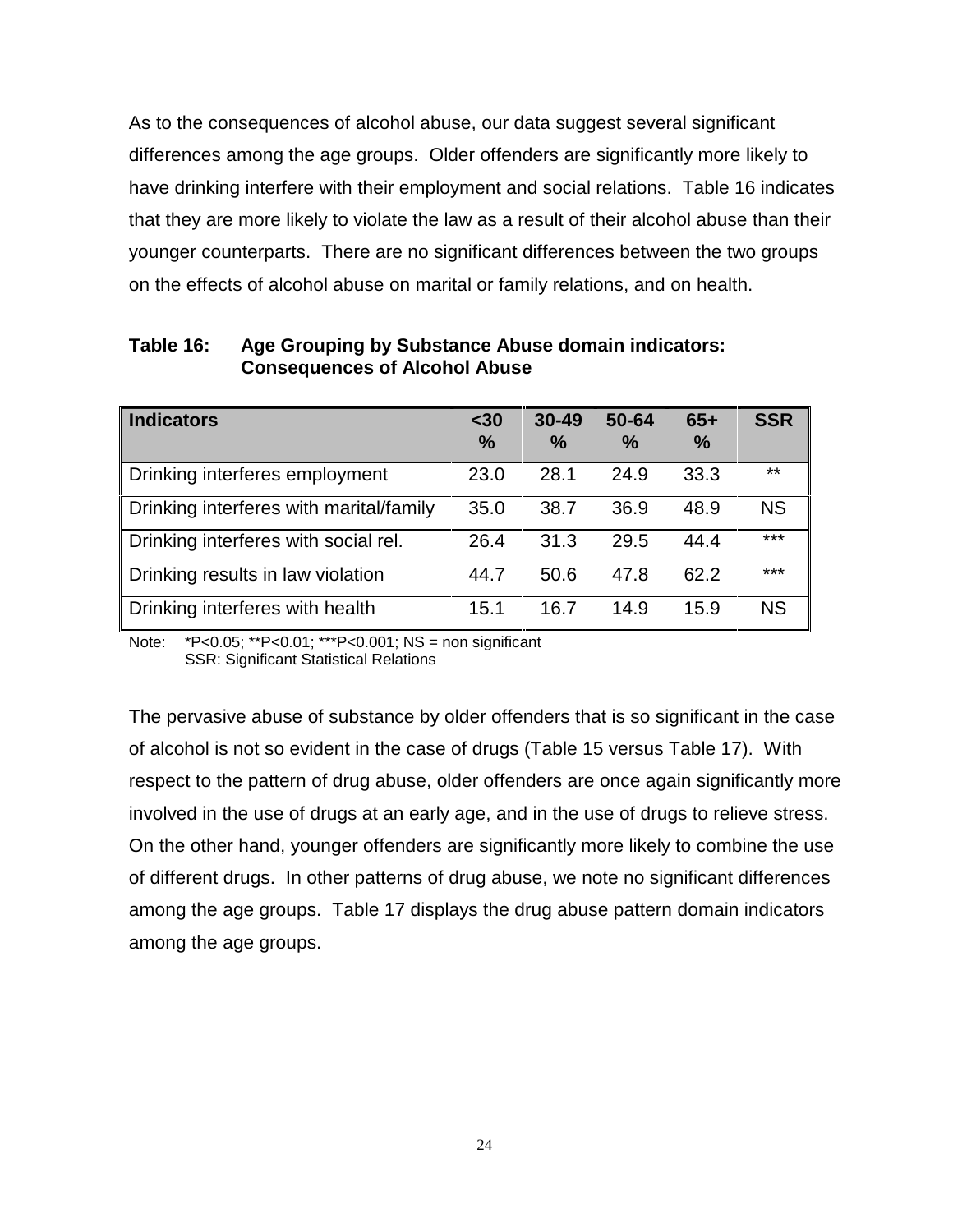As to the consequences of alcohol abuse, our data suggest several significant differences among the age groups. Older offenders are significantly more likely to have drinking interfere with their employment and social relations. Table 16 indicates that they are more likely to violate the law as a result of their alcohol abuse than their younger counterparts. There are no significant differences between the two groups on the effects of alcohol abuse on marital or family relations, and on health.

**Table 16: Age Grouping by Substance Abuse domain indicators: Consequences of Alcohol Abuse**

| Indicators | <30 % | 30-49 % | 50-64 % | 65+ % | SSR |
|---|---|---|---|---|---|
| Drinking interferes employment | 23.0 | 28.1 | 24.9 | 33.3 | ** |
| Drinking interferes with marital/family | 35.0 | 38.7 | 36.9 | 48.9 | NS |
| Drinking interferes with social rel. | 26.4 | 31.3 | 29.5 | 44.4 | *** |
| Drinking results in law violation | 44.7 | 50.6 | 47.8 | 62.2 | *** |
| Drinking interferes with health | 15.1 | 16.7 | 14.9 | 15.9 | NS |

Note: *P<0.05; **P<0.01; ***P<0.001; NS = non significant
SSR: Significant Statistical Relations

The pervasive abuse of substance by older offenders that is so significant in the case of alcohol is not so evident in the case of drugs (Table 15 versus Table 17). With respect to the pattern of drug abuse, older offenders are once again significantly more involved in the use of drugs at an early age, and in the use of drugs to relieve stress. On the other hand, younger offenders are significantly more likely to combine the use of different drugs. In other patterns of drug abuse, we note no significant differences among the age groups. Table 17 displays the drug abuse pattern domain indicators among the age groups.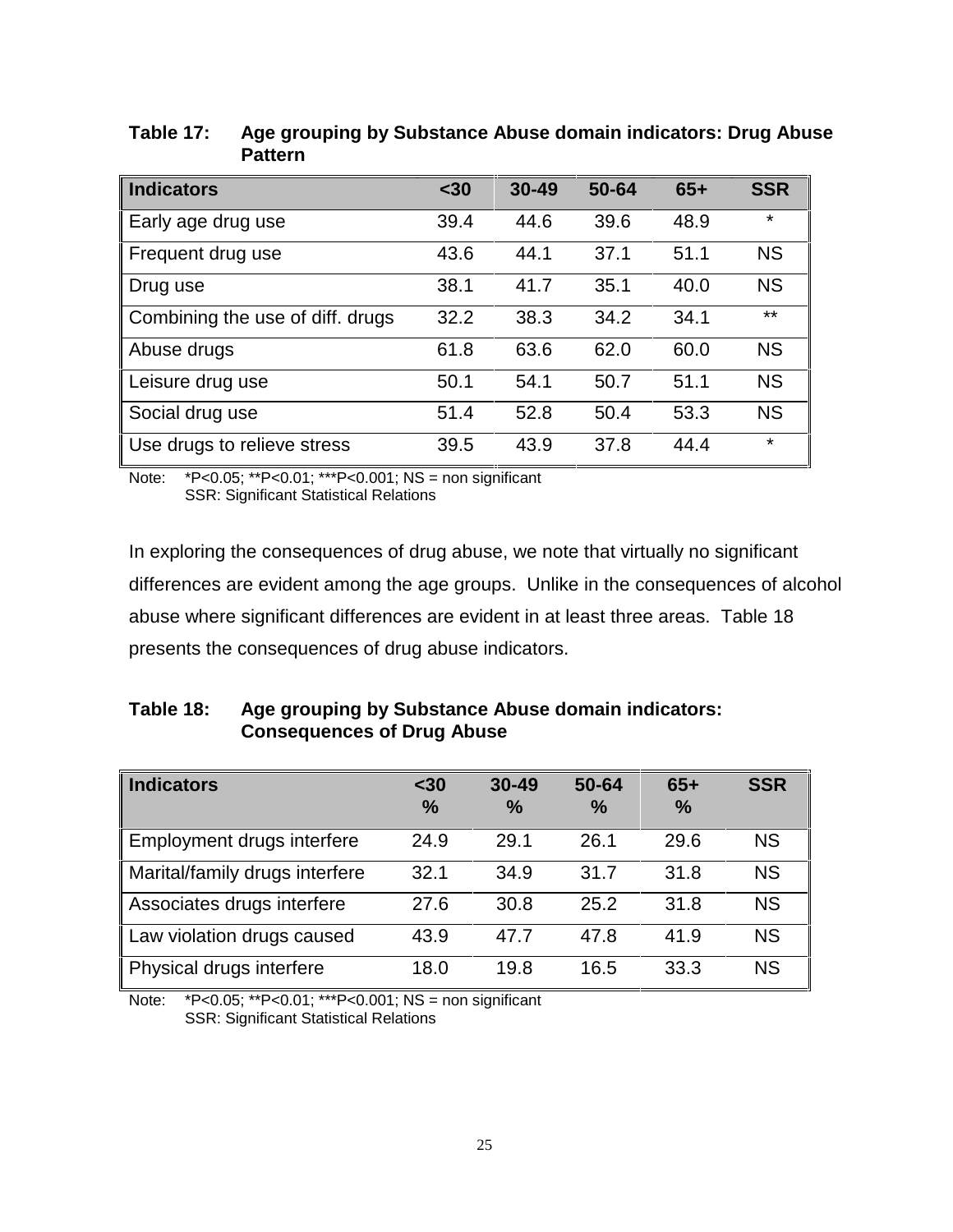**Table 17: Age grouping by Substance Abuse domain indicators: Drug Abuse Pattern**

| Indicators | <30 | 30-49 | 50-64 | 65+ | SSR |
|---|---|---|---|---|---|
| Early age drug use | 39.4 | 44.6 | 39.6 | 48.9 | * |
| Frequent drug use | 43.6 | 44.1 | 37.1 | 51.1 | NS |
| Drug use | 38.1 | 41.7 | 35.1 | 40.0 | NS |
| Combining the use of diff. drugs | 32.2 | 38.3 | 34.2 | 34.1 | ** |
| Abuse drugs | 61.8 | 63.6 | 62.0 | 60.0 | NS |
| Leisure drug use | 50.1 | 54.1 | 50.7 | 51.1 | NS |
| Social drug use | 51.4 | 52.8 | 50.4 | 53.3 | NS |
| Use drugs to relieve stress | 39.5 | 43.9 | 37.8 | 44.4 | * |

Note: *P<0.05; **P<0.01; ***P<0.001; NS = non significant
SSR: Significant Statistical Relations

In exploring the consequences of drug abuse, we note that virtually no significant differences are evident among the age groups. Unlike in the consequences of alcohol abuse where significant differences are evident in at least three areas. Table 18 presents the consequences of drug abuse indicators.

**Table 18: Age grouping by Substance Abuse domain indicators: Consequences of Drug Abuse**

| Indicators | <30 % | 30-49 % | 50-64 % | 65+ % | SSR |
|---|---|---|---|---|---|
| Employment drugs interfere | 24.9 | 29.1 | 26.1 | 29.6 | NS |
| Marital/family drugs interfere | 32.1 | 34.9 | 31.7 | 31.8 | NS |
| Associates drugs interfere | 27.6 | 30.8 | 25.2 | 31.8 | NS |
| Law violation drugs caused | 43.9 | 47.7 | 47.8 | 41.9 | NS |
| Physical drugs interfere | 18.0 | 19.8 | 16.5 | 33.3 | NS |

Note: *P<0.05; **P<0.01; ***P<0.001; NS = non significant
SSR: Significant Statistical Relations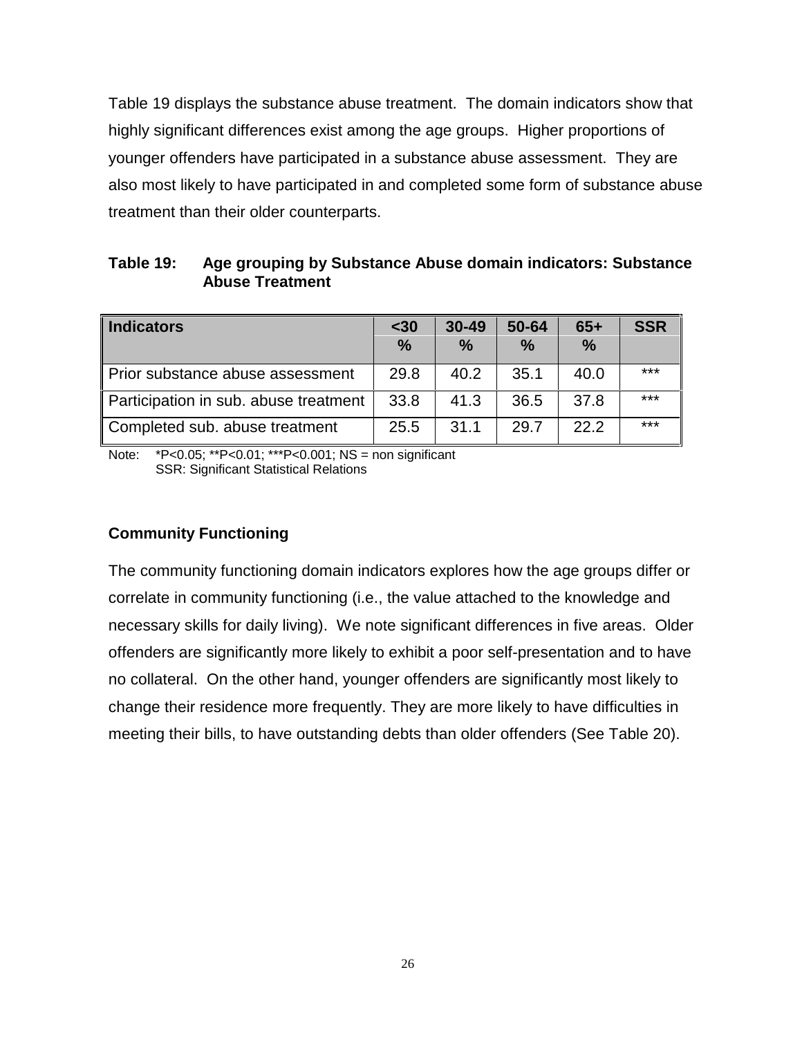Table 19 displays the substance abuse treatment. The domain indicators show that highly significant differences exist among the age groups. Higher proportions of younger offenders have participated in a substance abuse assessment. They are also most likely to have participated in and completed some form of substance abuse treatment than their older counterparts.

**Table 19: Age grouping by Substance Abuse domain indicators: Substance Abuse Treatment**

| Indicators | <30 % | 30-49 % | 50-64 % | 65+ % | SSR |
|---|---|---|---|---|---|
| Prior substance abuse assessment | 29.8 | 40.2 | 35.1 | 40.0 | *** |
| Participation in sub. abuse treatment | 33.8 | 41.3 | 36.5 | 37.8 | *** |
| Completed sub. abuse treatment | 25.5 | 31.1 | 29.7 | 22.2 | *** |

Note: *P<0.05; **P<0.01; ***P<0.001; NS = non significant
SSR: Significant Statistical Relations

### Community Functioning

The community functioning domain indicators explores how the age groups differ or correlate in community functioning (i.e., the value attached to the knowledge and necessary skills for daily living). We note significant differences in five areas. Older offenders are significantly more likely to exhibit a poor self-presentation and to have no collateral. On the other hand, younger offenders are significantly most likely to change their residence more frequently. They are more likely to have difficulties in meeting their bills, to have outstanding debts than older offenders (See Table 20).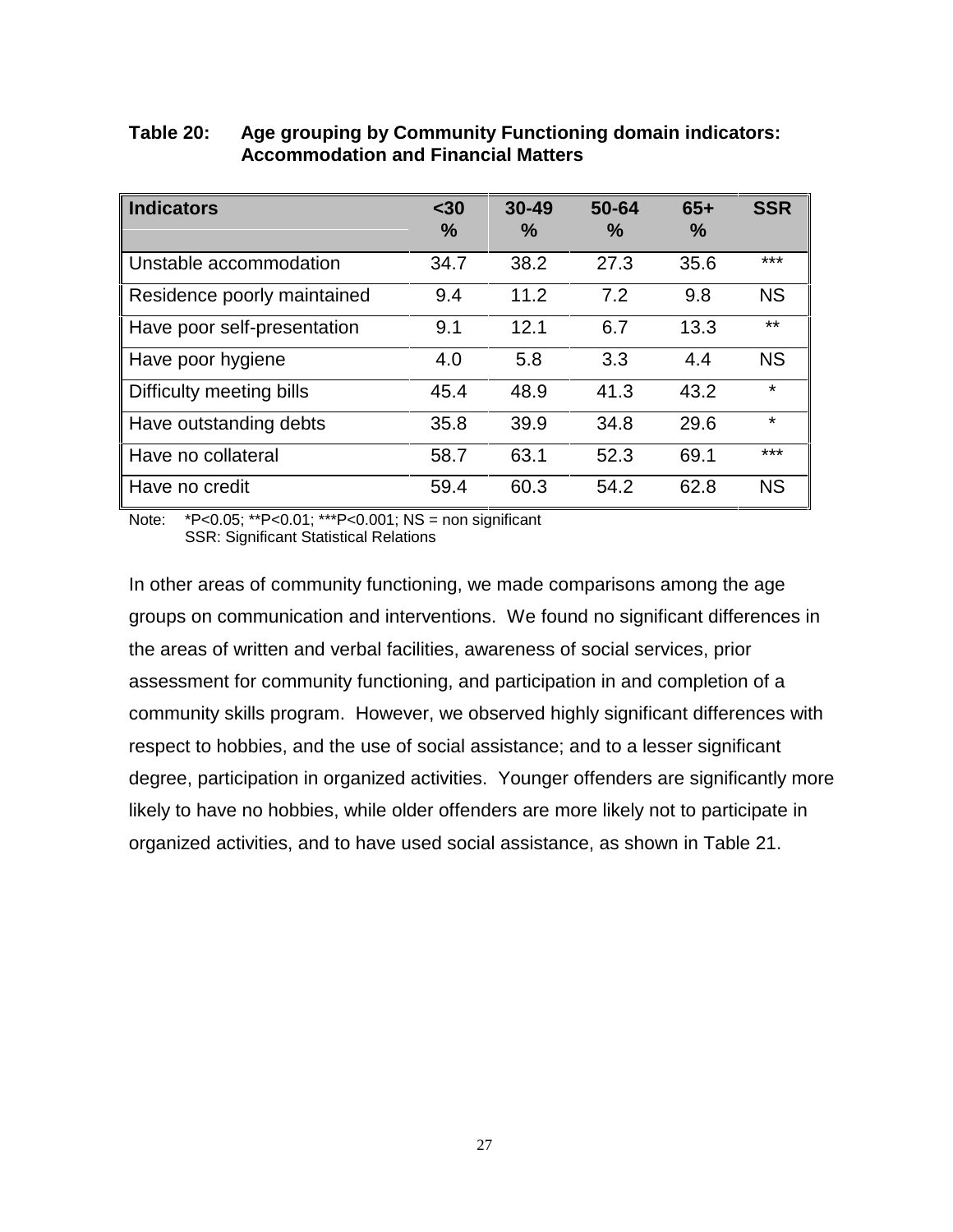**Table 20: Age grouping by Community Functioning domain indicators: Accommodation and Financial Matters**

| Indicators | <30 % | 30-49 % | 50-64 % | 65+ % | SSR |
|---|---|---|---|---|---|
| Unstable accommodation | 34.7 | 38.2 | 27.3 | 35.6 | *** |
| Residence poorly maintained | 9.4 | 11.2 | 7.2 | 9.8 | NS |
| Have poor self-presentation | 9.1 | 12.1 | 6.7 | 13.3 | ** |
| Have poor hygiene | 4.0 | 5.8 | 3.3 | 4.4 | NS |
| Difficulty meeting bills | 45.4 | 48.9 | 41.3 | 43.2 | * |
| Have outstanding debts | 35.8 | 39.9 | 34.8 | 29.6 | * |
| Have no collateral | 58.7 | 63.1 | 52.3 | 69.1 | *** |
| Have no credit | 59.4 | 60.3 | 54.2 | 62.8 | NS |

Note: *P<0.05; **P<0.01; ***P<0.001; NS = non significant
SSR: Significant Statistical Relations

In other areas of community functioning, we made comparisons among the age groups on communication and interventions. We found no significant differences in the areas of written and verbal facilities, awareness of social services, prior assessment for community functioning, and participation in and completion of a community skills program. However, we observed highly significant differences with respect to hobbies, and the use of social assistance; and to a lesser significant degree, participation in organized activities. Younger offenders are significantly more likely to have no hobbies, while older offenders are more likely not to participate in organized activities, and to have used social assistance, as shown in Table 21.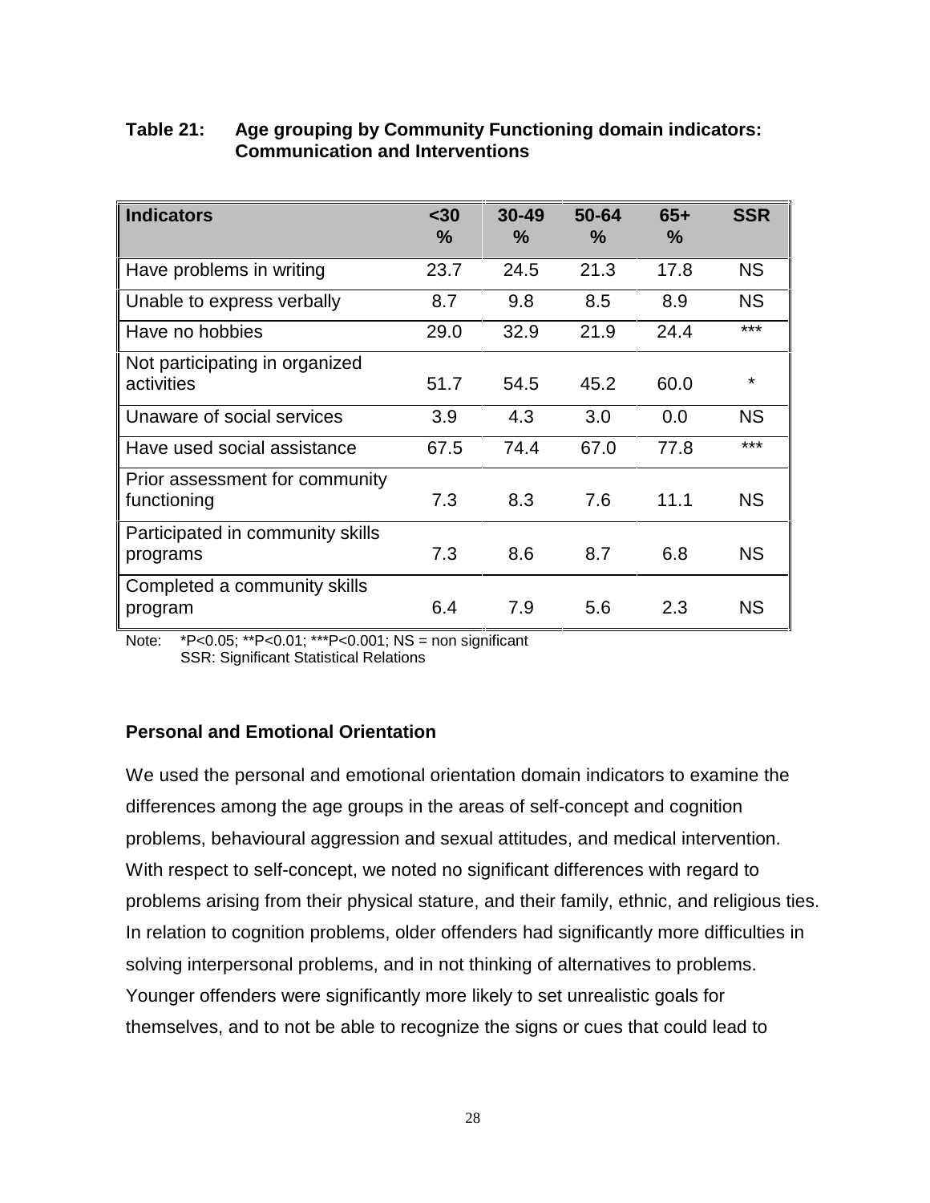**Table 21: Age grouping by Community Functioning domain indicators: Communication and Interventions**

| Indicators | <30 % | 30-49 % | 50-64 % | 65+ % | SSR |
|---|---|---|---|---|---|
| Have problems in writing | 23.7 | 24.5 | 21.3 | 17.8 | NS |
| Unable to express verbally | 8.7 | 9.8 | 8.5 | 8.9 | NS |
| Have no hobbies | 29.0 | 32.9 | 21.9 | 24.4 | *** |
| Not participating in organized activities | 51.7 | 54.5 | 45.2 | 60.0 | * |
| Unaware of social services | 3.9 | 4.3 | 3.0 | 0.0 | NS |
| Have used social assistance | 67.5 | 74.4 | 67.0 | 77.8 | *** |
| Prior assessment for community functioning | 7.3 | 8.3 | 7.6 | 11.1 | NS |
| Participated in community skills programs | 7.3 | 8.6 | 8.7 | 6.8 | NS |
| Completed a community skills program | 6.4 | 7.9 | 5.6 | 2.3 | NS |

Note: *P<0.05; **P<0.01; ***P<0.001; NS = non significant
SSR: Significant Statistical Relations

**Personal and Emotional Orientation**

We used the personal and emotional orientation domain indicators to examine the differences among the age groups in the areas of self-concept and cognition problems, behavioural aggression and sexual attitudes, and medical intervention. With respect to self-concept, we noted no significant differences with regard to problems arising from their physical stature, and their family, ethnic, and religious ties. In relation to cognition problems, older offenders had significantly more difficulties in solving interpersonal problems, and in not thinking of alternatives to problems. Younger offenders were significantly more likely to set unrealistic goals for themselves, and to not be able to recognize the signs or cues that could lead to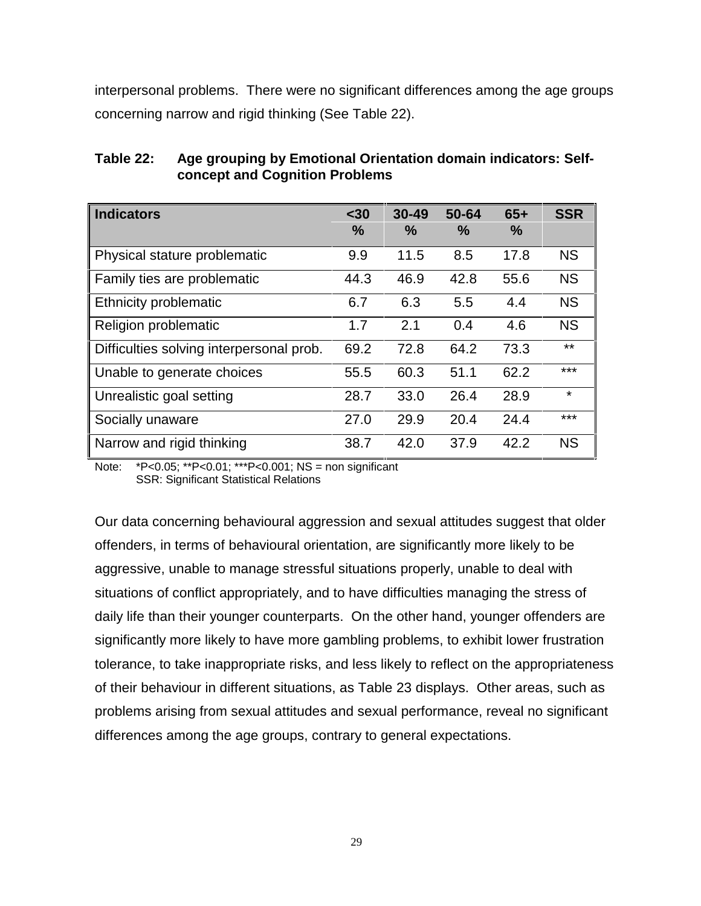interpersonal problems. There were no significant differences among the age groups concerning narrow and rigid thinking (See Table 22).

**Table 22: Age grouping by Emotional Orientation domain indicators: Self-concept and Cognition Problems**

| Indicators | <30<br>% | 30-49<br>% | 50-64<br>% | 65+<br>% | SSR |
|---|---|---|---|---|---|
| Physical stature problematic | 9.9 | 11.5 | 8.5 | 17.8 | NS |
| Family ties are problematic | 44.3 | 46.9 | 42.8 | 55.6 | NS |
| Ethnicity problematic | 6.7 | 6.3 | 5.5 | 4.4 | NS |
| Religion problematic | 1.7 | 2.1 | 0.4 | 4.6 | NS |
| Difficulties solving interpersonal prob. | 69.2 | 72.8 | 64.2 | 73.3 | ** |
| Unable to generate choices | 55.5 | 60.3 | 51.1 | 62.2 | *** |
| Unrealistic goal setting | 28.7 | 33.0 | 26.4 | 28.9 | * |
| Socially unaware | 27.0 | 29.9 | 20.4 | 24.4 | *** |
| Narrow and rigid thinking | 38.7 | 42.0 | 37.9 | 42.2 | NS |

Note: *P<0.05; **P<0.01; ***P<0.001; NS = non significant
SSR: Significant Statistical Relations

Our data concerning behavioural aggression and sexual attitudes suggest that older offenders, in terms of behavioural orientation, are significantly more likely to be aggressive, unable to manage stressful situations properly, unable to deal with situations of conflict appropriately, and to have difficulties managing the stress of daily life than their younger counterparts. On the other hand, younger offenders are significantly more likely to have more gambling problems, to exhibit lower frustration tolerance, to take inappropriate risks, and less likely to reflect on the appropriateness of their behaviour in different situations, as Table 23 displays. Other areas, such as problems arising from sexual attitudes and sexual performance, reveal no significant differences among the age groups, contrary to general expectations.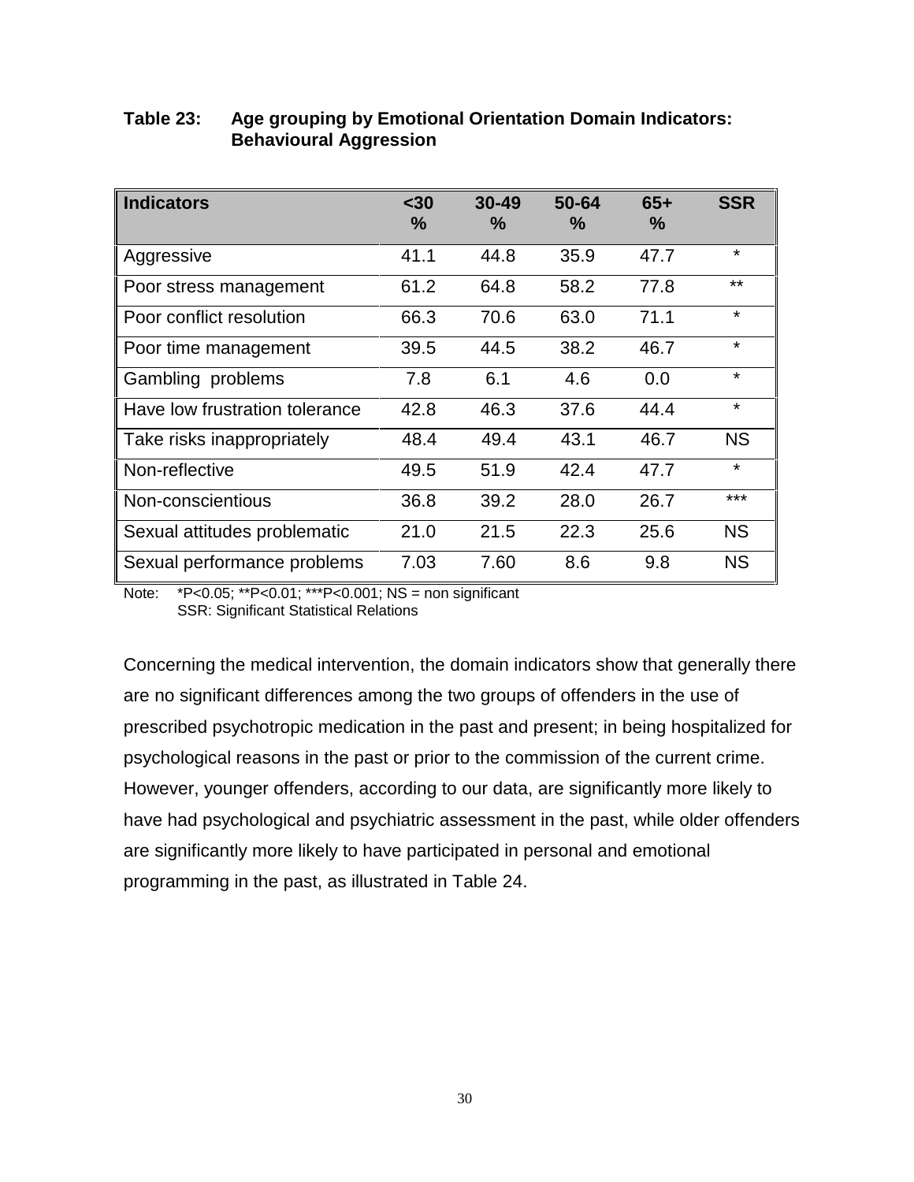**Table 23: Age grouping by Emotional Orientation Domain Indicators: Behavioural Aggression**

| Indicators | <30 % | 30-49 % | 50-64 % | 65+ % | SSR |
|---|---|---|---|---|---|
| Aggressive | 41.1 | 44.8 | 35.9 | 47.7 | * |
| Poor stress management | 61.2 | 64.8 | 58.2 | 77.8 | ** |
| Poor conflict resolution | 66.3 | 70.6 | 63.0 | 71.1 | * |
| Poor time management | 39.5 | 44.5 | 38.2 | 46.7 | * |
| Gambling problems | 7.8 | 6.1 | 4.6 | 0.0 | * |
| Have low frustration tolerance | 42.8 | 46.3 | 37.6 | 44.4 | * |
| Take risks inappropriately | 48.4 | 49.4 | 43.1 | 46.7 | NS |
| Non-reflective | 49.5 | 51.9 | 42.4 | 47.7 | * |
| Non-conscientious | 36.8 | 39.2 | 28.0 | 26.7 | *** |
| Sexual attitudes problematic | 21.0 | 21.5 | 22.3 | 25.6 | NS |
| Sexual performance problems | 7.03 | 7.60 | 8.6 | 9.8 | NS |

Note: *P<0.05; **P<0.01; ***P<0.001; NS = non significant
SSR: Significant Statistical Relations

Concerning the medical intervention, the domain indicators show that generally there are no significant differences among the two groups of offenders in the use of prescribed psychotropic medication in the past and present; in being hospitalized for psychological reasons in the past or prior to the commission of the current crime. However, younger offenders, according to our data, are significantly more likely to have had psychological and psychiatric assessment in the past, while older offenders are significantly more likely to have participated in personal and emotional programming in the past, as illustrated in Table 24.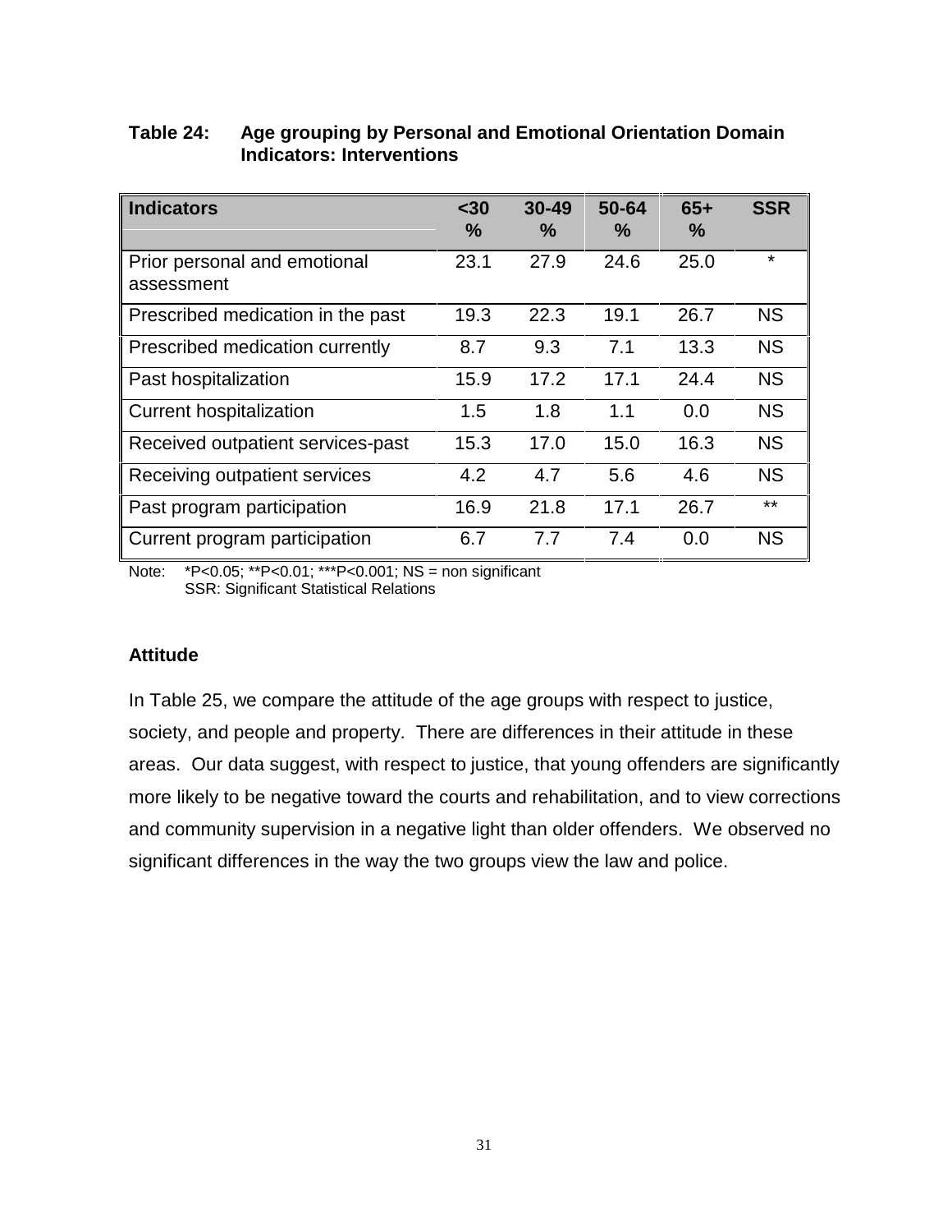**Table 24: Age grouping by Personal and Emotional Orientation Domain Indicators: Interventions**

| Indicators | <30 % | 30-49 % | 50-64 % | 65+ % | SSR |
|---|---|---|---|---|---|
| Prior personal and emotional assessment | 23.1 | 27.9 | 24.6 | 25.0 | * |
| Prescribed medication in the past | 19.3 | 22.3 | 19.1 | 26.7 | NS |
| Prescribed medication currently | 8.7 | 9.3 | 7.1 | 13.3 | NS |
| Past hospitalization | 15.9 | 17.2 | 17.1 | 24.4 | NS |
| Current hospitalization | 1.5 | 1.8 | 1.1 | 0.0 | NS |
| Received outpatient services-past | 15.3 | 17.0 | 15.0 | 16.3 | NS |
| Receiving outpatient services | 4.2 | 4.7 | 5.6 | 4.6 | NS |
| Past program participation | 16.9 | 21.8 | 17.1 | 26.7 | ** |
| Current program participation | 6.7 | 7.7 | 7.4 | 0.0 | NS |

Note: *P<0.05; **P<0.01; ***P<0.001; NS = non significant
SSR: Significant Statistical Relations

**Attitude**

In Table 25, we compare the attitude of the age groups with respect to justice, society, and people and property. There are differences in their attitude in these areas. Our data suggest, with respect to justice, that young offenders are significantly more likely to be negative toward the courts and rehabilitation, and to view corrections and community supervision in a negative light than older offenders. We observed no significant differences in the way the two groups view the law and police.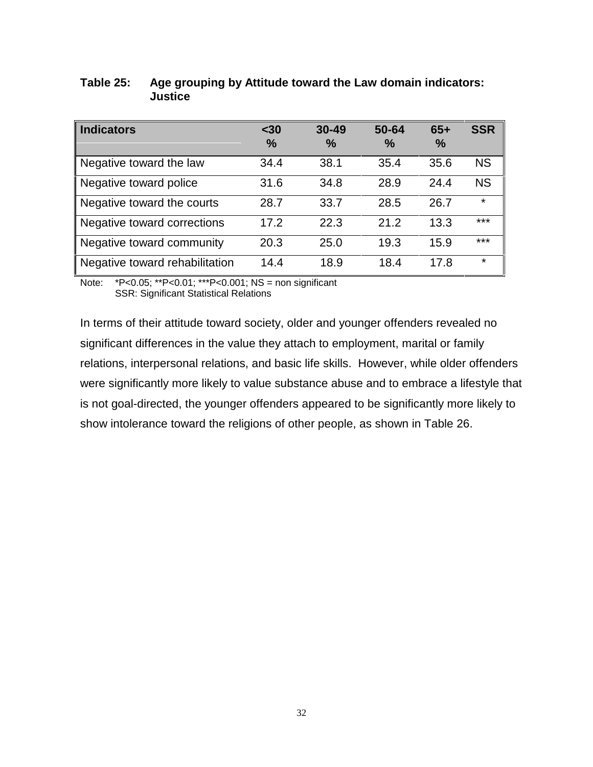**Table 25: Age grouping by Attitude toward the Law domain indicators: Justice**

| Indicators | <30 % | 30-49 % | 50-64 % | 65+ % | SSR |
|---|---|---|---|---|---|
| Negative toward the law | 34.4 | 38.1 | 35.4 | 35.6 | NS |
| Negative toward police | 31.6 | 34.8 | 28.9 | 24.4 | NS |
| Negative toward the courts | 28.7 | 33.7 | 28.5 | 26.7 | * |
| Negative toward corrections | 17.2 | 22.3 | 21.2 | 13.3 | *** |
| Negative toward community | 20.3 | 25.0 | 19.3 | 15.9 | *** |
| Negative toward rehabilitation | 14.4 | 18.9 | 18.4 | 17.8 | * |

Note: *P<0.05; **P<0.01; ***P<0.001; NS = non significant
SSR: Significant Statistical Relations

In terms of their attitude toward society, older and younger offenders revealed no significant differences in the value they attach to employment, marital or family relations, interpersonal relations, and basic life skills. However, while older offenders were significantly more likely to value substance abuse and to embrace a lifestyle that is not goal-directed, the younger offenders appeared to be significantly more likely to show intolerance toward the religions of other people, as shown in Table 26.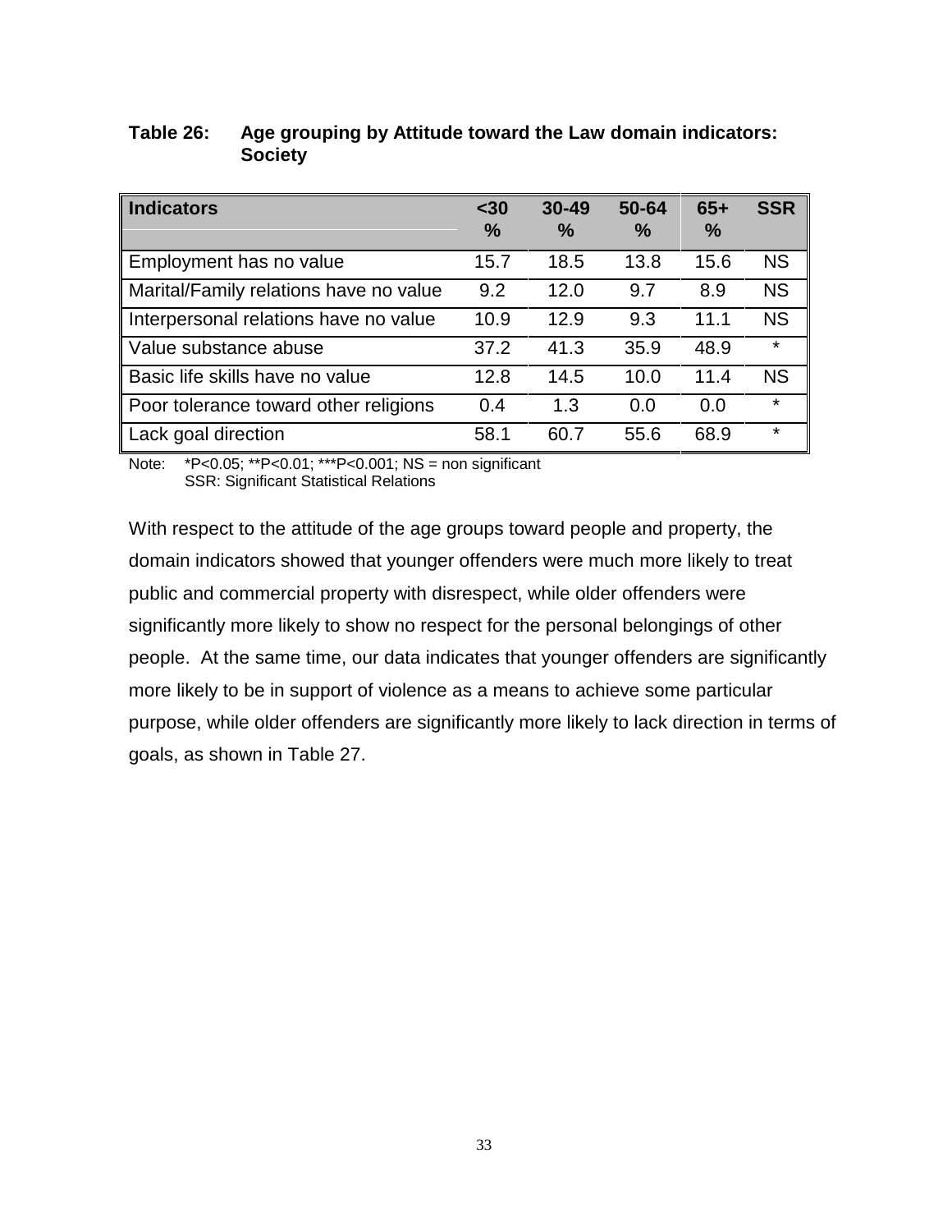**Table 26: Age grouping by Attitude toward the Law domain indicators: Society**

| Indicators | <30 % | 30-49 % | 50-64 % | 65+ % | SSR |
|---|---|---|---|---|---|
| Employment has no value | 15.7 | 18.5 | 13.8 | 15.6 | NS |
| Marital/Family relations have no value | 9.2 | 12.0 | 9.7 | 8.9 | NS |
| Interpersonal relations have no value | 10.9 | 12.9 | 9.3 | 11.1 | NS |
| Value substance abuse | 37.2 | 41.3 | 35.9 | 48.9 | * |
| Basic life skills have no value | 12.8 | 14.5 | 10.0 | 11.4 | NS |
| Poor tolerance toward other religions | 0.4 | 1.3 | 0.0 | 0.0 | * |
| Lack goal direction | 58.1 | 60.7 | 55.6 | 68.9 | * |

Note: *P<0.05; **P<0.01; ***P<0.001; NS = non significant
SSR: Significant Statistical Relations

With respect to the attitude of the age groups toward people and property, the domain indicators showed that younger offenders were much more likely to treat public and commercial property with disrespect, while older offenders were significantly more likely to show no respect for the personal belongings of other people. At the same time, our data indicates that younger offenders are significantly more likely to be in support of violence as a means to achieve some particular purpose, while older offenders are significantly more likely to lack direction in terms of goals, as shown in Table 27.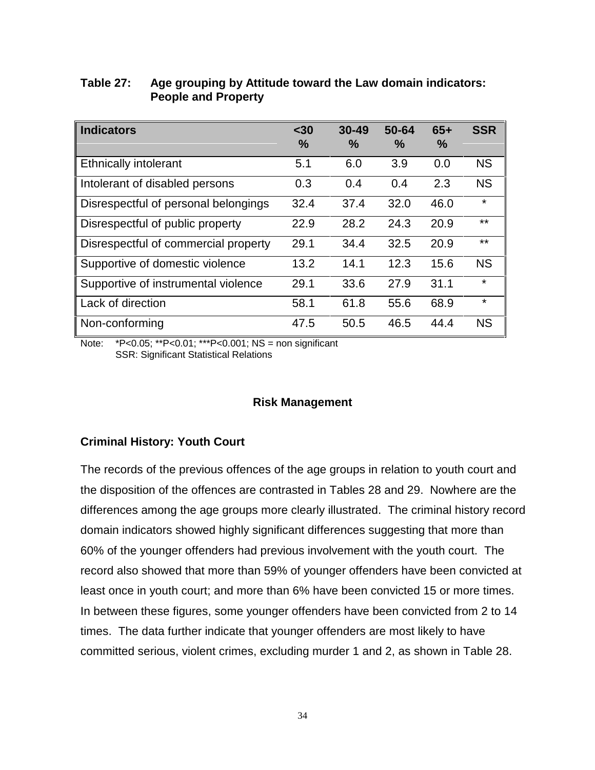**Table 27: Age grouping by Attitude toward the Law domain indicators: People and Property**

| Indicators | <30 % | 30-49 % | 50-64 % | 65+ % | SSR |
|---|---|---|---|---|---|
| Ethnically intolerant | 5.1 | 6.0 | 3.9 | 0.0 | NS |
| Intolerant of disabled persons | 0.3 | 0.4 | 0.4 | 2.3 | NS |
| Disrespectful of personal belongings | 32.4 | 37.4 | 32.0 | 46.0 | * |
| Disrespectful of public property | 22.9 | 28.2 | 24.3 | 20.9 | ** |
| Disrespectful of commercial property | 29.1 | 34.4 | 32.5 | 20.9 | ** |
| Supportive of domestic violence | 13.2 | 14.1 | 12.3 | 15.6 | NS |
| Supportive of instrumental violence | 29.1 | 33.6 | 27.9 | 31.1 | * |
| Lack of direction | 58.1 | 61.8 | 55.6 | 68.9 | * |
| Non-conforming | 47.5 | 50.5 | 46.5 | 44.4 | NS |

Note: *P<0.05; **P<0.01; ***P<0.001; NS = non significant
SSR: Significant Statistical Relations

## Risk Management

### Criminal History: Youth Court

The records of the previous offences of the age groups in relation to youth court and the disposition of the offences are contrasted in Tables 28 and 29. Nowhere are the differences among the age groups more clearly illustrated. The criminal history record domain indicators showed highly significant differences suggesting that more than 60% of the younger offenders had previous involvement with the youth court. The record also showed that more than 59% of younger offenders have been convicted at least once in youth court; and more than 6% have been convicted 15 or more times. In between these figures, some younger offenders have been convicted from 2 to 14 times. The data further indicate that younger offenders are most likely to have committed serious, violent crimes, excluding murder 1 and 2, as shown in Table 28.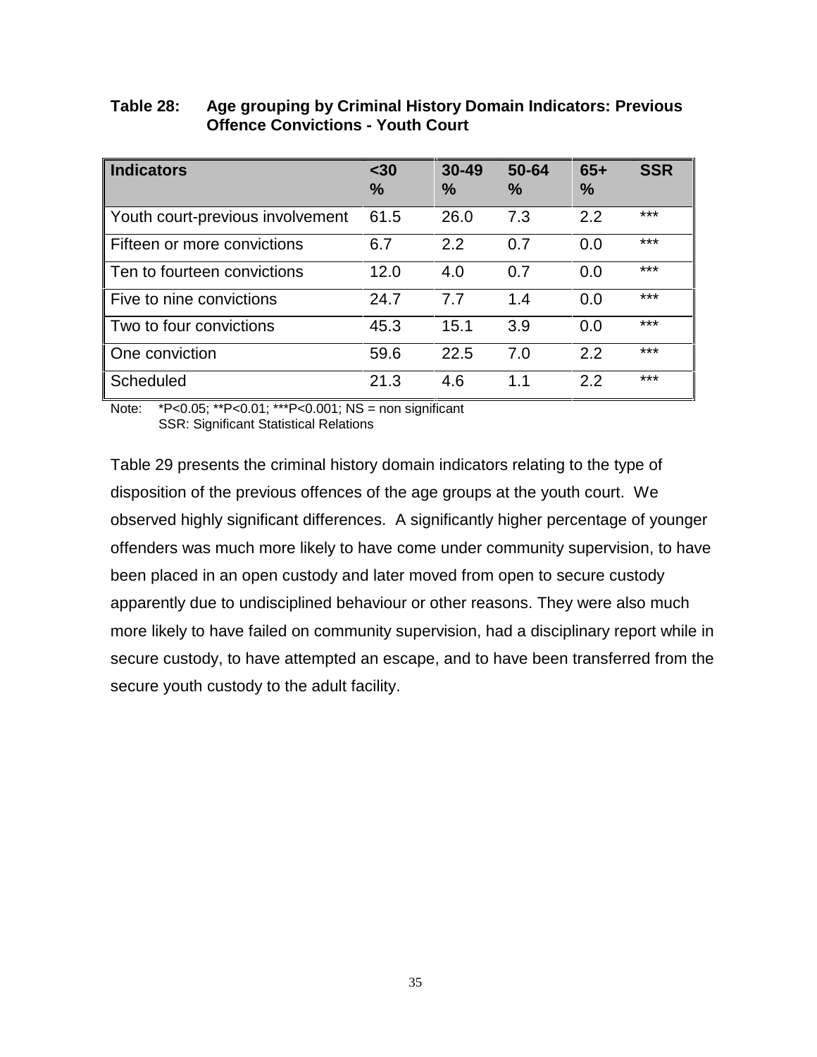**Table 28: Age grouping by Criminal History Domain Indicators: Previous Offence Convictions - Youth Court**

| Indicators | <30 % | 30-49 % | 50-64 % | 65+ % | SSR |
|---|---|---|---|---|---|
| Youth court-previous involvement | 61.5 | 26.0 | 7.3 | 2.2 | *** |
| Fifteen or more convictions | 6.7 | 2.2 | 0.7 | 0.0 | *** |
| Ten to fourteen convictions | 12.0 | 4.0 | 0.7 | 0.0 | *** |
| Five to nine convictions | 24.7 | 7.7 | 1.4 | 0.0 | *** |
| Two to four convictions | 45.3 | 15.1 | 3.9 | 0.0 | *** |
| One conviction | 59.6 | 22.5 | 7.0 | 2.2 | *** |
| Scheduled | 21.3 | 4.6 | 1.1 | 2.2 | *** |

Note: *P<0.05; **P<0.01; ***P<0.001; NS = non significant
SSR: Significant Statistical Relations

Table 29 presents the criminal history domain indicators relating to the type of disposition of the previous offences of the age groups at the youth court. We observed highly significant differences. A significantly higher percentage of younger offenders was much more likely to have come under community supervision, to have been placed in an open custody and later moved from open to secure custody apparently due to undisciplined behaviour or other reasons. They were also much more likely to have failed on community supervision, had a disciplinary report while in secure custody, to have attempted an escape, and to have been transferred from the secure youth custody to the adult facility.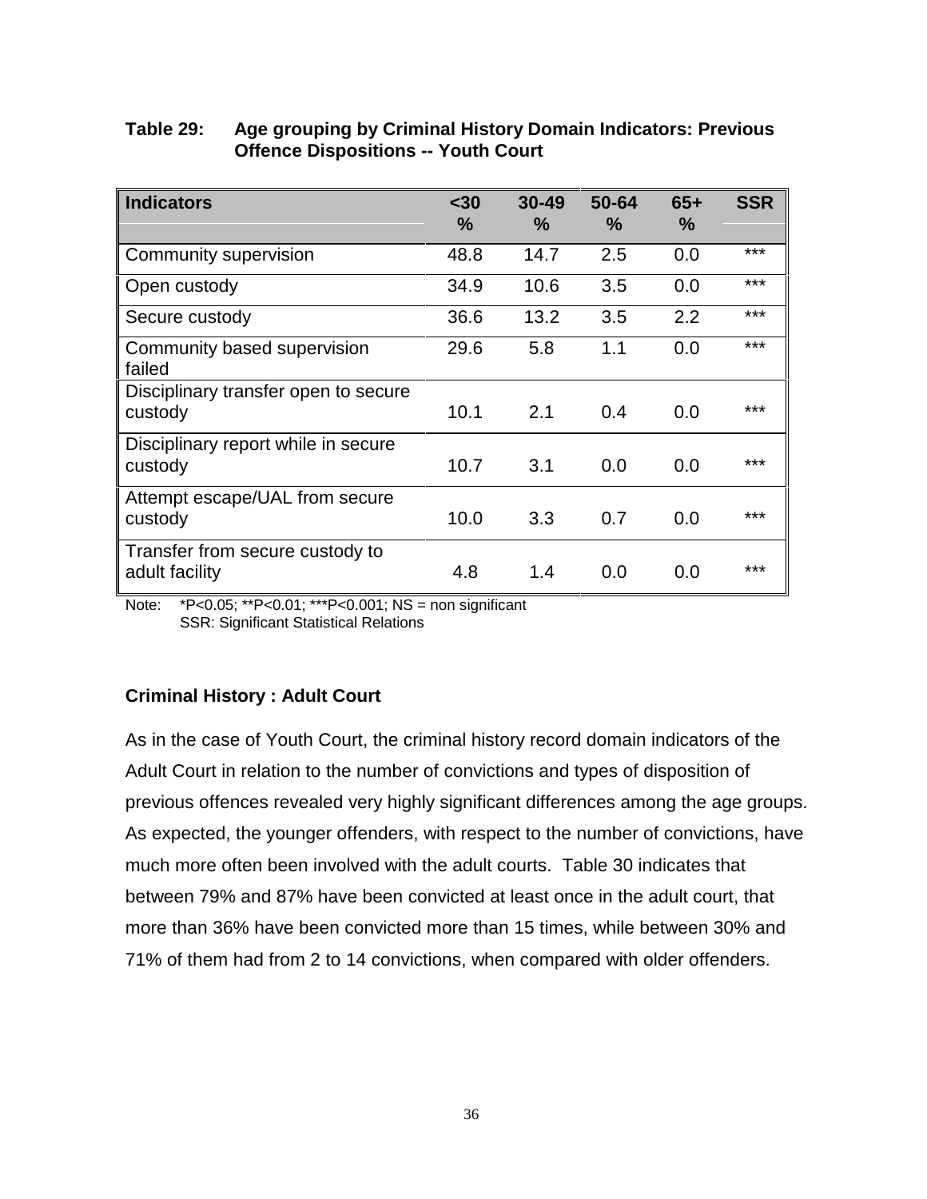**Table 29: Age grouping by Criminal History Domain Indicators: Previous Offence Dispositions -- Youth Court**

| Indicators | <30 % | 30-49 % | 50-64 % | 65+ % | SSR |
|---|---|---|---|---|---|
| Community supervision | 48.8 | 14.7 | 2.5 | 0.0 | *** |
| Open custody | 34.9 | 10.6 | 3.5 | 0.0 | *** |
| Secure custody | 36.6 | 13.2 | 3.5 | 2.2 | *** |
| Community based supervision failed | 29.6 | 5.8 | 1.1 | 0.0 | *** |
| Disciplinary transfer open to secure custody | 10.1 | 2.1 | 0.4 | 0.0 | *** |
| Disciplinary report while in secure custody | 10.7 | 3.1 | 0.0 | 0.0 | *** |
| Attempt escape/UAL from secure custody | 10.0 | 3.3 | 0.7 | 0.0 | *** |
| Transfer from secure custody to adult facility | 4.8 | 1.4 | 0.0 | 0.0 | *** |

Note: *P<0.05; **P<0.01; ***P<0.001; NS = non significant
SSR: Significant Statistical Relations

**Criminal History : Adult Court**

As in the case of Youth Court, the criminal history record domain indicators of the Adult Court in relation to the number of convictions and types of disposition of previous offences revealed very highly significant differences among the age groups. As expected, the younger offenders, with respect to the number of convictions, have much more often been involved with the adult courts. Table 30 indicates that between 79% and 87% have been convicted at least once in the adult court, that more than 36% have been convicted more than 15 times, while between 30% and 71% of them had from 2 to 14 convictions, when compared with older offenders.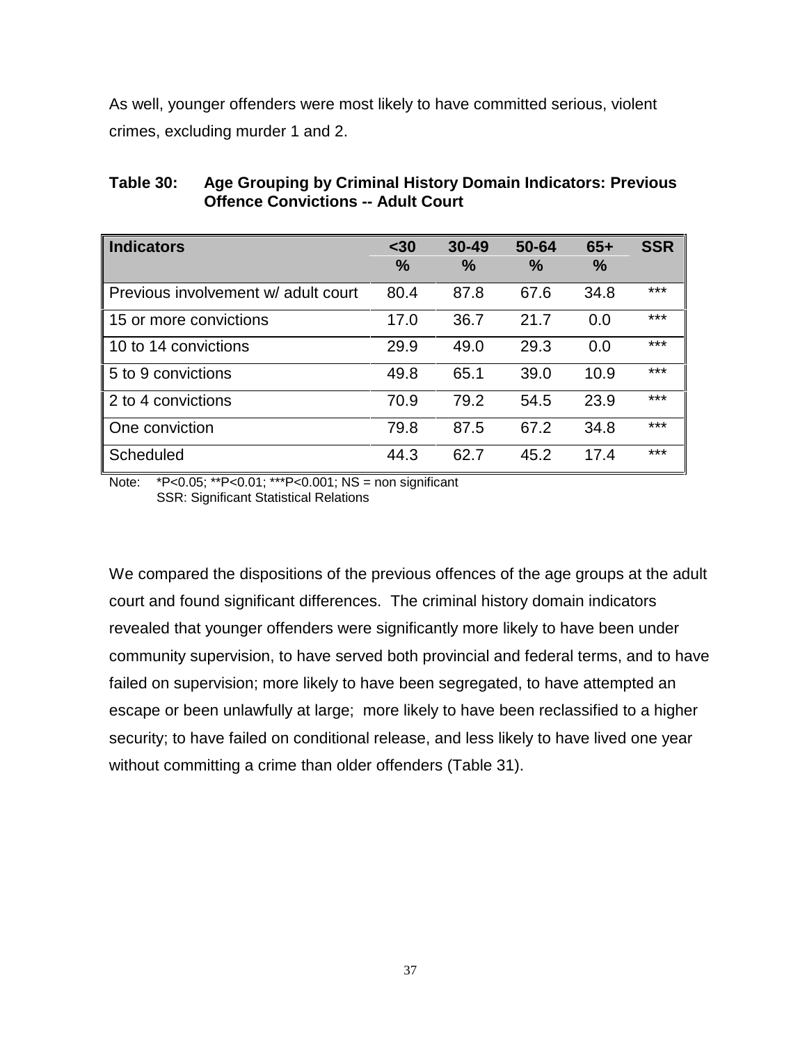As well, younger offenders were most likely to have committed serious, violent crimes, excluding murder 1 and 2.

**Table 30: Age Grouping by Criminal History Domain Indicators: Previous Offence Convictions -- Adult Court**

| Indicators | <30 % | 30-49 % | 50-64 % | 65+ % | SSR |
|---|---|---|---|---|---|
| Previous involvement w/ adult court | 80.4 | 87.8 | 67.6 | 34.8 | *** |
| 15 or more convictions | 17.0 | 36.7 | 21.7 | 0.0 | *** |
| 10 to 14 convictions | 29.9 | 49.0 | 29.3 | 0.0 | *** |
| 5 to 9 convictions | 49.8 | 65.1 | 39.0 | 10.9 | *** |
| 2 to 4 convictions | 70.9 | 79.2 | 54.5 | 23.9 | *** |
| One conviction | 79.8 | 87.5 | 67.2 | 34.8 | *** |
| Scheduled | 44.3 | 62.7 | 45.2 | 17.4 | *** |

Note: *P<0.05; **P<0.01; ***P<0.001; NS = non significant
SSR: Significant Statistical Relations

We compared the dispositions of the previous offences of the age groups at the adult court and found significant differences. The criminal history domain indicators revealed that younger offenders were significantly more likely to have been under community supervision, to have served both provincial and federal terms, and to have failed on supervision; more likely to have been segregated, to have attempted an escape or been unlawfully at large; more likely to have been reclassified to a higher security; to have failed on conditional release, and less likely to have lived one year without committing a crime than older offenders (Table 31).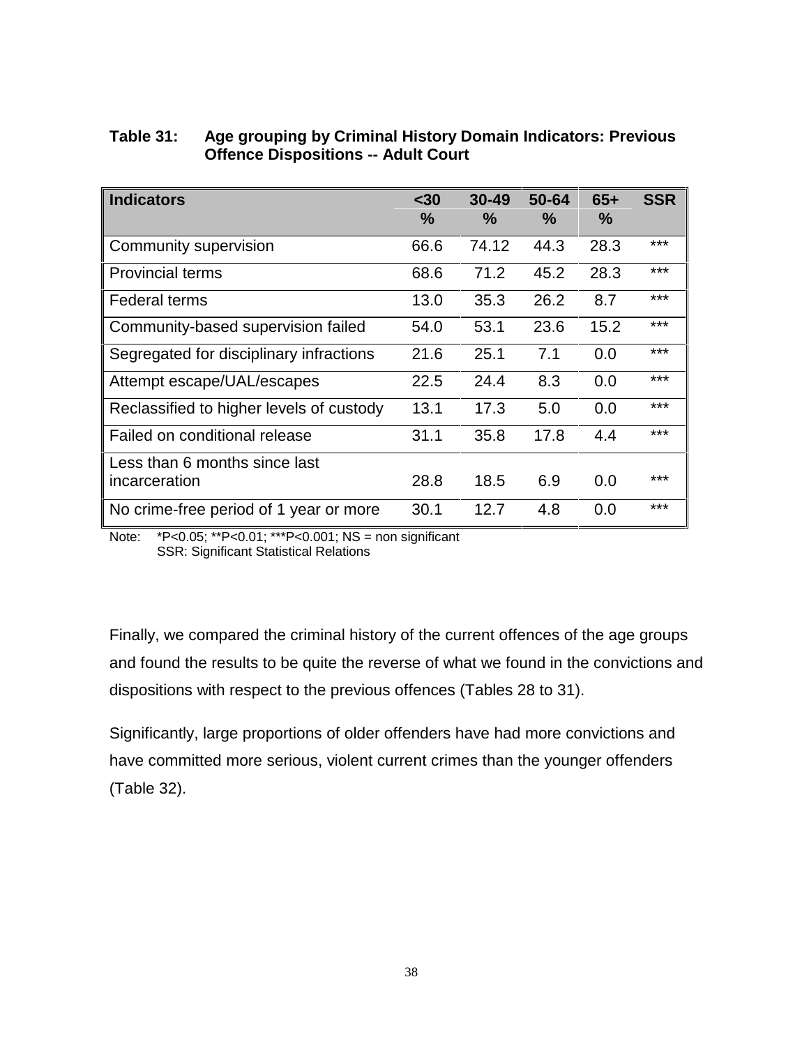**Table 31: Age grouping by Criminal History Domain Indicators: Previous Offence Dispositions -- Adult Court**

| Indicators | <30 % | 30-49 % | 50-64 % | 65+ % | SSR |
|---|---|---|---|---|---|
| Community supervision | 66.6 | 74.12 | 44.3 | 28.3 | *** |
| Provincial terms | 68.6 | 71.2 | 45.2 | 28.3 | *** |
| Federal terms | 13.0 | 35.3 | 26.2 | 8.7 | *** |
| Community-based supervision failed | 54.0 | 53.1 | 23.6 | 15.2 | *** |
| Segregated for disciplinary infractions | 21.6 | 25.1 | 7.1 | 0.0 | *** |
| Attempt escape/UAL/escapes | 22.5 | 24.4 | 8.3 | 0.0 | *** |
| Reclassified to higher levels of custody | 13.1 | 17.3 | 5.0 | 0.0 | *** |
| Failed on conditional release | 31.1 | 35.8 | 17.8 | 4.4 | *** |
| Less than 6 months since last incarceration | 28.8 | 18.5 | 6.9 | 0.0 | *** |
| No crime-free period of 1 year or more | 30.1 | 12.7 | 4.8 | 0.0 | *** |

Note: *P<0.05; **P<0.01; ***P<0.001; NS = non significant
SSR: Significant Statistical Relations

Finally, we compared the criminal history of the current offences of the age groups and found the results to be quite the reverse of what we found in the convictions and dispositions with respect to the previous offences (Tables 28 to 31).

Significantly, large proportions of older offenders have had more convictions and have committed more serious, violent current crimes than the younger offenders (Table 32).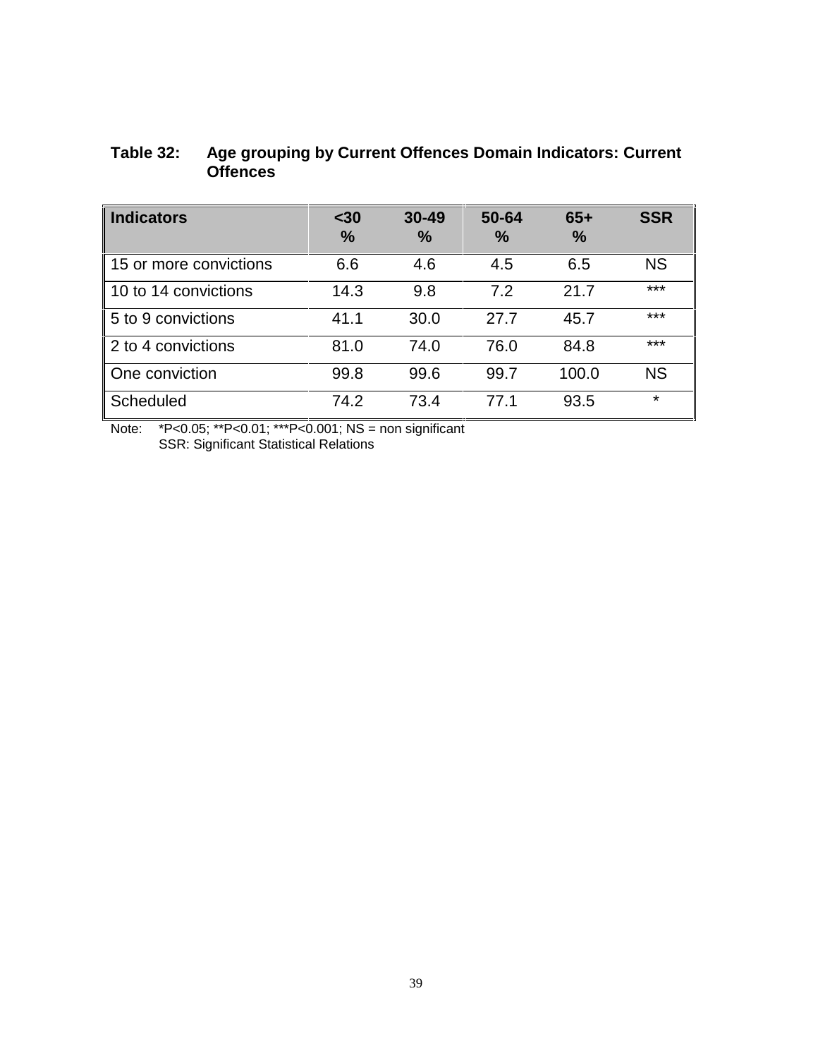**Table 32: Age grouping by Current Offences Domain Indicators: Current Offences**

| Indicators | <30 % | 30-49 % | 50-64 % | 65+ % | SSR |
|---|---|---|---|---|---|
| 15 or more convictions | 6.6 | 4.6 | 4.5 | 6.5 | NS |
| 10 to 14 convictions | 14.3 | 9.8 | 7.2 | 21.7 | *** |
| 5 to 9 convictions | 41.1 | 30.0 | 27.7 | 45.7 | *** |
| 2 to 4 convictions | 81.0 | 74.0 | 76.0 | 84.8 | *** |
| One conviction | 99.8 | 99.6 | 99.7 | 100.0 | NS |
| Scheduled | 74.2 | 73.4 | 77.1 | 93.5 | * |

Note: *P<0.05; **P<0.01; ***P<0.001; NS = non significant
SSR: Significant Statistical Relations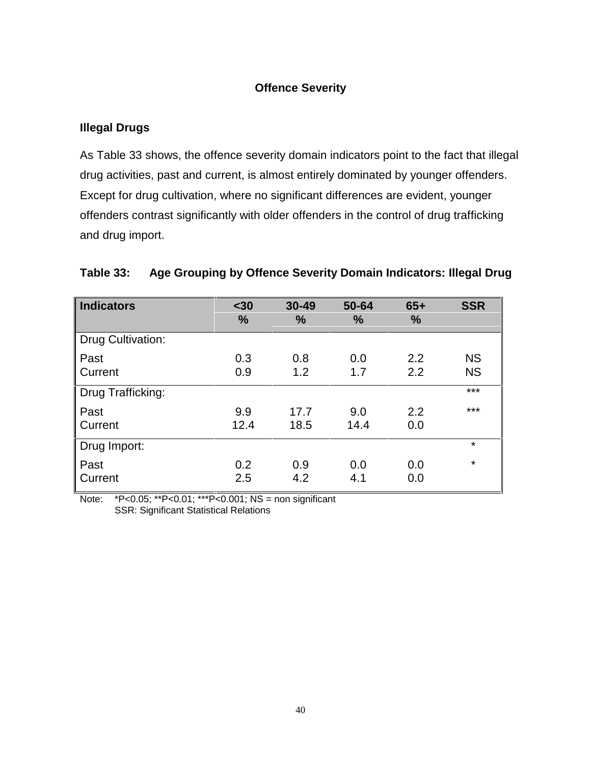## Offence Severity

### Illegal Drugs

As Table 33 shows, the offence severity domain indicators point to the fact that illegal drug activities, past and current, is almost entirely dominated by younger offenders. Except for drug cultivation, where no significant differences are evident, younger offenders contrast significantly with older offenders in the control of drug trafficking and drug import.

**Table 33: Age Grouping by Offence Severity Domain Indicators: Illegal Drug**

| Indicators | <30<br>% | 30-49<br>% | 50-64<br>% | 65+<br>% | SSR |
|---|---|---|---|---|---|
| Drug Cultivation: | | | | | |
| Past | 0.3 | 0.8 | 0.0 | 2.2 | NS |
| Current | 0.9 | 1.2 | 1.7 | 2.2 | NS |
| Drug Trafficking: | | | | | *** |
| Past | 9.9 | 17.7 | 9.0 | 2.2 | *** |
| Current | 12.4 | 18.5 | 14.4 | 0.0 | |
| Drug Import: | | | | | * |
| Past | 0.2 | 0.9 | 0.0 | 0.0 | * |
| Current | 2.5 | 4.2 | 4.1 | 0.0 | |

Note: *P<0.05; **P<0.01; ***P<0.001; NS = non significant
SSR: Significant Statistical Relations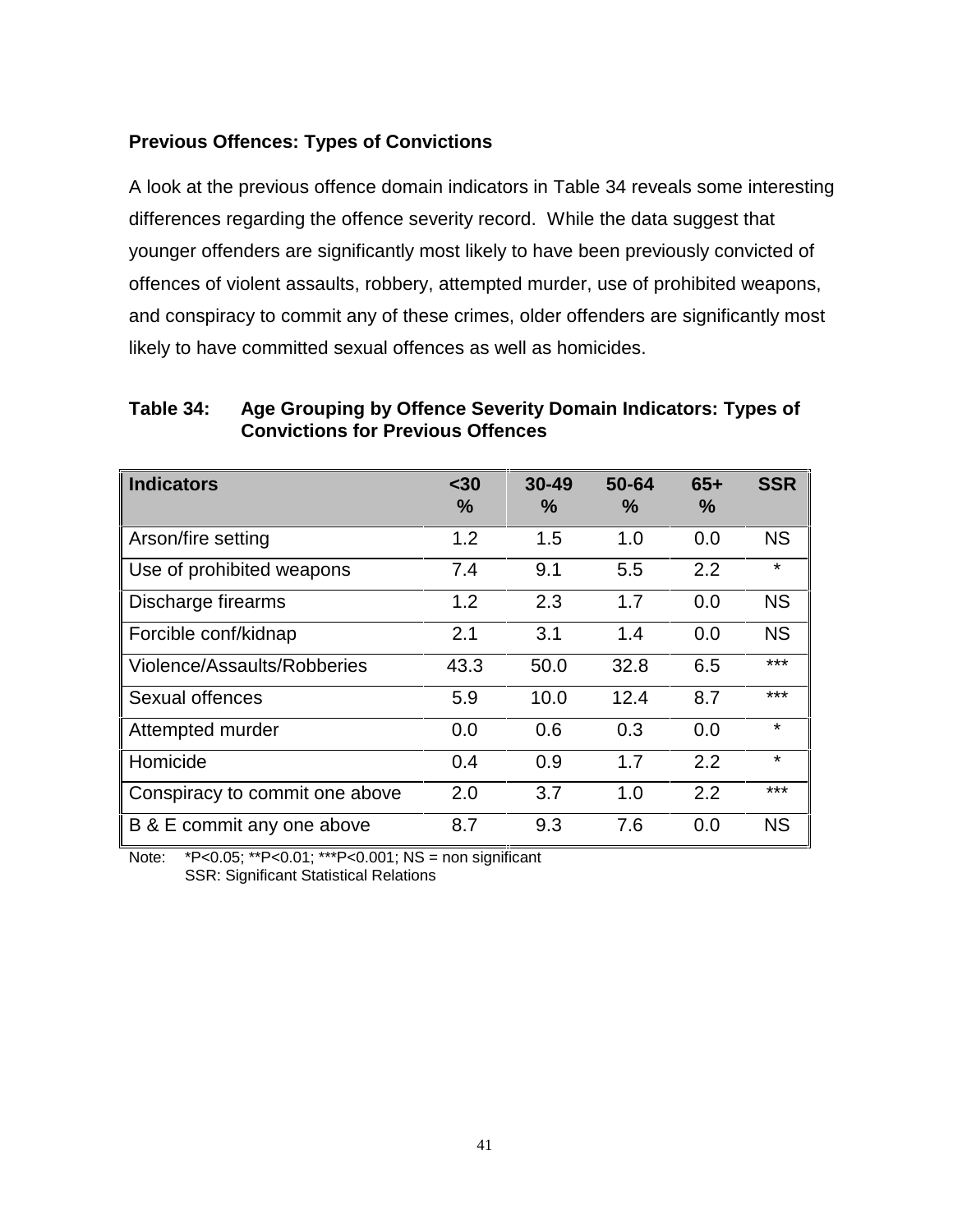### Previous Offences: Types of Convictions

A look at the previous offence domain indicators in Table 34 reveals some interesting differences regarding the offence severity record. While the data suggest that younger offenders are significantly most likely to have been previously convicted of offences of violent assaults, robbery, attempted murder, use of prohibited weapons, and conspiracy to commit any of these crimes, older offenders are significantly most likely to have committed sexual offences as well as homicides.

**Table 34: Age Grouping by Offence Severity Domain Indicators: Types of Convictions for Previous Offences**

| Indicators | <30 % | 30-49 % | 50-64 % | 65+ % | SSR |
|---|---|---|---|---|---|
| Arson/fire setting | 1.2 | 1.5 | 1.0 | 0.0 | NS |
| Use of prohibited weapons | 7.4 | 9.1 | 5.5 | 2.2 | * |
| Discharge firearms | 1.2 | 2.3 | 1.7 | 0.0 | NS |
| Forcible conf/kidnap | 2.1 | 3.1 | 1.4 | 0.0 | NS |
| Violence/Assaults/Robberies | 43.3 | 50.0 | 32.8 | 6.5 | *** |
| Sexual offences | 5.9 | 10.0 | 12.4 | 8.7 | *** |
| Attempted murder | 0.0 | 0.6 | 0.3 | 0.0 | * |
| Homicide | 0.4 | 0.9 | 1.7 | 2.2 | * |
| Conspiracy to commit one above | 2.0 | 3.7 | 1.0 | 2.2 | *** |
| B & E commit any one above | 8.7 | 9.3 | 7.6 | 0.0 | NS |

Note: *P<0.05; **P<0.01; ***P<0.001; NS = non significant
SSR: Significant Statistical Relations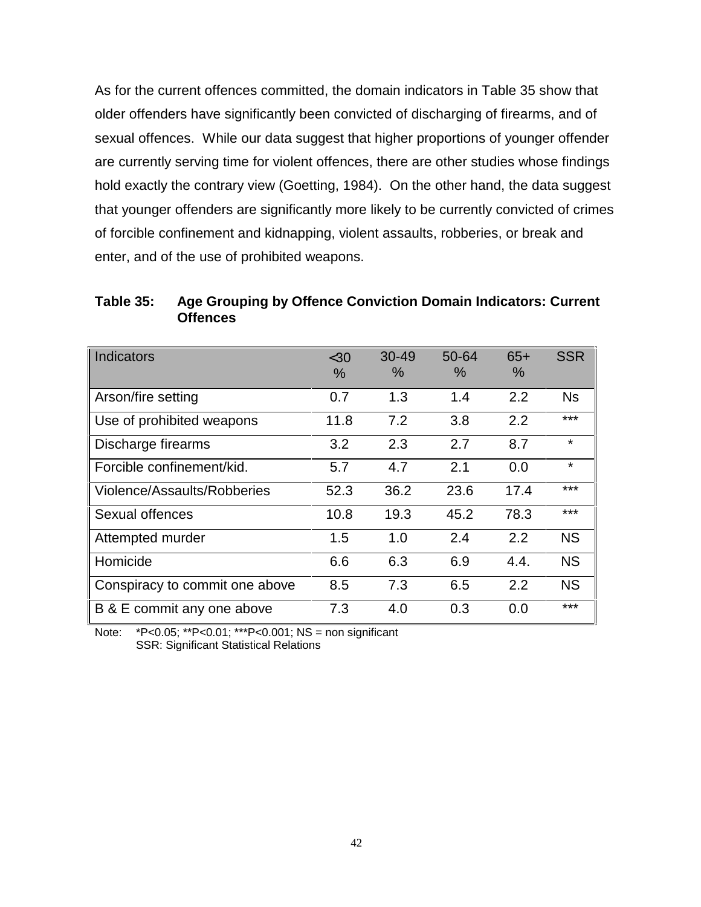As for the current offences committed, the domain indicators in Table 35 show that older offenders have significantly been convicted of discharging of firearms, and of sexual offences. While our data suggest that higher proportions of younger offender are currently serving time for violent offences, there are other studies whose findings hold exactly the contrary view (Goetting, 1984). On the other hand, the data suggest that younger offenders are significantly more likely to be currently convicted of crimes of forcible confinement and kidnapping, violent assaults, robberies, or break and enter, and of the use of prohibited weapons.

**Table 35: Age Grouping by Offence Conviction Domain Indicators: Current Offences**

| Indicators | <30 % | 30-49 % | 50-64 % | 65+ % | SSR |
|---|---|---|---|---|---|
| Arson/fire setting | 0.7 | 1.3 | 1.4 | 2.2 | Ns |
| Use of prohibited weapons | 11.8 | 7.2 | 3.8 | 2.2 | *** |
| Discharge firearms | 3.2 | 2.3 | 2.7 | 8.7 | * |
| Forcible confinement/kid. | 5.7 | 4.7 | 2.1 | 0.0 | * |
| Violence/Assaults/Robberies | 52.3 | 36.2 | 23.6 | 17.4 | *** |
| Sexual offences | 10.8 | 19.3 | 45.2 | 78.3 | *** |
| Attempted murder | 1.5 | 1.0 | 2.4 | 2.2 | NS |
| Homicide | 6.6 | 6.3 | 6.9 | 4.4. | NS |
| Conspiracy to commit one above | 8.5 | 7.3 | 6.5 | 2.2 | NS |
| B & E commit any one above | 7.3 | 4.0 | 0.3 | 0.0 | *** |

Note: *P<0.05; **P<0.01; ***P<0.001; NS = non significant
SSR: Significant Statistical Relations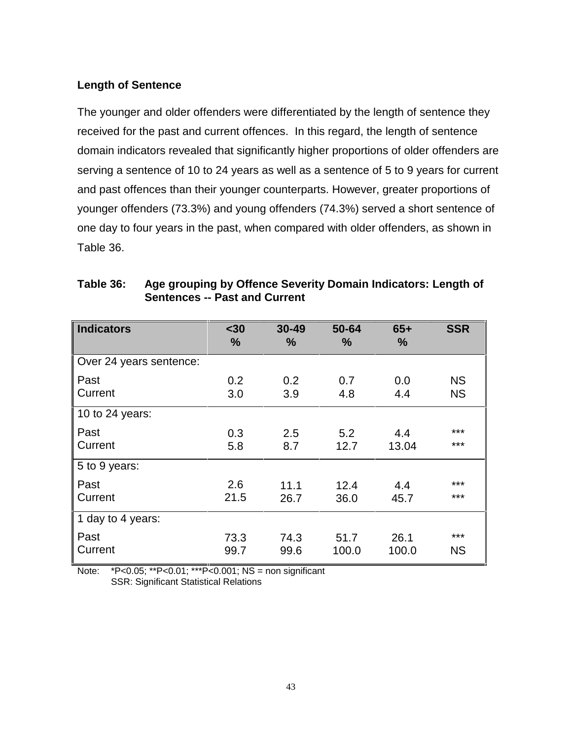**Length of Sentence**

The younger and older offenders were differentiated by the length of sentence they received for the past and current offences. In this regard, the length of sentence domain indicators revealed that significantly higher proportions of older offenders are serving a sentence of 10 to 24 years as well as a sentence of 5 to 9 years for current and past offences than their younger counterparts. However, greater proportions of younger offenders (73.3%) and young offenders (74.3%) served a short sentence of one day to four years in the past, when compared with older offenders, as shown in Table 36.

**Table 36: Age grouping by Offence Severity Domain Indicators: Length of Sentences -- Past and Current**

| Indicators | <30 % | 30-49 % | 50-64 % | 65+ % | SSR |
|---|---|---|---|---|---|
| Over 24 years sentence: | | | | | |
| Past | 0.2 | 0.2 | 0.7 | 0.0 | NS |
| Current | 3.0 | 3.9 | 4.8 | 4.4 | NS |
| 10 to 24 years: | | | | | |
| Past | 0.3 | 2.5 | 5.2 | 4.4 | *** |
| Current | 5.8 | 8.7 | 12.7 | 13.04 | *** |
| 5 to 9 years: | | | | | |
| Past | 2.6 | 11.1 | 12.4 | 4.4 | *** |
| Current | 21.5 | 26.7 | 36.0 | 45.7 | *** |
| 1 day to 4 years: | | | | | |
| Past | 73.3 | 74.3 | 51.7 | 26.1 | *** |
| Current | 99.7 | 99.6 | 100.0 | 100.0 | NS |

Note: *P<0.05; **P<0.01; ***P<0.001; NS = non significant
SSR: Significant Statistical Relations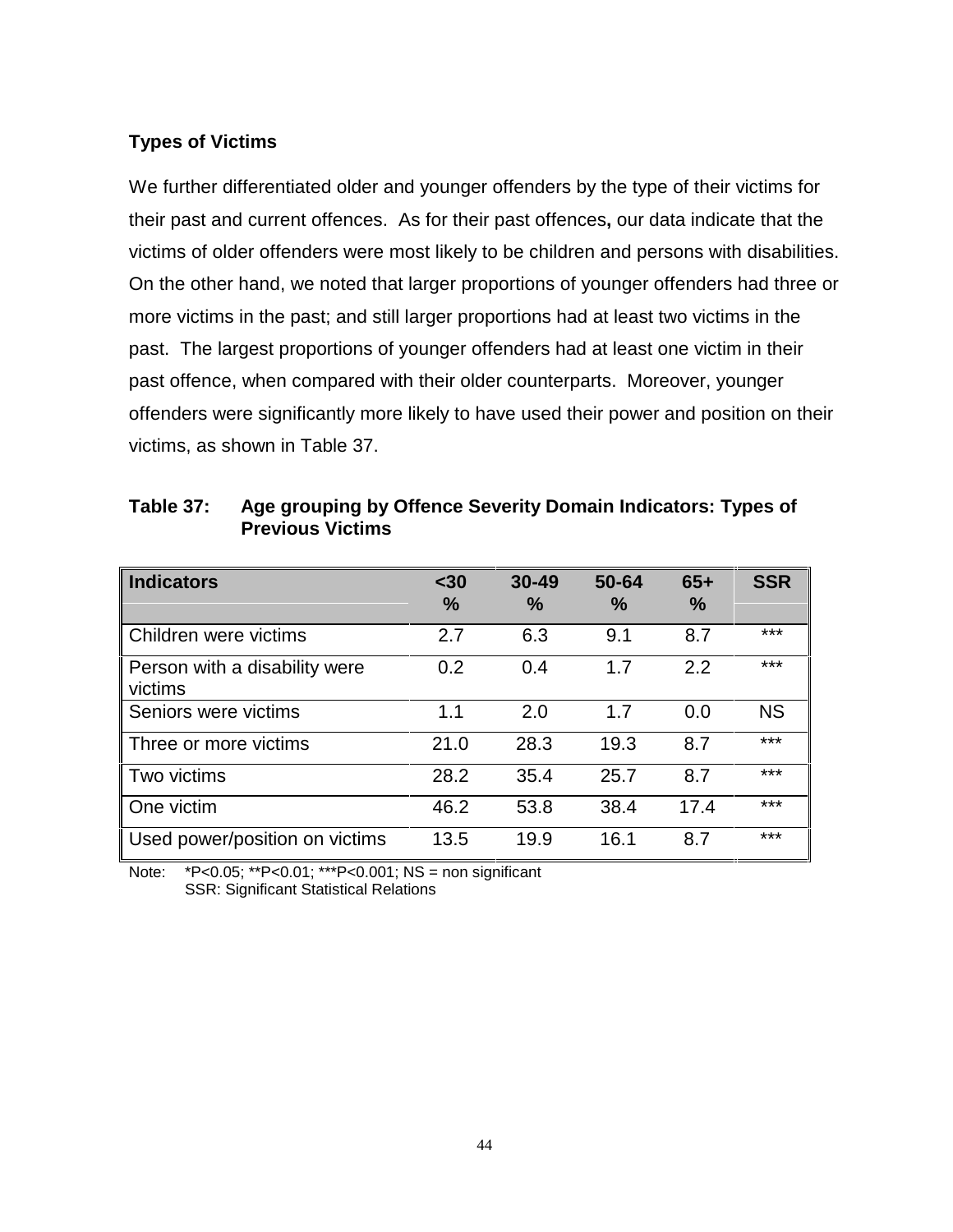### Types of Victims

We further differentiated older and younger offenders by the type of their victims for their past and current offences. As for their past offences**,** our data indicate that the victims of older offenders were most likely to be children and persons with disabilities. On the other hand, we noted that larger proportions of younger offenders had three or more victims in the past; and still larger proportions had at least two victims in the past. The largest proportions of younger offenders had at least one victim in their past offence, when compared with their older counterparts. Moreover, younger offenders were significantly more likely to have used their power and position on their victims, as shown in Table 37.

**Table 37: Age grouping by Offence Severity Domain Indicators: Types of Previous Victims**

| Indicators | <30 % | 30-49 % | 50-64 % | 65+ % | SSR |
|---|---|---|---|---|---|
| Children were victims | 2.7 | 6.3 | 9.1 | 8.7 | *** |
| Person with a disability were victims | 0.2 | 0.4 | 1.7 | 2.2 | *** |
| Seniors were victims | 1.1 | 2.0 | 1.7 | 0.0 | NS |
| Three or more victims | 21.0 | 28.3 | 19.3 | 8.7 | *** |
| Two victims | 28.2 | 35.4 | 25.7 | 8.7 | *** |
| One victim | 46.2 | 53.8 | 38.4 | 17.4 | *** |
| Used power/position on victims | 13.5 | 19.9 | 16.1 | 8.7 | *** |

Note: *P<0.05; **P<0.01; ***P<0.001; NS = non significant
SSR: Significant Statistical Relations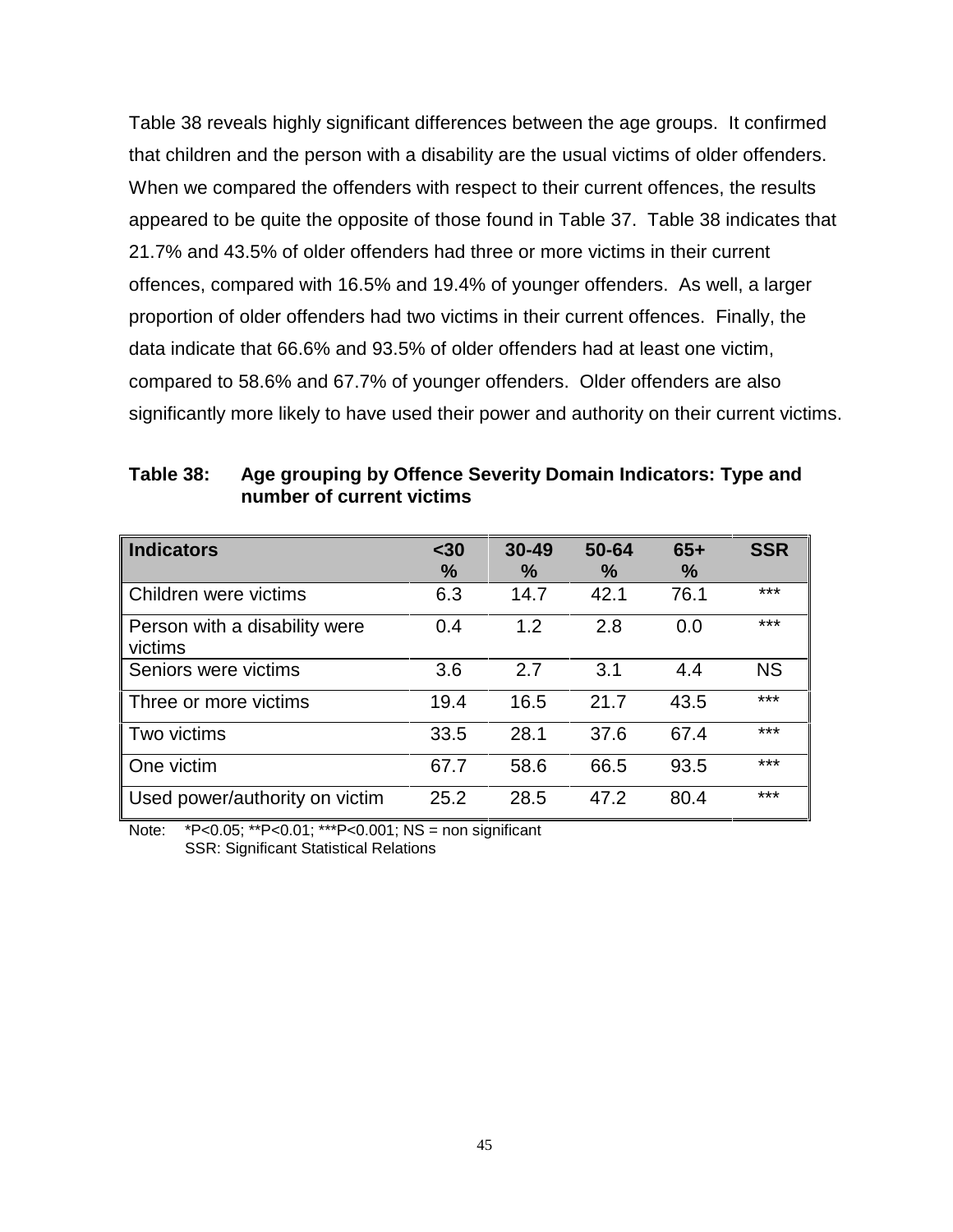Table 38 reveals highly significant differences between the age groups. It confirmed that children and the person with a disability are the usual victims of older offenders. When we compared the offenders with respect to their current offences, the results appeared to be quite the opposite of those found in Table 37. Table 38 indicates that 21.7% and 43.5% of older offenders had three or more victims in their current offences, compared with 16.5% and 19.4% of younger offenders. As well, a larger proportion of older offenders had two victims in their current offences. Finally, the data indicate that 66.6% and 93.5% of older offenders had at least one victim, compared to 58.6% and 67.7% of younger offenders. Older offenders are also significantly more likely to have used their power and authority on their current victims.

**Table 38: Age grouping by Offence Severity Domain Indicators: Type and number of current victims**

| Indicators | <30 % | 30-49 % | 50-64 % | 65+ % | SSR |
|---|---|---|---|---|---|
| Children were victims | 6.3 | 14.7 | 42.1 | 76.1 | *** |
| Person with a disability were victims | 0.4 | 1.2 | 2.8 | 0.0 | *** |
| Seniors were victims | 3.6 | 2.7 | 3.1 | 4.4 | NS |
| Three or more victims | 19.4 | 16.5 | 21.7 | 43.5 | *** |
| Two victims | 33.5 | 28.1 | 37.6 | 67.4 | *** |
| One victim | 67.7 | 58.6 | 66.5 | 93.5 | *** |
| Used power/authority on victim | 25.2 | 28.5 | 47.2 | 80.4 | *** |

Note: *P<0.05; **P<0.01; ***P<0.001; NS = non significant
SSR: Significant Statistical Relations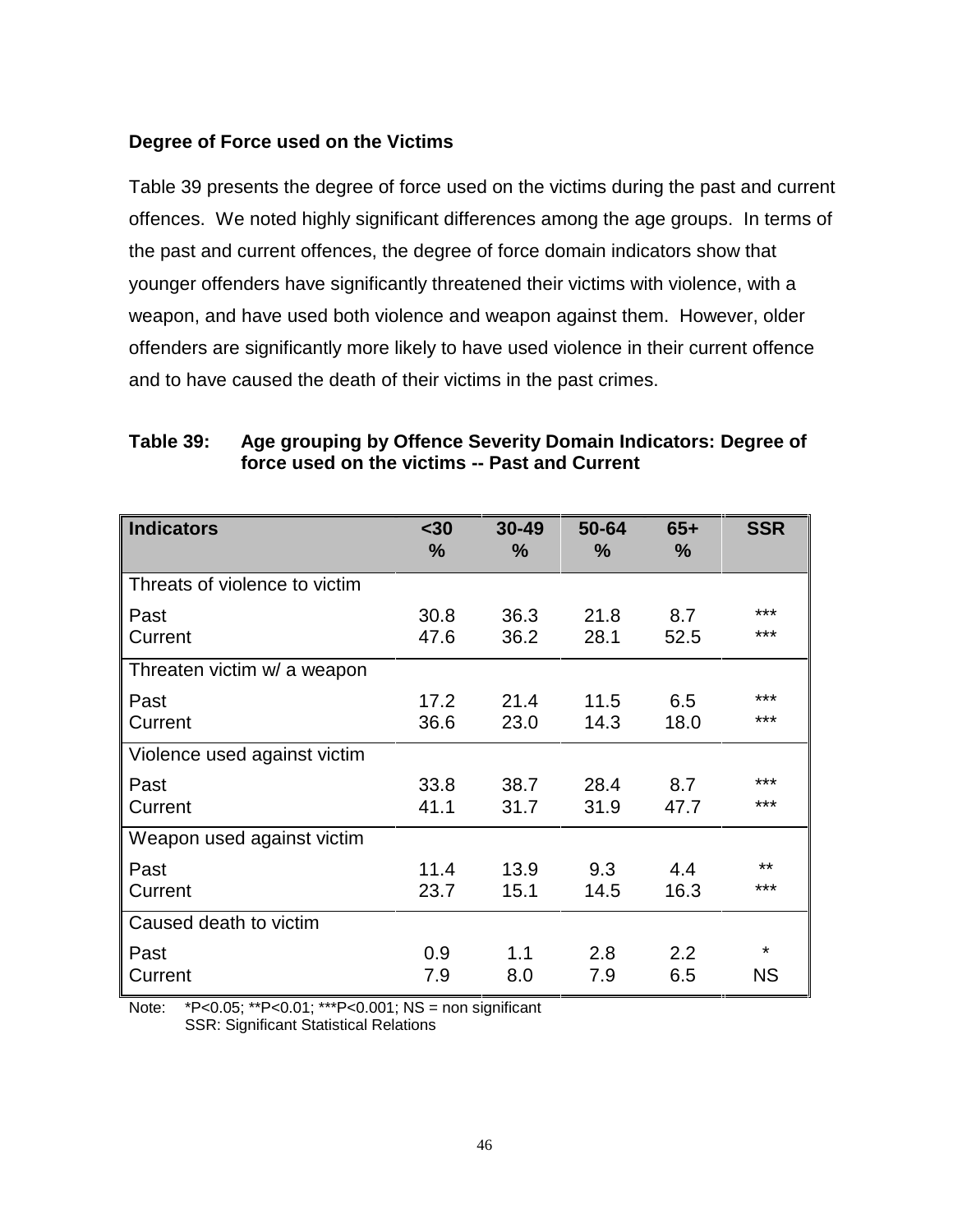### Degree of Force used on the Victims

Table 39 presents the degree of force used on the victims during the past and current offences. We noted highly significant differences among the age groups. In terms of the past and current offences, the degree of force domain indicators show that younger offenders have significantly threatened their victims with violence, with a weapon, and have used both violence and weapon against them. However, older offenders are significantly more likely to have used violence in their current offence and to have caused the death of their victims in the past crimes.

**Table 39: Age grouping by Offence Severity Domain Indicators: Degree of force used on the victims -- Past and Current**

| Indicators | <30 % | 30-49 % | 50-64 % | 65+ % | SSR |
|---|---|---|---|---|---|
| Threats of violence to victim | | | | | |
| Past | 30.8 | 36.3 | 21.8 | 8.7 | *** |
| Current | 47.6 | 36.2 | 28.1 | 52.5 | *** |
| Threaten victim w/ a weapon | | | | | |
| Past | 17.2 | 21.4 | 11.5 | 6.5 | *** |
| Current | 36.6 | 23.0 | 14.3 | 18.0 | *** |
| Violence used against victim | | | | | |
| Past | 33.8 | 38.7 | 28.4 | 8.7 | *** |
| Current | 41.1 | 31.7 | 31.9 | 47.7 | *** |
| Weapon used against victim | | | | | |
| Past | 11.4 | 13.9 | 9.3 | 4.4 | ** |
| Current | 23.7 | 15.1 | 14.5 | 16.3 | *** |
| Caused death to victim | | | | | |
| Past | 0.9 | 1.1 | 2.8 | 2.2 | * |
| Current | 7.9 | 8.0 | 7.9 | 6.5 | NS |

Note: *P<0.05; **P<0.01; ***P<0.001; NS = non significant
SSR: Significant Statistical Relations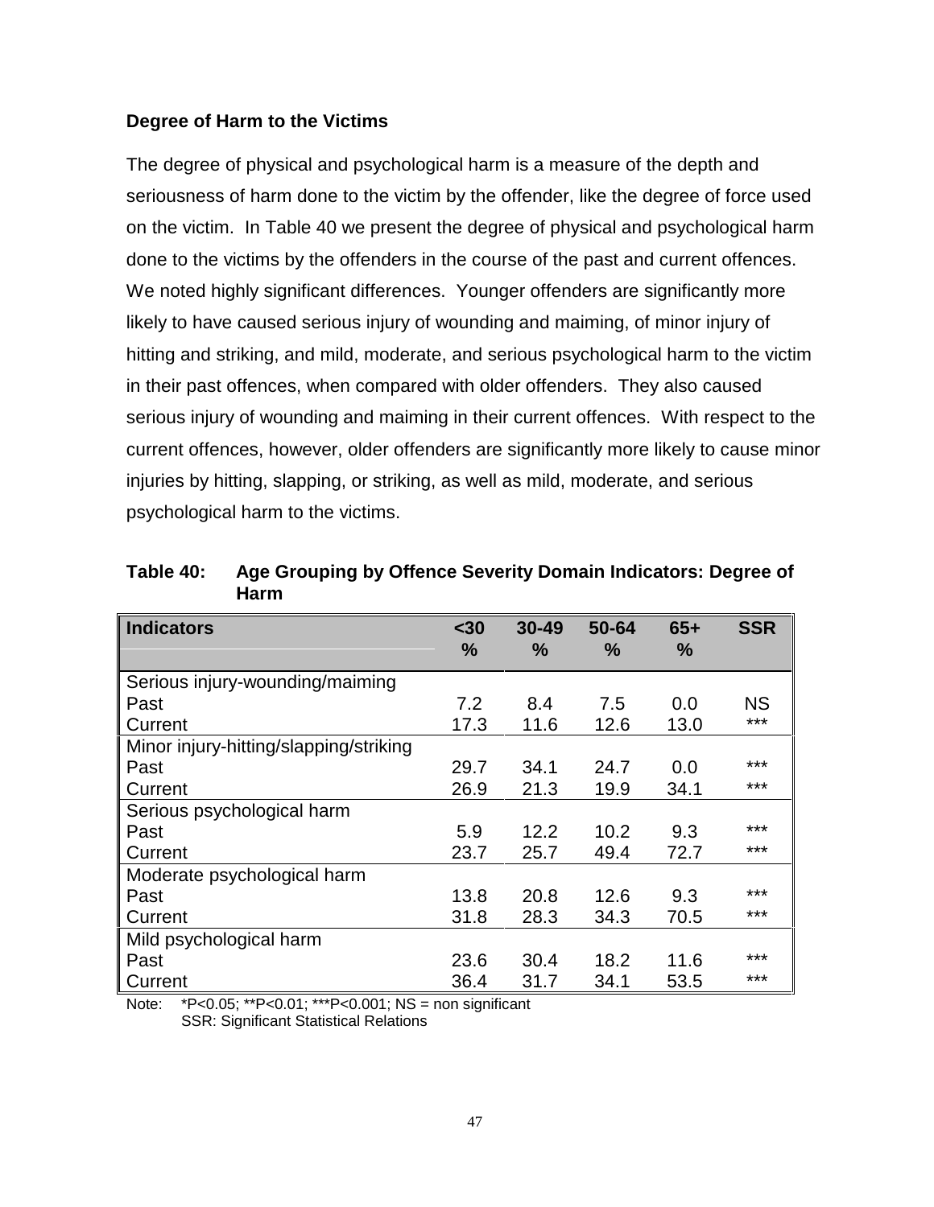### Degree of Harm to the Victims

The degree of physical and psychological harm is a measure of the depth and seriousness of harm done to the victim by the offender, like the degree of force used on the victim. In Table 40 we present the degree of physical and psychological harm done to the victims by the offenders in the course of the past and current offences. We noted highly significant differences. Younger offenders are significantly more likely to have caused serious injury of wounding and maiming, of minor injury of hitting and striking, and mild, moderate, and serious psychological harm to the victim in their past offences, when compared with older offenders. They also caused serious injury of wounding and maiming in their current offences. With respect to the current offences, however, older offenders are significantly more likely to cause minor injuries by hitting, slapping, or striking, as well as mild, moderate, and serious psychological harm to the victims.

**Table 40: Age Grouping by Offence Severity Domain Indicators: Degree of Harm**

| Indicators | <30 % | 30-49 % | 50-64 % | 65+ % | SSR |
|---|---|---|---|---|---|
| Serious injury-wounding/maiming | | | | | |
| Past | 7.2 | 8.4 | 7.5 | 0.0 | NS |
| Current | 17.3 | 11.6 | 12.6 | 13.0 | *** |
| Minor injury-hitting/slapping/striking | | | | | |
| Past | 29.7 | 34.1 | 24.7 | 0.0 | *** |
| Current | 26.9 | 21.3 | 19.9 | 34.1 | *** |
| Serious psychological harm | | | | | |
| Past | 5.9 | 12.2 | 10.2 | 9.3 | *** |
| Current | 23.7 | 25.7 | 49.4 | 72.7 | *** |
| Moderate psychological harm | | | | | |
| Past | 13.8 | 20.8 | 12.6 | 9.3 | *** |
| Current | 31.8 | 28.3 | 34.3 | 70.5 | *** |
| Mild psychological harm | | | | | |
| Past | 23.6 | 30.4 | 18.2 | 11.6 | *** |
| Current | 36.4 | 31.7 | 34.1 | 53.5 | *** |

Note: *P<0.05; **P<0.01; ***P<0.001; NS = non significant
SSR: Significant Statistical Relations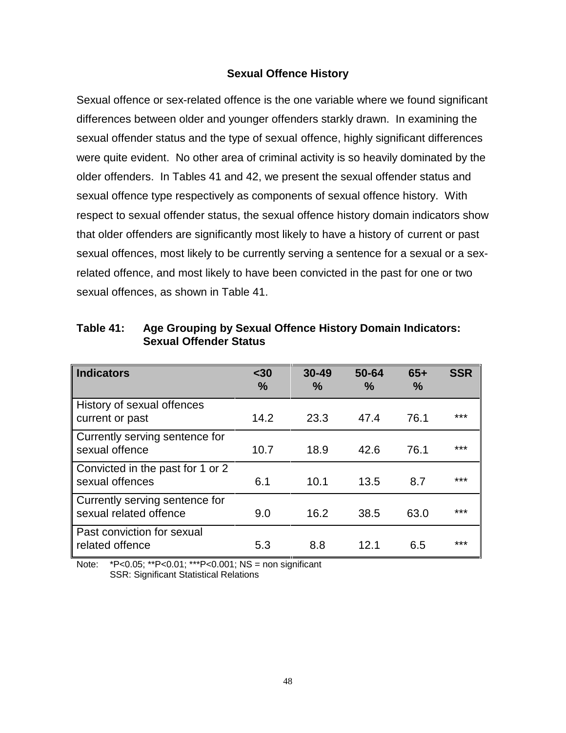### Sexual Offence History

Sexual offence or sex-related offence is the one variable where we found significant differences between older and younger offenders starkly drawn. In examining the sexual offender status and the type of sexual offence, highly significant differences were quite evident. No other area of criminal activity is so heavily dominated by the older offenders. In Tables 41 and 42, we present the sexual offender status and sexual offence type respectively as components of sexual offence history. With respect to sexual offender status, the sexual offence history domain indicators show that older offenders are significantly most likely to have a history of current or past sexual offences, most likely to be currently serving a sentence for a sexual or a sex-related offence, and most likely to have been convicted in the past for one or two sexual offences, as shown in Table 41.

**Table 41: Age Grouping by Sexual Offence History Domain Indicators: Sexual Offender Status**

| Indicators | <30 % | 30-49 % | 50-64 % | 65+ % | SSR |
|---|---|---|---|---|---|
| History of sexual offences current or past | 14.2 | 23.3 | 47.4 | 76.1 | *** |
| Currently serving sentence for sexual offence | 10.7 | 18.9 | 42.6 | 76.1 | *** |
| Convicted in the past for 1 or 2 sexual offences | 6.1 | 10.1 | 13.5 | 8.7 | *** |
| Currently serving sentence for sexual related offence | 9.0 | 16.2 | 38.5 | 63.0 | *** |
| Past conviction for sexual related offence | 5.3 | 8.8 | 12.1 | 6.5 | *** |

Note: *P<0.05; **P<0.01; ***P<0.001; NS = non significant
SSR: Significant Statistical Relations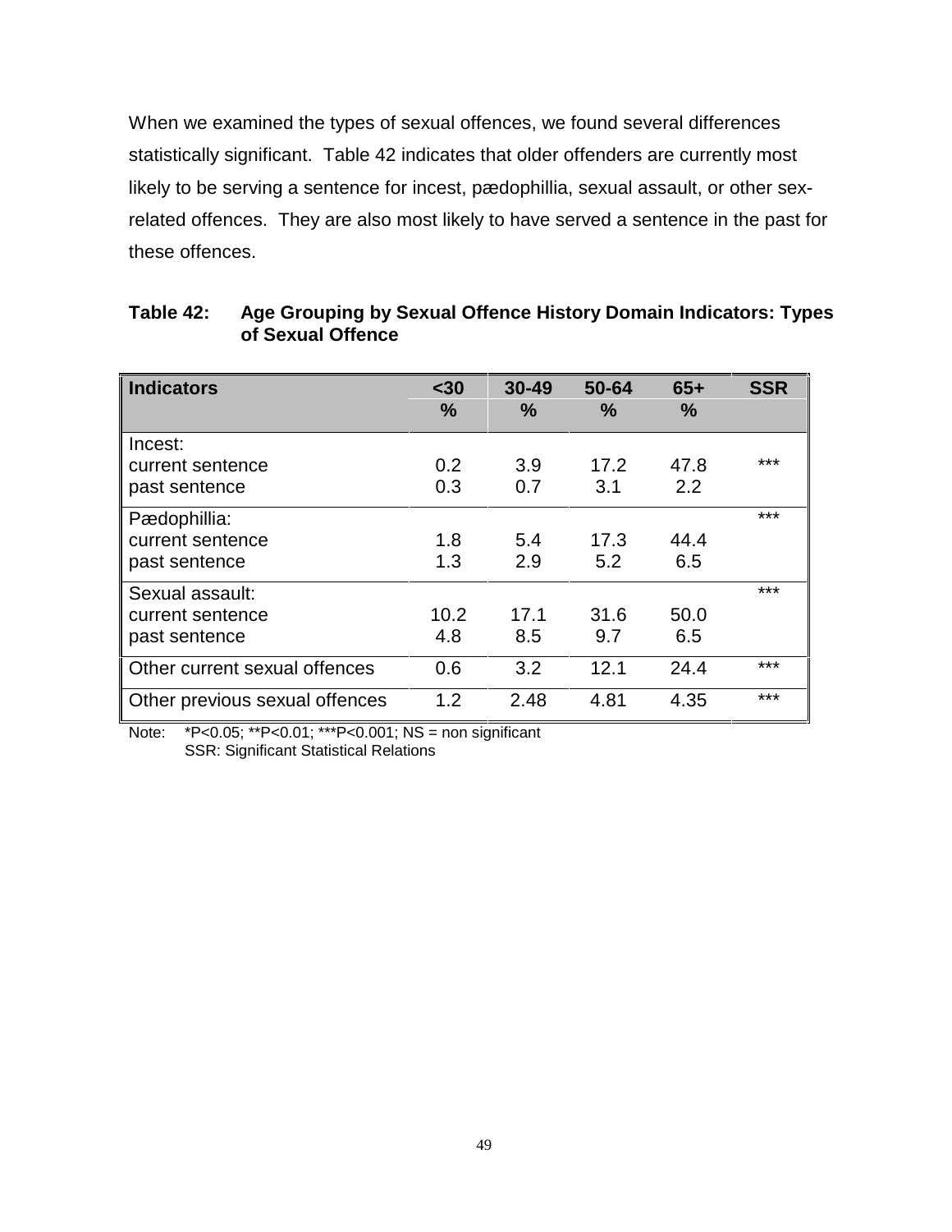When we examined the types of sexual offences, we found several differences statistically significant. Table 42 indicates that older offenders are currently most likely to be serving a sentence for incest, pædophillia, sexual assault, or other sex-related offences. They are also most likely to have served a sentence in the past for these offences.

**Table 42: Age Grouping by Sexual Offence History Domain Indicators: Types of Sexual Offence**

| Indicators | <30 % | 30-49 % | 50-64 % | 65+ % | SSR |
|---|---|---|---|---|---|
| Incest: | | | | | |
| current sentence | 0.2 | 3.9 | 17.2 | 47.8 | *** |
| past sentence | 0.3 | 0.7 | 3.1 | 2.2 | |
| Pædophillia: | | | | | *** |
| current sentence | 1.8 | 5.4 | 17.3 | 44.4 | |
| past sentence | 1.3 | 2.9 | 5.2 | 6.5 | |
| Sexual assault: | | | | | *** |
| current sentence | 10.2 | 17.1 | 31.6 | 50.0 | |
| past sentence | 4.8 | 8.5 | 9.7 | 6.5 | |
| Other current sexual offences | 0.6 | 3.2 | 12.1 | 24.4 | *** |
| Other previous sexual offences | 1.2 | 2.48 | 4.81 | 4.35 | *** |

Note: *P<0.05; **P<0.01; ***P<0.001; NS = non significant
SSR: Significant Statistical Relations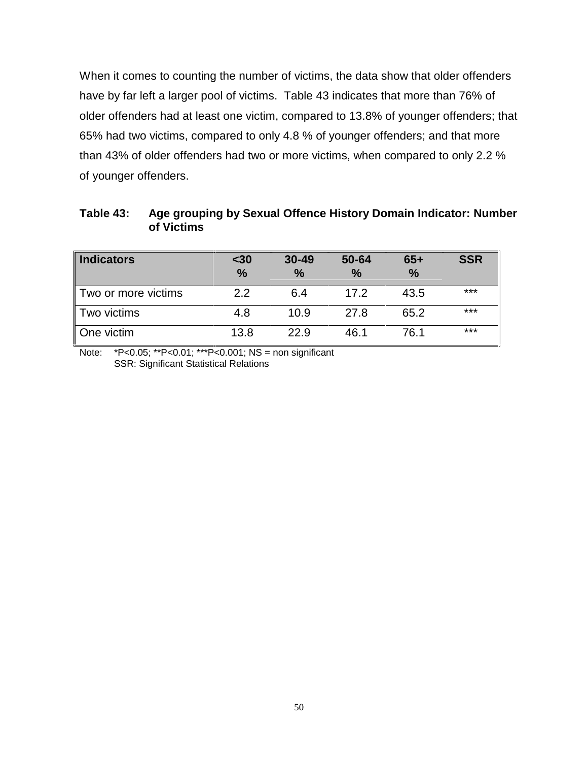When it comes to counting the number of victims, the data show that older offenders have by far left a larger pool of victims. Table 43 indicates that more than 76% of older offenders had at least one victim, compared to 13.8% of younger offenders; that 65% had two victims, compared to only 4.8 % of younger offenders; and that more than 43% of older offenders had two or more victims, when compared to only 2.2 % of younger offenders.

**Table 43: Age grouping by Sexual Offence History Domain Indicator: Number of Victims**

| Indicators | <30 % | 30-49 % | 50-64 % | 65+ % | SSR |
|---|---|---|---|---|---|
| Two or more victims | 2.2 | 6.4 | 17.2 | 43.5 | *** |
| Two victims | 4.8 | 10.9 | 27.8 | 65.2 | *** |
| One victim | 13.8 | 22.9 | 46.1 | 76.1 | *** |

Note: *P<0.05; **P<0.01; ***P<0.001; NS = non significant
SSR: Significant Statistical Relations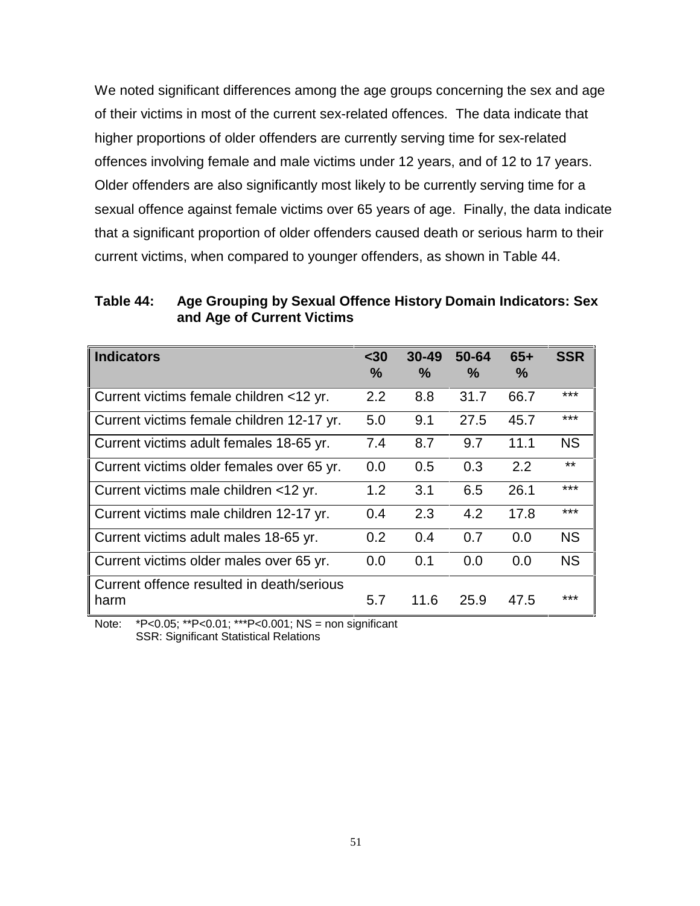We noted significant differences among the age groups concerning the sex and age of their victims in most of the current sex-related offences. The data indicate that higher proportions of older offenders are currently serving time for sex-related offences involving female and male victims under 12 years, and of 12 to 17 years. Older offenders are also significantly most likely to be currently serving time for a sexual offence against female victims over 65 years of age. Finally, the data indicate that a significant proportion of older offenders caused death or serious harm to their current victims, when compared to younger offenders, as shown in Table 44.

**Table 44: Age Grouping by Sexual Offence History Domain Indicators: Sex and Age of Current Victims**

| Indicators | <30 % | 30-49 % | 50-64 % | 65+ % | SSR |
|---|---|---|---|---|---|
| Current victims female children <12 yr. | 2.2 | 8.8 | 31.7 | 66.7 | *** |
| Current victims female children 12-17 yr. | 5.0 | 9.1 | 27.5 | 45.7 | *** |
| Current victims adult females 18-65 yr. | 7.4 | 8.7 | 9.7 | 11.1 | NS |
| Current victims older females over 65 yr. | 0.0 | 0.5 | 0.3 | 2.2 | ** |
| Current victims male children <12 yr. | 1.2 | 3.1 | 6.5 | 26.1 | *** |
| Current victims male children 12-17 yr. | 0.4 | 2.3 | 4.2 | 17.8 | *** |
| Current victims adult males 18-65 yr. | 0.2 | 0.4 | 0.7 | 0.0 | NS |
| Current victims older males over 65 yr. | 0.0 | 0.1 | 0.0 | 0.0 | NS |
| Current offence resulted in death/serious harm | 5.7 | 11.6 | 25.9 | 47.5 | *** |

Note: *P<0.05; **P<0.01; ***P<0.001; NS = non significant
SSR: Significant Statistical Relations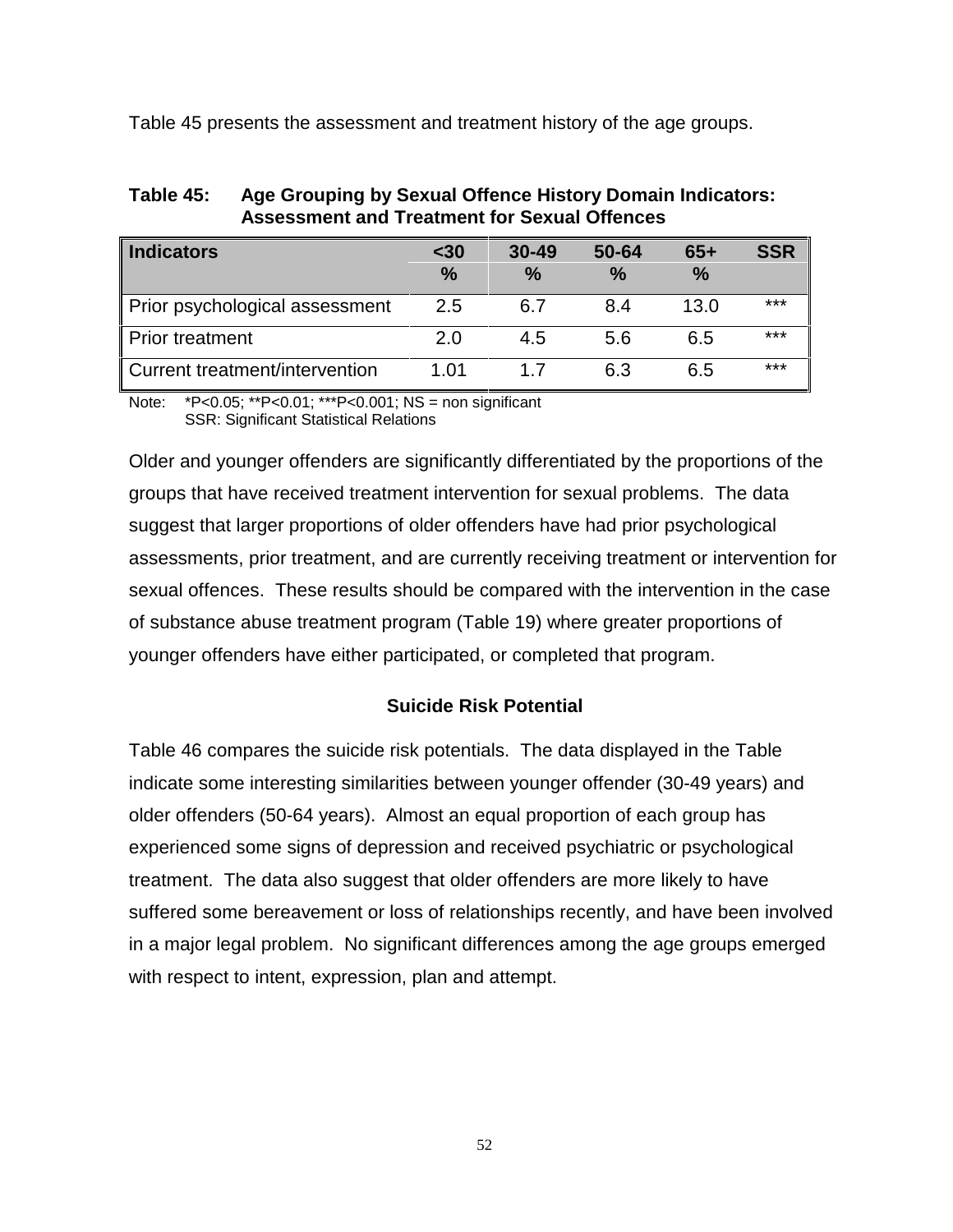Table 45 presents the assessment and treatment history of the age groups.

**Table 45: Age Grouping by Sexual Offence History Domain Indicators: Assessment and Treatment for Sexual Offences**

| Indicators | <30 % | 30-49 % | 50-64 % | 65+ % | SSR |
|---|---|---|---|---|---|
| Prior psychological assessment | 2.5 | 6.7 | 8.4 | 13.0 | *** |
| Prior treatment | 2.0 | 4.5 | 5.6 | 6.5 | *** |
| Current treatment/intervention | 1.01 | 1.7 | 6.3 | 6.5 | *** |

Note: *P<0.05; **P<0.01; ***P<0.001; NS = non significant
SSR: Significant Statistical Relations

Older and younger offenders are significantly differentiated by the proportions of the groups that have received treatment intervention for sexual problems. The data suggest that larger proportions of older offenders have had prior psychological assessments, prior treatment, and are currently receiving treatment or intervention for sexual offences. These results should be compared with the intervention in the case of substance abuse treatment program (Table 19) where greater proportions of younger offenders have either participated, or completed that program.

### Suicide Risk Potential

Table 46 compares the suicide risk potentials. The data displayed in the Table indicate some interesting similarities between younger offender (30-49 years) and older offenders (50-64 years). Almost an equal proportion of each group has experienced some signs of depression and received psychiatric or psychological treatment. The data also suggest that older offenders are more likely to have suffered some bereavement or loss of relationships recently, and have been involved in a major legal problem. No significant differences among the age groups emerged with respect to intent, expression, plan and attempt.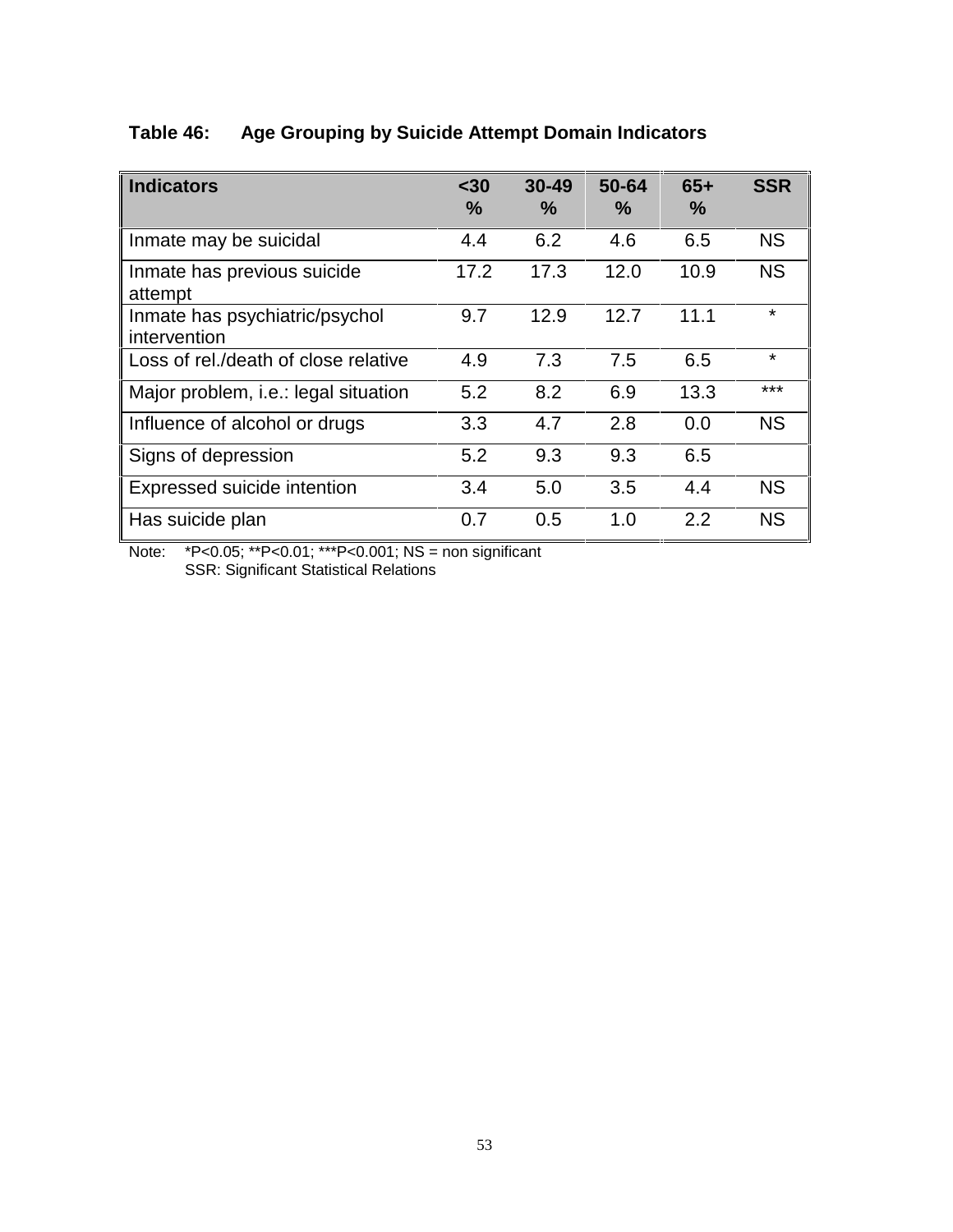**Table 46: Age Grouping by Suicide Attempt Domain Indicators**

| Indicators | <30 % | 30-49 % | 50-64 % | 65+ % | SSR |
|---|---|---|---|---|---|
| Inmate may be suicidal | 4.4 | 6.2 | 4.6 | 6.5 | NS |
| Inmate has previous suicide attempt | 17.2 | 17.3 | 12.0 | 10.9 | NS |
| Inmate has psychiatric/psychol intervention | 9.7 | 12.9 | 12.7 | 11.1 | * |
| Loss of rel./death of close relative | 4.9 | 7.3 | 7.5 | 6.5 | * |
| Major problem, i.e.: legal situation | 5.2 | 8.2 | 6.9 | 13.3 | *** |
| Influence of alcohol or drugs | 3.3 | 4.7 | 2.8 | 0.0 | NS |
| Signs of depression | 5.2 | 9.3 | 9.3 | 6.5 | |
| Expressed suicide intention | 3.4 | 5.0 | 3.5 | 4.4 | NS |
| Has suicide plan | 0.7 | 0.5 | 1.0 | 2.2 | NS |

Note: *P<0.05; **P<0.01; ***P<0.001; NS = non significant
SSR: Significant Statistical Relations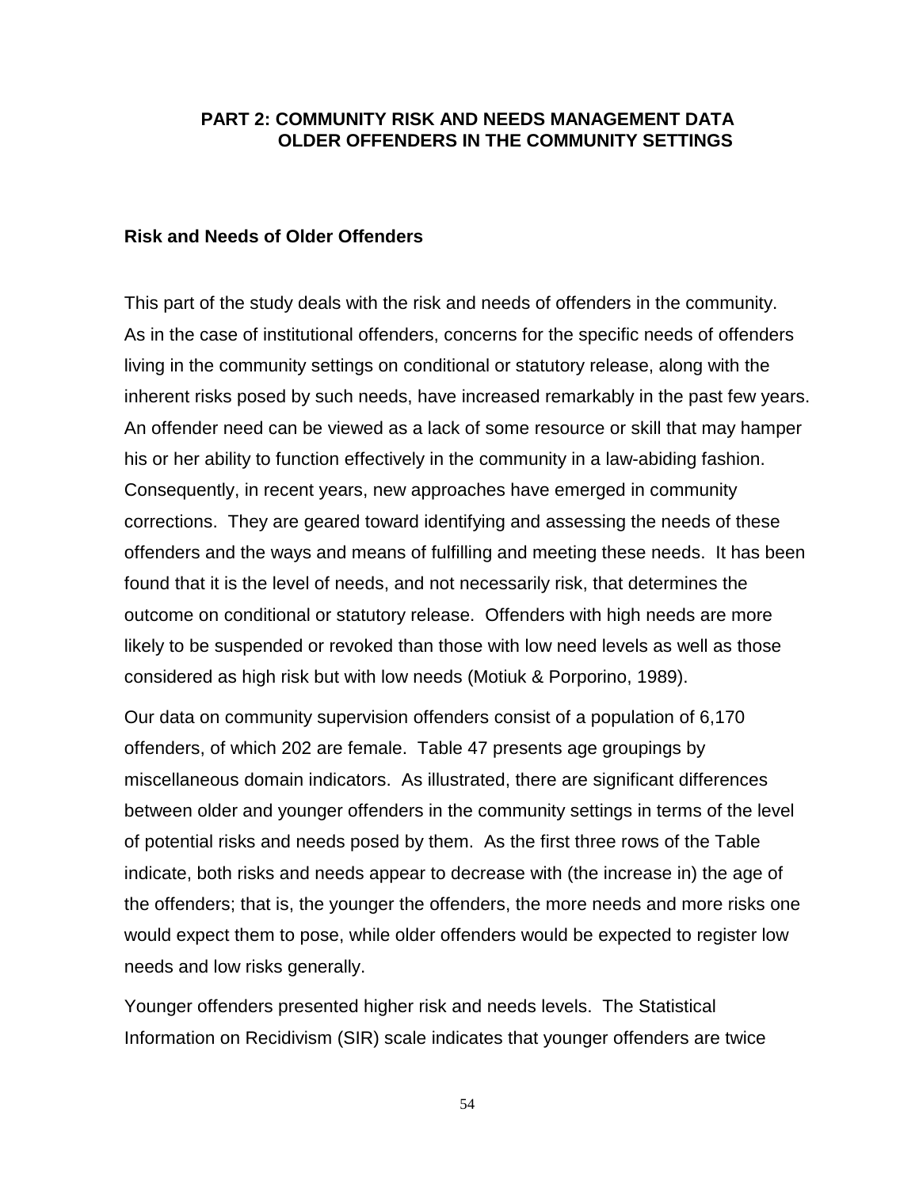## PART 2: COMMUNITY RISK AND NEEDS MANAGEMENT DATA OLDER OFFENDERS IN THE COMMUNITY SETTINGS

### Risk and Needs of Older Offenders

This part of the study deals with the risk and needs of offenders in the community. As in the case of institutional offenders, concerns for the specific needs of offenders living in the community settings on conditional or statutory release, along with the inherent risks posed by such needs, have increased remarkably in the past few years. An offender need can be viewed as a lack of some resource or skill that may hamper his or her ability to function effectively in the community in a law-abiding fashion. Consequently, in recent years, new approaches have emerged in community corrections. They are geared toward identifying and assessing the needs of these offenders and the ways and means of fulfilling and meeting these needs. It has been found that it is the level of needs, and not necessarily risk, that determines the outcome on conditional or statutory release. Offenders with high needs are more likely to be suspended or revoked than those with low need levels as well as those considered as high risk but with low needs (Motiuk & Porporino, 1989).

Our data on community supervision offenders consist of a population of 6,170 offenders, of which 202 are female. Table 47 presents age groupings by miscellaneous domain indicators. As illustrated, there are significant differences between older and younger offenders in the community settings in terms of the level of potential risks and needs posed by them. As the first three rows of the Table indicate, both risks and needs appear to decrease with (the increase in) the age of the offenders; that is, the younger the offenders, the more needs and more risks one would expect them to pose, while older offenders would be expected to register low needs and low risks generally.

Younger offenders presented higher risk and needs levels. The Statistical Information on Recidivism (SIR) scale indicates that younger offenders are twice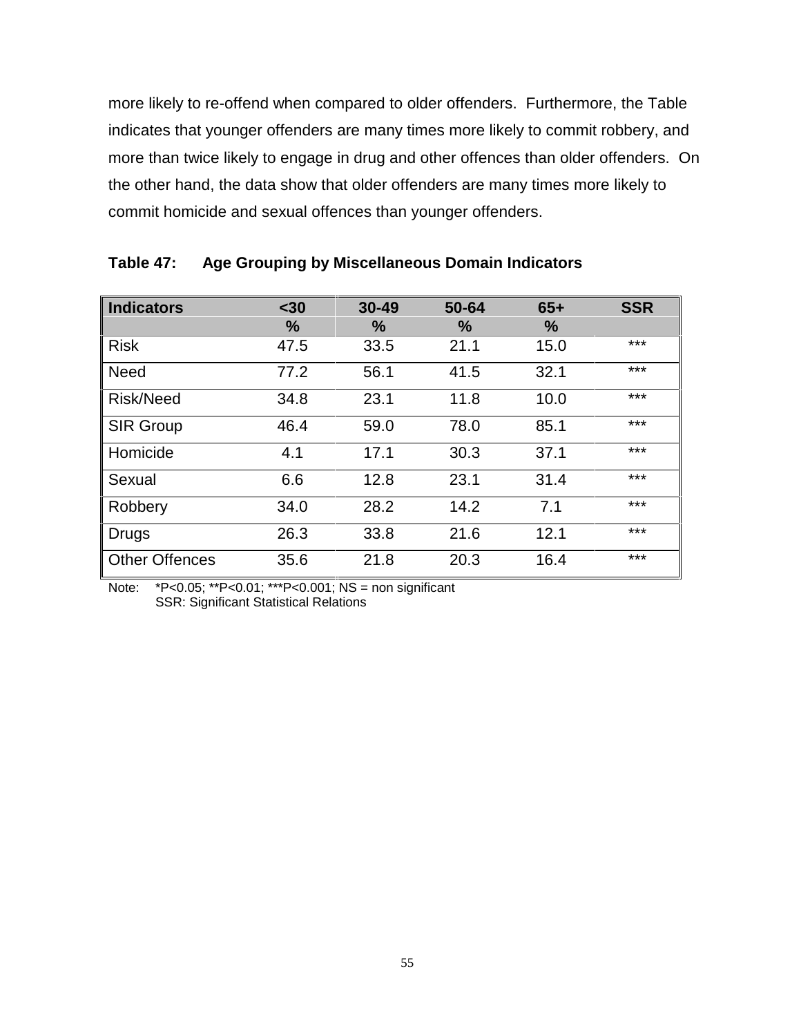more likely to re-offend when compared to older offenders. Furthermore, the Table indicates that younger offenders are many times more likely to commit robbery, and more than twice likely to engage in drug and other offences than older offenders. On the other hand, the data show that older offenders are many times more likely to commit homicide and sexual offences than younger offenders.

**Table 47: Age Grouping by Miscellaneous Domain Indicators**

| Indicators | <30 % | 30-49 % | 50-64 % | 65+ % | SSR |
|---|---|---|---|---|---|
| Risk | 47.5 | 33.5 | 21.1 | 15.0 | *** |
| Need | 77.2 | 56.1 | 41.5 | 32.1 | *** |
| Risk/Need | 34.8 | 23.1 | 11.8 | 10.0 | *** |
| SIR Group | 46.4 | 59.0 | 78.0 | 85.1 | *** |
| Homicide | 4.1 | 17.1 | 30.3 | 37.1 | *** |
| Sexual | 6.6 | 12.8 | 23.1 | 31.4 | *** |
| Robbery | 34.0 | 28.2 | 14.2 | 7.1 | *** |
| Drugs | 26.3 | 33.8 | 21.6 | 12.1 | *** |
| Other Offences | 35.6 | 21.8 | 20.3 | 16.4 | *** |

Note: *P<0.05; **P<0.01; ***P<0.001; NS = non significant
SSR: Significant Statistical Relations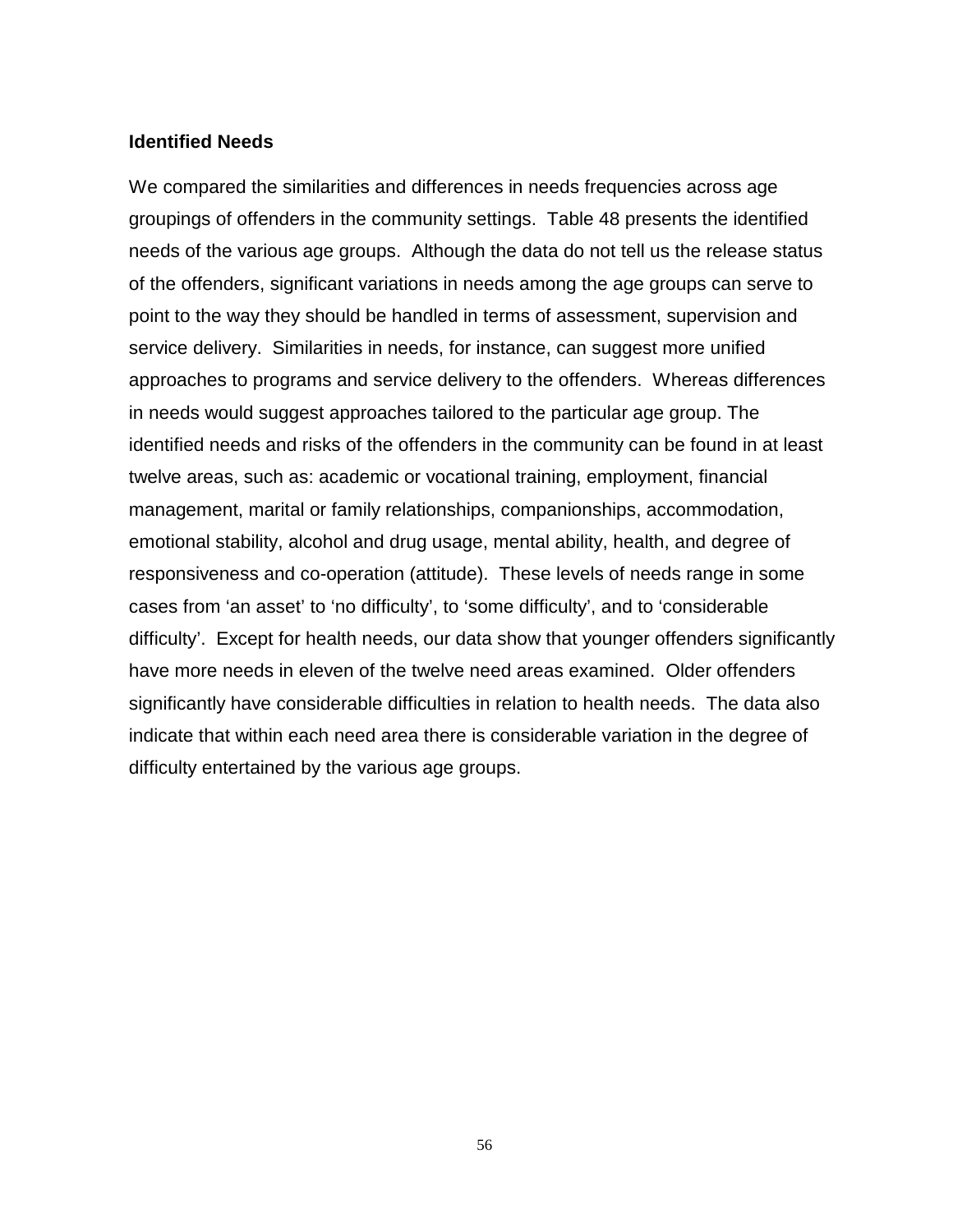**Identified Needs**

We compared the similarities and differences in needs frequencies across age groupings of offenders in the community settings. Table 48 presents the identified needs of the various age groups. Although the data do not tell us the release status of the offenders, significant variations in needs among the age groups can serve to point to the way they should be handled in terms of assessment, supervision and service delivery. Similarities in needs, for instance, can suggest more unified approaches to programs and service delivery to the offenders. Whereas differences in needs would suggest approaches tailored to the particular age group. The identified needs and risks of the offenders in the community can be found in at least twelve areas, such as: academic or vocational training, employment, financial management, marital or family relationships, companionships, accommodation, emotional stability, alcohol and drug usage, mental ability, health, and degree of responsiveness and co-operation (attitude). These levels of needs range in some cases from 'an asset' to 'no difficulty', to 'some difficulty', and to 'considerable difficulty'. Except for health needs, our data show that younger offenders significantly have more needs in eleven of the twelve need areas examined. Older offenders significantly have considerable difficulties in relation to health needs. The data also indicate that within each need area there is considerable variation in the degree of difficulty entertained by the various age groups.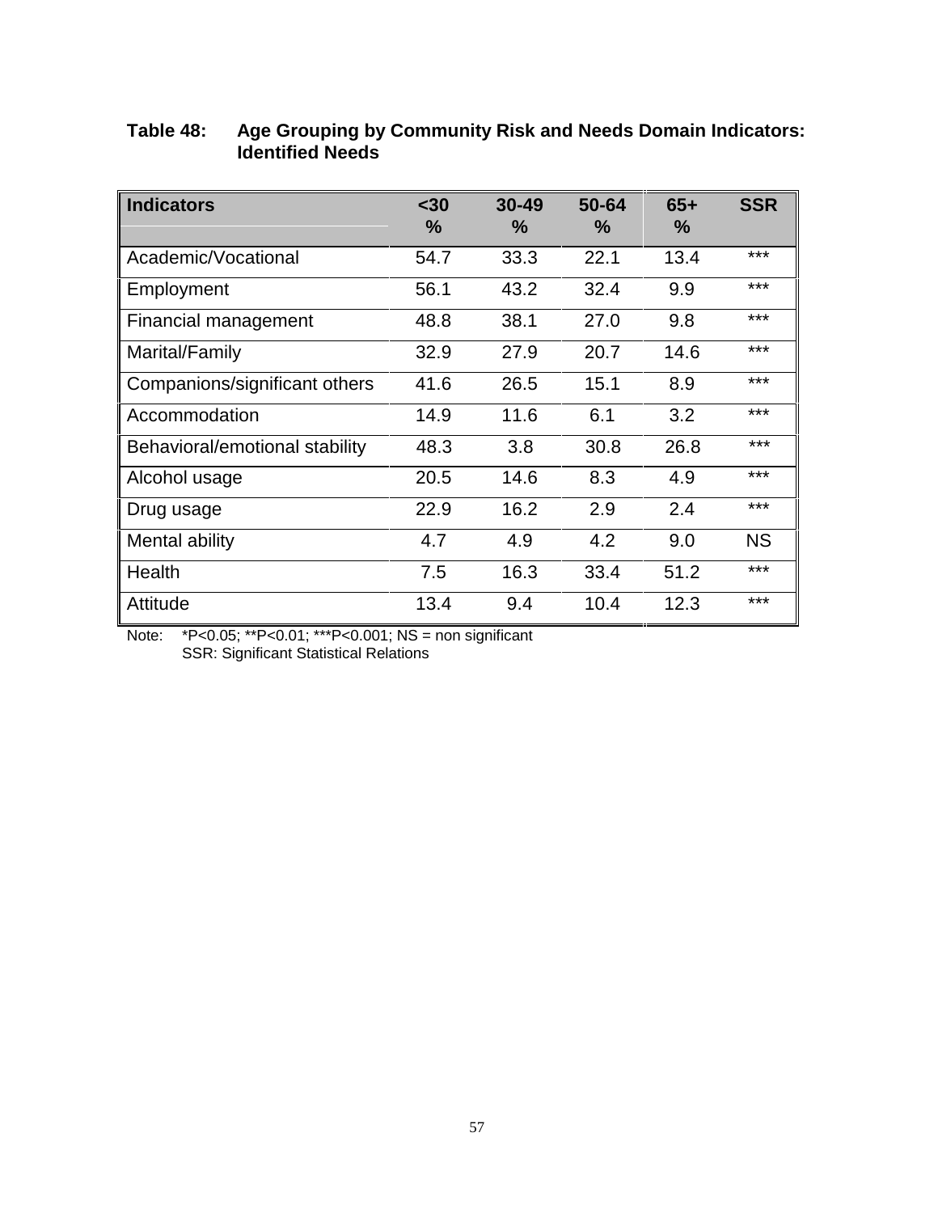**Table 48: Age Grouping by Community Risk and Needs Domain Indicators: Identified Needs**

| Indicators | <30 % | 30-49 % | 50-64 % | 65+ % | SSR |
|---|---|---|---|---|---|
| Academic/Vocational | 54.7 | 33.3 | 22.1 | 13.4 | *** |
| Employment | 56.1 | 43.2 | 32.4 | 9.9 | *** |
| Financial management | 48.8 | 38.1 | 27.0 | 9.8 | *** |
| Marital/Family | 32.9 | 27.9 | 20.7 | 14.6 | *** |
| Companions/significant others | 41.6 | 26.5 | 15.1 | 8.9 | *** |
| Accommodation | 14.9 | 11.6 | 6.1 | 3.2 | *** |
| Behavioral/emotional stability | 48.3 | 3.8 | 30.8 | 26.8 | *** |
| Alcohol usage | 20.5 | 14.6 | 8.3 | 4.9 | *** |
| Drug usage | 22.9 | 16.2 | 2.9 | 2.4 | *** |
| Mental ability | 4.7 | 4.9 | 4.2 | 9.0 | NS |
| Health | 7.5 | 16.3 | 33.4 | 51.2 | *** |
| Attitude | 13.4 | 9.4 | 10.4 | 12.3 | *** |

Note: *P<0.05; **P<0.01; ***P<0.001; NS = non significant
SSR: Significant Statistical Relations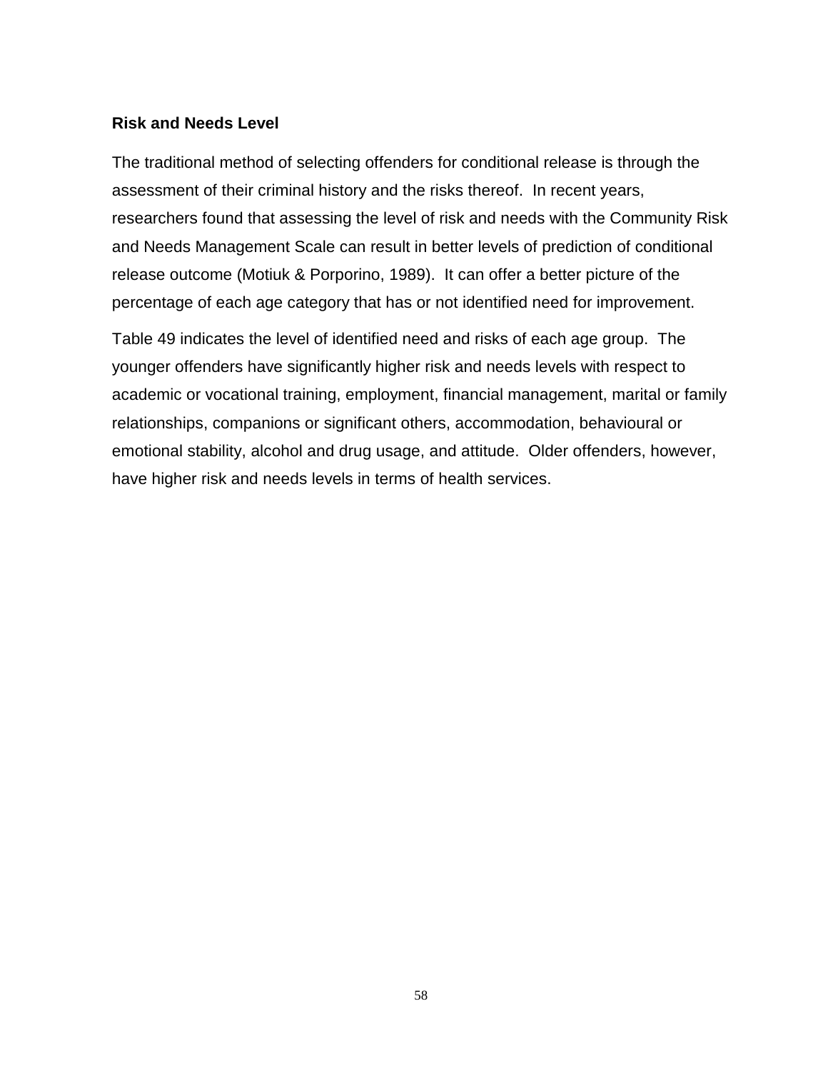### Risk and Needs Level

The traditional method of selecting offenders for conditional release is through the assessment of their criminal history and the risks thereof.  In recent years, researchers found that assessing the level of risk and needs with the Community Risk and Needs Management Scale can result in better levels of prediction of conditional release outcome (Motiuk & Porporino, 1989).  It can offer a better picture of the percentage of each age category that has or not identified need for improvement.

Table 49 indicates the level of identified need and risks of each age group.  The younger offenders have significantly higher risk and needs levels with respect to academic or vocational training, employment, financial management, marital or family relationships, companions or significant others, accommodation, behavioural or emotional stability, alcohol and drug usage, and attitude.  Older offenders, however, have higher risk and needs levels in terms of health services.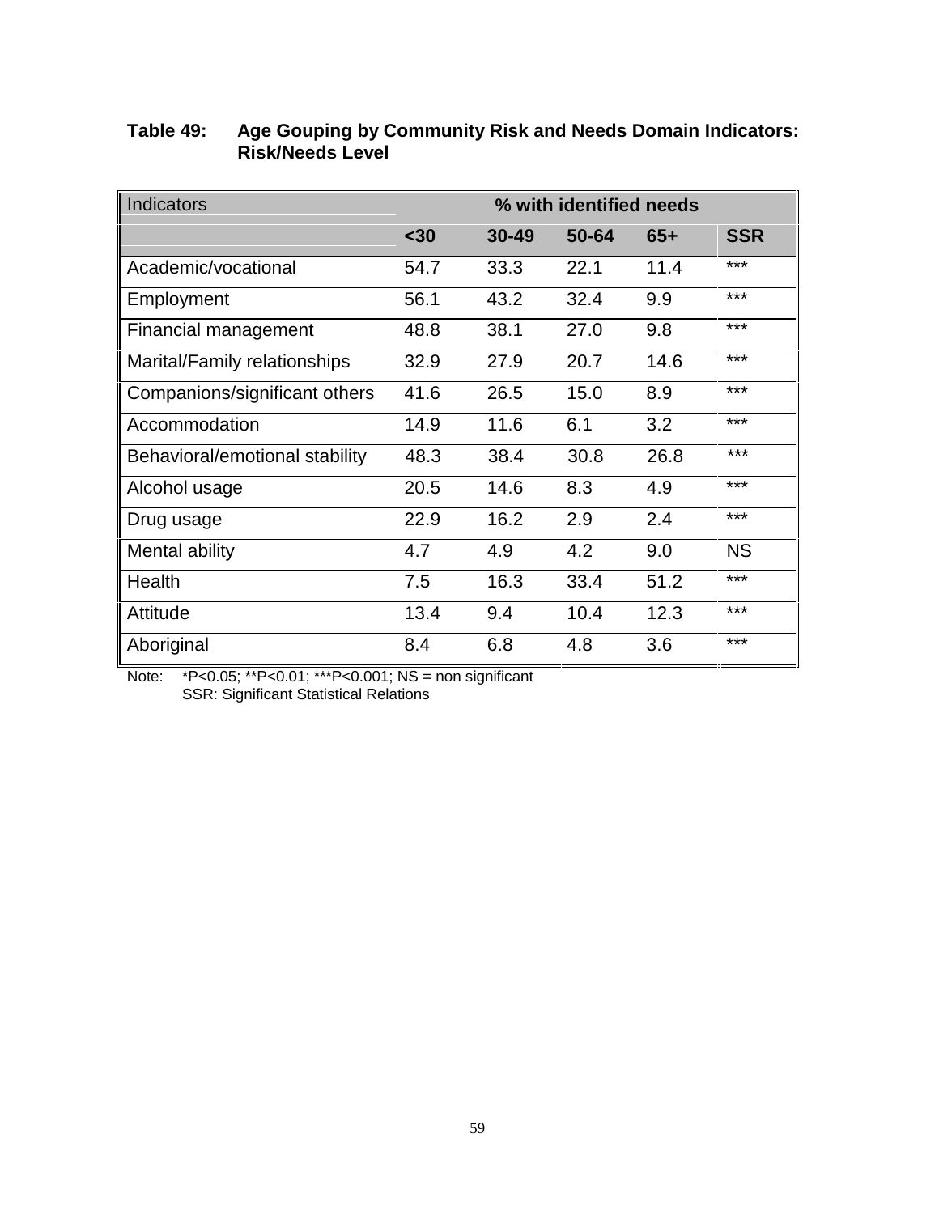**Table 49: Age Gouping by Community Risk and Needs Domain Indicators: Risk/Needs Level**

| Indicators | % with identified needs | | | | |
|---|---|---|---|---|---|
| | <30 | 30-49 | 50-64 | 65+ | SSR |
| Academic/vocational | 54.7 | 33.3 | 22.1 | 11.4 | *** |
| Employment | 56.1 | 43.2 | 32.4 | 9.9 | *** |
| Financial management | 48.8 | 38.1 | 27.0 | 9.8 | *** |
| Marital/Family relationships | 32.9 | 27.9 | 20.7 | 14.6 | *** |
| Companions/significant others | 41.6 | 26.5 | 15.0 | 8.9 | *** |
| Accommodation | 14.9 | 11.6 | 6.1 | 3.2 | *** |
| Behavioral/emotional stability | 48.3 | 38.4 | 30.8 | 26.8 | *** |
| Alcohol usage | 20.5 | 14.6 | 8.3 | 4.9 | *** |
| Drug usage | 22.9 | 16.2 | 2.9 | 2.4 | *** |
| Mental ability | 4.7 | 4.9 | 4.2 | 9.0 | NS |
| Health | 7.5 | 16.3 | 33.4 | 51.2 | *** |
| Attitude | 13.4 | 9.4 | 10.4 | 12.3 | *** |
| Aboriginal | 8.4 | 6.8 | 4.8 | 3.6 | *** |

Note: *P<0.05; **P<0.01; ***P<0.001; NS = non significant
SSR: Significant Statistical Relations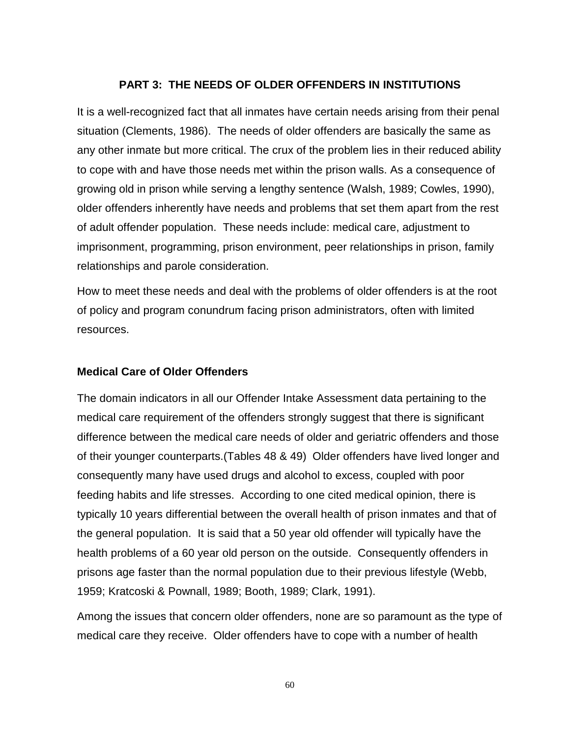## PART 3: THE NEEDS OF OLDER OFFENDERS IN INSTITUTIONS

It is a well-recognized fact that all inmates have certain needs arising from their penal situation (Clements, 1986). The needs of older offenders are basically the same as any other inmate but more critical. The crux of the problem lies in their reduced ability to cope with and have those needs met within the prison walls. As a consequence of growing old in prison while serving a lengthy sentence (Walsh, 1989; Cowles, 1990), older offenders inherently have needs and problems that set them apart from the rest of adult offender population. These needs include: medical care, adjustment to imprisonment, programming, prison environment, peer relationships in prison, family relationships and parole consideration.

How to meet these needs and deal with the problems of older offenders is at the root of policy and program conundrum facing prison administrators, often with limited resources.

### Medical Care of Older Offenders

The domain indicators in all our Offender Intake Assessment data pertaining to the medical care requirement of the offenders strongly suggest that there is significant difference between the medical care needs of older and geriatric offenders and those of their younger counterparts.(Tables 48 & 49) Older offenders have lived longer and consequently many have used drugs and alcohol to excess, coupled with poor feeding habits and life stresses. According to one cited medical opinion, there is typically 10 years differential between the overall health of prison inmates and that of the general population. It is said that a 50 year old offender will typically have the health problems of a 60 year old person on the outside. Consequently offenders in prisons age faster than the normal population due to their previous lifestyle (Webb, 1959; Kratcoski & Pownall, 1989; Booth, 1989; Clark, 1991).

Among the issues that concern older offenders, none are so paramount as the type of medical care they receive. Older offenders have to cope with a number of health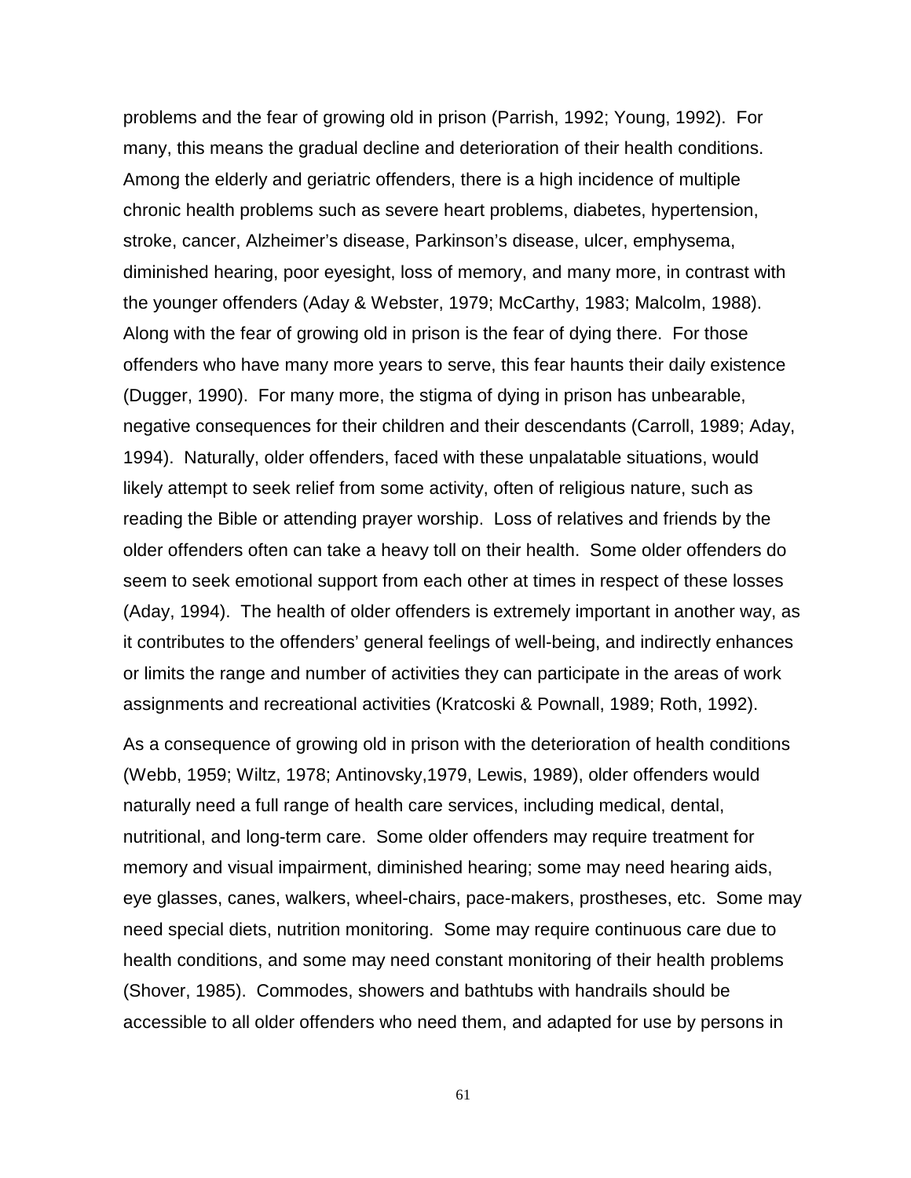problems and the fear of growing old in prison (Parrish, 1992; Young, 1992). For many, this means the gradual decline and deterioration of their health conditions. Among the elderly and geriatric offenders, there is a high incidence of multiple chronic health problems such as severe heart problems, diabetes, hypertension, stroke, cancer, Alzheimer's disease, Parkinson's disease, ulcer, emphysema, diminished hearing, poor eyesight, loss of memory, and many more, in contrast with the younger offenders (Aday & Webster, 1979; McCarthy, 1983; Malcolm, 1988). Along with the fear of growing old in prison is the fear of dying there. For those offenders who have many more years to serve, this fear haunts their daily existence (Dugger, 1990). For many more, the stigma of dying in prison has unbearable, negative consequences for their children and their descendants (Carroll, 1989; Aday, 1994). Naturally, older offenders, faced with these unpalatable situations, would likely attempt to seek relief from some activity, often of religious nature, such as reading the Bible or attending prayer worship. Loss of relatives and friends by the older offenders often can take a heavy toll on their health. Some older offenders do seem to seek emotional support from each other at times in respect of these losses (Aday, 1994). The health of older offenders is extremely important in another way, as it contributes to the offenders' general feelings of well-being, and indirectly enhances or limits the range and number of activities they can participate in the areas of work assignments and recreational activities (Kratcoski & Pownall, 1989; Roth, 1992).

As a consequence of growing old in prison with the deterioration of health conditions (Webb, 1959; Wiltz, 1978; Antinovsky,1979, Lewis, 1989), older offenders would naturally need a full range of health care services, including medical, dental, nutritional, and long-term care. Some older offenders may require treatment for memory and visual impairment, diminished hearing; some may need hearing aids, eye glasses, canes, walkers, wheel-chairs, pace-makers, prostheses, etc. Some may need special diets, nutrition monitoring. Some may require continuous care due to health conditions, and some may need constant monitoring of their health problems (Shover, 1985). Commodes, showers and bathtubs with handrails should be accessible to all older offenders who need them, and adapted for use by persons in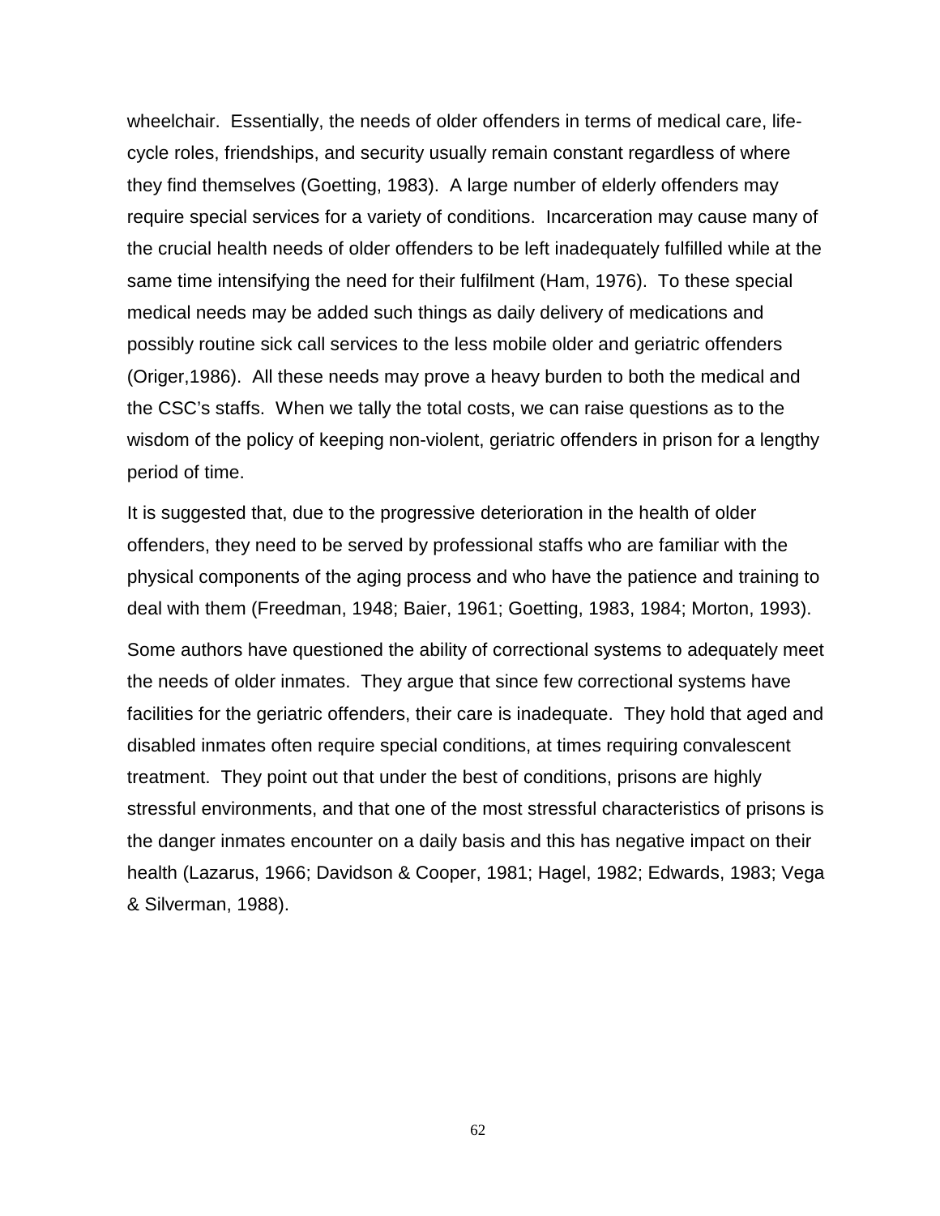wheelchair. Essentially, the needs of older offenders in terms of medical care, life-cycle roles, friendships, and security usually remain constant regardless of where they find themselves (Goetting, 1983). A large number of elderly offenders may require special services for a variety of conditions. Incarceration may cause many of the crucial health needs of older offenders to be left inadequately fulfilled while at the same time intensifying the need for their fulfilment (Ham, 1976). To these special medical needs may be added such things as daily delivery of medications and possibly routine sick call services to the less mobile older and geriatric offenders (Origer,1986). All these needs may prove a heavy burden to both the medical and the CSC's staffs. When we tally the total costs, we can raise questions as to the wisdom of the policy of keeping non-violent, geriatric offenders in prison for a lengthy period of time.

It is suggested that, due to the progressive deterioration in the health of older offenders, they need to be served by professional staffs who are familiar with the physical components of the aging process and who have the patience and training to deal with them (Freedman, 1948; Baier, 1961; Goetting, 1983, 1984; Morton, 1993).

Some authors have questioned the ability of correctional systems to adequately meet the needs of older inmates. They argue that since few correctional systems have facilities for the geriatric offenders, their care is inadequate. They hold that aged and disabled inmates often require special conditions, at times requiring convalescent treatment. They point out that under the best of conditions, prisons are highly stressful environments, and that one of the most stressful characteristics of prisons is the danger inmates encounter on a daily basis and this has negative impact on their health (Lazarus, 1966; Davidson & Cooper, 1981; Hagel, 1982; Edwards, 1983; Vega & Silverman, 1988).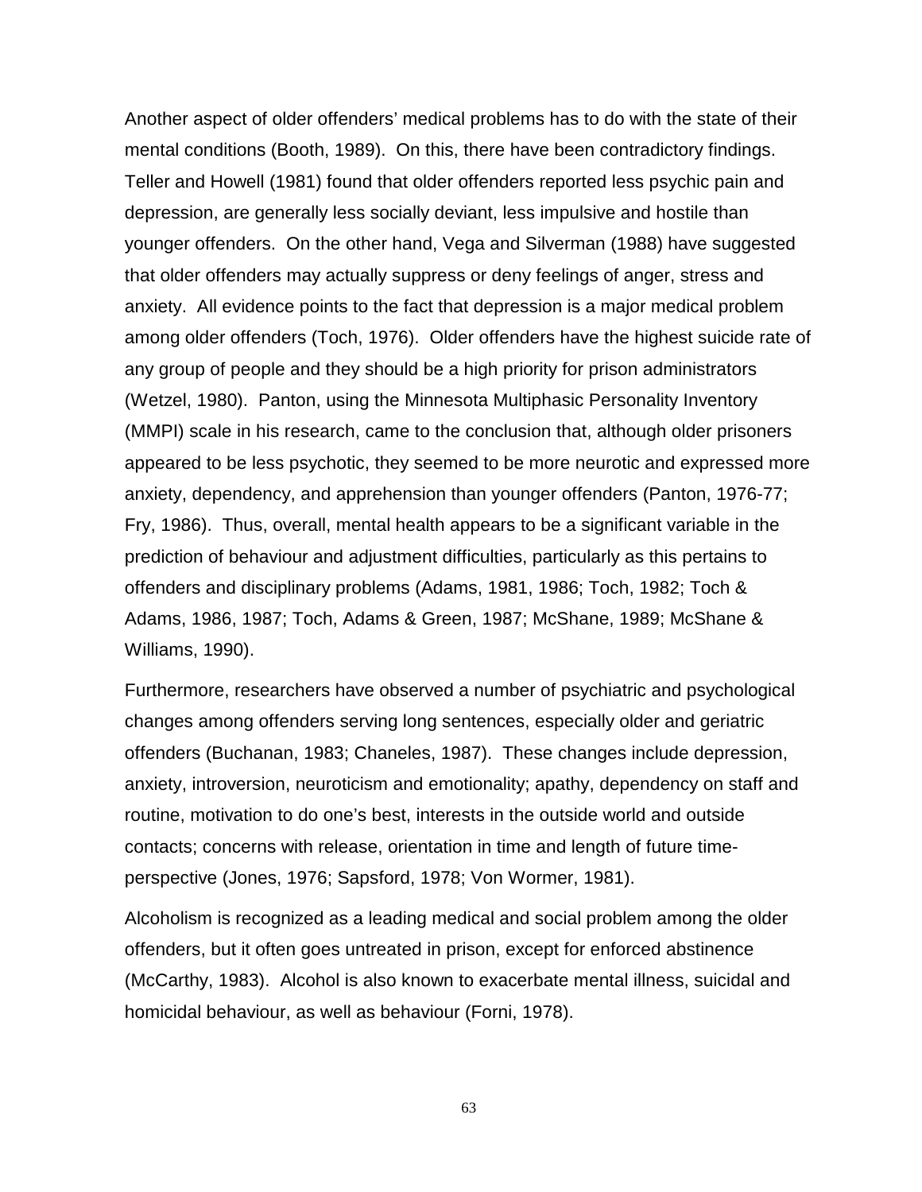Another aspect of older offenders' medical problems has to do with the state of their mental conditions (Booth, 1989). On this, there have been contradictory findings. Teller and Howell (1981) found that older offenders reported less psychic pain and depression, are generally less socially deviant, less impulsive and hostile than younger offenders. On the other hand, Vega and Silverman (1988) have suggested that older offenders may actually suppress or deny feelings of anger, stress and anxiety. All evidence points to the fact that depression is a major medical problem among older offenders (Toch, 1976). Older offenders have the highest suicide rate of any group of people and they should be a high priority for prison administrators (Wetzel, 1980). Panton, using the Minnesota Multiphasic Personality Inventory (MMPI) scale in his research, came to the conclusion that, although older prisoners appeared to be less psychotic, they seemed to be more neurotic and expressed more anxiety, dependency, and apprehension than younger offenders (Panton, 1976-77; Fry, 1986). Thus, overall, mental health appears to be a significant variable in the prediction of behaviour and adjustment difficulties, particularly as this pertains to offenders and disciplinary problems (Adams, 1981, 1986; Toch, 1982; Toch & Adams, 1986, 1987; Toch, Adams & Green, 1987; McShane, 1989; McShane & Williams, 1990).

Furthermore, researchers have observed a number of psychiatric and psychological changes among offenders serving long sentences, especially older and geriatric offenders (Buchanan, 1983; Chaneles, 1987). These changes include depression, anxiety, introversion, neuroticism and emotionality; apathy, dependency on staff and routine, motivation to do one's best, interests in the outside world and outside contacts; concerns with release, orientation in time and length of future time-perspective (Jones, 1976; Sapsford, 1978; Von Wormer, 1981).

Alcoholism is recognized as a leading medical and social problem among the older offenders, but it often goes untreated in prison, except for enforced abstinence (McCarthy, 1983). Alcohol is also known to exacerbate mental illness, suicidal and homicidal behaviour, as well as behaviour (Forni, 1978).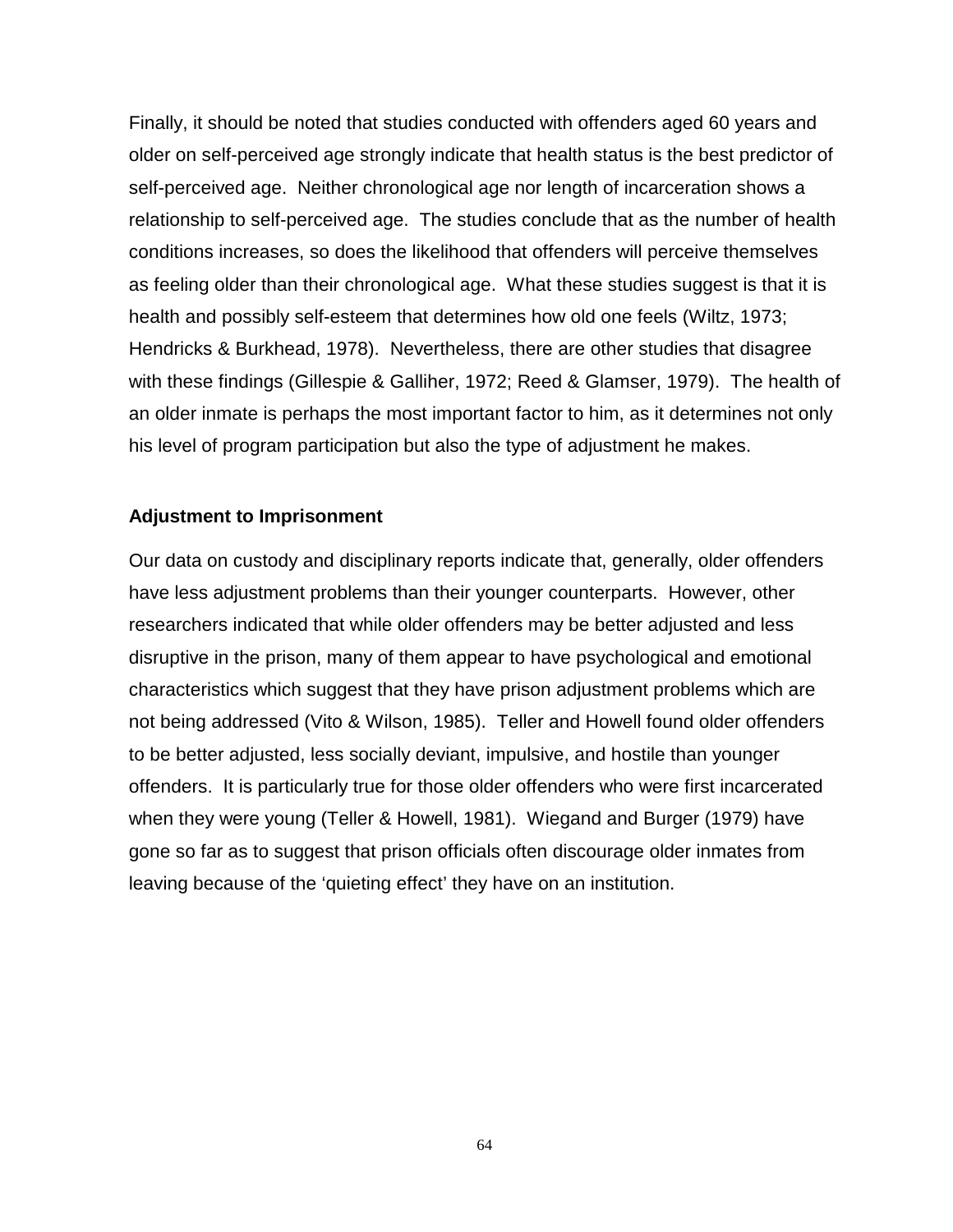Finally, it should be noted that studies conducted with offenders aged 60 years and older on self-perceived age strongly indicate that health status is the best predictor of self-perceived age. Neither chronological age nor length of incarceration shows a relationship to self-perceived age. The studies conclude that as the number of health conditions increases, so does the likelihood that offenders will perceive themselves as feeling older than their chronological age. What these studies suggest is that it is health and possibly self-esteem that determines how old one feels (Wiltz, 1973; Hendricks & Burkhead, 1978). Nevertheless, there are other studies that disagree with these findings (Gillespie & Galliher, 1972; Reed & Glamser, 1979). The health of an older inmate is perhaps the most important factor to him, as it determines not only his level of program participation but also the type of adjustment he makes.

**Adjustment to Imprisonment**

Our data on custody and disciplinary reports indicate that, generally, older offenders have less adjustment problems than their younger counterparts. However, other researchers indicated that while older offenders may be better adjusted and less disruptive in the prison, many of them appear to have psychological and emotional characteristics which suggest that they have prison adjustment problems which are not being addressed (Vito & Wilson, 1985). Teller and Howell found older offenders to be better adjusted, less socially deviant, impulsive, and hostile than younger offenders. It is particularly true for those older offenders who were first incarcerated when they were young (Teller & Howell, 1981). Wiegand and Burger (1979) have gone so far as to suggest that prison officials often discourage older inmates from leaving because of the 'quieting effect' they have on an institution.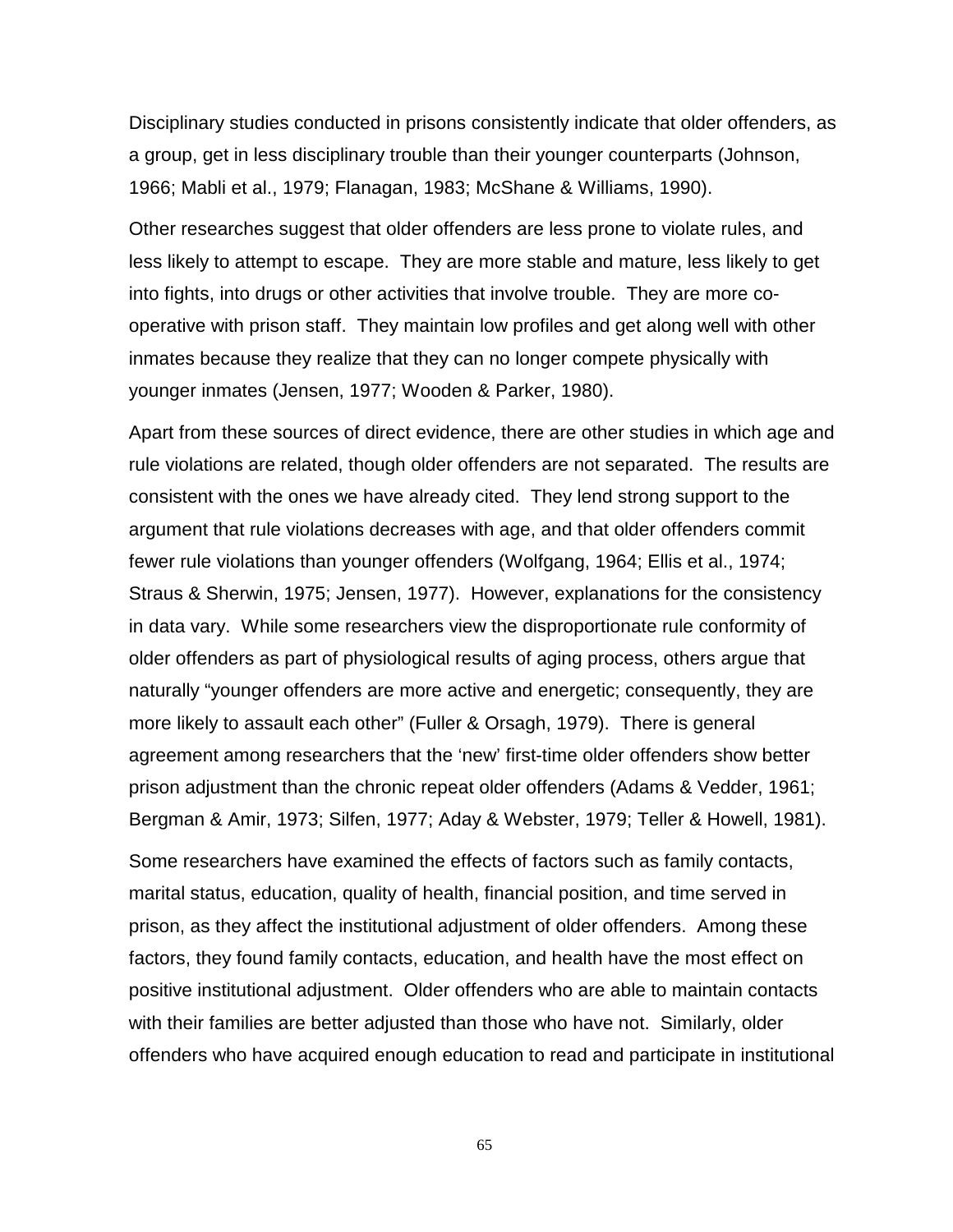Disciplinary studies conducted in prisons consistently indicate that older offenders, as a group, get in less disciplinary trouble than their younger counterparts (Johnson, 1966; Mabli et al., 1979; Flanagan, 1983; McShane & Williams, 1990).

Other researches suggest that older offenders are less prone to violate rules, and less likely to attempt to escape. They are more stable and mature, less likely to get into fights, into drugs or other activities that involve trouble. They are more co-operative with prison staff. They maintain low profiles and get along well with other inmates because they realize that they can no longer compete physically with younger inmates (Jensen, 1977; Wooden & Parker, 1980).

Apart from these sources of direct evidence, there are other studies in which age and rule violations are related, though older offenders are not separated. The results are consistent with the ones we have already cited. They lend strong support to the argument that rule violations decreases with age, and that older offenders commit fewer rule violations than younger offenders (Wolfgang, 1964; Ellis et al., 1974; Straus & Sherwin, 1975; Jensen, 1977). However, explanations for the consistency in data vary. While some researchers view the disproportionate rule conformity of older offenders as part of physiological results of aging process, others argue that naturally "younger offenders are more active and energetic; consequently, they are more likely to assault each other" (Fuller & Orsagh, 1979). There is general agreement among researchers that the 'new' first-time older offenders show better prison adjustment than the chronic repeat older offenders (Adams & Vedder, 1961; Bergman & Amir, 1973; Silfen, 1977; Aday & Webster, 1979; Teller & Howell, 1981).

Some researchers have examined the effects of factors such as family contacts, marital status, education, quality of health, financial position, and time served in prison, as they affect the institutional adjustment of older offenders. Among these factors, they found family contacts, education, and health have the most effect on positive institutional adjustment. Older offenders who are able to maintain contacts with their families are better adjusted than those who have not. Similarly, older offenders who have acquired enough education to read and participate in institutional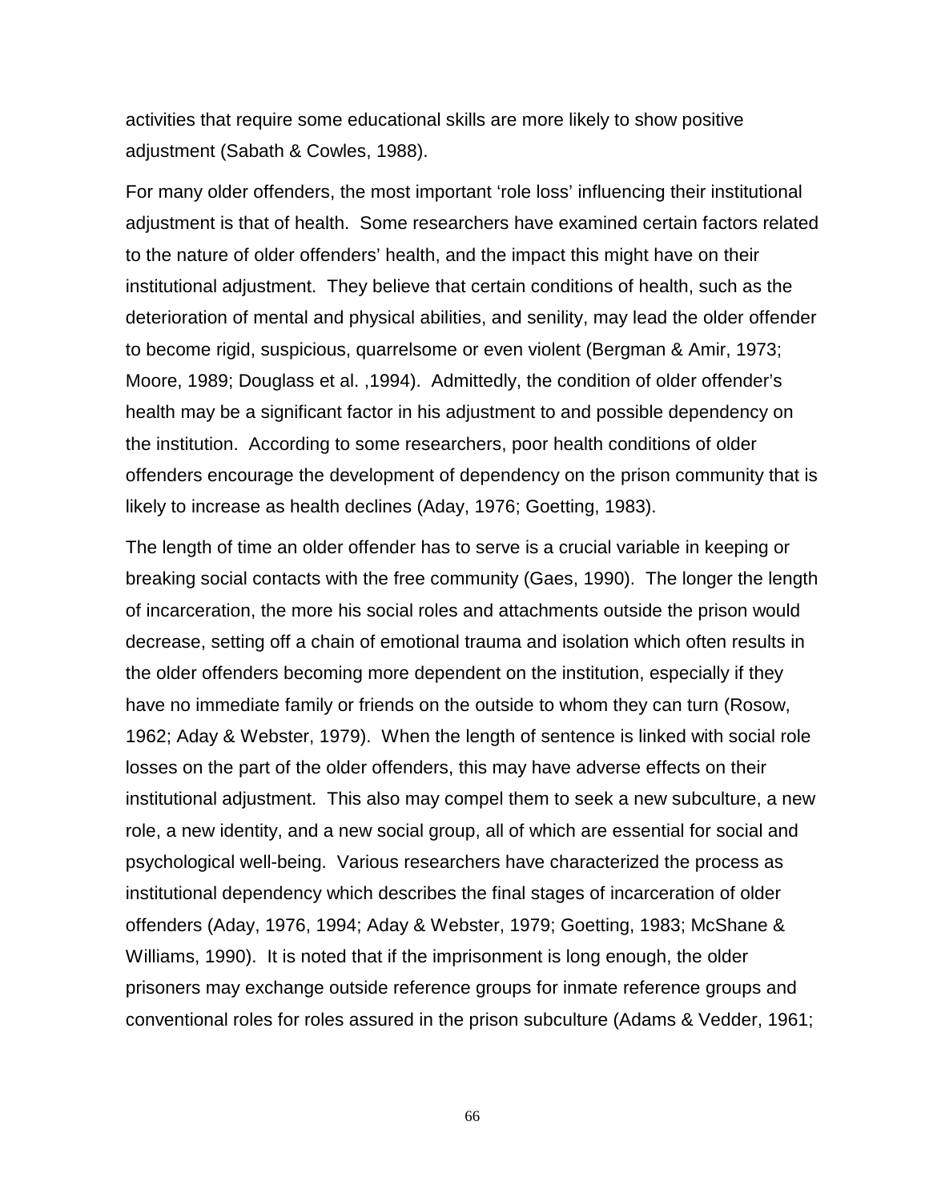activities that require some educational skills are more likely to show positive adjustment (Sabath & Cowles, 1988).

For many older offenders, the most important 'role loss' influencing their institutional adjustment is that of health. Some researchers have examined certain factors related to the nature of older offenders' health, and the impact this might have on their institutional adjustment. They believe that certain conditions of health, such as the deterioration of mental and physical abilities, and senility, may lead the older offender to become rigid, suspicious, quarrelsome or even violent (Bergman & Amir, 1973; Moore, 1989; Douglass et al. ,1994). Admittedly, the condition of older offender's health may be a significant factor in his adjustment to and possible dependency on the institution. According to some researchers, poor health conditions of older offenders encourage the development of dependency on the prison community that is likely to increase as health declines (Aday, 1976; Goetting, 1983).

The length of time an older offender has to serve is a crucial variable in keeping or breaking social contacts with the free community (Gaes, 1990). The longer the length of incarceration, the more his social roles and attachments outside the prison would decrease, setting off a chain of emotional trauma and isolation which often results in the older offenders becoming more dependent on the institution, especially if they have no immediate family or friends on the outside to whom they can turn (Rosow, 1962; Aday & Webster, 1979). When the length of sentence is linked with social role losses on the part of the older offenders, this may have adverse effects on their institutional adjustment. This also may compel them to seek a new subculture, a new role, a new identity, and a new social group, all of which are essential for social and psychological well-being. Various researchers have characterized the process as institutional dependency which describes the final stages of incarceration of older offenders (Aday, 1976, 1994; Aday & Webster, 1979; Goetting, 1983; McShane & Williams, 1990). It is noted that if the imprisonment is long enough, the older prisoners may exchange outside reference groups for inmate reference groups and conventional roles for roles assured in the prison subculture (Adams & Vedder, 1961;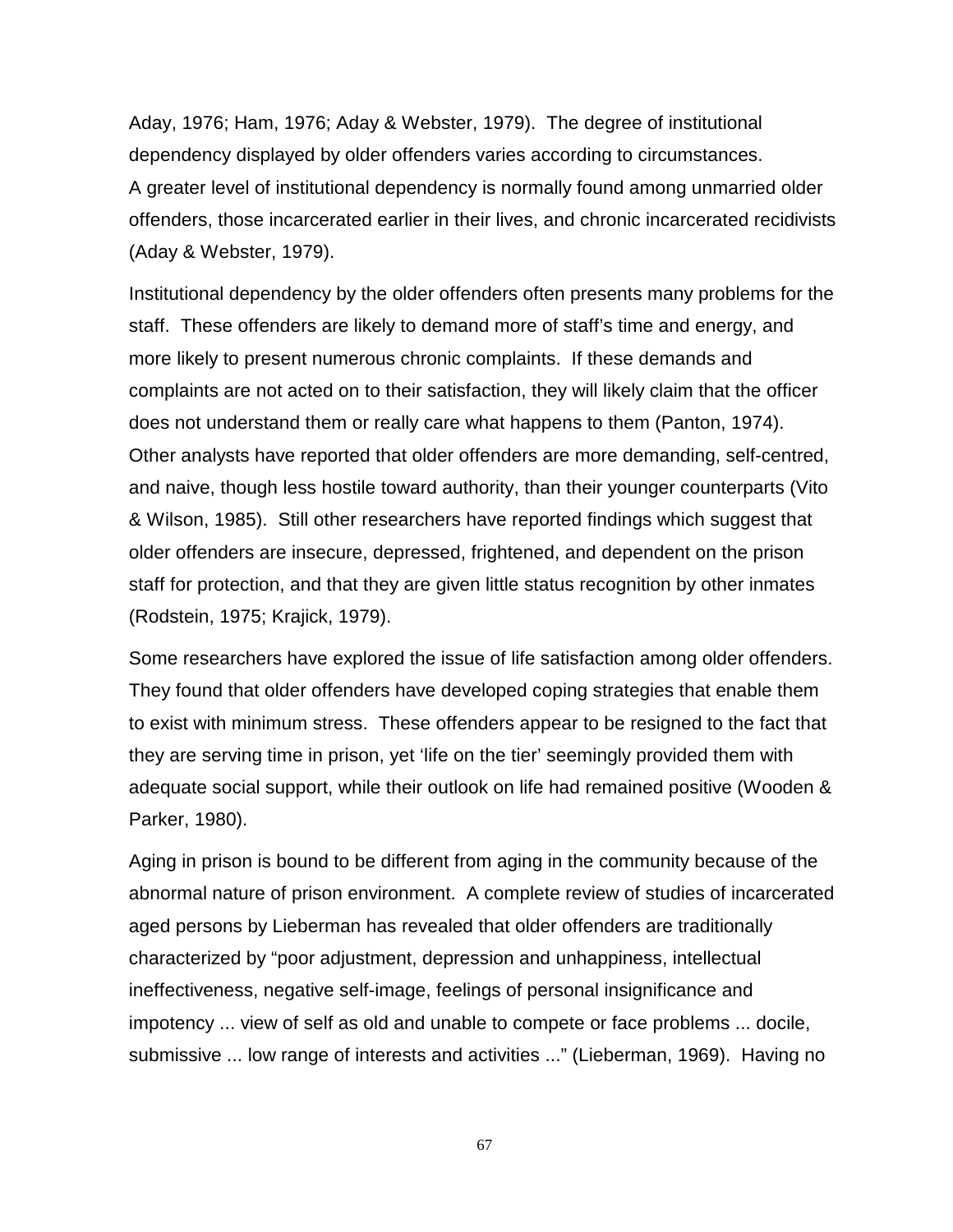Aday, 1976; Ham, 1976; Aday & Webster, 1979). The degree of institutional dependency displayed by older offenders varies according to circumstances. A greater level of institutional dependency is normally found among unmarried older offenders, those incarcerated earlier in their lives, and chronic incarcerated recidivists (Aday & Webster, 1979).

Institutional dependency by the older offenders often presents many problems for the staff. These offenders are likely to demand more of staff's time and energy, and more likely to present numerous chronic complaints. If these demands and complaints are not acted on to their satisfaction, they will likely claim that the officer does not understand them or really care what happens to them (Panton, 1974). Other analysts have reported that older offenders are more demanding, self-centred, and naive, though less hostile toward authority, than their younger counterparts (Vito & Wilson, 1985). Still other researchers have reported findings which suggest that older offenders are insecure, depressed, frightened, and dependent on the prison staff for protection, and that they are given little status recognition by other inmates (Rodstein, 1975; Krajick, 1979).

Some researchers have explored the issue of life satisfaction among older offenders. They found that older offenders have developed coping strategies that enable them to exist with minimum stress. These offenders appear to be resigned to the fact that they are serving time in prison, yet 'life on the tier' seemingly provided them with adequate social support, while their outlook on life had remained positive (Wooden & Parker, 1980).

Aging in prison is bound to be different from aging in the community because of the abnormal nature of prison environment. A complete review of studies of incarcerated aged persons by Lieberman has revealed that older offenders are traditionally characterized by "poor adjustment, depression and unhappiness, intellectual ineffectiveness, negative self-image, feelings of personal insignificance and impotency ... view of self as old and unable to compete or face problems ... docile, submissive ... low range of interests and activities ..." (Lieberman, 1969). Having no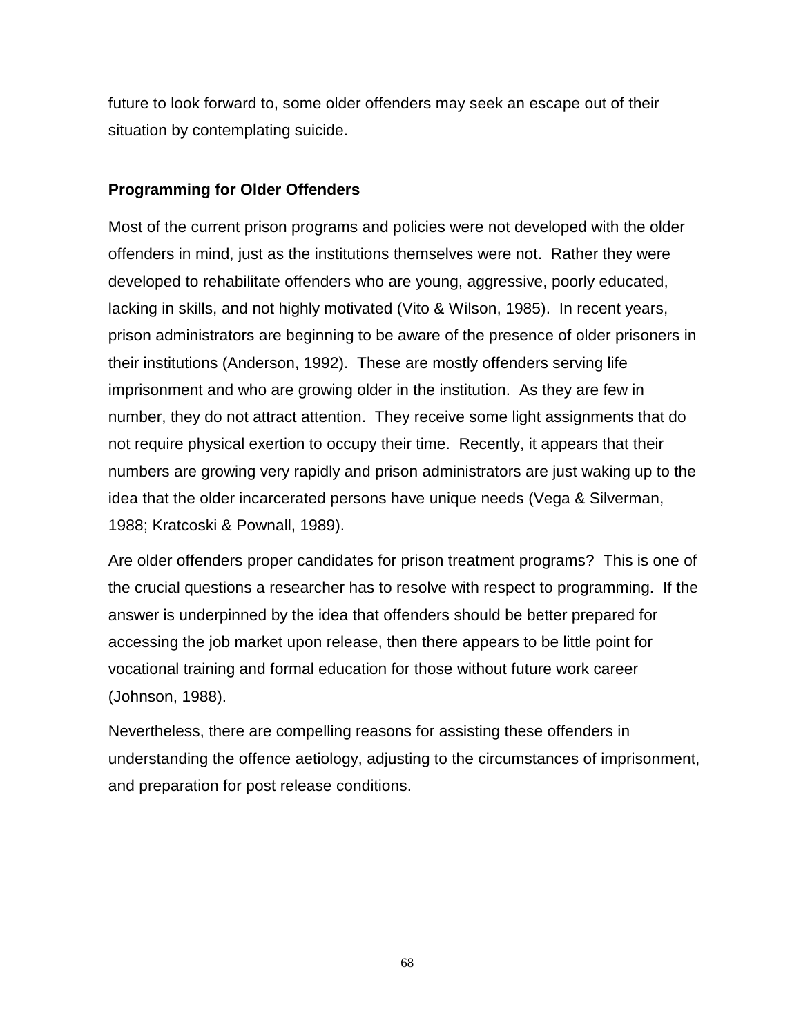future to look forward to, some older offenders may seek an escape out of their situation by contemplating suicide.

### Programming for Older Offenders

Most of the current prison programs and policies were not developed with the older offenders in mind, just as the institutions themselves were not. Rather they were developed to rehabilitate offenders who are young, aggressive, poorly educated, lacking in skills, and not highly motivated (Vito & Wilson, 1985). In recent years, prison administrators are beginning to be aware of the presence of older prisoners in their institutions (Anderson, 1992). These are mostly offenders serving life imprisonment and who are growing older in the institution. As they are few in number, they do not attract attention. They receive some light assignments that do not require physical exertion to occupy their time. Recently, it appears that their numbers are growing very rapidly and prison administrators are just waking up to the idea that the older incarcerated persons have unique needs (Vega & Silverman, 1988; Kratcoski & Pownall, 1989).

Are older offenders proper candidates for prison treatment programs? This is one of the crucial questions a researcher has to resolve with respect to programming. If the answer is underpinned by the idea that offenders should be better prepared for accessing the job market upon release, then there appears to be little point for vocational training and formal education for those without future work career (Johnson, 1988).

Nevertheless, there are compelling reasons for assisting these offenders in understanding the offence aetiology, adjusting to the circumstances of imprisonment, and preparation for post release conditions.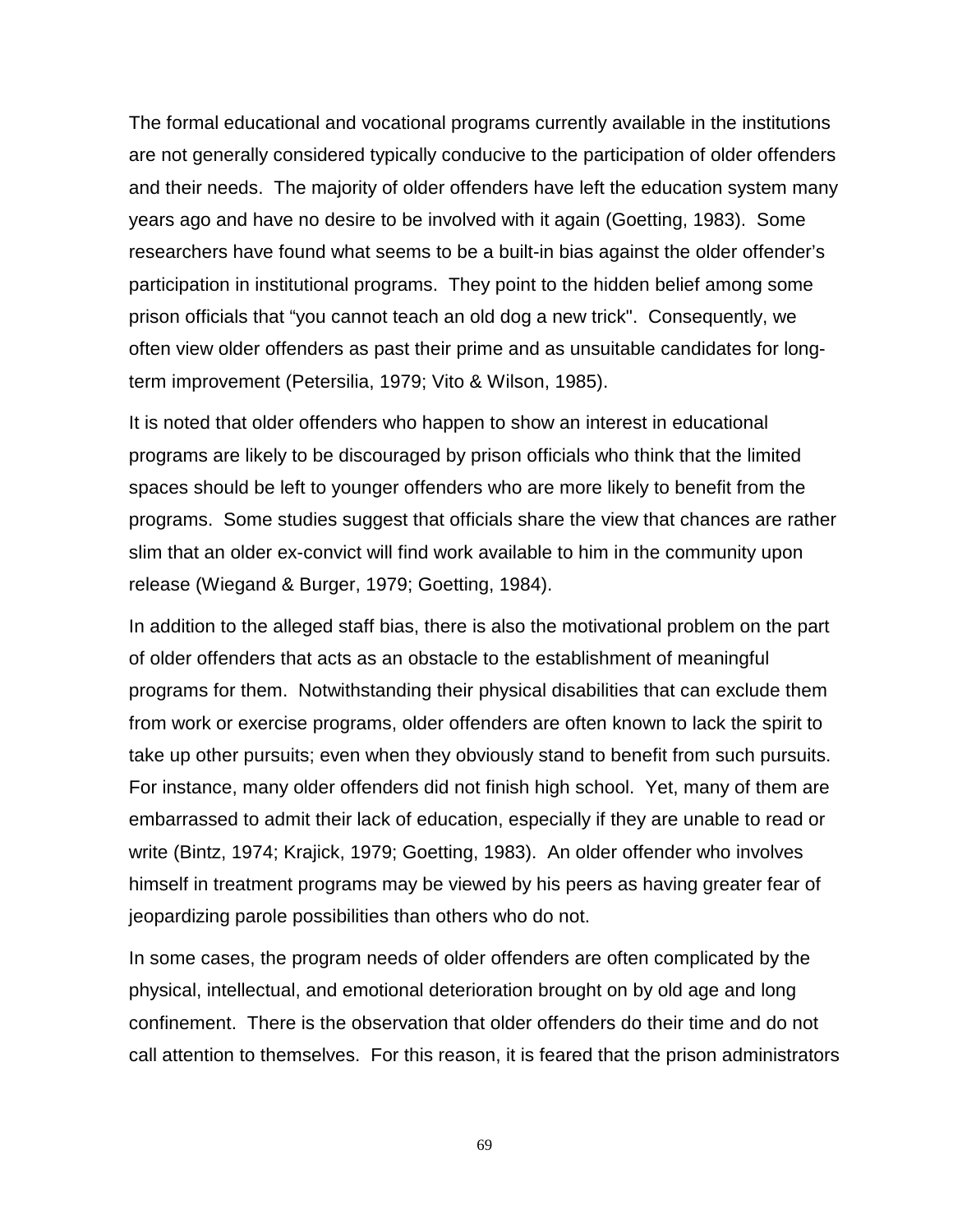The formal educational and vocational programs currently available in the institutions are not generally considered typically conducive to the participation of older offenders and their needs. The majority of older offenders have left the education system many years ago and have no desire to be involved with it again (Goetting, 1983). Some researchers have found what seems to be a built-in bias against the older offender's participation in institutional programs. They point to the hidden belief among some prison officials that "you cannot teach an old dog a new trick". Consequently, we often view older offenders as past their prime and as unsuitable candidates for long-term improvement (Petersilia, 1979; Vito & Wilson, 1985).

It is noted that older offenders who happen to show an interest in educational programs are likely to be discouraged by prison officials who think that the limited spaces should be left to younger offenders who are more likely to benefit from the programs. Some studies suggest that officials share the view that chances are rather slim that an older ex-convict will find work available to him in the community upon release (Wiegand & Burger, 1979; Goetting, 1984).

In addition to the alleged staff bias, there is also the motivational problem on the part of older offenders that acts as an obstacle to the establishment of meaningful programs for them. Notwithstanding their physical disabilities that can exclude them from work or exercise programs, older offenders are often known to lack the spirit to take up other pursuits; even when they obviously stand to benefit from such pursuits. For instance, many older offenders did not finish high school. Yet, many of them are embarrassed to admit their lack of education, especially if they are unable to read or write (Bintz, 1974; Krajick, 1979; Goetting, 1983). An older offender who involves himself in treatment programs may be viewed by his peers as having greater fear of jeopardizing parole possibilities than others who do not.

In some cases, the program needs of older offenders are often complicated by the physical, intellectual, and emotional deterioration brought on by old age and long confinement. There is the observation that older offenders do their time and do not call attention to themselves. For this reason, it is feared that the prison administrators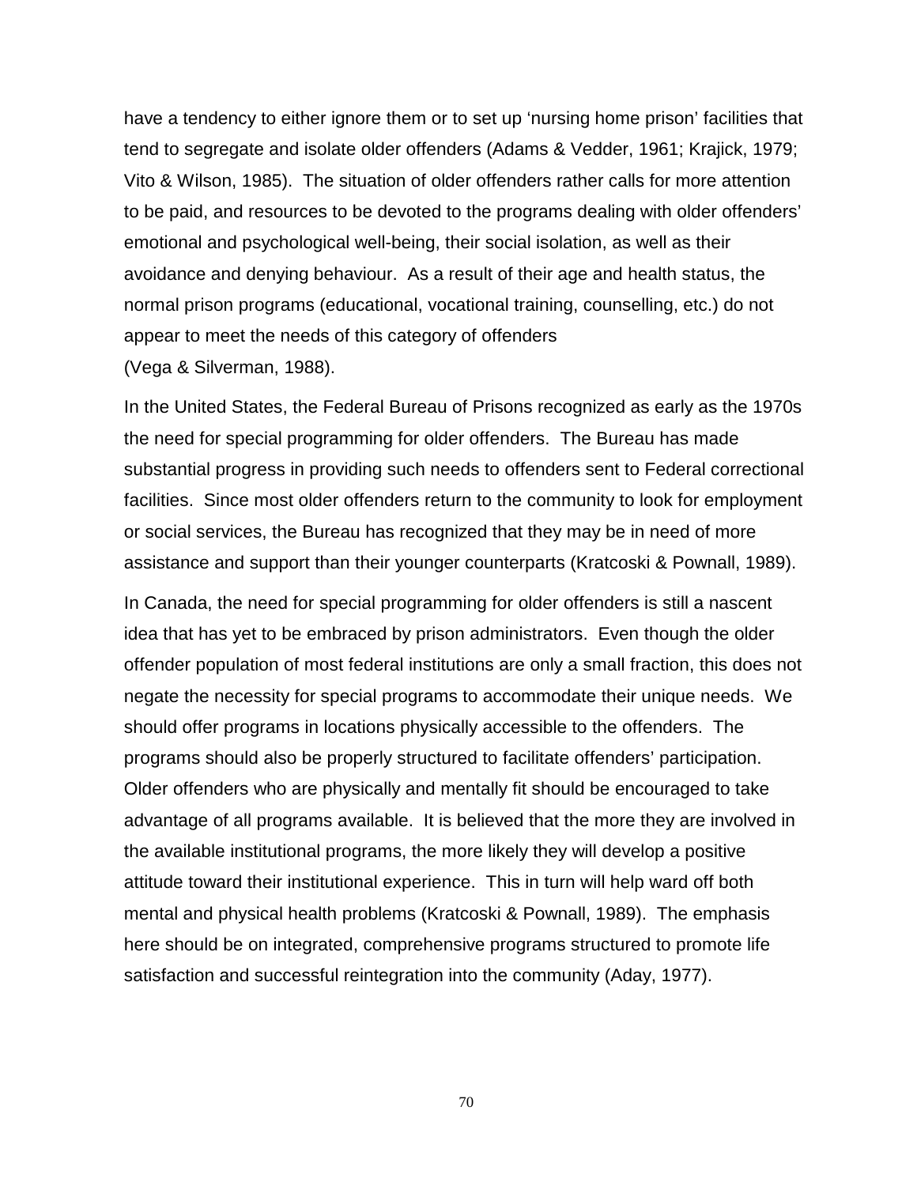have a tendency to either ignore them or to set up 'nursing home prison' facilities that tend to segregate and isolate older offenders (Adams & Vedder, 1961; Krajick, 1979; Vito & Wilson, 1985). The situation of older offenders rather calls for more attention to be paid, and resources to be devoted to the programs dealing with older offenders' emotional and psychological well-being, their social isolation, as well as their avoidance and denying behaviour. As a result of their age and health status, the normal prison programs (educational, vocational training, counselling, etc.) do not appear to meet the needs of this category of offenders (Vega & Silverman, 1988).

In the United States, the Federal Bureau of Prisons recognized as early as the 1970s the need for special programming for older offenders. The Bureau has made substantial progress in providing such needs to offenders sent to Federal correctional facilities. Since most older offenders return to the community to look for employment or social services, the Bureau has recognized that they may be in need of more assistance and support than their younger counterparts (Kratcoski & Pownall, 1989).

In Canada, the need for special programming for older offenders is still a nascent idea that has yet to be embraced by prison administrators. Even though the older offender population of most federal institutions are only a small fraction, this does not negate the necessity for special programs to accommodate their unique needs. We should offer programs in locations physically accessible to the offenders. The programs should also be properly structured to facilitate offenders' participation. Older offenders who are physically and mentally fit should be encouraged to take advantage of all programs available. It is believed that the more they are involved in the available institutional programs, the more likely they will develop a positive attitude toward their institutional experience. This in turn will help ward off both mental and physical health problems (Kratcoski & Pownall, 1989). The emphasis here should be on integrated, comprehensive programs structured to promote life satisfaction and successful reintegration into the community (Aday, 1977).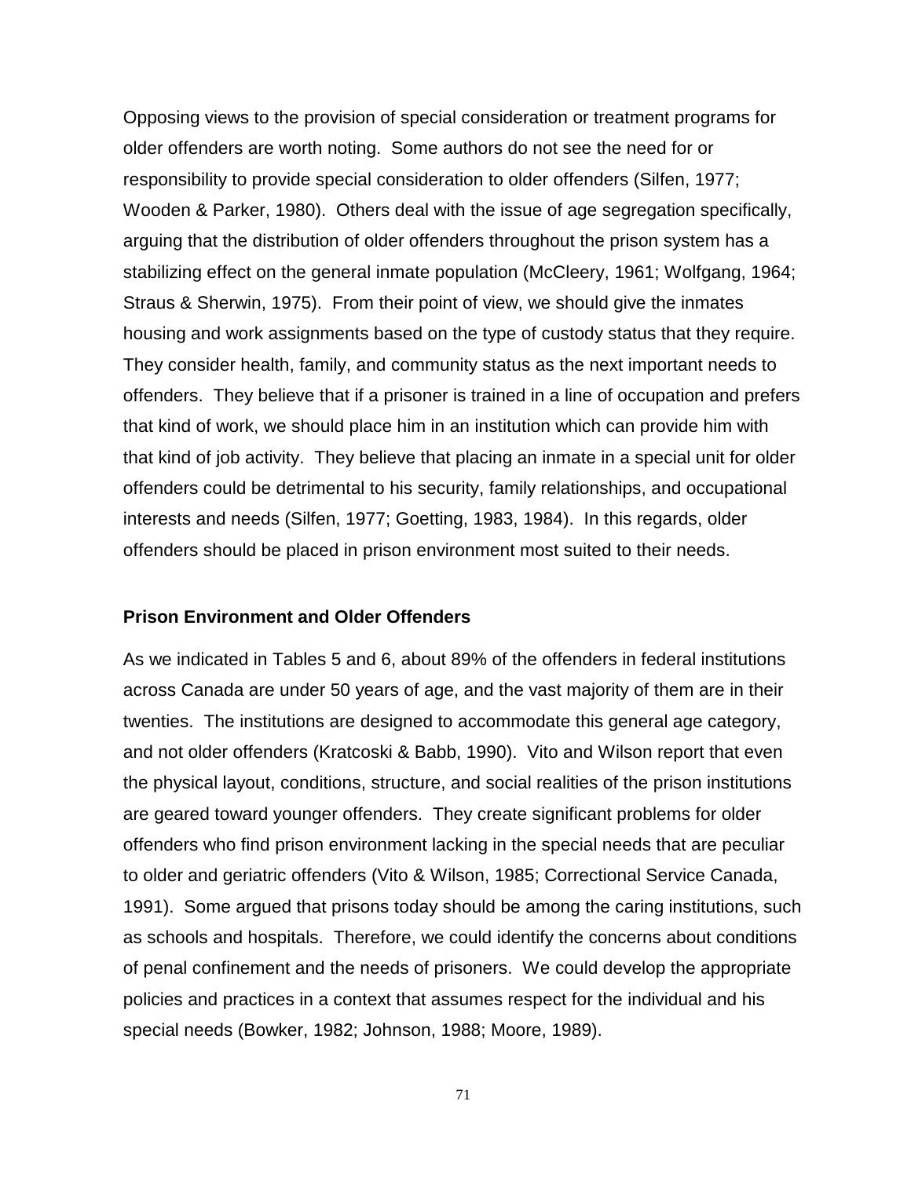Opposing views to the provision of special consideration or treatment programs for older offenders are worth noting. Some authors do not see the need for or responsibility to provide special consideration to older offenders (Silfen, 1977; Wooden & Parker, 1980). Others deal with the issue of age segregation specifically, arguing that the distribution of older offenders throughout the prison system has a stabilizing effect on the general inmate population (McCleery, 1961; Wolfgang, 1964; Straus & Sherwin, 1975). From their point of view, we should give the inmates housing and work assignments based on the type of custody status that they require. They consider health, family, and community status as the next important needs to offenders. They believe that if a prisoner is trained in a line of occupation and prefers that kind of work, we should place him in an institution which can provide him with that kind of job activity. They believe that placing an inmate in a special unit for older offenders could be detrimental to his security, family relationships, and occupational interests and needs (Silfen, 1977; Goetting, 1983, 1984). In this regards, older offenders should be placed in prison environment most suited to their needs.

**Prison Environment and Older Offenders**

As we indicated in Tables 5 and 6, about 89% of the offenders in federal institutions across Canada are under 50 years of age, and the vast majority of them are in their twenties. The institutions are designed to accommodate this general age category, and not older offenders (Kratcoski & Babb, 1990). Vito and Wilson report that even the physical layout, conditions, structure, and social realities of the prison institutions are geared toward younger offenders. They create significant problems for older offenders who find prison environment lacking in the special needs that are peculiar to older and geriatric offenders (Vito & Wilson, 1985; Correctional Service Canada, 1991). Some argued that prisons today should be among the caring institutions, such as schools and hospitals. Therefore, we could identify the concerns about conditions of penal confinement and the needs of prisoners. We could develop the appropriate policies and practices in a context that assumes respect for the individual and his special needs (Bowker, 1982; Johnson, 1988; Moore, 1989).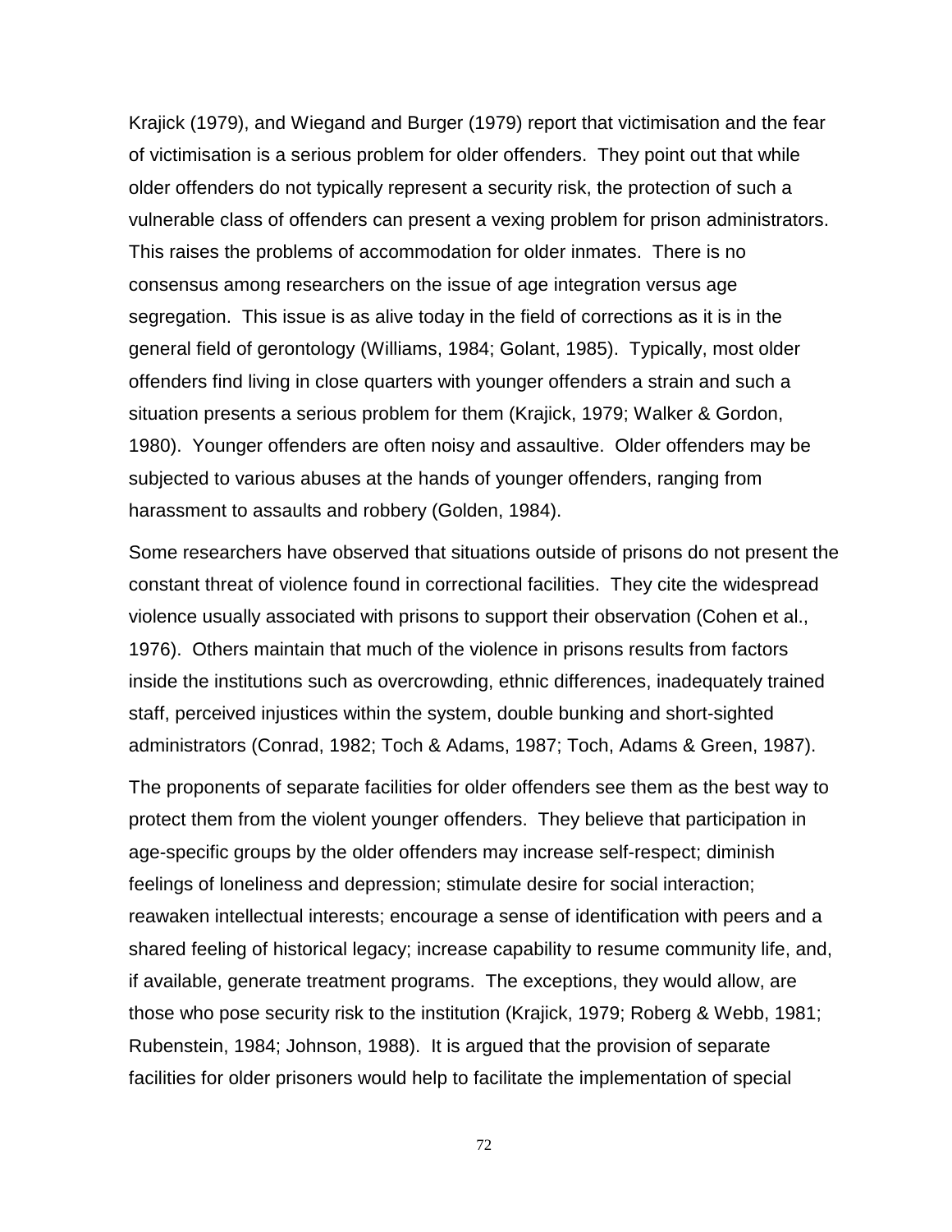Krajick (1979), and Wiegand and Burger (1979) report that victimisation and the fear of victimisation is a serious problem for older offenders. They point out that while older offenders do not typically represent a security risk, the protection of such a vulnerable class of offenders can present a vexing problem for prison administrators. This raises the problems of accommodation for older inmates. There is no consensus among researchers on the issue of age integration versus age segregation. This issue is as alive today in the field of corrections as it is in the general field of gerontology (Williams, 1984; Golant, 1985). Typically, most older offenders find living in close quarters with younger offenders a strain and such a situation presents a serious problem for them (Krajick, 1979; Walker & Gordon, 1980). Younger offenders are often noisy and assaultive. Older offenders may be subjected to various abuses at the hands of younger offenders, ranging from harassment to assaults and robbery (Golden, 1984).

Some researchers have observed that situations outside of prisons do not present the constant threat of violence found in correctional facilities. They cite the widespread violence usually associated with prisons to support their observation (Cohen et al., 1976). Others maintain that much of the violence in prisons results from factors inside the institutions such as overcrowding, ethnic differences, inadequately trained staff, perceived injustices within the system, double bunking and short-sighted administrators (Conrad, 1982; Toch & Adams, 1987; Toch, Adams & Green, 1987).

The proponents of separate facilities for older offenders see them as the best way to protect them from the violent younger offenders. They believe that participation in age-specific groups by the older offenders may increase self-respect; diminish feelings of loneliness and depression; stimulate desire for social interaction; reawaken intellectual interests; encourage a sense of identification with peers and a shared feeling of historical legacy; increase capability to resume community life, and, if available, generate treatment programs. The exceptions, they would allow, are those who pose security risk to the institution (Krajick, 1979; Roberg & Webb, 1981; Rubenstein, 1984; Johnson, 1988). It is argued that the provision of separate facilities for older prisoners would help to facilitate the implementation of special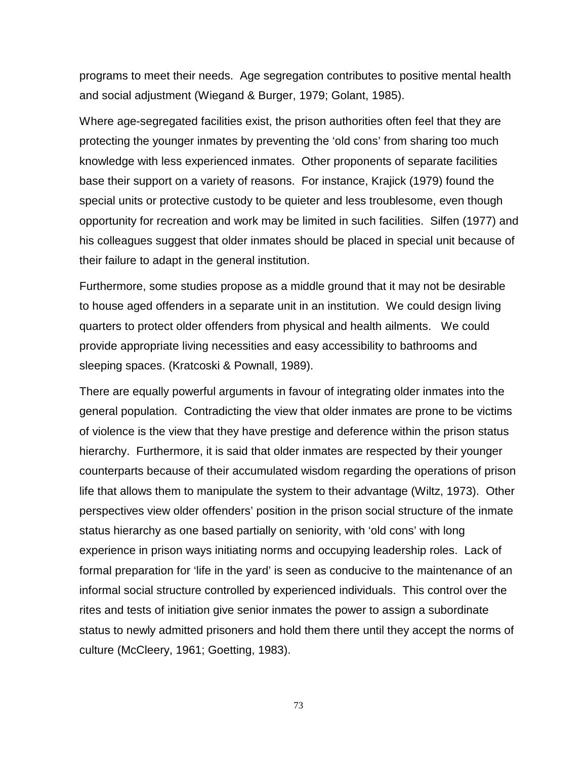programs to meet their needs. Age segregation contributes to positive mental health and social adjustment (Wiegand & Burger, 1979; Golant, 1985).

Where age-segregated facilities exist, the prison authorities often feel that they are protecting the younger inmates by preventing the 'old cons' from sharing too much knowledge with less experienced inmates. Other proponents of separate facilities base their support on a variety of reasons. For instance, Krajick (1979) found the special units or protective custody to be quieter and less troublesome, even though opportunity for recreation and work may be limited in such facilities. Silfen (1977) and his colleagues suggest that older inmates should be placed in special unit because of their failure to adapt in the general institution.

Furthermore, some studies propose as a middle ground that it may not be desirable to house aged offenders in a separate unit in an institution. We could design living quarters to protect older offenders from physical and health ailments. We could provide appropriate living necessities and easy accessibility to bathrooms and sleeping spaces. (Kratcoski & Pownall, 1989).

There are equally powerful arguments in favour of integrating older inmates into the general population. Contradicting the view that older inmates are prone to be victims of violence is the view that they have prestige and deference within the prison status hierarchy. Furthermore, it is said that older inmates are respected by their younger counterparts because of their accumulated wisdom regarding the operations of prison life that allows them to manipulate the system to their advantage (Wiltz, 1973). Other perspectives view older offenders' position in the prison social structure of the inmate status hierarchy as one based partially on seniority, with 'old cons' with long experience in prison ways initiating norms and occupying leadership roles. Lack of formal preparation for 'life in the yard' is seen as conducive to the maintenance of an informal social structure controlled by experienced individuals. This control over the rites and tests of initiation give senior inmates the power to assign a subordinate status to newly admitted prisoners and hold them there until they accept the norms of culture (McCleery, 1961; Goetting, 1983).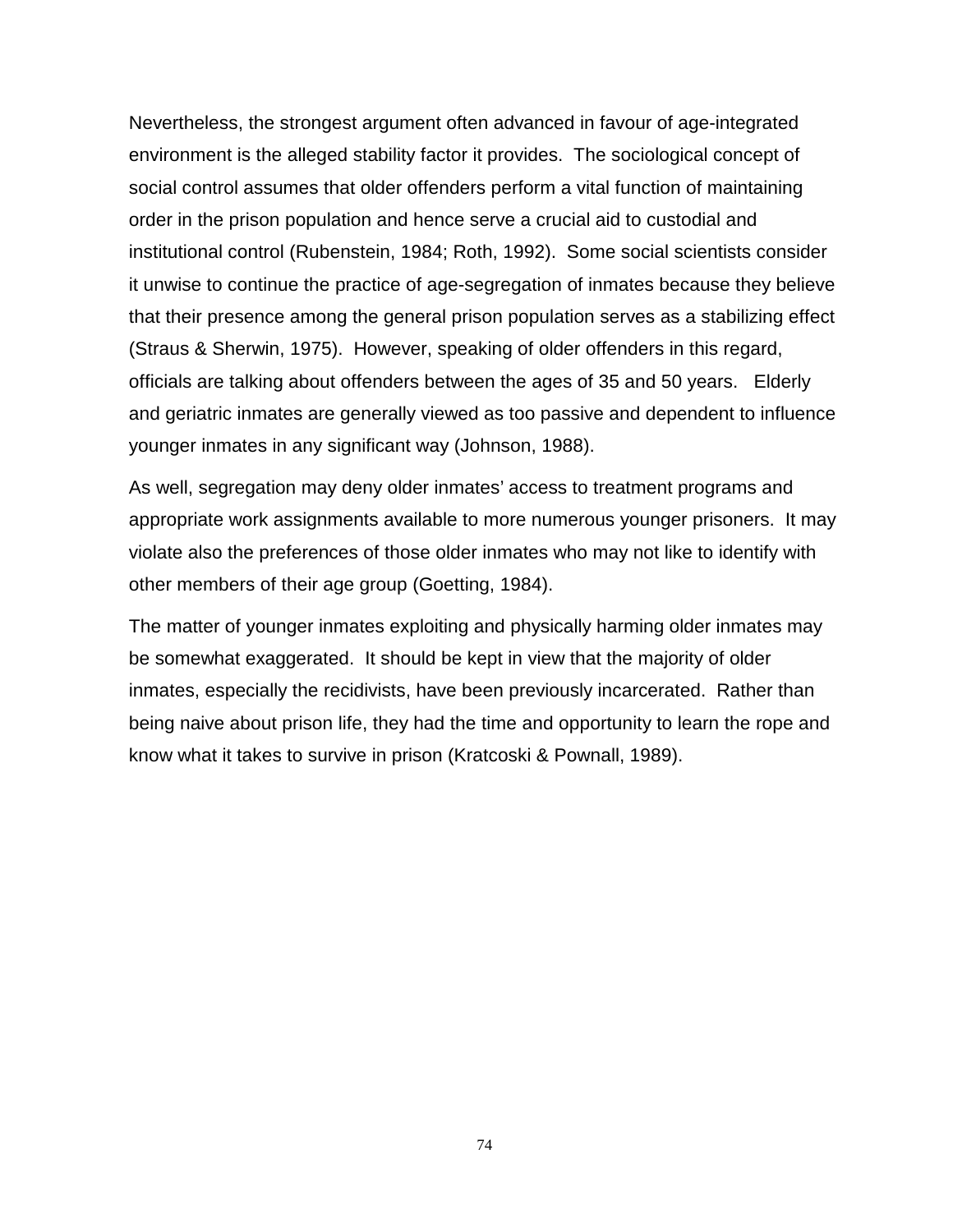Nevertheless, the strongest argument often advanced in favour of age-integrated environment is the alleged stability factor it provides. The sociological concept of social control assumes that older offenders perform a vital function of maintaining order in the prison population and hence serve a crucial aid to custodial and institutional control (Rubenstein, 1984; Roth, 1992). Some social scientists consider it unwise to continue the practice of age-segregation of inmates because they believe that their presence among the general prison population serves as a stabilizing effect (Straus & Sherwin, 1975). However, speaking of older offenders in this regard, officials are talking about offenders between the ages of 35 and 50 years. Elderly and geriatric inmates are generally viewed as too passive and dependent to influence younger inmates in any significant way (Johnson, 1988).

As well, segregation may deny older inmates' access to treatment programs and appropriate work assignments available to more numerous younger prisoners. It may violate also the preferences of those older inmates who may not like to identify with other members of their age group (Goetting, 1984).

The matter of younger inmates exploiting and physically harming older inmates may be somewhat exaggerated. It should be kept in view that the majority of older inmates, especially the recidivists, have been previously incarcerated. Rather than being naive about prison life, they had the time and opportunity to learn the rope and know what it takes to survive in prison (Kratcoski & Pownall, 1989).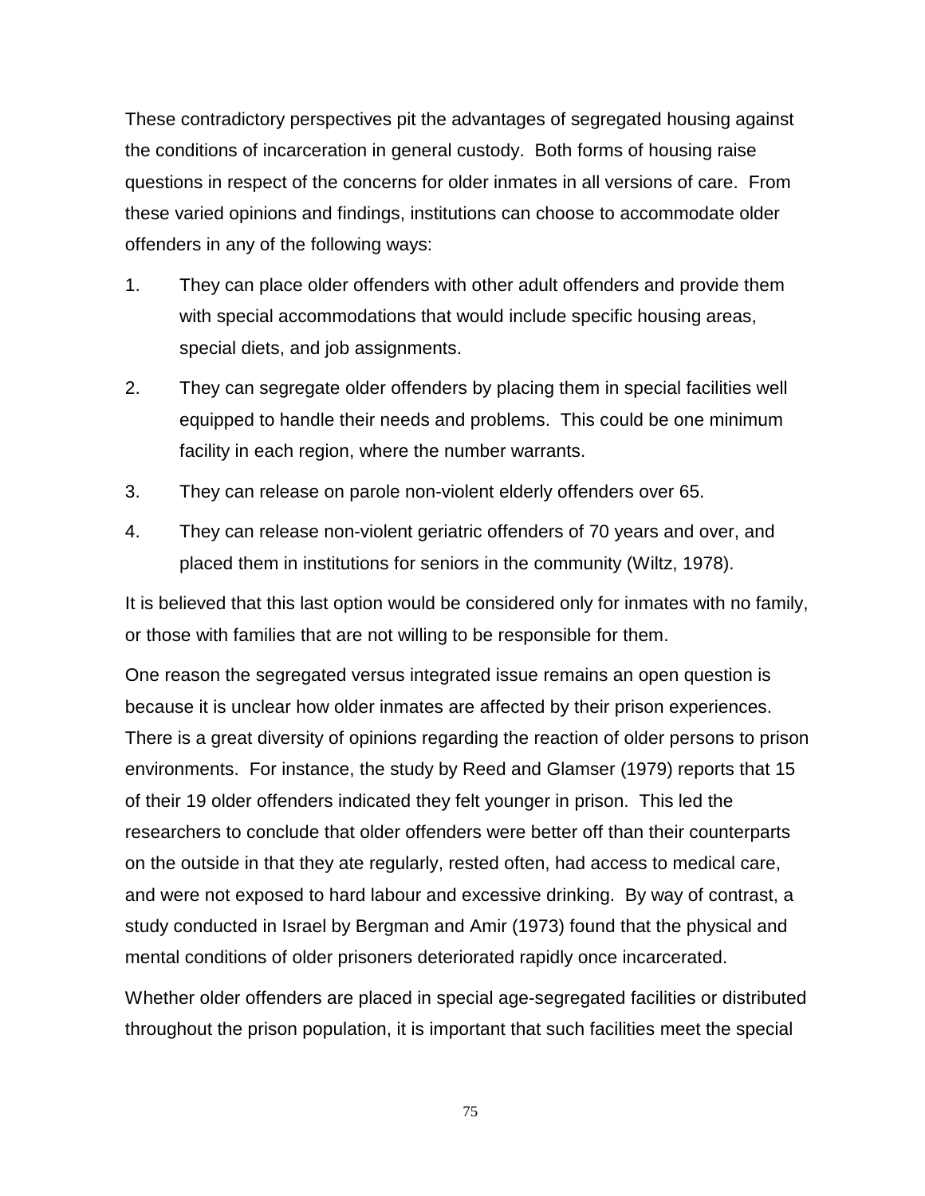These contradictory perspectives pit the advantages of segregated housing against the conditions of incarceration in general custody. Both forms of housing raise questions in respect of the concerns for older inmates in all versions of care. From these varied opinions and findings, institutions can choose to accommodate older offenders in any of the following ways:

1. They can place older offenders with other adult offenders and provide them with special accommodations that would include specific housing areas, special diets, and job assignments.
2. They can segregate older offenders by placing them in special facilities well equipped to handle their needs and problems. This could be one minimum facility in each region, where the number warrants.
3. They can release on parole non-violent elderly offenders over 65.
4. They can release non-violent geriatric offenders of 70 years and over, and placed them in institutions for seniors in the community (Wiltz, 1978).

It is believed that this last option would be considered only for inmates with no family, or those with families that are not willing to be responsible for them.

One reason the segregated versus integrated issue remains an open question is because it is unclear how older inmates are affected by their prison experiences. There is a great diversity of opinions regarding the reaction of older persons to prison environments. For instance, the study by Reed and Glamser (1979) reports that 15 of their 19 older offenders indicated they felt younger in prison. This led the researchers to conclude that older offenders were better off than their counterparts on the outside in that they ate regularly, rested often, had access to medical care, and were not exposed to hard labour and excessive drinking. By way of contrast, a study conducted in Israel by Bergman and Amir (1973) found that the physical and mental conditions of older prisoners deteriorated rapidly once incarcerated.

Whether older offenders are placed in special age-segregated facilities or distributed throughout the prison population, it is important that such facilities meet the special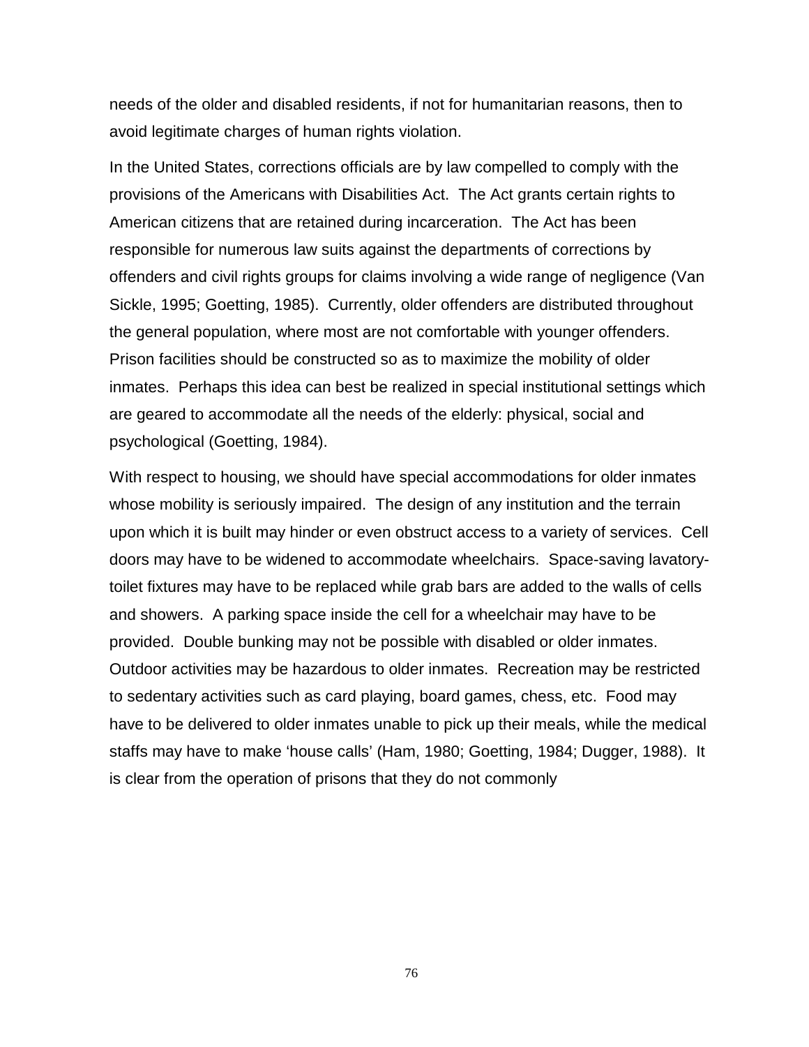needs of the older and disabled residents, if not for humanitarian reasons, then to avoid legitimate charges of human rights violation.

In the United States, corrections officials are by law compelled to comply with the provisions of the Americans with Disabilities Act. The Act grants certain rights to American citizens that are retained during incarceration. The Act has been responsible for numerous law suits against the departments of corrections by offenders and civil rights groups for claims involving a wide range of negligence (Van Sickle, 1995; Goetting, 1985). Currently, older offenders are distributed throughout the general population, where most are not comfortable with younger offenders. Prison facilities should be constructed so as to maximize the mobility of older inmates. Perhaps this idea can best be realized in special institutional settings which are geared to accommodate all the needs of the elderly: physical, social and psychological (Goetting, 1984).

With respect to housing, we should have special accommodations for older inmates whose mobility is seriously impaired. The design of any institution and the terrain upon which it is built may hinder or even obstruct access to a variety of services. Cell doors may have to be widened to accommodate wheelchairs. Space-saving lavatory-toilet fixtures may have to be replaced while grab bars are added to the walls of cells and showers. A parking space inside the cell for a wheelchair may have to be provided. Double bunking may not be possible with disabled or older inmates. Outdoor activities may be hazardous to older inmates. Recreation may be restricted to sedentary activities such as card playing, board games, chess, etc. Food may have to be delivered to older inmates unable to pick up their meals, while the medical staffs may have to make 'house calls' (Ham, 1980; Goetting, 1984; Dugger, 1988). It is clear from the operation of prisons that they do not commonly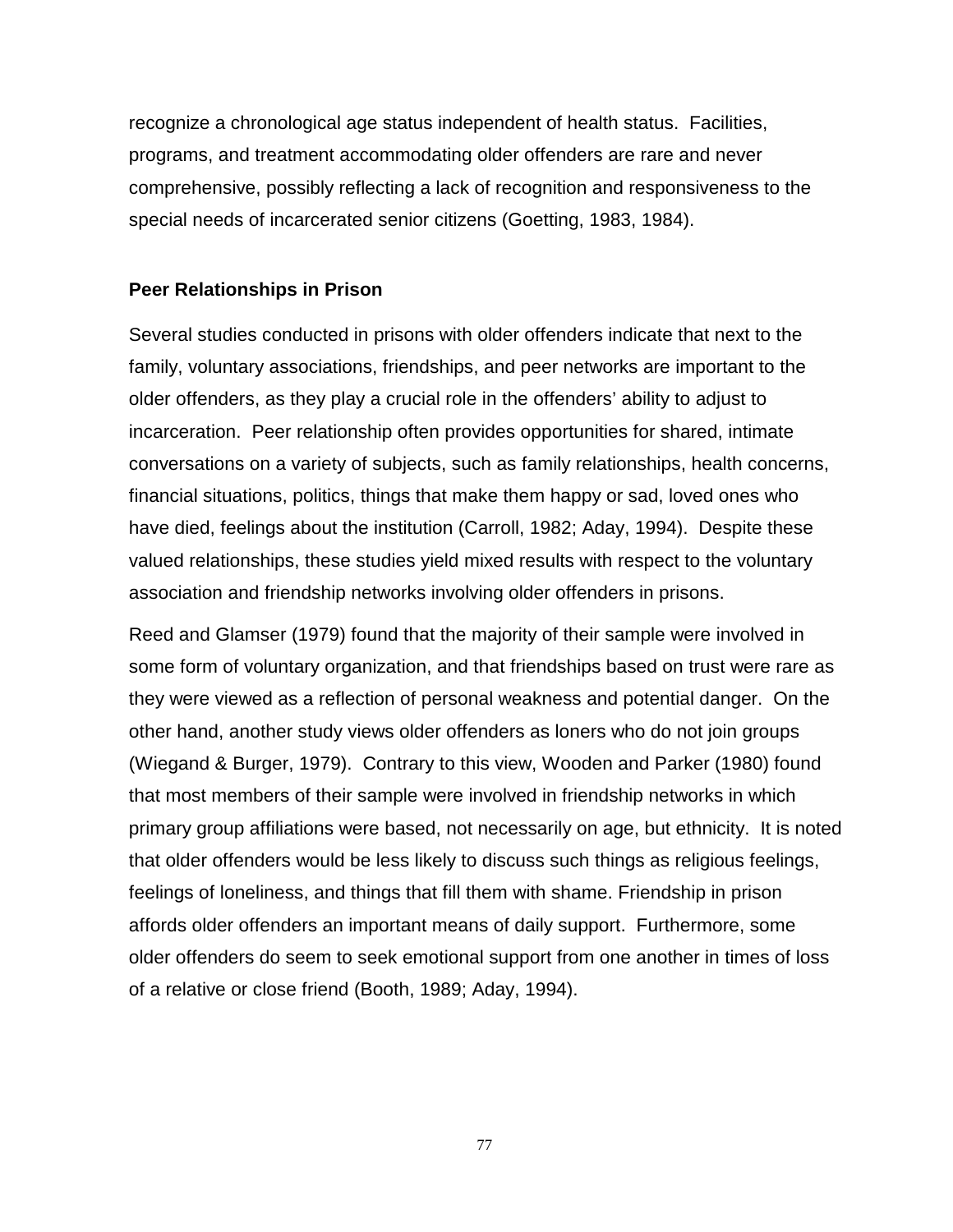recognize a chronological age status independent of health status. Facilities, programs, and treatment accommodating older offenders are rare and never comprehensive, possibly reflecting a lack of recognition and responsiveness to the special needs of incarcerated senior citizens (Goetting, 1983, 1984).

**Peer Relationships in Prison**

Several studies conducted in prisons with older offenders indicate that next to the family, voluntary associations, friendships, and peer networks are important to the older offenders, as they play a crucial role in the offenders' ability to adjust to incarceration. Peer relationship often provides opportunities for shared, intimate conversations on a variety of subjects, such as family relationships, health concerns, financial situations, politics, things that make them happy or sad, loved ones who have died, feelings about the institution (Carroll, 1982; Aday, 1994). Despite these valued relationships, these studies yield mixed results with respect to the voluntary association and friendship networks involving older offenders in prisons.

Reed and Glamser (1979) found that the majority of their sample were involved in some form of voluntary organization, and that friendships based on trust were rare as they were viewed as a reflection of personal weakness and potential danger. On the other hand, another study views older offenders as loners who do not join groups (Wiegand & Burger, 1979). Contrary to this view, Wooden and Parker (1980) found that most members of their sample were involved in friendship networks in which primary group affiliations were based, not necessarily on age, but ethnicity. It is noted that older offenders would be less likely to discuss such things as religious feelings, feelings of loneliness, and things that fill them with shame. Friendship in prison affords older offenders an important means of daily support. Furthermore, some older offenders do seem to seek emotional support from one another in times of loss of a relative or close friend (Booth, 1989; Aday, 1994).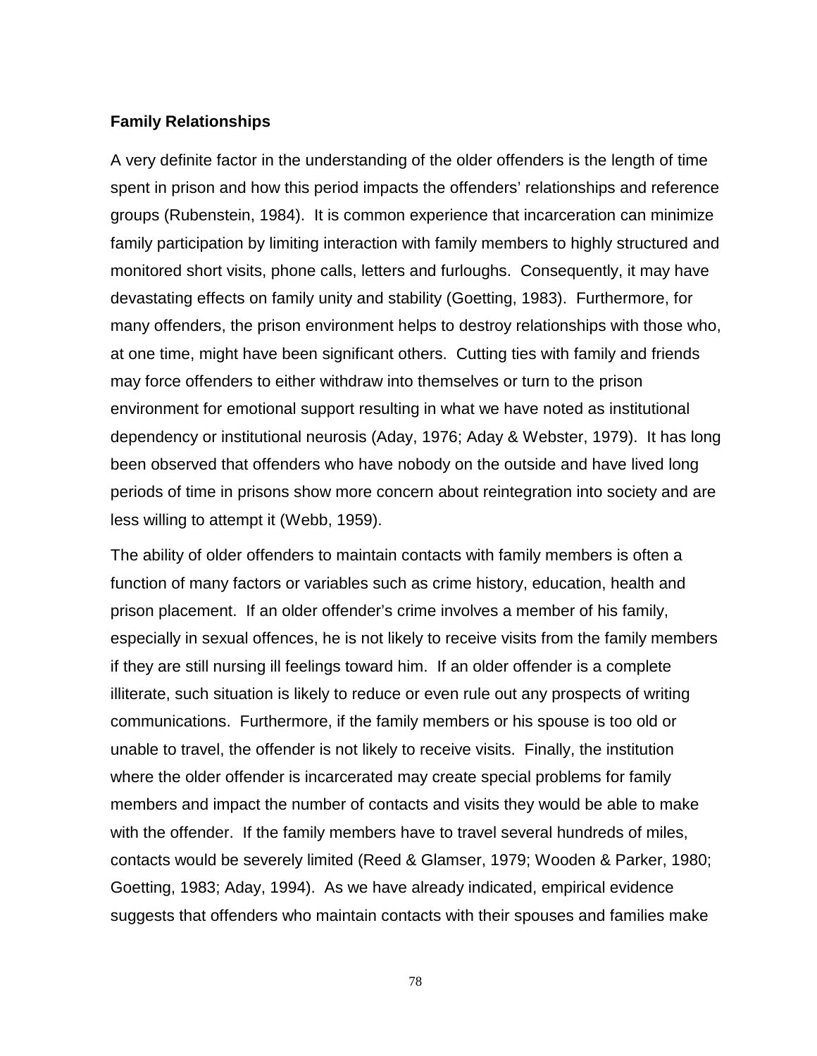**Family Relationships**

A very definite factor in the understanding of the older offenders is the length of time spent in prison and how this period impacts the offenders' relationships and reference groups (Rubenstein, 1984). It is common experience that incarceration can minimize family participation by limiting interaction with family members to highly structured and monitored short visits, phone calls, letters and furloughs. Consequently, it may have devastating effects on family unity and stability (Goetting, 1983). Furthermore, for many offenders, the prison environment helps to destroy relationships with those who, at one time, might have been significant others. Cutting ties with family and friends may force offenders to either withdraw into themselves or turn to the prison environment for emotional support resulting in what we have noted as institutional dependency or institutional neurosis (Aday, 1976; Aday & Webster, 1979). It has long been observed that offenders who have nobody on the outside and have lived long periods of time in prisons show more concern about reintegration into society and are less willing to attempt it (Webb, 1959).

The ability of older offenders to maintain contacts with family members is often a function of many factors or variables such as crime history, education, health and prison placement. If an older offender's crime involves a member of his family, especially in sexual offences, he is not likely to receive visits from the family members if they are still nursing ill feelings toward him. If an older offender is a complete illiterate, such situation is likely to reduce or even rule out any prospects of writing communications. Furthermore, if the family members or his spouse is too old or unable to travel, the offender is not likely to receive visits. Finally, the institution where the older offender is incarcerated may create special problems for family members and impact the number of contacts and visits they would be able to make with the offender. If the family members have to travel several hundreds of miles, contacts would be severely limited (Reed & Glamser, 1979; Wooden & Parker, 1980; Goetting, 1983; Aday, 1994). As we have already indicated, empirical evidence suggests that offenders who maintain contacts with their spouses and families make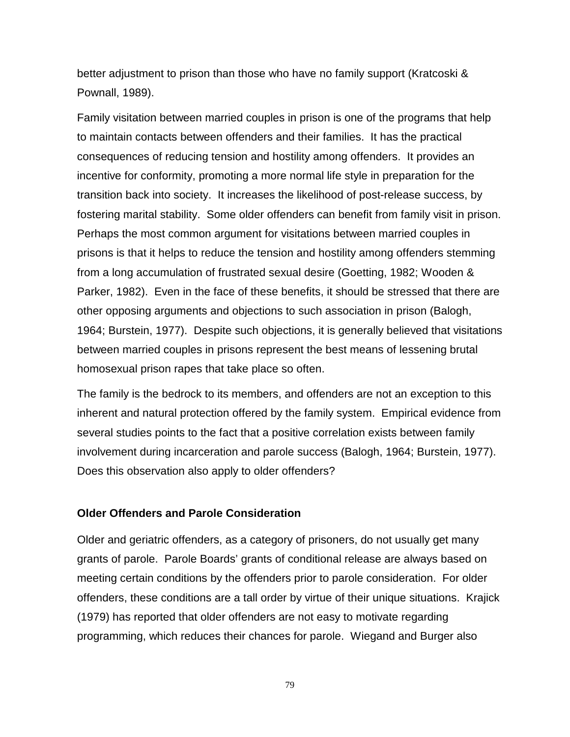better adjustment to prison than those who have no family support (Kratcoski & Pownall, 1989).

Family visitation between married couples in prison is one of the programs that help to maintain contacts between offenders and their families. It has the practical consequences of reducing tension and hostility among offenders. It provides an incentive for conformity, promoting a more normal life style in preparation for the transition back into society. It increases the likelihood of post-release success, by fostering marital stability. Some older offenders can benefit from family visit in prison. Perhaps the most common argument for visitations between married couples in prisons is that it helps to reduce the tension and hostility among offenders stemming from a long accumulation of frustrated sexual desire (Goetting, 1982; Wooden & Parker, 1982). Even in the face of these benefits, it should be stressed that there are other opposing arguments and objections to such association in prison (Balogh, 1964; Burstein, 1977). Despite such objections, it is generally believed that visitations between married couples in prisons represent the best means of lessening brutal homosexual prison rapes that take place so often.

The family is the bedrock to its members, and offenders are not an exception to this inherent and natural protection offered by the family system. Empirical evidence from several studies points to the fact that a positive correlation exists between family involvement during incarceration and parole success (Balogh, 1964; Burstein, 1977). Does this observation also apply to older offenders?

### Older Offenders and Parole Consideration

Older and geriatric offenders, as a category of prisoners, do not usually get many grants of parole. Parole Boards' grants of conditional release are always based on meeting certain conditions by the offenders prior to parole consideration. For older offenders, these conditions are a tall order by virtue of their unique situations. Krajick (1979) has reported that older offenders are not easy to motivate regarding programming, which reduces their chances for parole. Wiegand and Burger also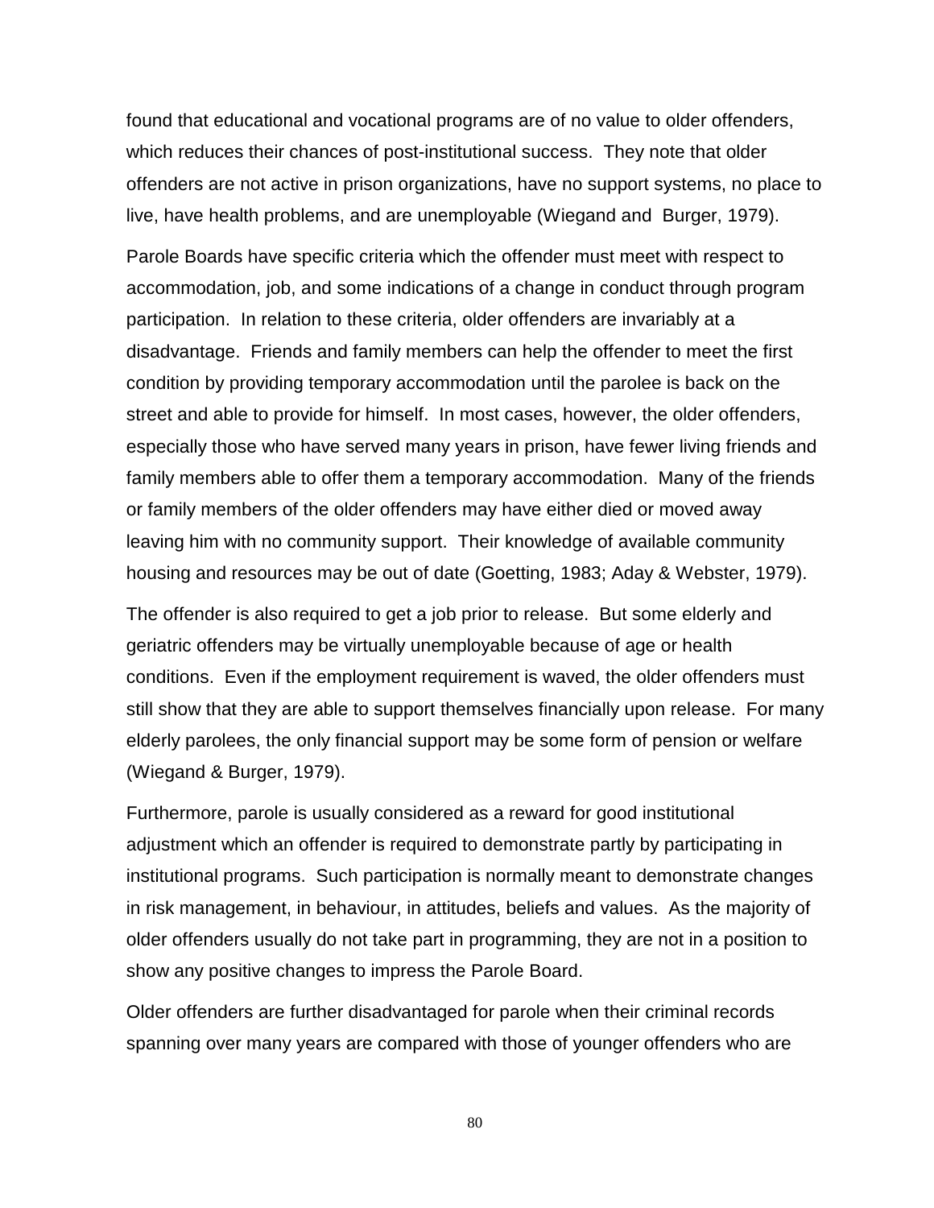found that educational and vocational programs are of no value to older offenders, which reduces their chances of post-institutional success. They note that older offenders are not active in prison organizations, have no support systems, no place to live, have health problems, and are unemployable (Wiegand and Burger, 1979).

Parole Boards have specific criteria which the offender must meet with respect to accommodation, job, and some indications of a change in conduct through program participation. In relation to these criteria, older offenders are invariably at a disadvantage. Friends and family members can help the offender to meet the first condition by providing temporary accommodation until the parolee is back on the street and able to provide for himself. In most cases, however, the older offenders, especially those who have served many years in prison, have fewer living friends and family members able to offer them a temporary accommodation. Many of the friends or family members of the older offenders may have either died or moved away leaving him with no community support. Their knowledge of available community housing and resources may be out of date (Goetting, 1983; Aday & Webster, 1979).

The offender is also required to get a job prior to release. But some elderly and geriatric offenders may be virtually unemployable because of age or health conditions. Even if the employment requirement is waved, the older offenders must still show that they are able to support themselves financially upon release. For many elderly parolees, the only financial support may be some form of pension or welfare (Wiegand & Burger, 1979).

Furthermore, parole is usually considered as a reward for good institutional adjustment which an offender is required to demonstrate partly by participating in institutional programs. Such participation is normally meant to demonstrate changes in risk management, in behaviour, in attitudes, beliefs and values. As the majority of older offenders usually do not take part in programming, they are not in a position to show any positive changes to impress the Parole Board.

Older offenders are further disadvantaged for parole when their criminal records spanning over many years are compared with those of younger offenders who are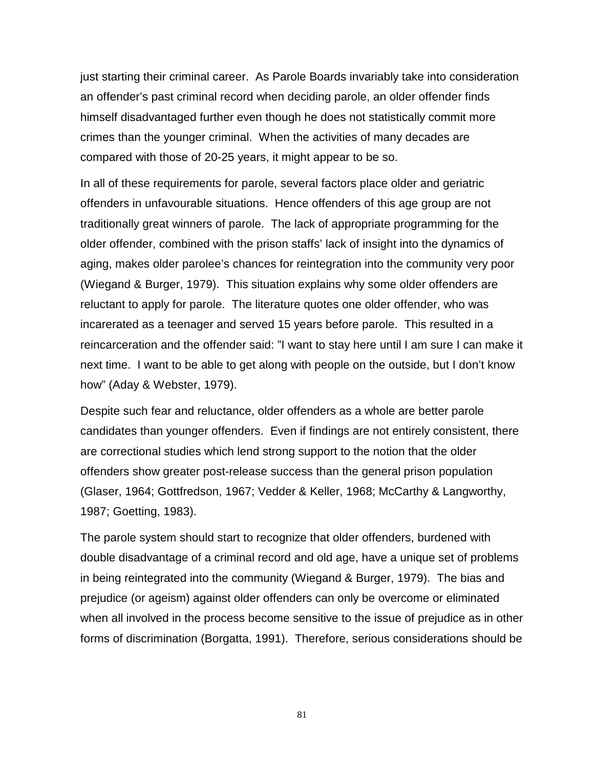just starting their criminal career. As Parole Boards invariably take into consideration an offender's past criminal record when deciding parole, an older offender finds himself disadvantaged further even though he does not statistically commit more crimes than the younger criminal. When the activities of many decades are compared with those of 20-25 years, it might appear to be so.

In all of these requirements for parole, several factors place older and geriatric offenders in unfavourable situations. Hence offenders of this age group are not traditionally great winners of parole. The lack of appropriate programming for the older offender, combined with the prison staffs' lack of insight into the dynamics of aging, makes older parolee's chances for reintegration into the community very poor (Wiegand & Burger, 1979). This situation explains why some older offenders are reluctant to apply for parole. The literature quotes one older offender, who was incarerated as a teenager and served 15 years before parole. This resulted in a reincarceration and the offender said: "I want to stay here until I am sure I can make it next time. I want to be able to get along with people on the outside, but I don't know how" (Aday & Webster, 1979).

Despite such fear and reluctance, older offenders as a whole are better parole candidates than younger offenders. Even if findings are not entirely consistent, there are correctional studies which lend strong support to the notion that the older offenders show greater post-release success than the general prison population (Glaser, 1964; Gottfredson, 1967; Vedder & Keller, 1968; McCarthy & Langworthy, 1987; Goetting, 1983).

The parole system should start to recognize that older offenders, burdened with double disadvantage of a criminal record and old age, have a unique set of problems in being reintegrated into the community (Wiegand & Burger, 1979). The bias and prejudice (or ageism) against older offenders can only be overcome or eliminated when all involved in the process become sensitive to the issue of prejudice as in other forms of discrimination (Borgatta, 1991). Therefore, serious considerations should be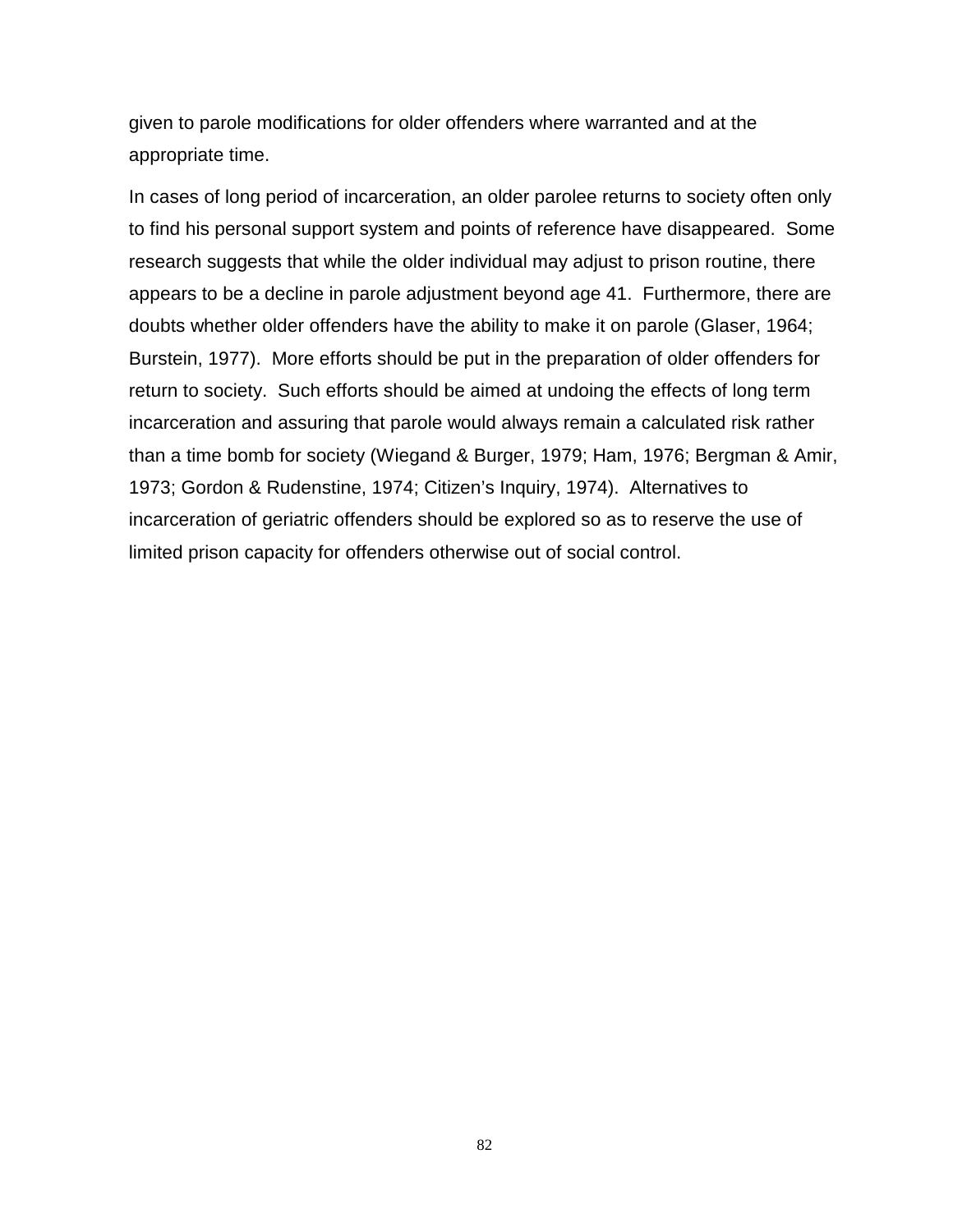given to parole modifications for older offenders where warranted and at the appropriate time.

In cases of long period of incarceration, an older parolee returns to society often only to find his personal support system and points of reference have disappeared. Some research suggests that while the older individual may adjust to prison routine, there appears to be a decline in parole adjustment beyond age 41. Furthermore, there are doubts whether older offenders have the ability to make it on parole (Glaser, 1964; Burstein, 1977). More efforts should be put in the preparation of older offenders for return to society. Such efforts should be aimed at undoing the effects of long term incarceration and assuring that parole would always remain a calculated risk rather than a time bomb for society (Wiegand & Burger, 1979; Ham, 1976; Bergman & Amir, 1973; Gordon & Rudenstine, 1974; Citizen's Inquiry, 1974). Alternatives to incarceration of geriatric offenders should be explored so as to reserve the use of limited prison capacity for offenders otherwise out of social control.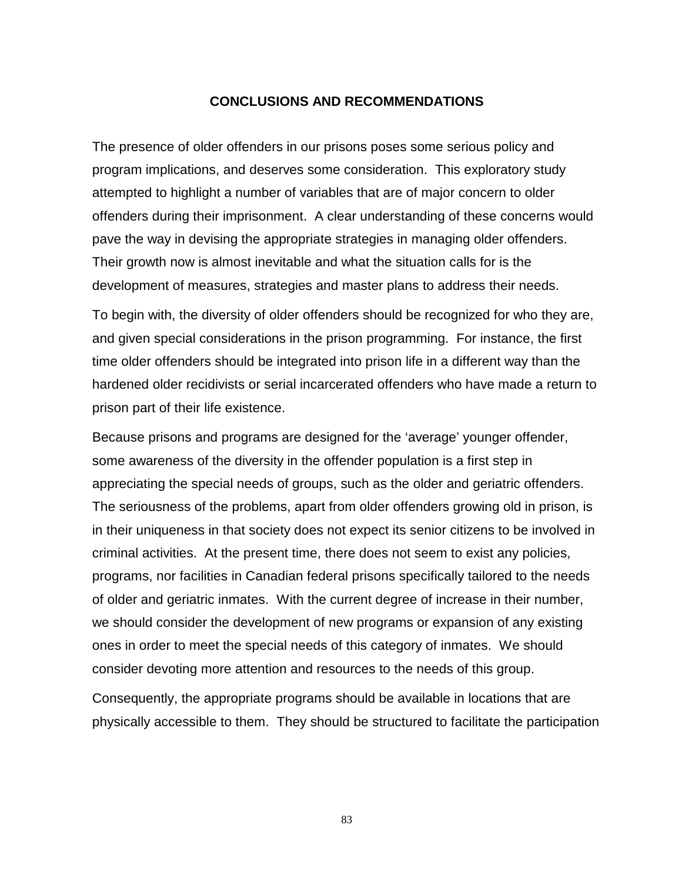## CONCLUSIONS AND RECOMMENDATIONS

The presence of older offenders in our prisons poses some serious policy and program implications, and deserves some consideration. This exploratory study attempted to highlight a number of variables that are of major concern to older offenders during their imprisonment. A clear understanding of these concerns would pave the way in devising the appropriate strategies in managing older offenders. Their growth now is almost inevitable and what the situation calls for is the development of measures, strategies and master plans to address their needs.

To begin with, the diversity of older offenders should be recognized for who they are, and given special considerations in the prison programming. For instance, the first time older offenders should be integrated into prison life in a different way than the hardened older recidivists or serial incarcerated offenders who have made a return to prison part of their life existence.

Because prisons and programs are designed for the 'average' younger offender, some awareness of the diversity in the offender population is a first step in appreciating the special needs of groups, such as the older and geriatric offenders. The seriousness of the problems, apart from older offenders growing old in prison, is in their uniqueness in that society does not expect its senior citizens to be involved in criminal activities. At the present time, there does not seem to exist any policies, programs, nor facilities in Canadian federal prisons specifically tailored to the needs of older and geriatric inmates. With the current degree of increase in their number, we should consider the development of new programs or expansion of any existing ones in order to meet the special needs of this category of inmates. We should consider devoting more attention and resources to the needs of this group.

Consequently, the appropriate programs should be available in locations that are physically accessible to them. They should be structured to facilitate the participation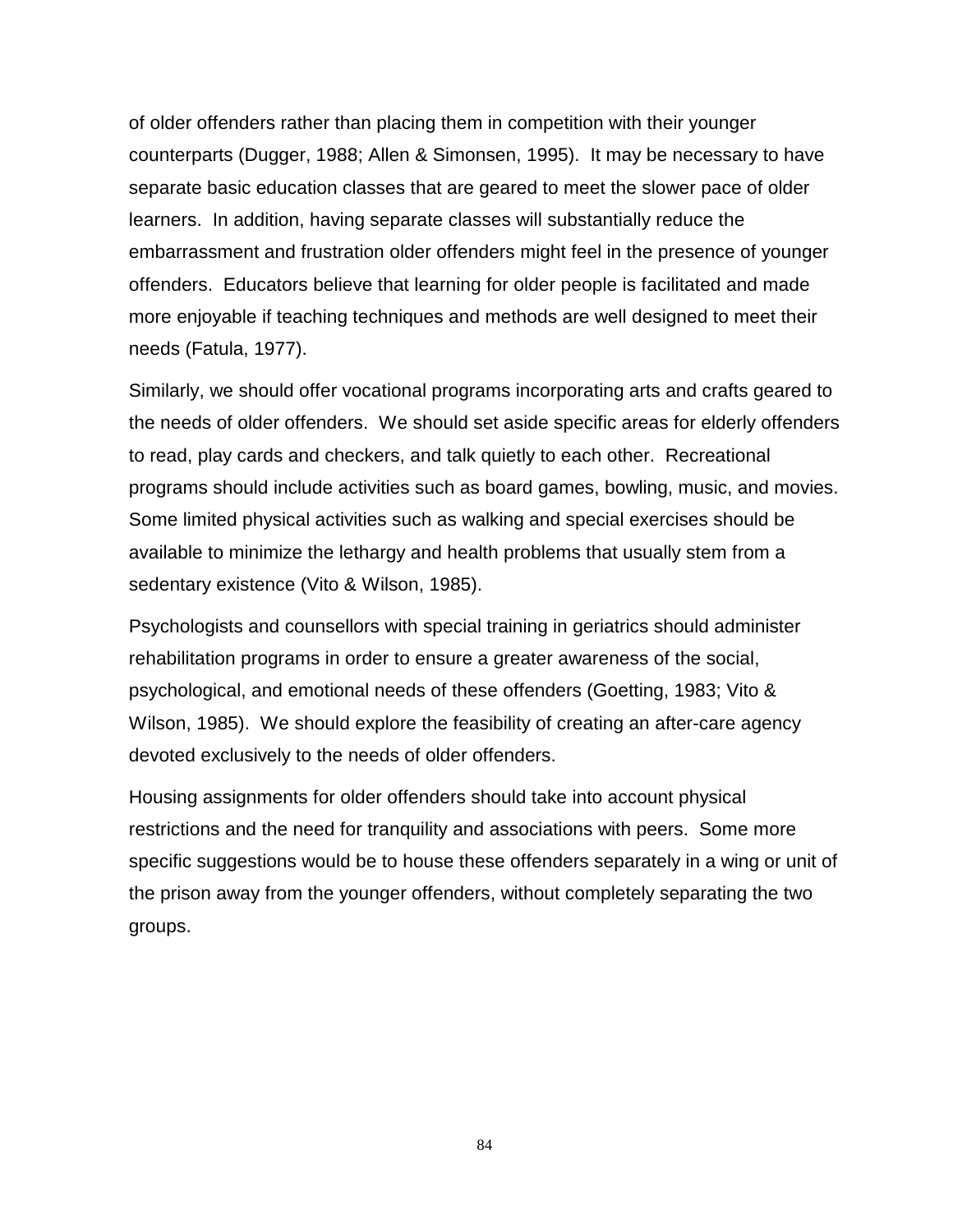of older offenders rather than placing them in competition with their younger counterparts (Dugger, 1988; Allen & Simonsen, 1995). It may be necessary to have separate basic education classes that are geared to meet the slower pace of older learners. In addition, having separate classes will substantially reduce the embarrassment and frustration older offenders might feel in the presence of younger offenders. Educators believe that learning for older people is facilitated and made more enjoyable if teaching techniques and methods are well designed to meet their needs (Fatula, 1977).

Similarly, we should offer vocational programs incorporating arts and crafts geared to the needs of older offenders. We should set aside specific areas for elderly offenders to read, play cards and checkers, and talk quietly to each other. Recreational programs should include activities such as board games, bowling, music, and movies. Some limited physical activities such as walking and special exercises should be available to minimize the lethargy and health problems that usually stem from a sedentary existence (Vito & Wilson, 1985).

Psychologists and counsellors with special training in geriatrics should administer rehabilitation programs in order to ensure a greater awareness of the social, psychological, and emotional needs of these offenders (Goetting, 1983; Vito & Wilson, 1985). We should explore the feasibility of creating an after-care agency devoted exclusively to the needs of older offenders.

Housing assignments for older offenders should take into account physical restrictions and the need for tranquility and associations with peers. Some more specific suggestions would be to house these offenders separately in a wing or unit of the prison away from the younger offenders, without completely separating the two groups.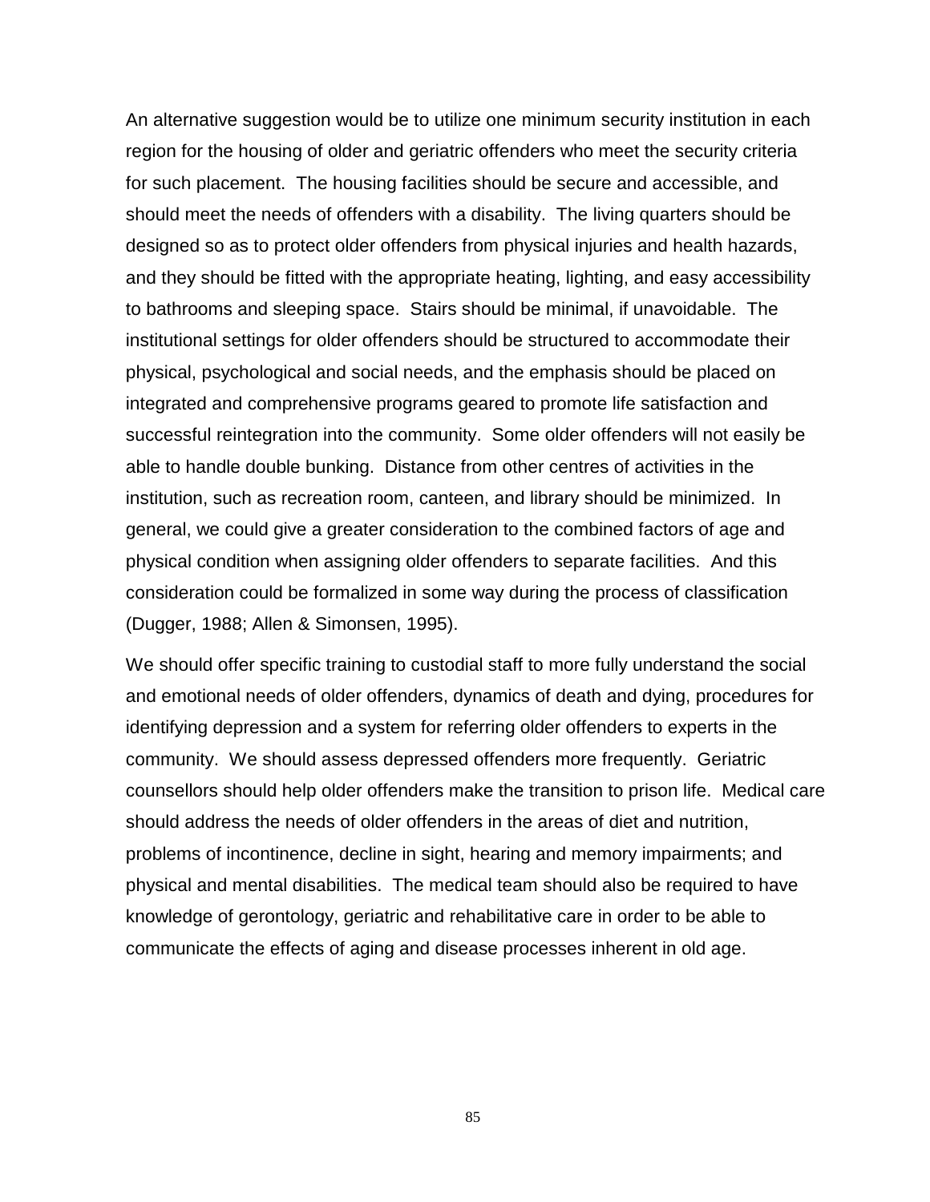An alternative suggestion would be to utilize one minimum security institution in each region for the housing of older and geriatric offenders who meet the security criteria for such placement. The housing facilities should be secure and accessible, and should meet the needs of offenders with a disability. The living quarters should be designed so as to protect older offenders from physical injuries and health hazards, and they should be fitted with the appropriate heating, lighting, and easy accessibility to bathrooms and sleeping space. Stairs should be minimal, if unavoidable. The institutional settings for older offenders should be structured to accommodate their physical, psychological and social needs, and the emphasis should be placed on integrated and comprehensive programs geared to promote life satisfaction and successful reintegration into the community. Some older offenders will not easily be able to handle double bunking. Distance from other centres of activities in the institution, such as recreation room, canteen, and library should be minimized. In general, we could give a greater consideration to the combined factors of age and physical condition when assigning older offenders to separate facilities. And this consideration could be formalized in some way during the process of classification (Dugger, 1988; Allen & Simonsen, 1995).

We should offer specific training to custodial staff to more fully understand the social and emotional needs of older offenders, dynamics of death and dying, procedures for identifying depression and a system for referring older offenders to experts in the community. We should assess depressed offenders more frequently. Geriatric counsellors should help older offenders make the transition to prison life. Medical care should address the needs of older offenders in the areas of diet and nutrition, problems of incontinence, decline in sight, hearing and memory impairments; and physical and mental disabilities. The medical team should also be required to have knowledge of gerontology, geriatric and rehabilitative care in order to be able to communicate the effects of aging and disease processes inherent in old age.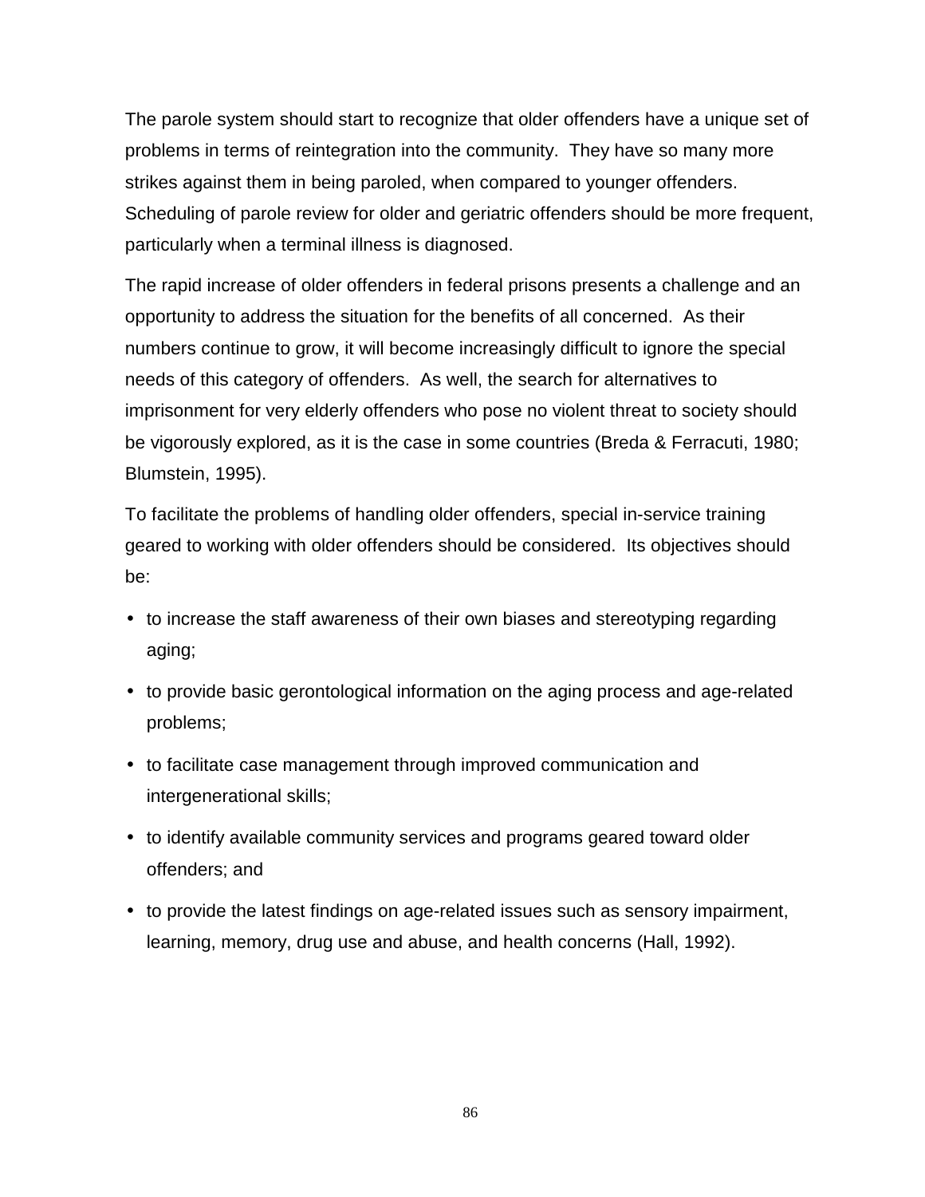The parole system should start to recognize that older offenders have a unique set of problems in terms of reintegration into the community. They have so many more strikes against them in being paroled, when compared to younger offenders. Scheduling of parole review for older and geriatric offenders should be more frequent, particularly when a terminal illness is diagnosed.

The rapid increase of older offenders in federal prisons presents a challenge and an opportunity to address the situation for the benefits of all concerned. As their numbers continue to grow, it will become increasingly difficult to ignore the special needs of this category of offenders. As well, the search for alternatives to imprisonment for very elderly offenders who pose no violent threat to society should be vigorously explored, as it is the case in some countries (Breda & Ferracuti, 1980; Blumstein, 1995).

To facilitate the problems of handling older offenders, special in-service training geared to working with older offenders should be considered. Its objectives should be:

- to increase the staff awareness of their own biases and stereotyping regarding aging;
- to provide basic gerontological information on the aging process and age-related problems;
- to facilitate case management through improved communication and intergenerational skills;
- to identify available community services and programs geared toward older offenders; and
- to provide the latest findings on age-related issues such as sensory impairment, learning, memory, drug use and abuse, and health concerns (Hall, 1992).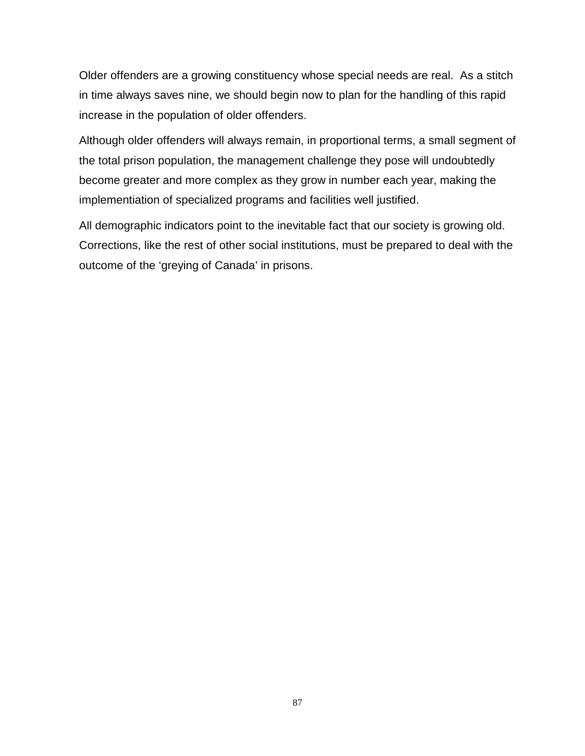Older offenders are a growing constituency whose special needs are real.  As a stitch in time always saves nine, we should begin now to plan for the handling of this rapid increase in the population of older offenders.

Although older offenders will always remain, in proportional terms, a small segment of the total prison population, the management challenge they pose will undoubtedly become greater and more complex as they grow in number each year, making the implementiation of specialized programs and facilities well justified.

All demographic indicators point to the inevitable fact that our society is growing old. Corrections, like the rest of other social institutions, must be prepared to deal with the outcome of the ‘greying of Canada’ in prisons.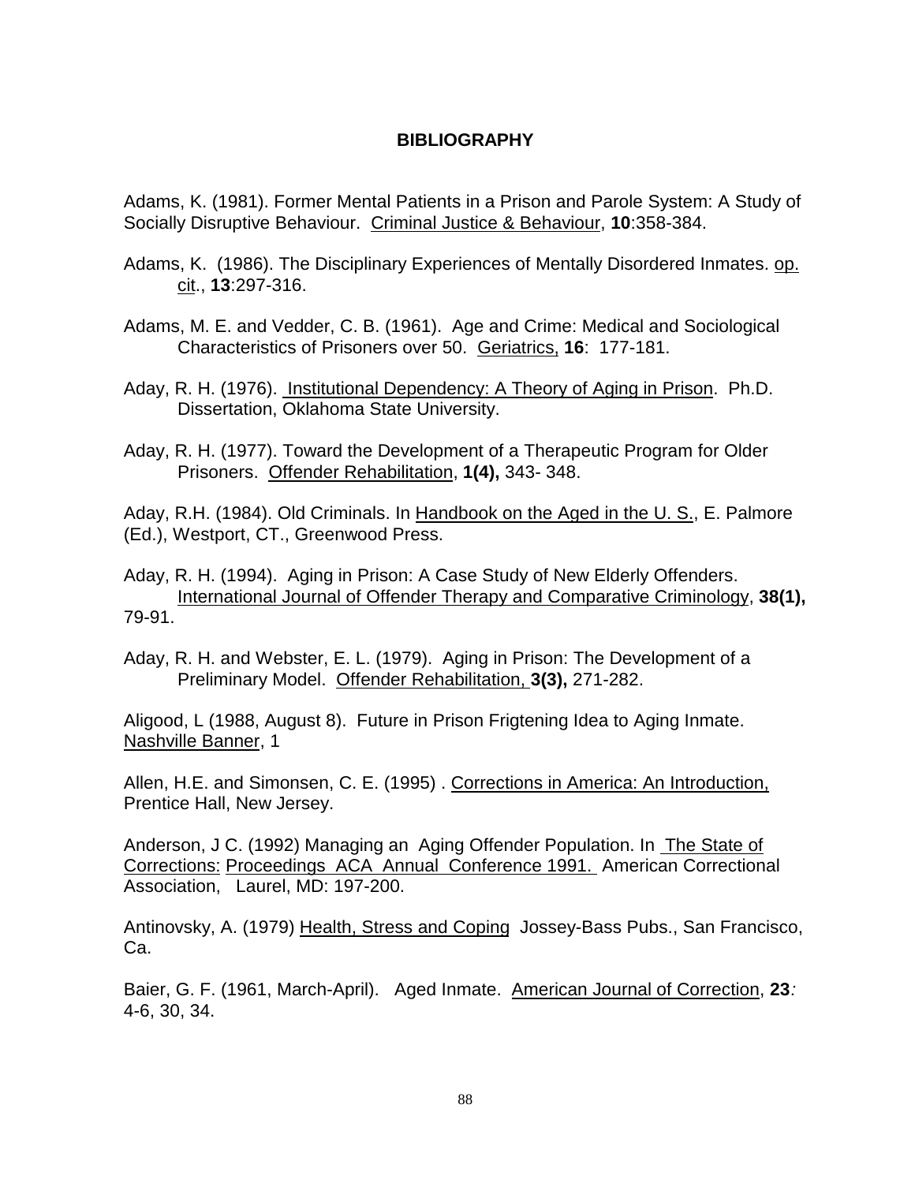# BIBLIOGRAPHY

Adams, K. (1981). Former Mental Patients in a Prison and Parole System: A Study of Socially Disruptive Behaviour. Criminal Justice & Behaviour, **10**:358-384.

Adams, K. (1986). The Disciplinary Experiences of Mentally Disordered Inmates. op. cit., **13**:297-316.

Adams, M. E. and Vedder, C. B. (1961). Age and Crime: Medical and Sociological Characteristics of Prisoners over 50. Geriatrics, **16**: 177-181.

Aday, R. H. (1976). Institutional Dependency: A Theory of Aging in Prison. Ph.D. Dissertation, Oklahoma State University.

Aday, R. H. (1977). Toward the Development of a Therapeutic Program for Older Prisoners. Offender Rehabilitation, **1(4),** 343- 348.

Aday, R.H. (1984). Old Criminals. In Handbook on the Aged in the U. S., E. Palmore (Ed.), Westport, CT., Greenwood Press.

Aday, R. H. (1994). Aging in Prison: A Case Study of New Elderly Offenders. International Journal of Offender Therapy and Comparative Criminology, **38(1),** 79-91.

Aday, R. H. and Webster, E. L. (1979). Aging in Prison: The Development of a Preliminary Model. Offender Rehabilitation, **3(3),** 271-282.

Aligood, L (1988, August 8). Future in Prison Frigtening Idea to Aging Inmate. Nashville Banner, 1

Allen, H.E. and Simonsen, C. E. (1995) . Corrections in America: An Introduction, Prentice Hall, New Jersey.

Anderson, J C. (1992) Managing an Aging Offender Population. In The State of Corrections: Proceedings ACA Annual Conference 1991. American Correctional Association, Laurel, MD: 197-200.

Antinovsky, A. (1979) Health, Stress and Coping Jossey-Bass Pubs., San Francisco, Ca.

Baier, G. F. (1961, March-April). Aged Inmate. American Journal of Correction, **23***:* 4-6, 30, 34.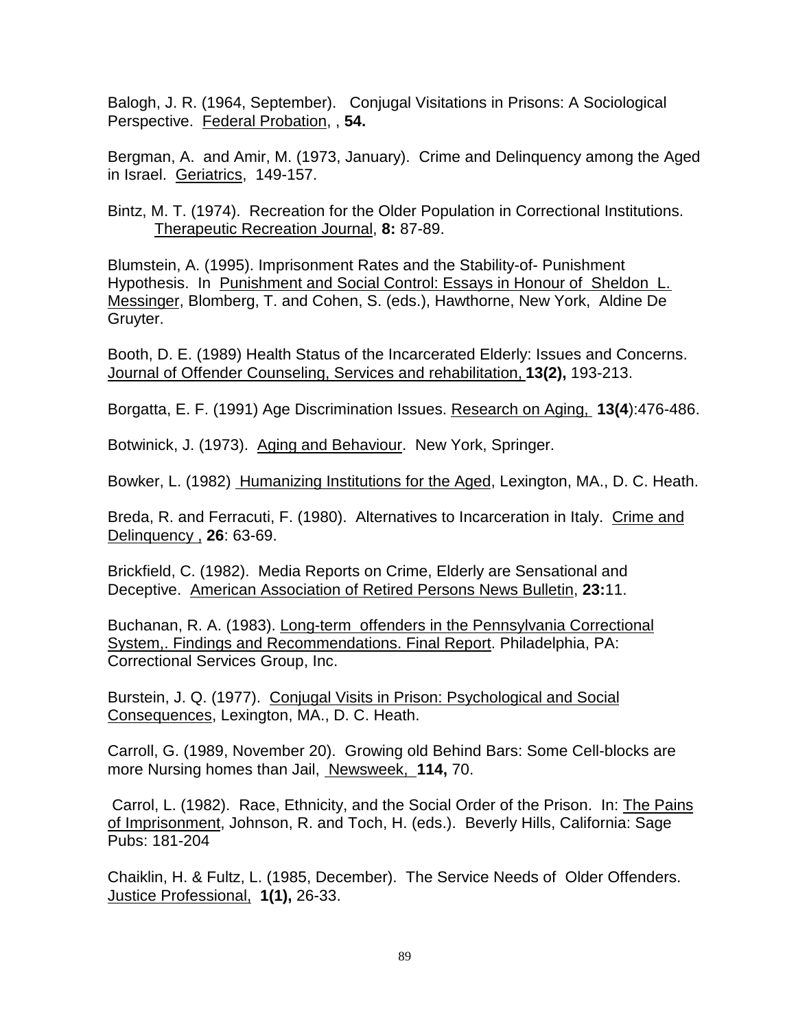Balogh, J. R. (1964, September). Conjugal Visitations in Prisons: A Sociological Perspective. Federal Probation, , **54.**

Bergman, A. and Amir, M. (1973, January). Crime and Delinquency among the Aged in Israel. Geriatrics, 149-157.

Bintz, M. T. (1974). Recreation for the Older Population in Correctional Institutions. Therapeutic Recreation Journal, **8:** 87-89.

Blumstein, A. (1995). Imprisonment Rates and the Stability-of- Punishment Hypothesis. In Punishment and Social Control: Essays in Honour of Sheldon L. Messinger, Blomberg, T. and Cohen, S. (eds.), Hawthorne, New York, Aldine De Gruyter.

Booth, D. E. (1989) Health Status of the Incarcerated Elderly: Issues and Concerns. Journal of Offender Counseling, Services and rehabilitation, **13(2),** 193-213.

Borgatta, E. F. (1991) Age Discrimination Issues. Research on Aging, **13(4**):476-486.

Botwinick, J. (1973). Aging and Behaviour. New York, Springer.

Bowker, L. (1982) Humanizing Institutions for the Aged, Lexington, MA., D. C. Heath.

Breda, R. and Ferracuti, F. (1980). Alternatives to Incarceration in Italy. Crime and Delinquency , **26**: 63-69.

Brickfield, C. (1982). Media Reports on Crime, Elderly are Sensational and Deceptive. American Association of Retired Persons News Bulletin, **23:**11.

Buchanan, R. A. (1983). Long-term offenders in the Pennsylvania Correctional System,. Findings and Recommendations. Final Report. Philadelphia, PA: Correctional Services Group, Inc.

Burstein, J. Q. (1977). Conjugal Visits in Prison: Psychological and Social Consequences, Lexington, MA., D. C. Heath.

Carroll, G. (1989, November 20). Growing old Behind Bars: Some Cell-blocks are more Nursing homes than Jail, Newsweek, **114,** 70.

Carrol, L. (1982). Race, Ethnicity, and the Social Order of the Prison. In: The Pains of Imprisonment, Johnson, R. and Toch, H. (eds.). Beverly Hills, California: Sage Pubs: 181-204

Chaiklin, H. & Fultz, L. (1985, December). The Service Needs of Older Offenders. Justice Professional, **1(1),** 26-33.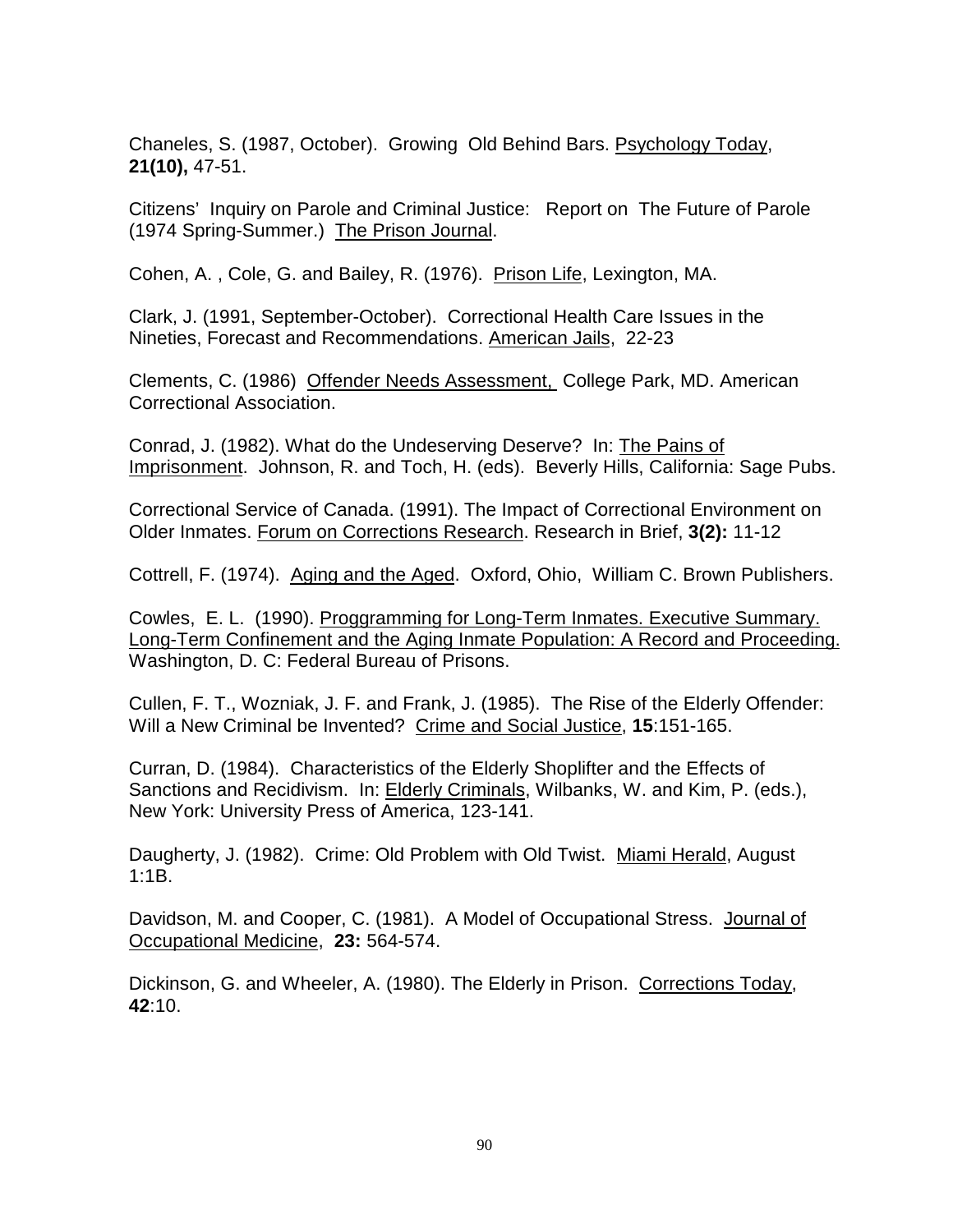Chaneles, S. (1987, October). Growing Old Behind Bars. Psychology Today, **21(10),** 47-51.

Citizens' Inquiry on Parole and Criminal Justice: Report on The Future of Parole (1974 Spring-Summer.) The Prison Journal.

Cohen, A. , Cole, G. and Bailey, R. (1976). Prison Life, Lexington, MA.

Clark, J. (1991, September-October). Correctional Health Care Issues in the Nineties, Forecast and Recommendations. American Jails, 22-23

Clements, C. (1986) Offender Needs Assessment, College Park, MD. American Correctional Association.

Conrad, J. (1982). What do the Undeserving Deserve? In: The Pains of Imprisonment. Johnson, R. and Toch, H. (eds). Beverly Hills, California: Sage Pubs.

Correctional Service of Canada. (1991). The Impact of Correctional Environment on Older Inmates. Forum on Corrections Research. Research in Brief, **3(2):** 11-12

Cottrell, F. (1974). Aging and the Aged. Oxford, Ohio, William C. Brown Publishers.

Cowles, E. L. (1990). Proggramming for Long-Term Inmates. Executive Summary. Long-Term Confinement and the Aging Inmate Population: A Record and Proceeding. Washington, D. C: Federal Bureau of Prisons.

Cullen, F. T., Wozniak, J. F. and Frank, J. (1985). The Rise of the Elderly Offender: Will a New Criminal be Invented? Crime and Social Justice, **15**:151-165.

Curran, D. (1984). Characteristics of the Elderly Shoplifter and the Effects of Sanctions and Recidivism. In: Elderly Criminals, Wilbanks, W. and Kim, P. (eds.), New York: University Press of America, 123-141.

Daugherty, J. (1982). Crime: Old Problem with Old Twist. Miami Herald, August 1:1B.

Davidson, M. and Cooper, C. (1981). A Model of Occupational Stress. Journal of Occupational Medicine, **23:** 564-574.

Dickinson, G. and Wheeler, A. (1980). The Elderly in Prison. Corrections Today, **42**:10.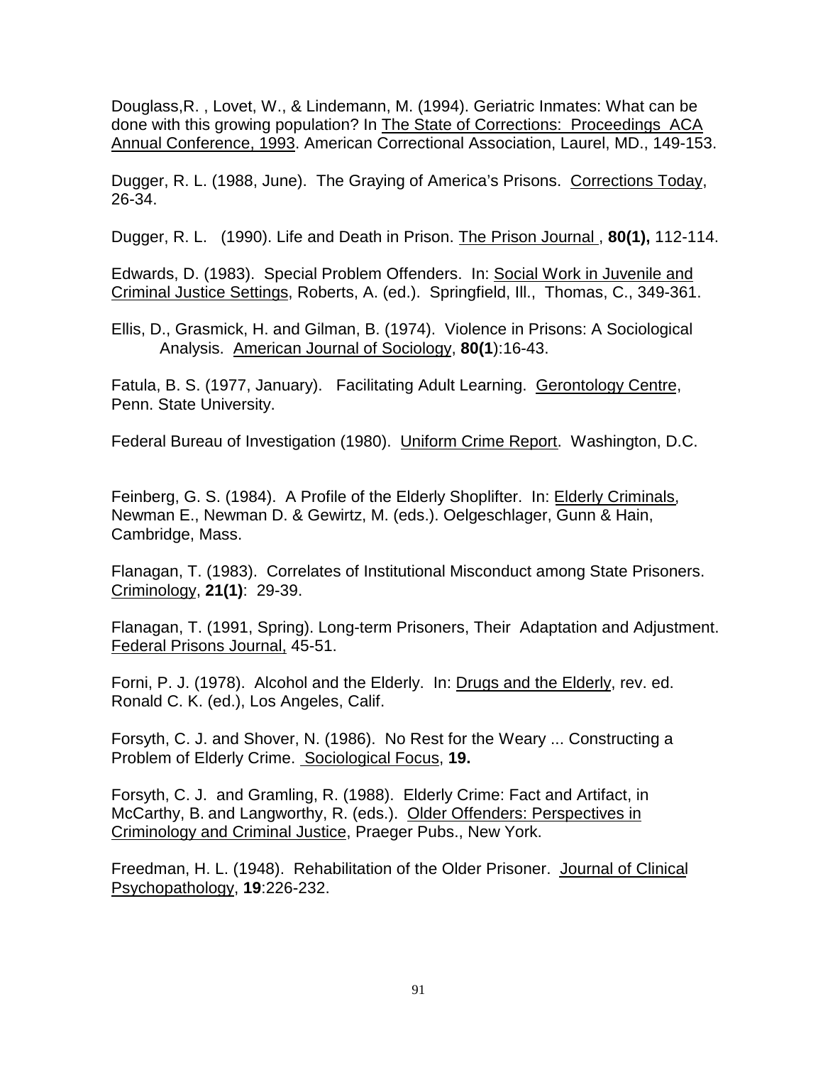Douglass,R. , Lovet, W., & Lindemann, M. (1994). Geriatric Inmates: What can be done with this growing population? In The State of Corrections: Proceedings ACA Annual Conference, 1993. American Correctional Association, Laurel, MD., 149-153.

Dugger, R. L. (1988, June). The Graying of America's Prisons. Corrections Today, 26-34.

Dugger, R. L. (1990). Life and Death in Prison. The Prison Journal , **80(1),** 112-114.

Edwards, D. (1983). Special Problem Offenders. In: Social Work in Juvenile and Criminal Justice Settings, Roberts, A. (ed.). Springfield, Ill., Thomas, C., 349-361.

Ellis, D., Grasmick, H. and Gilman, B. (1974). Violence in Prisons: A Sociological Analysis. American Journal of Sociology, **80(1**):16-43.

Fatula, B. S. (1977, January). Facilitating Adult Learning. Gerontology Centre, Penn. State University.

Federal Bureau of Investigation (1980). Uniform Crime Report. Washington, D.C.

Feinberg, G. S. (1984). A Profile of the Elderly Shoplifter. In: Elderly Criminals, Newman E., Newman D. & Gewirtz, M. (eds.). Oelgeschlager, Gunn & Hain, Cambridge, Mass.

Flanagan, T. (1983). Correlates of Institutional Misconduct among State Prisoners. Criminology, **21(1)**: 29-39.

Flanagan, T. (1991, Spring). Long-term Prisoners, Their Adaptation and Adjustment. Federal Prisons Journal, 45-51.

Forni, P. J. (1978). Alcohol and the Elderly. In: Drugs and the Elderly, rev. ed. Ronald C. K. (ed.), Los Angeles, Calif.

Forsyth, C. J. and Shover, N. (1986). No Rest for the Weary ... Constructing a Problem of Elderly Crime. Sociological Focus, **19.**

Forsyth, C. J. and Gramling, R. (1988). Elderly Crime: Fact and Artifact, in McCarthy, B. and Langworthy, R. (eds.). Older Offenders: Perspectives in Criminology and Criminal Justice, Praeger Pubs., New York.

Freedman, H. L. (1948). Rehabilitation of the Older Prisoner. Journal of Clinical Psychopathology, **19**:226-232.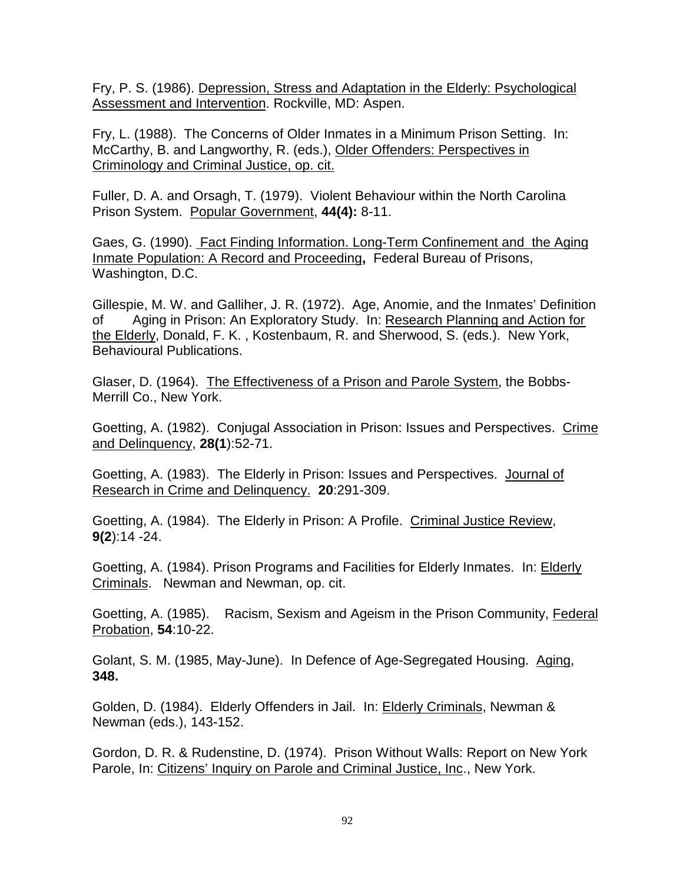Fry, P. S. (1986). <u>Depression, Stress and Adaptation in the Elderly: Psychological Assessment and Intervention</u>. Rockville, MD: Aspen.

Fry, L. (1988). The Concerns of Older Inmates in a Minimum Prison Setting. In: McCarthy, B. and Langworthy, R. (eds.), <u>Older Offenders: Perspectives in Criminology and Criminal Justice, op. cit.</u>

Fuller, D. A. and Orsagh, T. (1979). Violent Behaviour within the North Carolina Prison System. <u>Popular Government</u>, **44(4):** 8-11.

Gaes, G. (1990). <u>Fact Finding Information. Long-Term Confinement and the Aging Inmate Population: A Record and Proceeding</u>**,** Federal Bureau of Prisons, Washington, D.C.

Gillespie, M. W. and Galliher, J. R. (1972). Age, Anomie, and the Inmates' Definition of Aging in Prison: An Exploratory Study. In: <u>Research Planning and Action for the Elderly</u>, Donald, F. K. , Kostenbaum, R. and Sherwood, S. (eds.). New York, Behavioural Publications.

Glaser, D. (1964). <u>The Effectiveness of a Prison and Parole System</u>, the Bobbs-Merrill Co., New York.

Goetting, A. (1982). Conjugal Association in Prison: Issues and Perspectives. <u>Crime and Delinquency</u>, **28(1**):52-71.

Goetting, A. (1983). The Elderly in Prison: Issues and Perspectives. <u>Journal of Research in Crime and Delinquency.</u> **20**:291-309.

Goetting, A. (1984). The Elderly in Prison: A Profile. <u>Criminal Justice Review</u>, **9(2**):14 -24.

Goetting, A. (1984). Prison Programs and Facilities for Elderly Inmates. In: <u>Elderly Criminals</u>. Newman and Newman, op. cit.

Goetting, A. (1985). Racism, Sexism and Ageism in the Prison Community, <u>Federal Probation</u>, **54**:10-22.

Golant, S. M. (1985, May-June). In Defence of Age-Segregated Housing. <u>Aging</u>, **348.**

Golden, D. (1984). Elderly Offenders in Jail. In: <u>Elderly Criminals</u>, Newman & Newman (eds.), 143-152.

Gordon, D. R. & Rudenstine, D. (1974). Prison Without Walls: Report on New York Parole, In: <u>Citizens' Inquiry on Parole and Criminal Justice, Inc</u>., New York.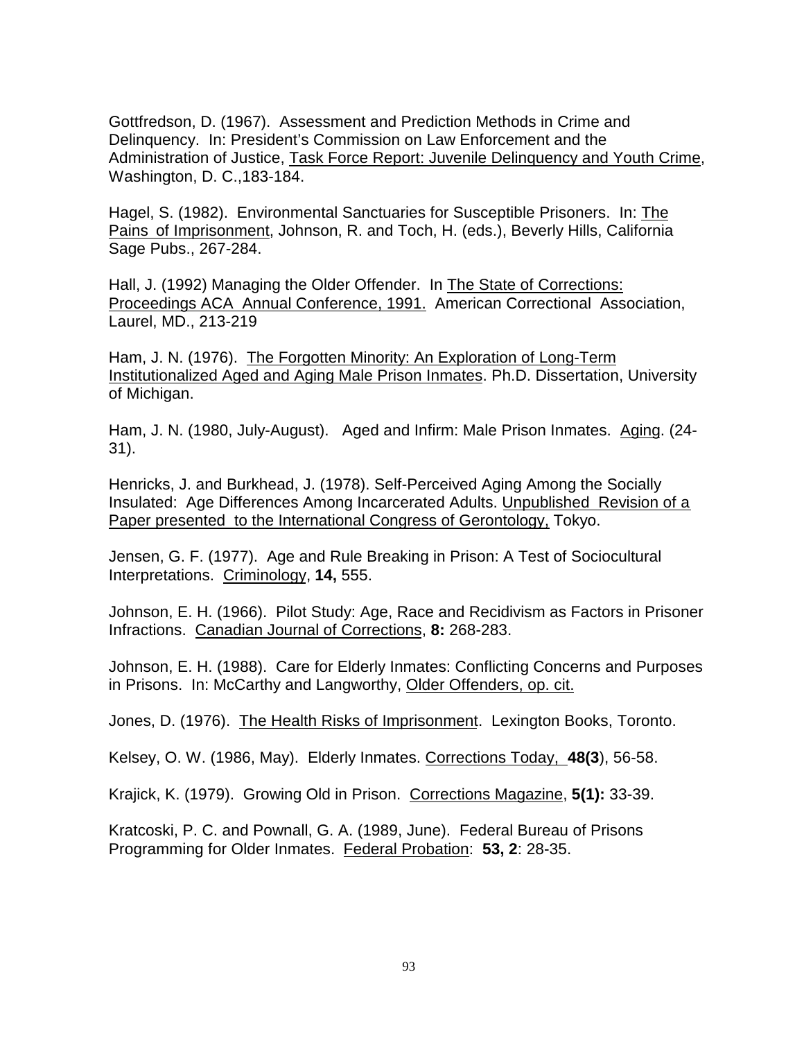Gottfredson, D. (1967). Assessment and Prediction Methods in Crime and Delinquency. In: President's Commission on Law Enforcement and the Administration of Justice, Task Force Report: Juvenile Delinquency and Youth Crime, Washington, D. C.,183-184.

Hagel, S. (1982). Environmental Sanctuaries for Susceptible Prisoners. In: The Pains of Imprisonment, Johnson, R. and Toch, H. (eds.), Beverly Hills, California Sage Pubs., 267-284.

Hall, J. (1992) Managing the Older Offender. In The State of Corrections: Proceedings ACA Annual Conference, 1991. American Correctional Association, Laurel, MD., 213-219

Ham, J. N. (1976). The Forgotten Minority: An Exploration of Long-Term Institutionalized Aged and Aging Male Prison Inmates. Ph.D. Dissertation, University of Michigan.

Ham, J. N. (1980, July-August). Aged and Infirm: Male Prison Inmates. Aging. (24-31).

Henricks, J. and Burkhead, J. (1978). Self-Perceived Aging Among the Socially Insulated: Age Differences Among Incarcerated Adults. Unpublished Revision of a Paper presented to the International Congress of Gerontology, Tokyo.

Jensen, G. F. (1977). Age and Rule Breaking in Prison: A Test of Sociocultural Interpretations. Criminology, **14,** 555.

Johnson, E. H. (1966). Pilot Study: Age, Race and Recidivism as Factors in Prisoner Infractions. Canadian Journal of Corrections, **8:** 268-283.

Johnson, E. H. (1988). Care for Elderly Inmates: Conflicting Concerns and Purposes in Prisons. In: McCarthy and Langworthy, Older Offenders, op. cit.

Jones, D. (1976). The Health Risks of Imprisonment. Lexington Books, Toronto.

Kelsey, O. W. (1986, May). Elderly Inmates. Corrections Today, **48(3**), 56-58.

Krajick, K. (1979). Growing Old in Prison. Corrections Magazine, **5(1):** 33-39.

Kratcoski, P. C. and Pownall, G. A. (1989, June). Federal Bureau of Prisons Programming for Older Inmates. Federal Probation: **53, 2**: 28-35.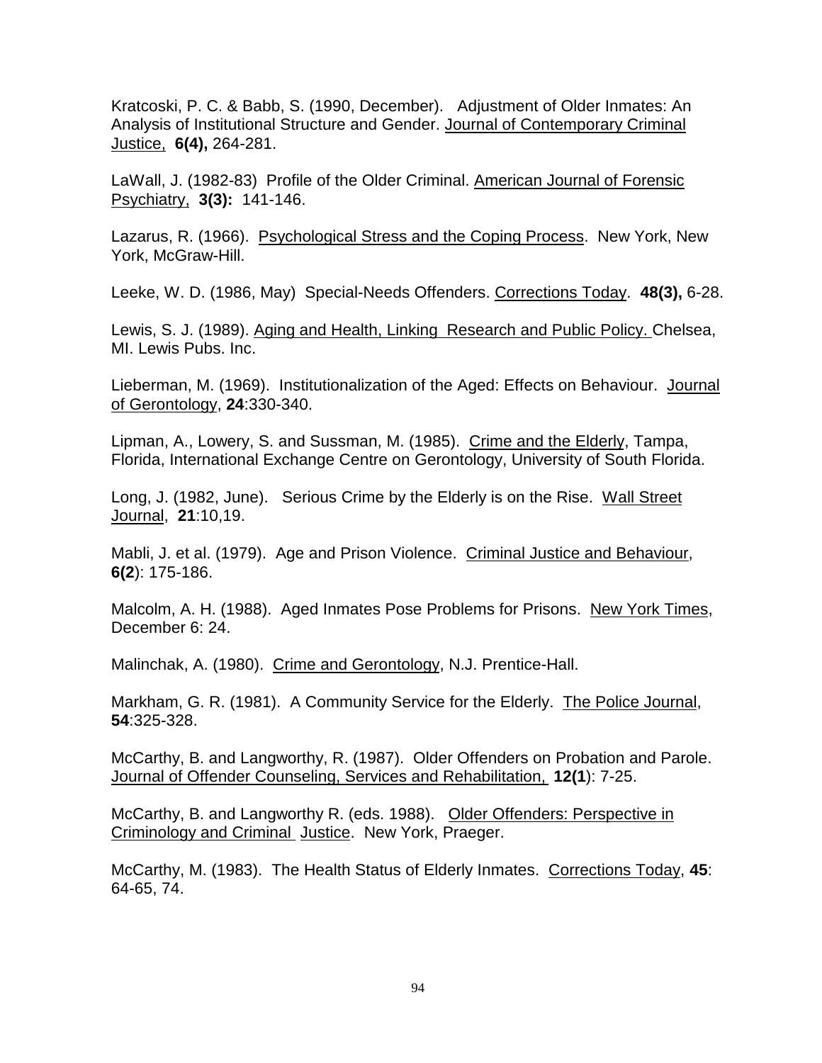Kratcoski, P. C. & Babb, S. (1990, December). Adjustment of Older Inmates: An Analysis of Institutional Structure and Gender. Journal of Contemporary Criminal Justice, **6(4),** 264-281.

LaWall, J. (1982-83) Profile of the Older Criminal. American Journal of Forensic Psychiatry, **3(3):** 141-146.

Lazarus, R. (1966). Psychological Stress and the Coping Process. New York, New York, McGraw-Hill.

Leeke, W. D. (1986, May) Special-Needs Offenders. Corrections Today. **48(3),** 6-28.

Lewis, S. J. (1989). Aging and Health, Linking Research and Public Policy. Chelsea, MI. Lewis Pubs. Inc.

Lieberman, M. (1969). Institutionalization of the Aged: Effects on Behaviour. Journal of Gerontology, **24**:330-340.

Lipman, A., Lowery, S. and Sussman, M. (1985). Crime and the Elderly, Tampa, Florida, International Exchange Centre on Gerontology, University of South Florida.

Long, J. (1982, June). Serious Crime by the Elderly is on the Rise. Wall Street Journal, **21**:10,19.

Mabli, J. et al. (1979). Age and Prison Violence. Criminal Justice and Behaviour, **6(2**): 175-186.

Malcolm, A. H. (1988). Aged Inmates Pose Problems for Prisons. New York Times, December 6: 24.

Malinchak, A. (1980). Crime and Gerontology, N.J. Prentice-Hall.

Markham, G. R. (1981). A Community Service for the Elderly. The Police Journal, **54**:325-328.

McCarthy, B. and Langworthy, R. (1987). Older Offenders on Probation and Parole. Journal of Offender Counseling, Services and Rehabilitation, **12(1**): 7-25.

McCarthy, B. and Langworthy R. (eds. 1988). Older Offenders: Perspective in Criminology and Criminal Justice. New York, Praeger.

McCarthy, M. (1983). The Health Status of Elderly Inmates. Corrections Today, **45**: 64-65, 74.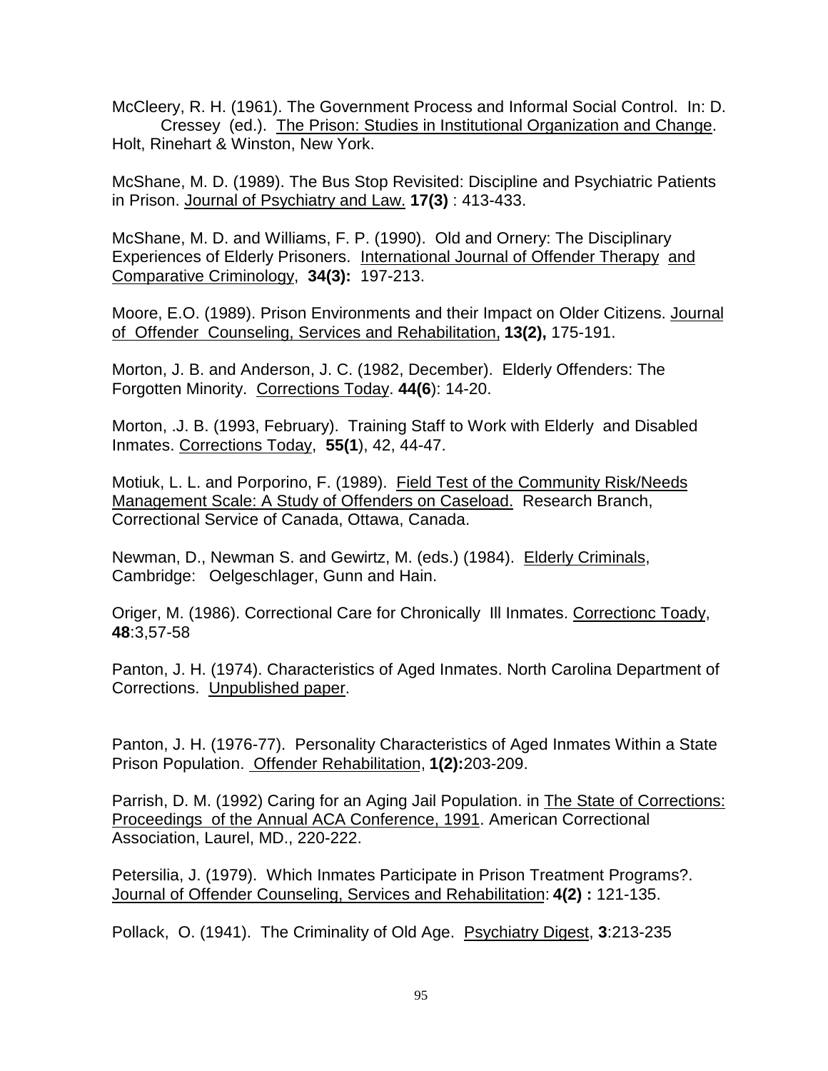McCleery, R. H. (1961). The Government Process and Informal Social Control. In: D. Cressey (ed.). <u>The Prison: Studies in Institutional Organization and Change</u>. Holt, Rinehart & Winston, New York.

McShane, M. D. (1989). The Bus Stop Revisited: Discipline and Psychiatric Patients in Prison. <u>Journal of Psychiatry and Law.</u> **17(3)** : 413-433.

McShane, M. D. and Williams, F. P. (1990). Old and Ornery: The Disciplinary Experiences of Elderly Prisoners. <u>International Journal of Offender Therapy and Comparative Criminology</u>, **34(3):** 197-213.

Moore, E.O. (1989). Prison Environments and their Impact on Older Citizens. <u>Journal of Offender Counseling, Services and Rehabilitation,</u> **13(2),** 175-191.

Morton, J. B. and Anderson, J. C. (1982, December). Elderly Offenders: The Forgotten Minority. <u>Corrections Today</u>. **44(6**): 14-20.

Morton, .J. B. (1993, February). Training Staff to Work with Elderly and Disabled Inmates. <u>Corrections Today</u>, **55(1**), 42, 44-47.

Motiuk, L. L. and Porporino, F. (1989). <u>Field Test of the Community Risk/Needs Management Scale: A Study of Offenders on Caseload.</u> Research Branch, Correctional Service of Canada, Ottawa, Canada.

Newman, D., Newman S. and Gewirtz, M. (eds.) (1984). <u>Elderly Criminals</u>, Cambridge: Oelgeschlager, Gunn and Hain.

Origer, M. (1986). Correctional Care for Chronically Ill Inmates. <u>Correctionc Toady</u>, **48**:3,57-58

Panton, J. H. (1974). Characteristics of Aged Inmates. North Carolina Department of Corrections. <u>Unpublished paper</u>.

Panton, J. H. (1976-77). Personality Characteristics of Aged Inmates Within a State Prison Population. <u>Offender Rehabilitation</u>, **1(2):**203-209.

Parrish, D. M. (1992) Caring for an Aging Jail Population. in <u>The State of Corrections: Proceedings of the Annual ACA Conference, 1991</u>. American Correctional Association, Laurel, MD., 220-222.

Petersilia, J. (1979). Which Inmates Participate in Prison Treatment Programs?. <u>Journal of Offender Counseling, Services and Rehabilitation</u>: **4(2) :** 121-135.

Pollack, O. (1941). The Criminality of Old Age. <u>Psychiatry Digest</u>, **3**:213-235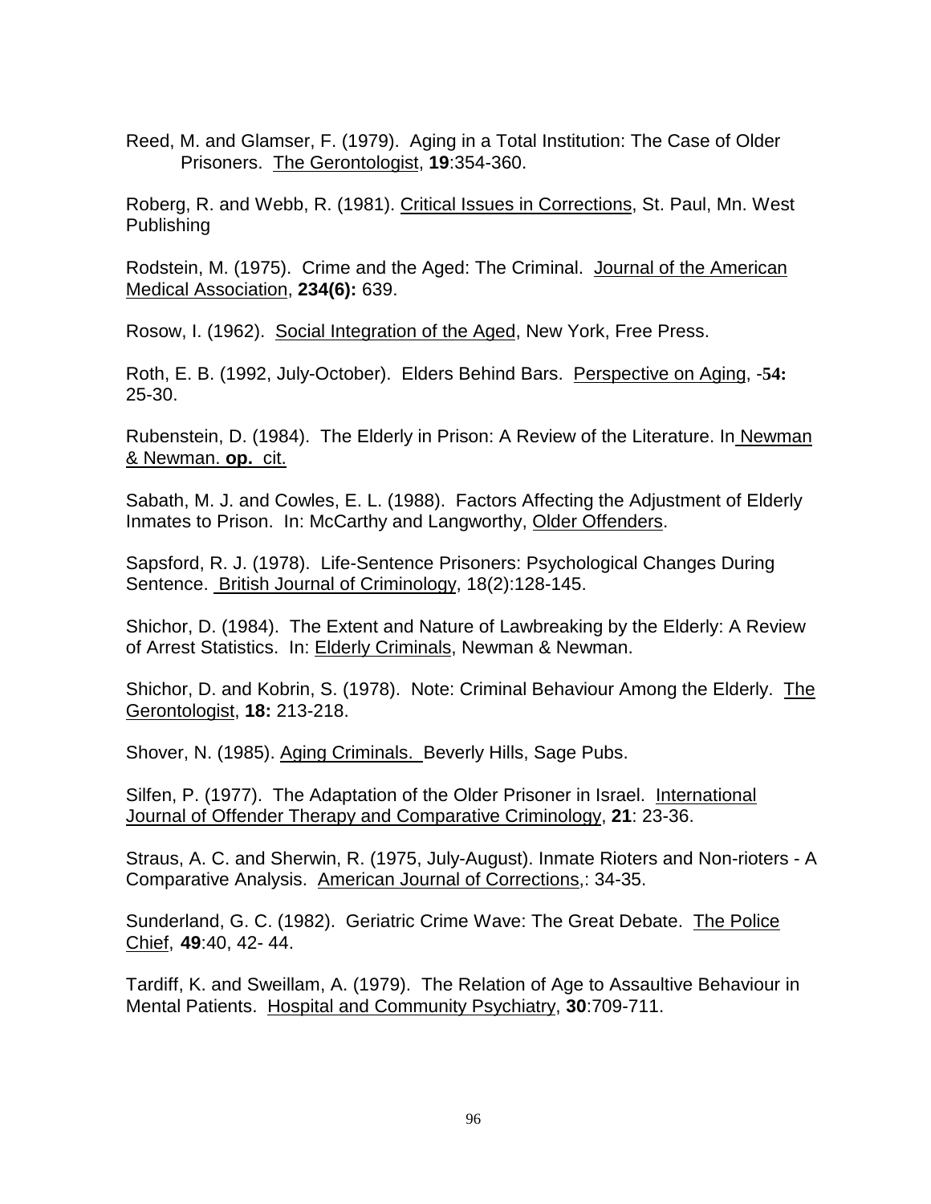Reed, M. and Glamser, F. (1979). Aging in a Total Institution: The Case of Older Prisoners. The Gerontologist, **19**:354-360.

Roberg, R. and Webb, R. (1981). Critical Issues in Corrections, St. Paul, Mn. West Publishing

Rodstein, M. (1975). Crime and the Aged: The Criminal. Journal of the American Medical Association, **234(6):** 639.

Rosow, I. (1962). Social Integration of the Aged, New York, Free Press.

Roth, E. B. (1992, July-October). Elders Behind Bars. Perspective on Aging, -**54:** 25-30.

Rubenstein, D. (1984). The Elderly in Prison: A Review of the Literature. In Newman & Newman. **op.** cit.

Sabath, M. J. and Cowles, E. L. (1988). Factors Affecting the Adjustment of Elderly Inmates to Prison. In: McCarthy and Langworthy, Older Offenders.

Sapsford, R. J. (1978). Life-Sentence Prisoners: Psychological Changes During Sentence. British Journal of Criminology, 18(2):128-145.

Shichor, D. (1984). The Extent and Nature of Lawbreaking by the Elderly: A Review of Arrest Statistics. In: Elderly Criminals, Newman & Newman.

Shichor, D. and Kobrin, S. (1978). Note: Criminal Behaviour Among the Elderly. The Gerontologist, **18:** 213-218.

Shover, N. (1985). Aging Criminals. Beverly Hills, Sage Pubs.

Silfen, P. (1977). The Adaptation of the Older Prisoner in Israel. International Journal of Offender Therapy and Comparative Criminology, **21**: 23-36.

Straus, A. C. and Sherwin, R. (1975, July-August). Inmate Rioters and Non-rioters - A Comparative Analysis. American Journal of Corrections,: 34-35.

Sunderland, G. C. (1982). Geriatric Crime Wave: The Great Debate. The Police Chief, **49**:40, 42- 44.

Tardiff, K. and Sweillam, A. (1979). The Relation of Age to Assaultive Behaviour in Mental Patients. Hospital and Community Psychiatry, **30**:709-711.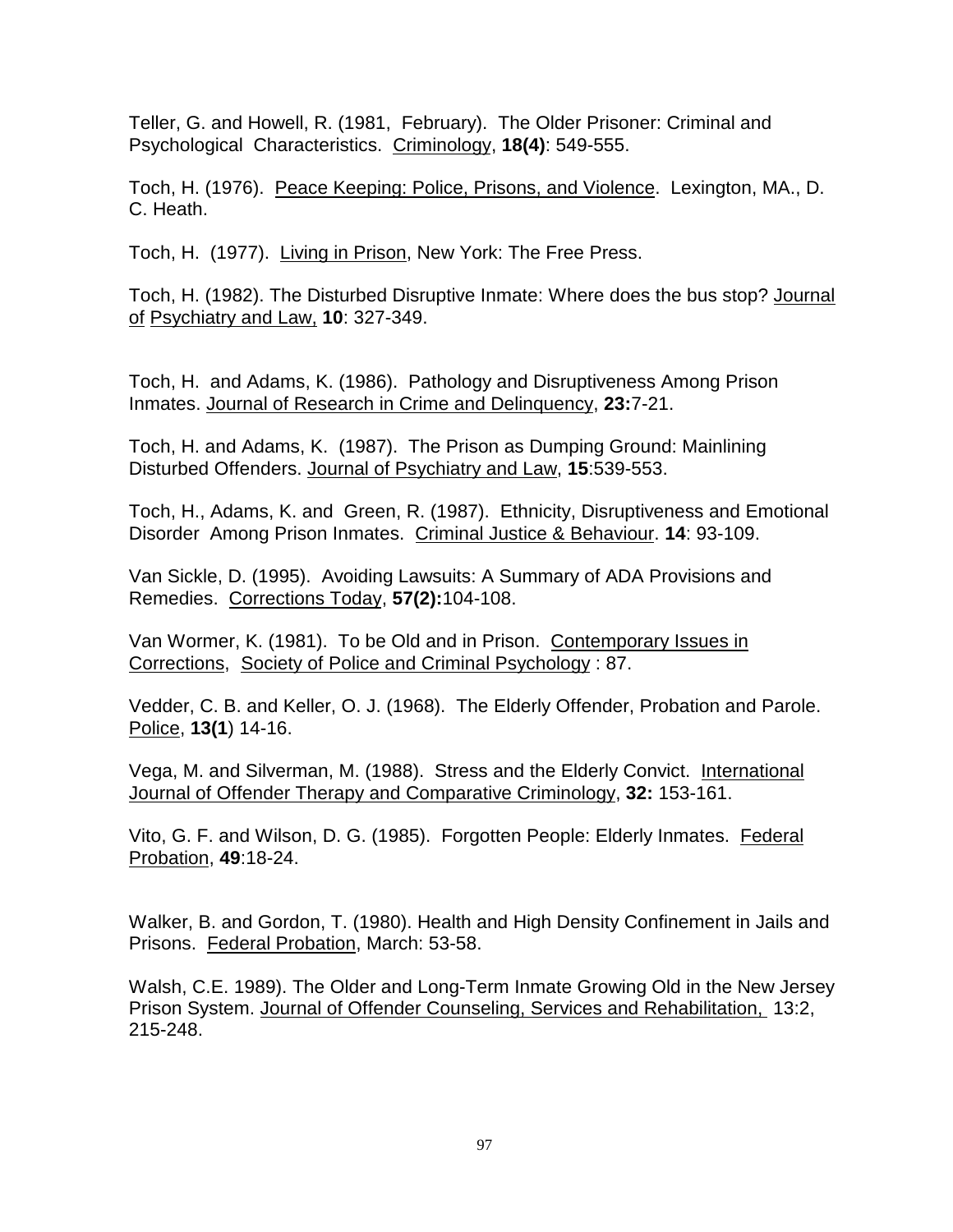Teller, G. and Howell, R. (1981, February). The Older Prisoner: Criminal and Psychological Characteristics. Criminology, **18(4)**: 549-555.

Toch, H. (1976). Peace Keeping: Police, Prisons, and Violence. Lexington, MA., D. C. Heath.

Toch, H. (1977). Living in Prison, New York: The Free Press.

Toch, H. (1982). The Disturbed Disruptive Inmate: Where does the bus stop? Journal of Psychiatry and Law, **10**: 327-349.

Toch, H. and Adams, K. (1986). Pathology and Disruptiveness Among Prison Inmates. Journal of Research in Crime and Delinquency, **23:**7-21.

Toch, H. and Adams, K. (1987). The Prison as Dumping Ground: Mainlining Disturbed Offenders. Journal of Psychiatry and Law, **15**:539-553.

Toch, H., Adams, K. and Green, R. (1987). Ethnicity, Disruptiveness and Emotional Disorder Among Prison Inmates. Criminal Justice & Behaviour. **14**: 93-109.

Van Sickle, D. (1995). Avoiding Lawsuits: A Summary of ADA Provisions and Remedies. Corrections Today, **57(2):**104-108.

Van Wormer, K. (1981). To be Old and in Prison. Contemporary Issues in Corrections, Society of Police and Criminal Psychology : 87.

Vedder, C. B. and Keller, O. J. (1968). The Elderly Offender, Probation and Parole. Police, **13(1**) 14-16.

Vega, M. and Silverman, M. (1988). Stress and the Elderly Convict. International Journal of Offender Therapy and Comparative Criminology, **32:** 153-161.

Vito, G. F. and Wilson, D. G. (1985). Forgotten People: Elderly Inmates. Federal Probation, **49**:18-24.

Walker, B. and Gordon, T. (1980). Health and High Density Confinement in Jails and Prisons. Federal Probation, March: 53-58.

Walsh, C.E. 1989). The Older and Long-Term Inmate Growing Old in the New Jersey Prison System. Journal of Offender Counseling, Services and Rehabilitation, 13:2, 215-248.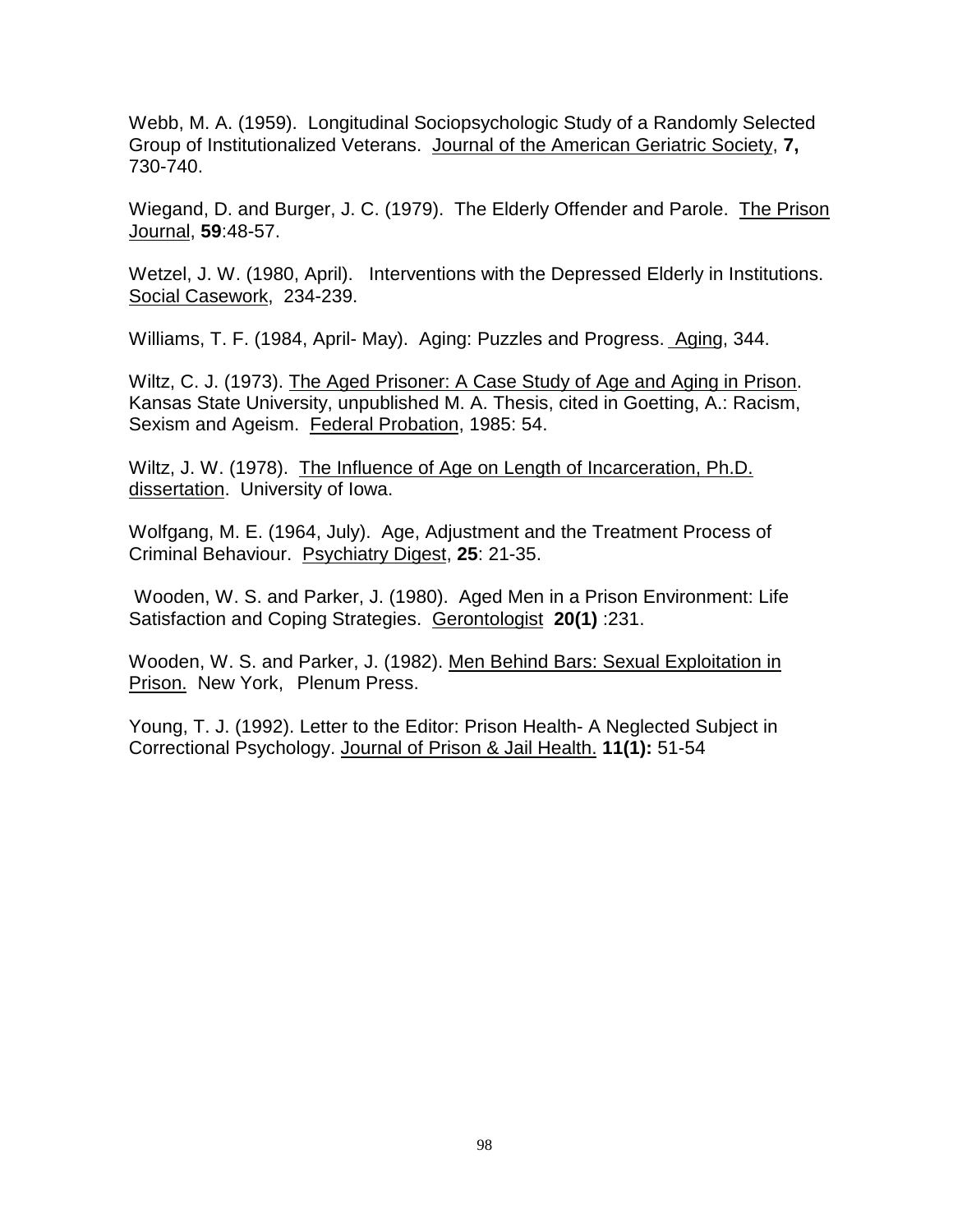Webb, M. A. (1959). Longitudinal Sociopsychologic Study of a Randomly Selected Group of Institutionalized Veterans. Journal of the American Geriatric Society, **7,** 730-740.

Wiegand, D. and Burger, J. C. (1979). The Elderly Offender and Parole. The Prison Journal, **59**:48-57.

Wetzel, J. W. (1980, April). Interventions with the Depressed Elderly in Institutions. Social Casework, 234-239.

Williams, T. F. (1984, April- May). Aging: Puzzles and Progress. Aging, 344.

Wiltz, C. J. (1973). The Aged Prisoner: A Case Study of Age and Aging in Prison. Kansas State University, unpublished M. A. Thesis, cited in Goetting, A.: Racism, Sexism and Ageism. Federal Probation, 1985: 54.

Wiltz, J. W. (1978). The Influence of Age on Length of Incarceration, Ph.D. dissertation. University of Iowa.

Wolfgang, M. E. (1964, July). Age, Adjustment and the Treatment Process of Criminal Behaviour. Psychiatry Digest, **25**: 21-35.

Wooden, W. S. and Parker, J. (1980). Aged Men in a Prison Environment: Life Satisfaction and Coping Strategies. Gerontologist **20(1)** :231.

Wooden, W. S. and Parker, J. (1982). Men Behind Bars: Sexual Exploitation in Prison. New York, Plenum Press.

Young, T. J. (1992). Letter to the Editor: Prison Health- A Neglected Subject in Correctional Psychology. Journal of Prison & Jail Health. **11(1):** 51-54